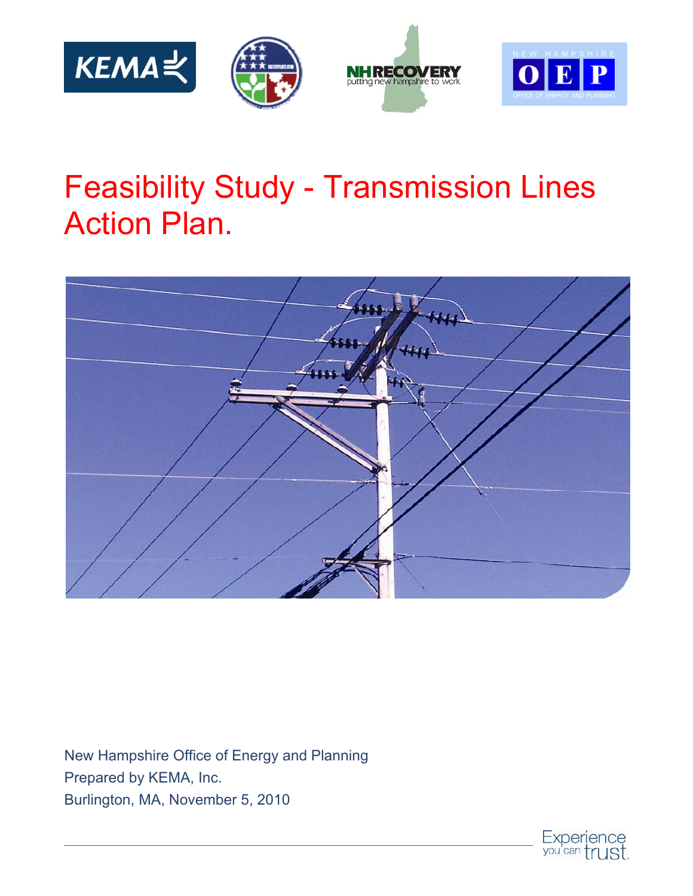# Feasibility Study - Transmission Lines Action Plan.

New Hampshire Office of Energy and Planning

Prepared by KEMA, Inc.

Burlington, MA, November 5, 2010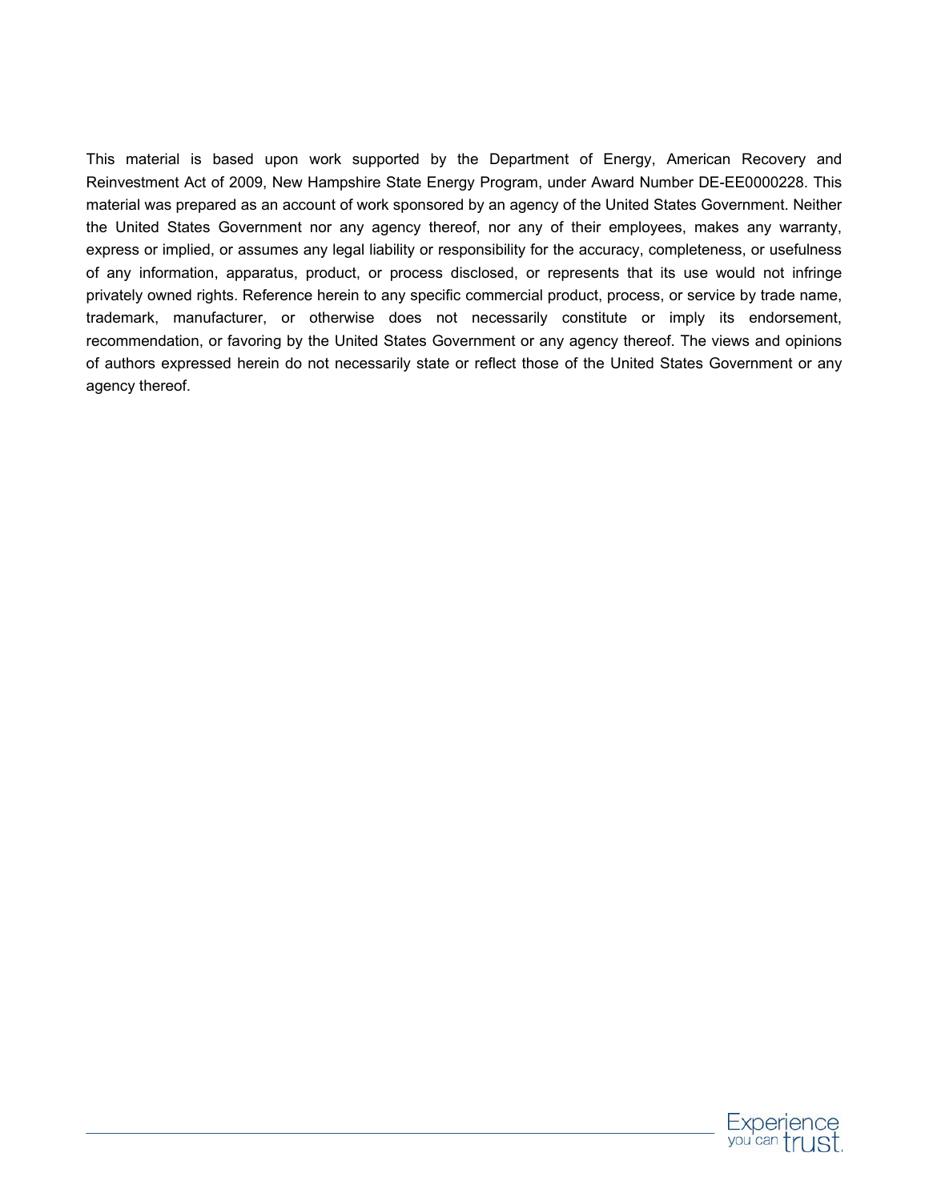This material is based upon work supported by the Department of Energy, American Recovery and Reinvestment Act of 2009, New Hampshire State Energy Program, under Award Number DE-EE0000228. This material was prepared as an account of work sponsored by an agency of the United States Government. Neither the United States Government nor any agency thereof, nor any of their employees, makes any warranty, express or implied, or assumes any legal liability or responsibility for the accuracy, completeness, or usefulness of any information, apparatus, product, or process disclosed, or represents that its use would not infringe privately owned rights. Reference herein to any specific commercial product, process, or service by trade name, trademark, manufacturer, or otherwise does not necessarily constitute or imply its endorsement, recommendation, or favoring by the United States Government or any agency thereof. The views and opinions of authors expressed herein do not necessarily state or reflect those of the United States Government or any agency thereof.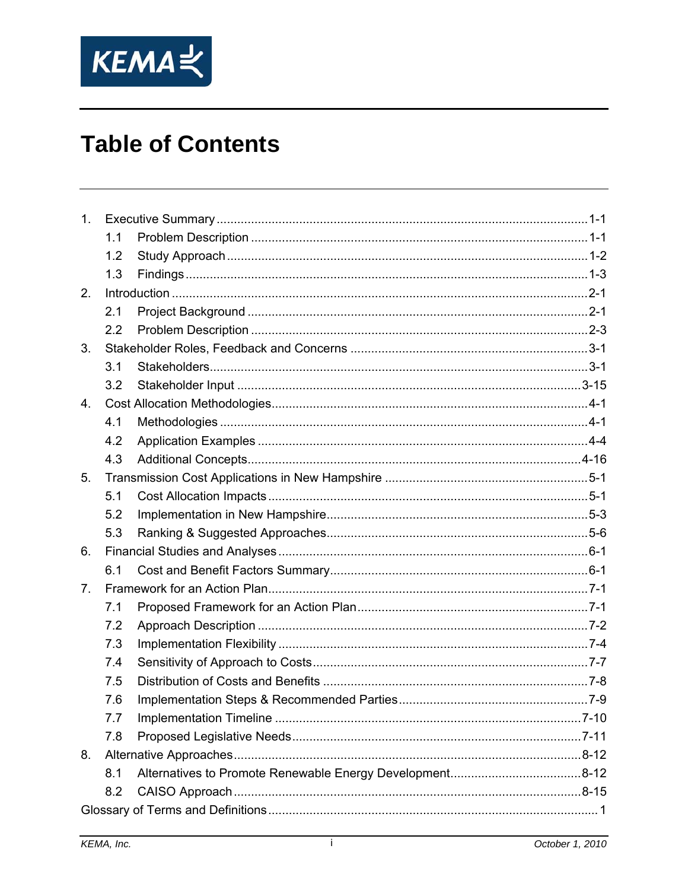# Table of Contents

1. Executive Summary ........................................................................ 1-1
   - 1.1 Problem Description ........................................................ 1-1
   - 1.2 Study Approach ............................................................. 1-2
   - 1.3 Findings ...................................................................... 1-3
2. Introduction ...................................................................................... 2-1
   - 2.1 Project Background ........................................................ 2-1
   - 2.2 Problem Description ........................................................ 2-3
3. Stakeholder Roles, Feedback and Concerns ........................................ 3-1
   - 3.1 Stakeholders ................................................................... 3-1
   - 3.2 Stakeholder Input ............................................................ 3-15
4. Cost Allocation Methodologies ........................................................... 4-1
   - 4.1 Methodologies ................................................................ 4-1
   - 4.2 Application Examples ...................................................... 4-4
   - 4.3 Additional Concepts ......................................................... 4-16
5. Transmission Cost Applications in New Hampshire ............................. 5-1
   - 5.1 Cost Allocation Impacts ................................................... 5-1
   - 5.2 Implementation in New Hampshire .................................... 5-3
   - 5.3 Ranking & Suggested Approaches ...................................... 5-6
6. Financial Studies and Analyses ......................................................... 6-1
   - 6.1 Cost and Benefit Factors Summary .................................... 6-1
7. Framework for an Action Plan ............................................................ 7-1
   - 7.1 Proposed Framework for an Action Plan ............................. 7-1
   - 7.2 Approach Description ....................................................... 7-2
   - 7.3 Implementation Flexibility ................................................ 7-4
   - 7.4 Sensitivity of Approach to Costs ........................................ 7-7
   - 7.5 Distribution of Costs and Benefits ..................................... 7-8
   - 7.6 Implementation Steps & Recommended Parties .................... 7-9
   - 7.7 Implementation Timeline ................................................... 7-10
   - 7.8 Proposed Legislative Needs ................................................ 7-11
8. Alternative Approaches .................................................................... 8-12
   - 8.1 Alternatives to Promote Renewable Energy Development ..... 8-12
   - 8.2 CAISO Approach ............................................................... 8-15

Glossary of Terms and Definitions ........................................................ 1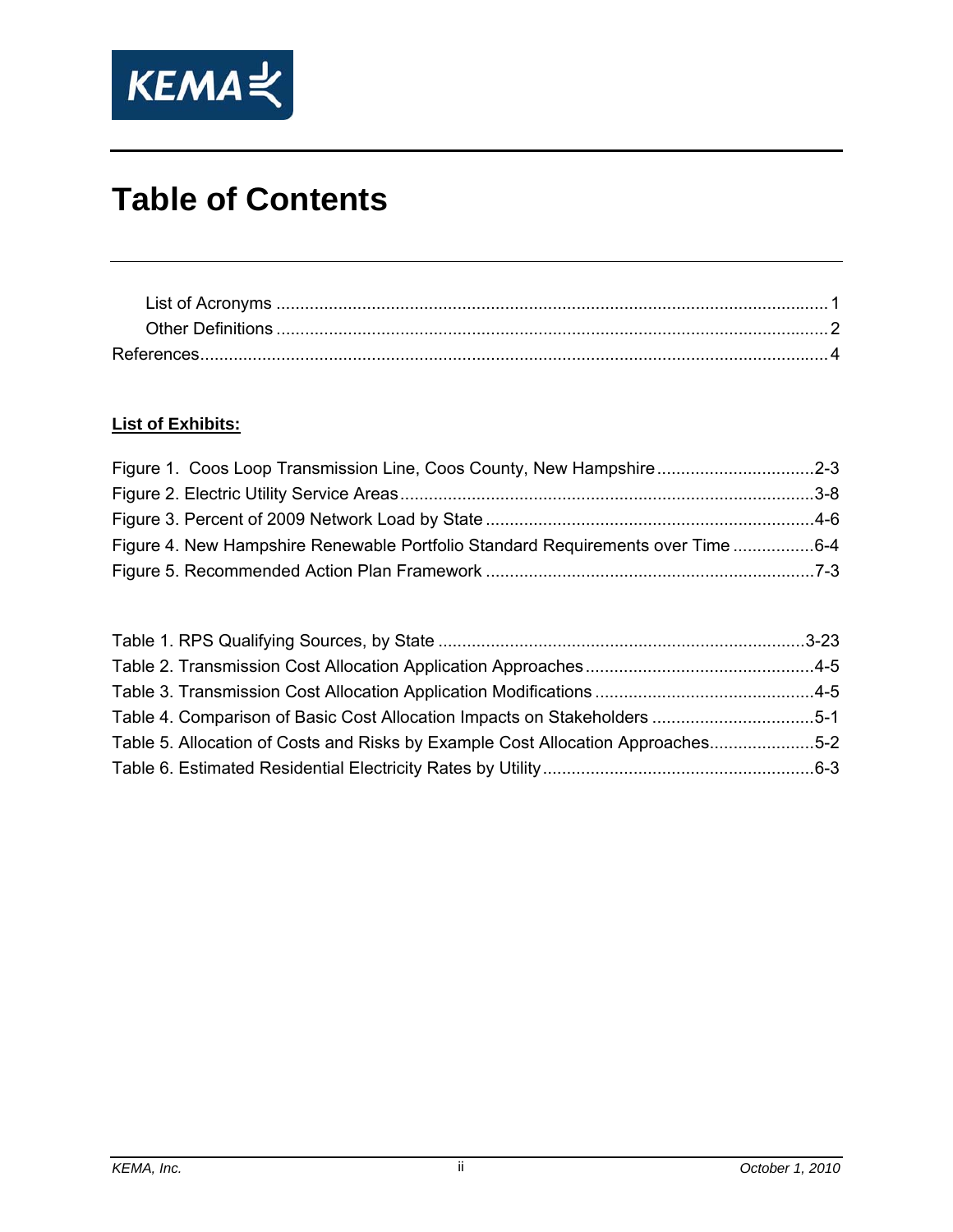# Table of Contents

List of Acronyms ..... 1
Other Definitions ..... 2
References ..... 4

**List of Exhibits:**

Figure 1. Coos Loop Transmission Line, Coos County, New Hampshire ..... 2-3
Figure 2. Electric Utility Service Areas ..... 3-8
Figure 3. Percent of 2009 Network Load by State ..... 4-6
Figure 4. New Hampshire Renewable Portfolio Standard Requirements over Time ..... 6-4
Figure 5. Recommended Action Plan Framework ..... 7-3

Table 1. RPS Qualifying Sources, by State ..... 3-23
Table 2. Transmission Cost Allocation Application Approaches ..... 4-5
Table 3. Transmission Cost Allocation Application Modifications ..... 4-5
Table 4. Comparison of Basic Cost Allocation Impacts on Stakeholders ..... 5-1
Table 5. Allocation of Costs and Risks by Example Cost Allocation Approaches ..... 5-2
Table 6. Estimated Residential Electricity Rates by Utility ..... 6-3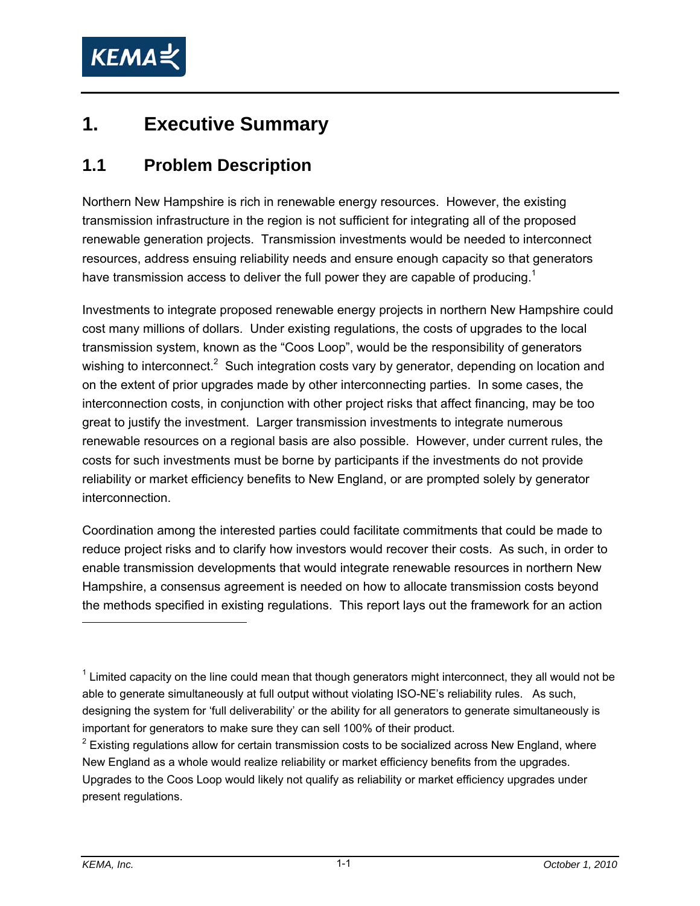# 1. Executive Summary

## 1.1 Problem Description

Northern New Hampshire is rich in renewable energy resources. However, the existing transmission infrastructure in the region is not sufficient for integrating all of the proposed renewable generation projects. Transmission investments would be needed to interconnect resources, address ensuing reliability needs and ensure enough capacity so that generators have transmission access to deliver the full power they are capable of producing.[1]

Investments to integrate proposed renewable energy projects in northern New Hampshire could cost many millions of dollars. Under existing regulations, the costs of upgrades to the local transmission system, known as the "Coos Loop", would be the responsibility of generators wishing to interconnect.[2] Such integration costs vary by generator, depending on location and on the extent of prior upgrades made by other interconnecting parties. In some cases, the interconnection costs, in conjunction with other project risks that affect financing, may be too great to justify the investment. Larger transmission investments to integrate numerous renewable resources on a regional basis are also possible. However, under current rules, the costs for such investments must be borne by participants if the investments do not provide reliability or market efficiency benefits to New England, or are prompted solely by generator interconnection.

Coordination among the interested parties could facilitate commitments that could be made to reduce project risks and to clarify how investors would recover their costs. As such, in order to enable transmission developments that would integrate renewable resources in northern New Hampshire, a consensus agreement is needed on how to allocate transmission costs beyond the methods specified in existing regulations. This report lays out the framework for an action

---

[1] Limited capacity on the line could mean that though generators might interconnect, they all would not be able to generate simultaneously at full output without violating ISO-NE's reliability rules. As such, designing the system for 'full deliverability' or the ability for all generators to generate simultaneously is important for generators to make sure they can sell 100% of their product.

[2] Existing regulations allow for certain transmission costs to be socialized across New England, where New England as a whole would realize reliability or market efficiency benefits from the upgrades. Upgrades to the Coos Loop would likely not qualify as reliability or market efficiency upgrades under present regulations.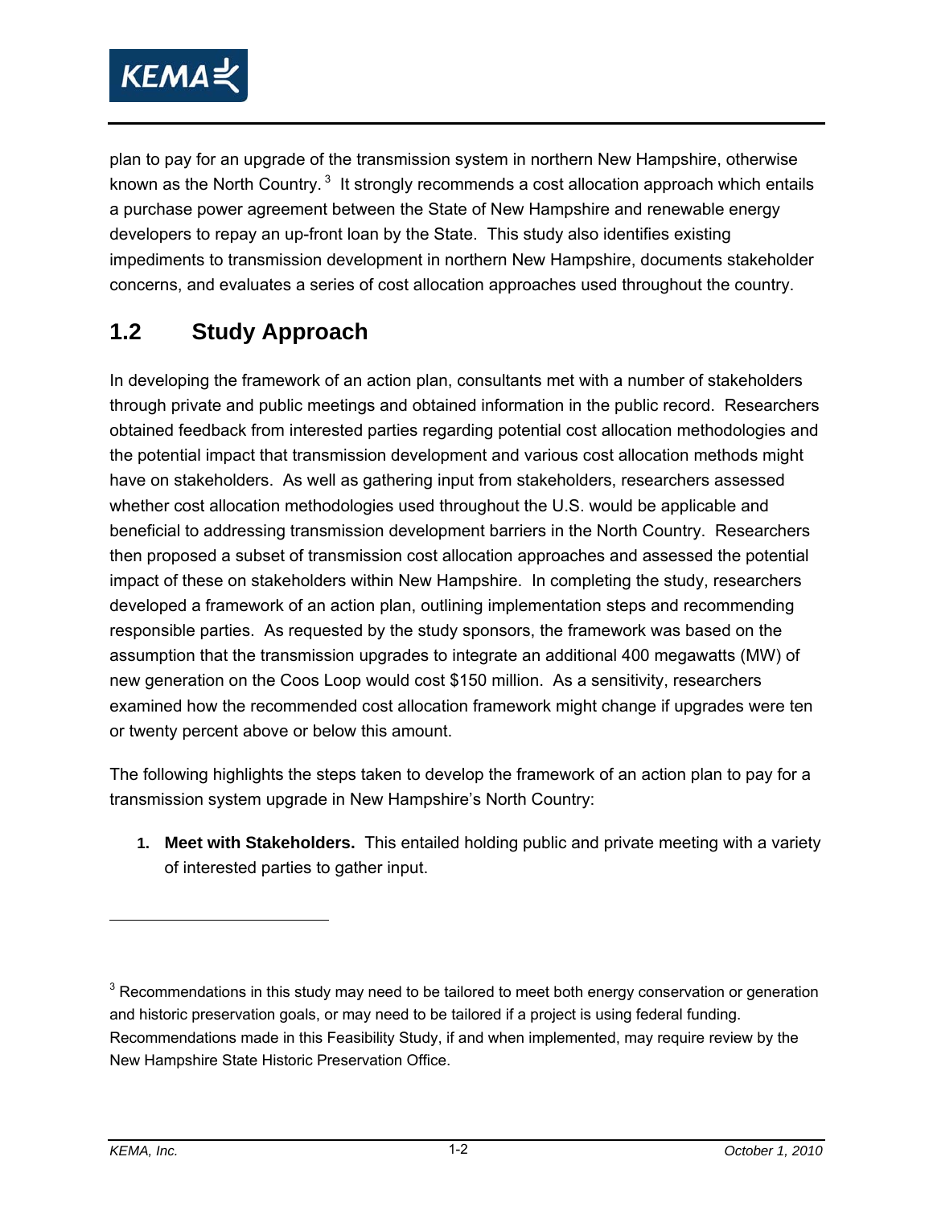plan to pay for an upgrade of the transmission system in northern New Hampshire, otherwise known as the North Country.[3] It strongly recommends a cost allocation approach which entails a purchase power agreement between the State of New Hampshire and renewable energy developers to repay an up-front loan by the State. This study also identifies existing impediments to transmission development in northern New Hampshire, documents stakeholder concerns, and evaluates a series of cost allocation approaches used throughout the country.

## 1.2 Study Approach

In developing the framework of an action plan, consultants met with a number of stakeholders through private and public meetings and obtained information in the public record. Researchers obtained feedback from interested parties regarding potential cost allocation methodologies and the potential impact that transmission development and various cost allocation methods might have on stakeholders. As well as gathering input from stakeholders, researchers assessed whether cost allocation methodologies used throughout the U.S. would be applicable and beneficial to addressing transmission development barriers in the North Country. Researchers then proposed a subset of transmission cost allocation approaches and assessed the potential impact of these on stakeholders within New Hampshire. In completing the study, researchers developed a framework of an action plan, outlining implementation steps and recommending responsible parties. As requested by the study sponsors, the framework was based on the assumption that the transmission upgrades to integrate an additional 400 megawatts (MW) of new generation on the Coos Loop would cost $150 million. As a sensitivity, researchers examined how the recommended cost allocation framework might change if upgrades were ten or twenty percent above or below this amount.

The following highlights the steps taken to develop the framework of an action plan to pay for a transmission system upgrade in New Hampshire's North Country:

1. **Meet with Stakeholders.** This entailed holding public and private meeting with a variety of interested parties to gather input.

---

[3] Recommendations in this study may need to be tailored to meet both energy conservation or generation and historic preservation goals, or may need to be tailored if a project is using federal funding. Recommendations made in this Feasibility Study, if and when implemented, may require review by the New Hampshire State Historic Preservation Office.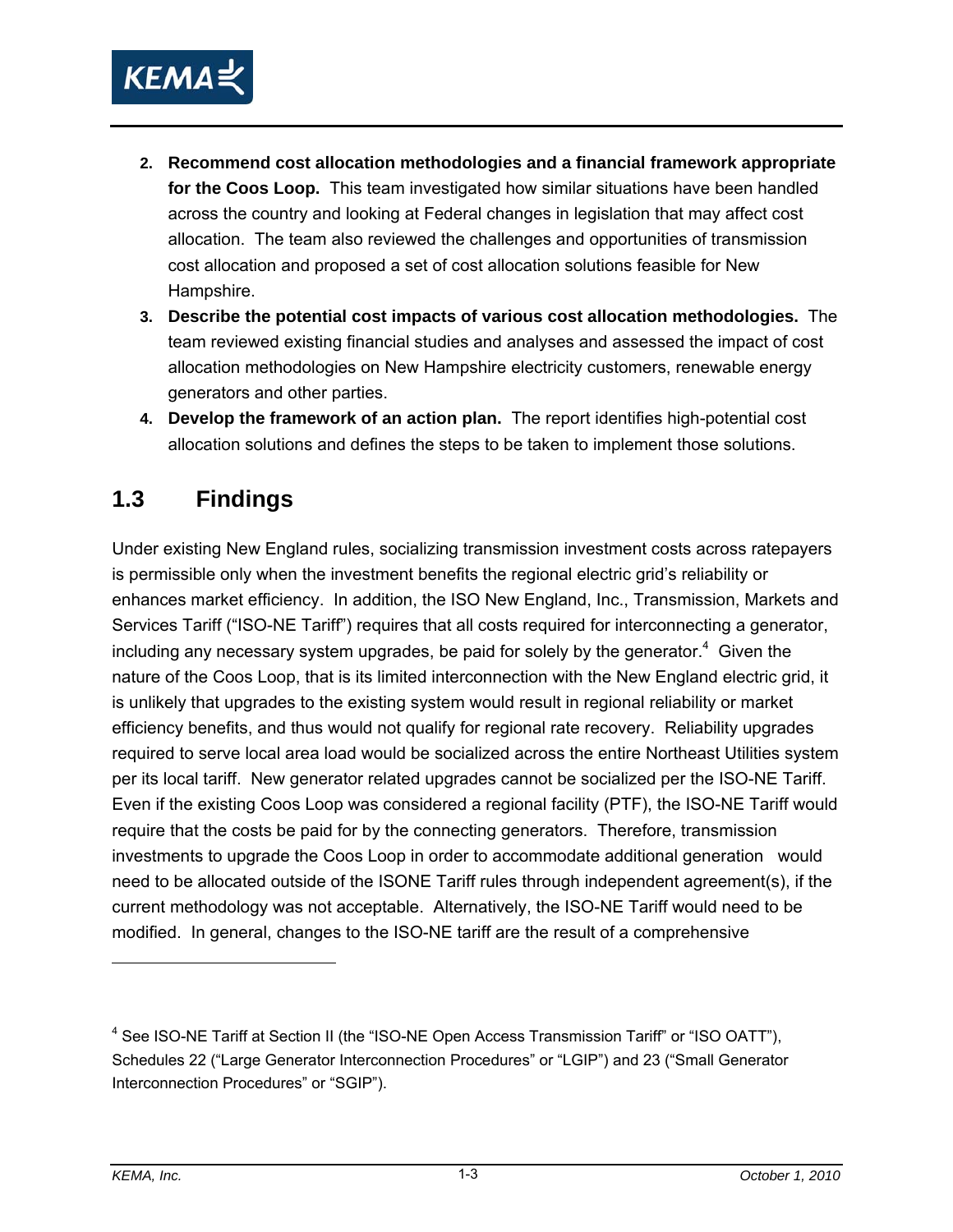2. **Recommend cost allocation methodologies and a financial framework appropriate for the Coos Loop.** This team investigated how similar situations have been handled across the country and looking at Federal changes in legislation that may affect cost allocation. The team also reviewed the challenges and opportunities of transmission cost allocation and proposed a set of cost allocation solutions feasible for New Hampshire.
3. **Describe the potential cost impacts of various cost allocation methodologies.** The team reviewed existing financial studies and analyses and assessed the impact of cost allocation methodologies on New Hampshire electricity customers, renewable energy generators and other parties.
4. **Develop the framework of an action plan.** The report identifies high-potential cost allocation solutions and defines the steps to be taken to implement those solutions.

## 1.3 Findings

Under existing New England rules, socializing transmission investment costs across ratepayers is permissible only when the investment benefits the regional electric grid's reliability or enhances market efficiency. In addition, the ISO New England, Inc., Transmission, Markets and Services Tariff ("ISO-NE Tariff") requires that all costs required for interconnecting a generator, including any necessary system upgrades, be paid for solely by the generator.[4] Given the nature of the Coos Loop, that is its limited interconnection with the New England electric grid, it is unlikely that upgrades to the existing system would result in regional reliability or market efficiency benefits, and thus would not qualify for regional rate recovery. Reliability upgrades required to serve local area load would be socialized across the entire Northeast Utilities system per its local tariff. New generator related upgrades cannot be socialized per the ISO-NE Tariff. Even if the existing Coos Loop was considered a regional facility (PTF), the ISO-NE Tariff would require that the costs be paid for by the connecting generators. Therefore, transmission investments to upgrade the Coos Loop in order to accommodate additional generation would need to be allocated outside of the ISONE Tariff rules through independent agreement(s), if the current methodology was not acceptable. Alternatively, the ISO-NE Tariff would need to be modified. In general, changes to the ISO-NE tariff are the result of a comprehensive

---

[4] See ISO-NE Tariff at Section II (the "ISO-NE Open Access Transmission Tariff" or "ISO OATT"), Schedules 22 ("Large Generator Interconnection Procedures" or "LGIP") and 23 ("Small Generator Interconnection Procedures" or "SGIP").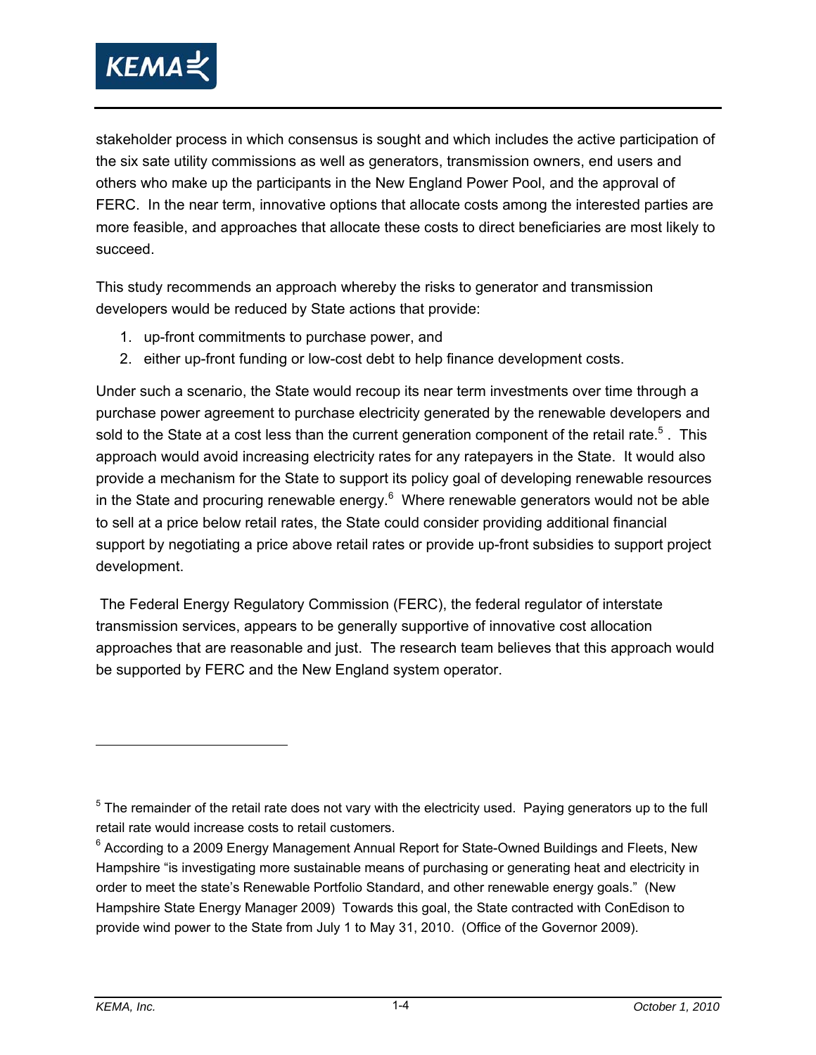stakeholder process in which consensus is sought and which includes the active participation of the six sate utility commissions as well as generators, transmission owners, end users and others who make up the participants in the New England Power Pool, and the approval of FERC. In the near term, innovative options that allocate costs among the interested parties are more feasible, and approaches that allocate these costs to direct beneficiaries are most likely to succeed.

This study recommends an approach whereby the risks to generator and transmission developers would be reduced by State actions that provide:

1. up-front commitments to purchase power, and
2. either up-front funding or low-cost debt to help finance development costs.

Under such a scenario, the State would recoup its near term investments over time through a purchase power agreement to purchase electricity generated by the renewable developers and sold to the State at a cost less than the current generation component of the retail rate.[5] . This approach would avoid increasing electricity rates for any ratepayers in the State. It would also provide a mechanism for the State to support its policy goal of developing renewable resources in the State and procuring renewable energy.[6] Where renewable generators would not be able to sell at a price below retail rates, the State could consider providing additional financial support by negotiating a price above retail rates or provide up-front subsidies to support project development.

The Federal Energy Regulatory Commission (FERC), the federal regulator of interstate transmission services, appears to be generally supportive of innovative cost allocation approaches that are reasonable and just. The research team believes that this approach would be supported by FERC and the New England system operator.

---

[5] The remainder of the retail rate does not vary with the electricity used. Paying generators up to the full retail rate would increase costs to retail customers.

[6] According to a 2009 Energy Management Annual Report for State-Owned Buildings and Fleets, New Hampshire "is investigating more sustainable means of purchasing or generating heat and electricity in order to meet the state's Renewable Portfolio Standard, and other renewable energy goals." (New Hampshire State Energy Manager 2009) Towards this goal, the State contracted with ConEdison to provide wind power to the State from July 1 to May 31, 2010. (Office of the Governor 2009).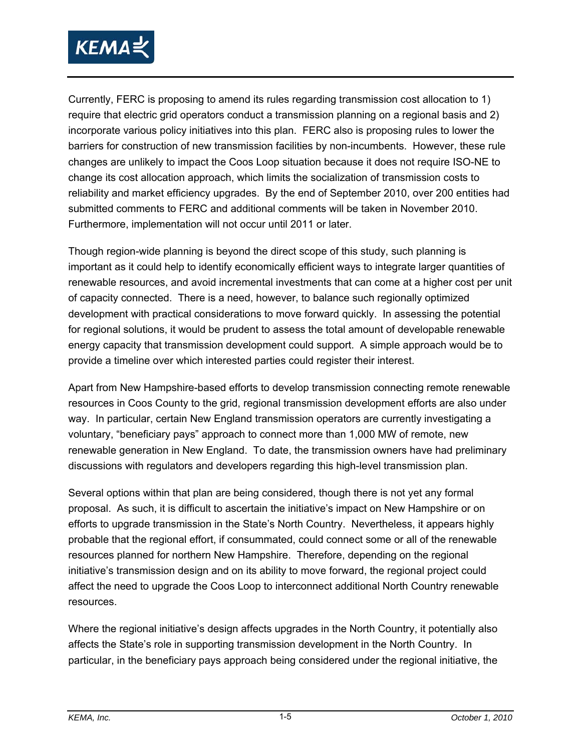Currently, FERC is proposing to amend its rules regarding transmission cost allocation to 1) require that electric grid operators conduct a transmission planning on a regional basis and 2) incorporate various policy initiatives into this plan. FERC also is proposing rules to lower the barriers for construction of new transmission facilities by non-incumbents. However, these rule changes are unlikely to impact the Coos Loop situation because it does not require ISO-NE to change its cost allocation approach, which limits the socialization of transmission costs to reliability and market efficiency upgrades. By the end of September 2010, over 200 entities had submitted comments to FERC and additional comments will be taken in November 2010. Furthermore, implementation will not occur until 2011 or later.

Though region-wide planning is beyond the direct scope of this study, such planning is important as it could help to identify economically efficient ways to integrate larger quantities of renewable resources, and avoid incremental investments that can come at a higher cost per unit of capacity connected. There is a need, however, to balance such regionally optimized development with practical considerations to move forward quickly. In assessing the potential for regional solutions, it would be prudent to assess the total amount of developable renewable energy capacity that transmission development could support. A simple approach would be to provide a timeline over which interested parties could register their interest.

Apart from New Hampshire-based efforts to develop transmission connecting remote renewable resources in Coos County to the grid, regional transmission development efforts are also under way. In particular, certain New England transmission operators are currently investigating a voluntary, "beneficiary pays" approach to connect more than 1,000 MW of remote, new renewable generation in New England. To date, the transmission owners have had preliminary discussions with regulators and developers regarding this high-level transmission plan.

Several options within that plan are being considered, though there is not yet any formal proposal. As such, it is difficult to ascertain the initiative's impact on New Hampshire or on efforts to upgrade transmission in the State's North Country. Nevertheless, it appears highly probable that the regional effort, if consummated, could connect some or all of the renewable resources planned for northern New Hampshire. Therefore, depending on the regional initiative's transmission design and on its ability to move forward, the regional project could affect the need to upgrade the Coos Loop to interconnect additional North Country renewable resources.

Where the regional initiative's design affects upgrades in the North Country, it potentially also affects the State's role in supporting transmission development in the North Country. In particular, in the beneficiary pays approach being considered under the regional initiative, the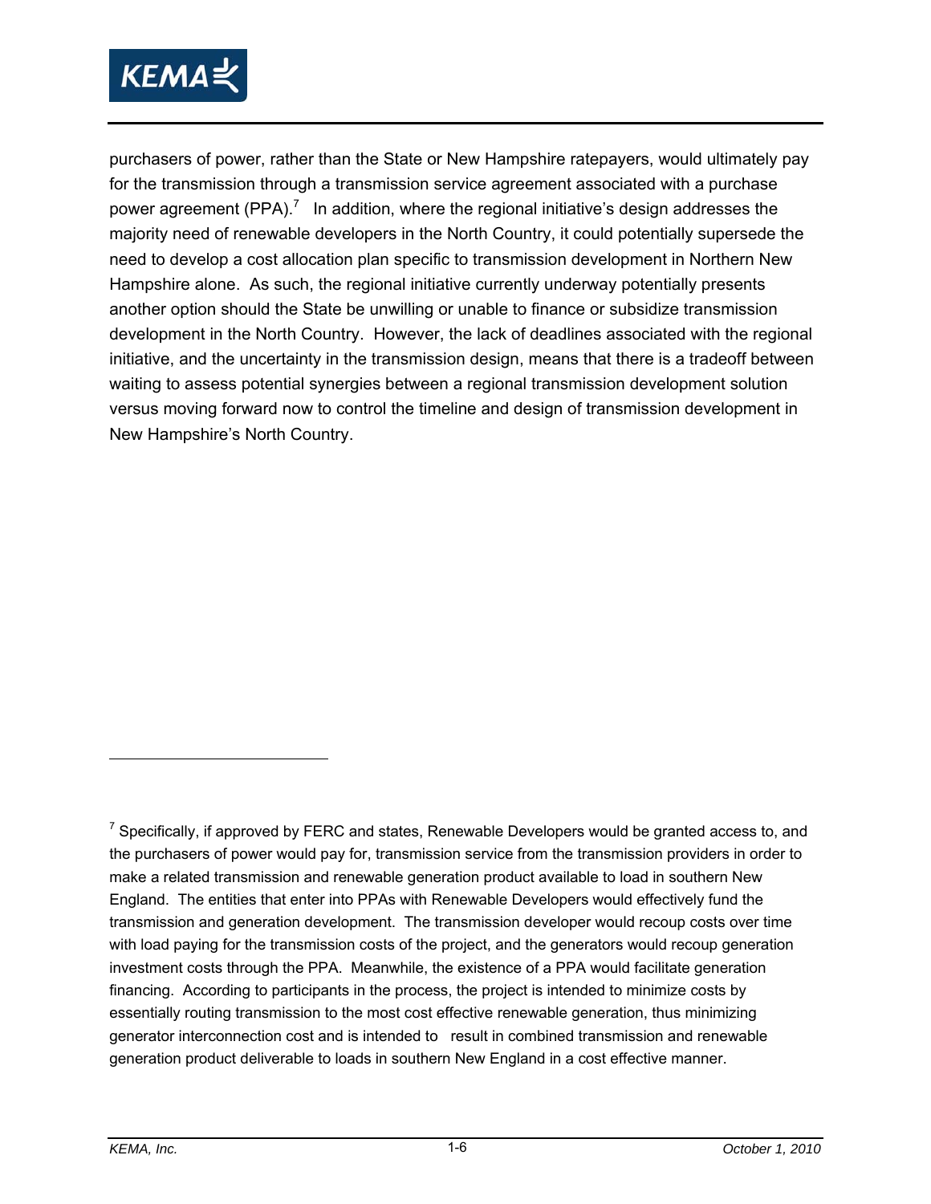purchasers of power, rather than the State or New Hampshire ratepayers, would ultimately pay for the transmission through a transmission service agreement associated with a purchase power agreement (PPA).[7] In addition, where the regional initiative's design addresses the majority need of renewable developers in the North Country, it could potentially supersede the need to develop a cost allocation plan specific to transmission development in Northern New Hampshire alone. As such, the regional initiative currently underway potentially presents another option should the State be unwilling or unable to finance or subsidize transmission development in the North Country. However, the lack of deadlines associated with the regional initiative, and the uncertainty in the transmission design, means that there is a tradeoff between waiting to assess potential synergies between a regional transmission development solution versus moving forward now to control the timeline and design of transmission development in New Hampshire's North Country.

---

[7] Specifically, if approved by FERC and states, Renewable Developers would be granted access to, and the purchasers of power would pay for, transmission service from the transmission providers in order to make a related transmission and renewable generation product available to load in southern New England. The entities that enter into PPAs with Renewable Developers would effectively fund the transmission and generation development. The transmission developer would recoup costs over time with load paying for the transmission costs of the project, and the generators would recoup generation investment costs through the PPA. Meanwhile, the existence of a PPA would facilitate generation financing. According to participants in the process, the project is intended to minimize costs by essentially routing transmission to the most cost effective renewable generation, thus minimizing generator interconnection cost and is intended to result in combined transmission and renewable generation product deliverable to loads in southern New England in a cost effective manner.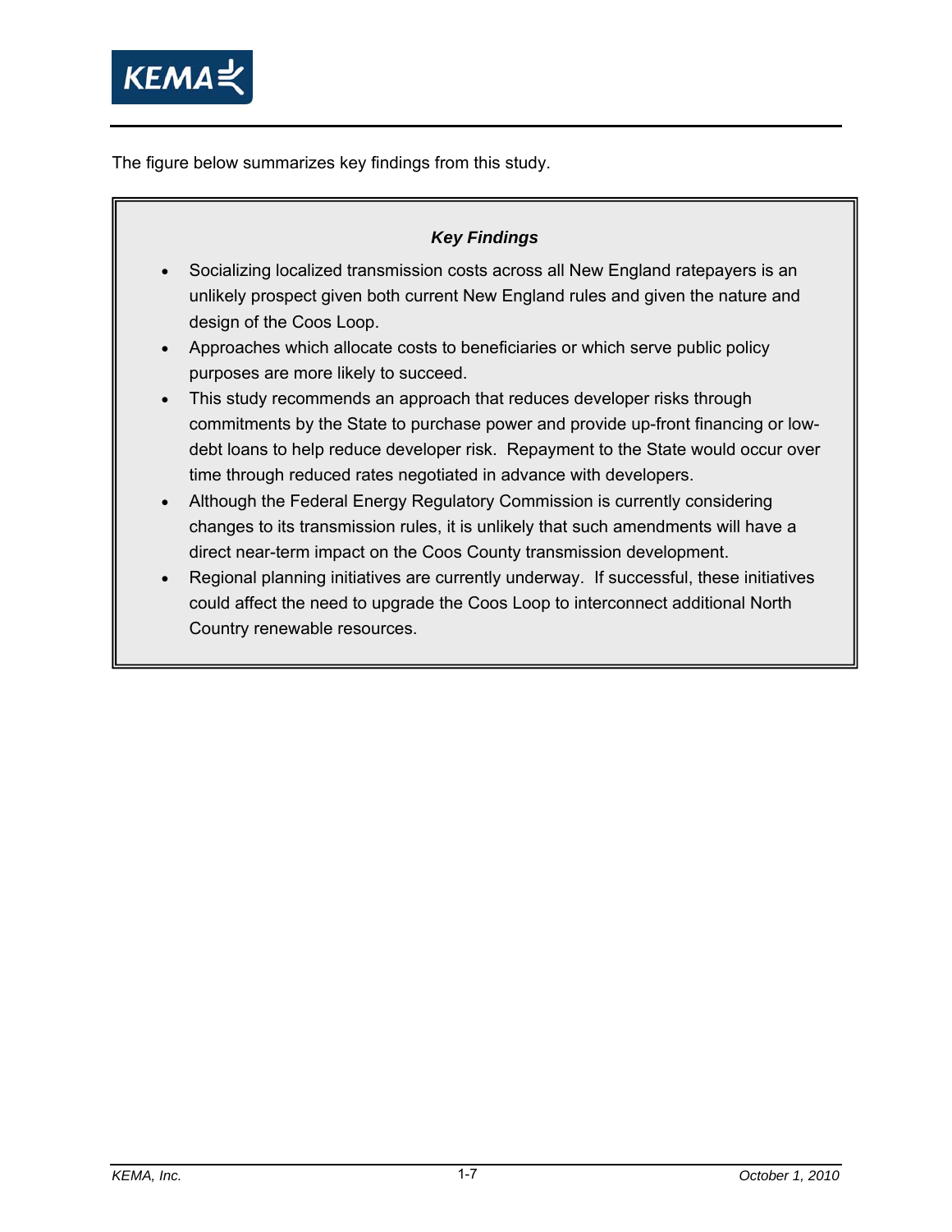The figure below summarizes key findings from this study.

***Key Findings***

- Socializing localized transmission costs across all New England ratepayers is an unlikely prospect given both current New England rules and given the nature and design of the Coos Loop.
- Approaches which allocate costs to beneficiaries or which serve public policy purposes are more likely to succeed.
- This study recommends an approach that reduces developer risks through commitments by the State to purchase power and provide up-front financing or low-debt loans to help reduce developer risk. Repayment to the State would occur over time through reduced rates negotiated in advance with developers.
- Although the Federal Energy Regulatory Commission is currently considering changes to its transmission rules, it is unlikely that such amendments will have a direct near-term impact on the Coos County transmission development.
- Regional planning initiatives are currently underway. If successful, these initiatives could affect the need to upgrade the Coos Loop to interconnect additional North Country renewable resources.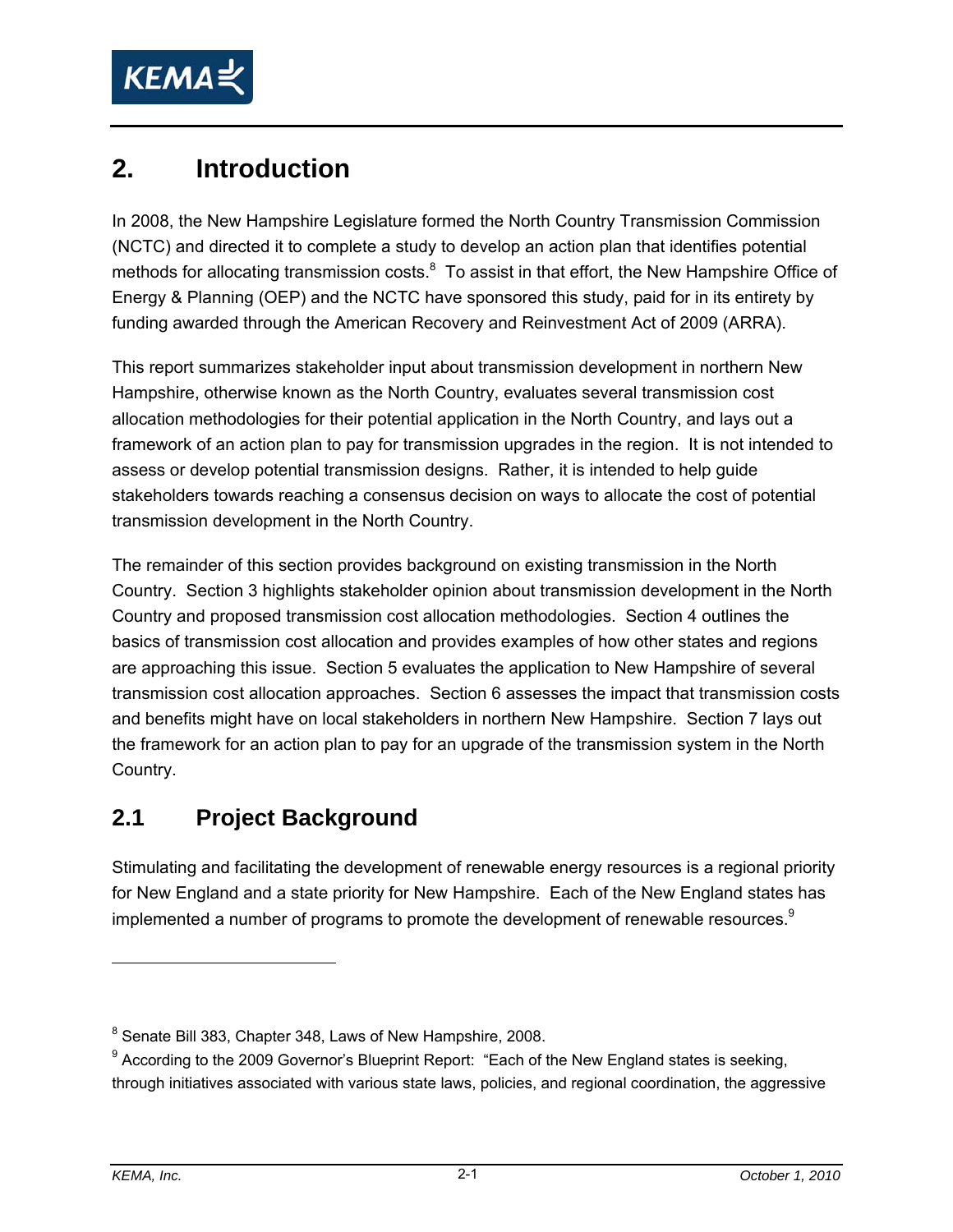# 2. Introduction

In 2008, the New Hampshire Legislature formed the North Country Transmission Commission (NCTC) and directed it to complete a study to develop an action plan that identifies potential methods for allocating transmission costs.[8] To assist in that effort, the New Hampshire Office of Energy & Planning (OEP) and the NCTC have sponsored this study, paid for in its entirety by funding awarded through the American Recovery and Reinvestment Act of 2009 (ARRA).

This report summarizes stakeholder input about transmission development in northern New Hampshire, otherwise known as the North Country, evaluates several transmission cost allocation methodologies for their potential application in the North Country, and lays out a framework of an action plan to pay for transmission upgrades in the region. It is not intended to assess or develop potential transmission designs. Rather, it is intended to help guide stakeholders towards reaching a consensus decision on ways to allocate the cost of potential transmission development in the North Country.

The remainder of this section provides background on existing transmission in the North Country. Section 3 highlights stakeholder opinion about transmission development in the North Country and proposed transmission cost allocation methodologies. Section 4 outlines the basics of transmission cost allocation and provides examples of how other states and regions are approaching this issue. Section 5 evaluates the application to New Hampshire of several transmission cost allocation approaches. Section 6 assesses the impact that transmission costs and benefits might have on local stakeholders in northern New Hampshire. Section 7 lays out the framework for an action plan to pay for an upgrade of the transmission system in the North Country.

## 2.1 Project Background

Stimulating and facilitating the development of renewable energy resources is a regional priority for New England and a state priority for New Hampshire. Each of the New England states has implemented a number of programs to promote the development of renewable resources.[9]

---

[8] Senate Bill 383, Chapter 348, Laws of New Hampshire, 2008.

[9] According to the 2009 Governor's Blueprint Report: "Each of the New England states is seeking, through initiatives associated with various state laws, policies, and regional coordination, the aggressive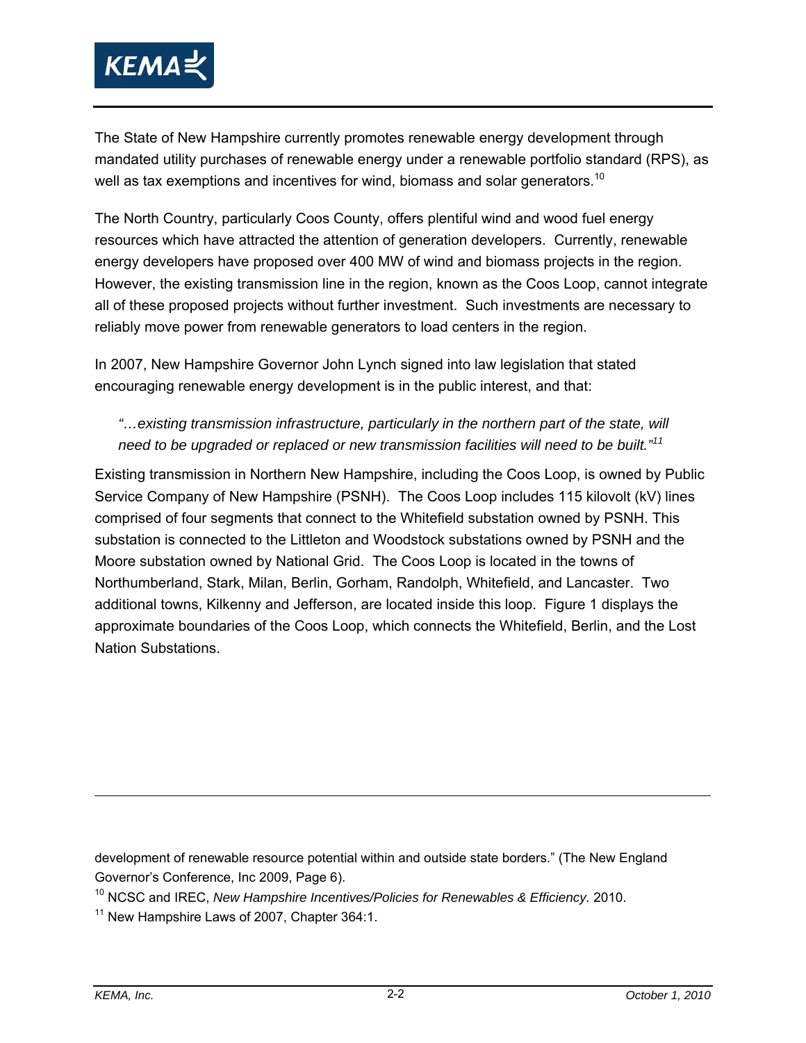The State of New Hampshire currently promotes renewable energy development through mandated utility purchases of renewable energy under a renewable portfolio standard (RPS), as well as tax exemptions and incentives for wind, biomass and solar generators.[10]

The North Country, particularly Coos County, offers plentiful wind and wood fuel energy resources which have attracted the attention of generation developers. Currently, renewable energy developers have proposed over 400 MW of wind and biomass projects in the region. However, the existing transmission line in the region, known as the Coos Loop, cannot integrate all of these proposed projects without further investment. Such investments are necessary to reliably move power from renewable generators to load centers in the region.

In 2007, New Hampshire Governor John Lynch signed into law legislation that stated encouraging renewable energy development is in the public interest, and that:

> *"…existing transmission infrastructure, particularly in the northern part of the state, will need to be upgraded or replaced or new transmission facilities will need to be built."*[11]

Existing transmission in Northern New Hampshire, including the Coos Loop, is owned by Public Service Company of New Hampshire (PSNH). The Coos Loop includes 115 kilovolt (kV) lines comprised of four segments that connect to the Whitefield substation owned by PSNH. This substation is connected to the Littleton and Woodstock substations owned by PSNH and the Moore substation owned by National Grid. The Coos Loop is located in the towns of Northumberland, Stark, Milan, Berlin, Gorham, Randolph, Whitefield, and Lancaster. Two additional towns, Kilkenny and Jefferson, are located inside this loop. Figure 1 displays the approximate boundaries of the Coos Loop, which connects the Whitefield, Berlin, and the Lost Nation Substations.

---

development of renewable resource potential within and outside state borders." (The New England Governor's Conference, Inc 2009, Page 6).

[10] NCSC and IREC, *New Hampshire Incentives/Policies for Renewables & Efficiency.* 2010.

[11] New Hampshire Laws of 2007, Chapter 364:1.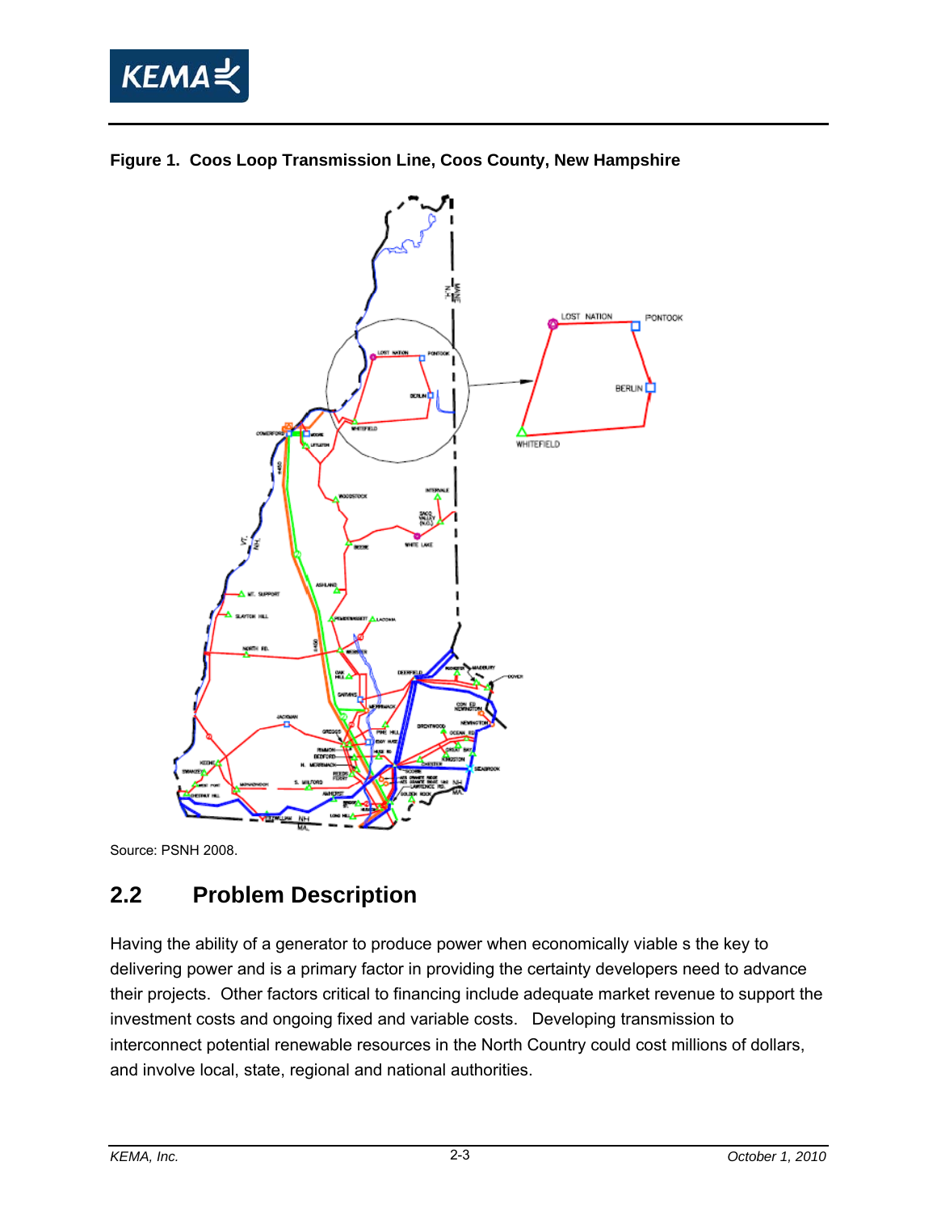**Figure 1. Coos Loop Transmission Line, Coos County, New Hampshire**

Source: PSNH 2008.

## 2.2 Problem Description

Having the ability of a generator to produce power when economically viable s the key to delivering power and is a primary factor in providing the certainty developers need to advance their projects. Other factors critical to financing include adequate market revenue to support the investment costs and ongoing fixed and variable costs. Developing transmission to interconnect potential renewable resources in the North Country could cost millions of dollars, and involve local, state, regional and national authorities.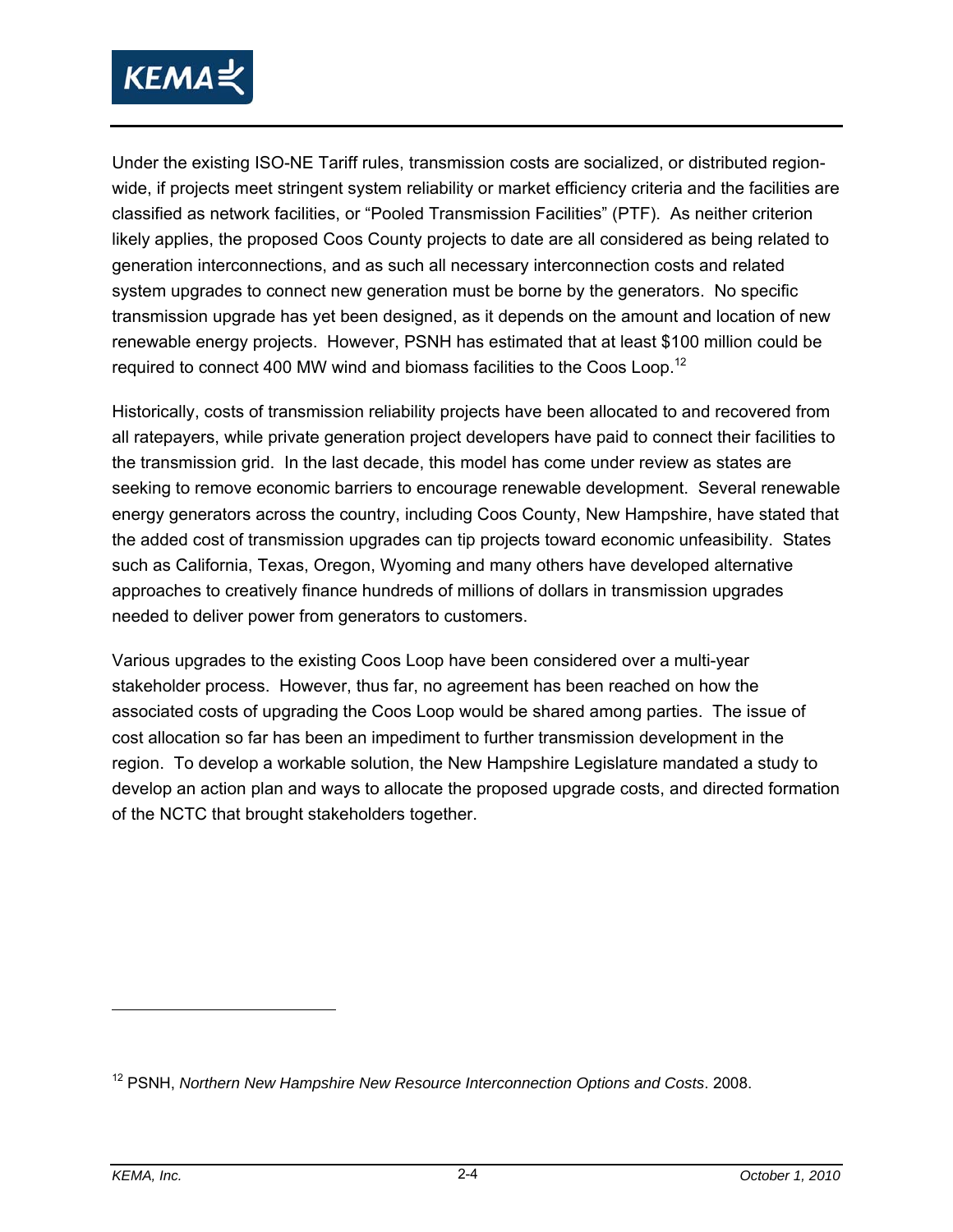Under the existing ISO-NE Tariff rules, transmission costs are socialized, or distributed region-wide, if projects meet stringent system reliability or market efficiency criteria and the facilities are classified as network facilities, or "Pooled Transmission Facilities" (PTF). As neither criterion likely applies, the proposed Coos County projects to date are all considered as being related to generation interconnections, and as such all necessary interconnection costs and related system upgrades to connect new generation must be borne by the generators. No specific transmission upgrade has yet been designed, as it depends on the amount and location of new renewable energy projects. However, PSNH has estimated that at least $100 million could be required to connect 400 MW wind and biomass facilities to the Coos Loop.[12]

Historically, costs of transmission reliability projects have been allocated to and recovered from all ratepayers, while private generation project developers have paid to connect their facilities to the transmission grid. In the last decade, this model has come under review as states are seeking to remove economic barriers to encourage renewable development. Several renewable energy generators across the country, including Coos County, New Hampshire, have stated that the added cost of transmission upgrades can tip projects toward economic unfeasibility. States such as California, Texas, Oregon, Wyoming and many others have developed alternative approaches to creatively finance hundreds of millions of dollars in transmission upgrades needed to deliver power from generators to customers.

Various upgrades to the existing Coos Loop have been considered over a multi-year stakeholder process. However, thus far, no agreement has been reached on how the associated costs of upgrading the Coos Loop would be shared among parties. The issue of cost allocation so far has been an impediment to further transmission development in the region. To develop a workable solution, the New Hampshire Legislature mandated a study to develop an action plan and ways to allocate the proposed upgrade costs, and directed formation of the NCTC that brought stakeholders together.

---

[12] PSNH, *Northern New Hampshire New Resource Interconnection Options and Costs*. 2008.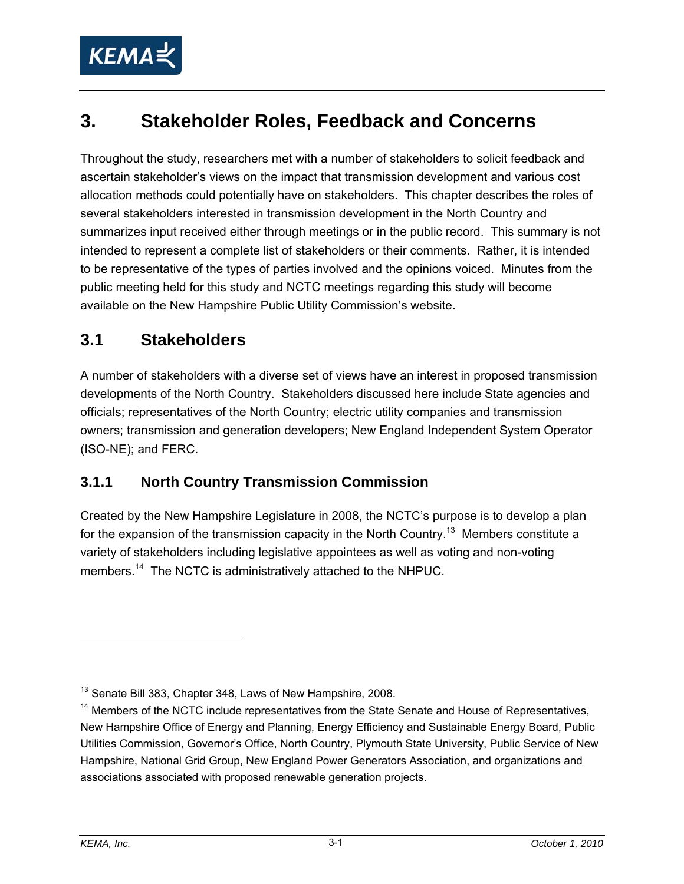# 3. Stakeholder Roles, Feedback and Concerns

Throughout the study, researchers met with a number of stakeholders to solicit feedback and ascertain stakeholder's views on the impact that transmission development and various cost allocation methods could potentially have on stakeholders. This chapter describes the roles of several stakeholders interested in transmission development in the North Country and summarizes input received either through meetings or in the public record. This summary is not intended to represent a complete list of stakeholders or their comments. Rather, it is intended to be representative of the types of parties involved and the opinions voiced. Minutes from the public meeting held for this study and NCTC meetings regarding this study will become available on the New Hampshire Public Utility Commission's website.

## 3.1 Stakeholders

A number of stakeholders with a diverse set of views have an interest in proposed transmission developments of the North Country. Stakeholders discussed here include State agencies and officials; representatives of the North Country; electric utility companies and transmission owners; transmission and generation developers; New England Independent System Operator (ISO-NE); and FERC.

### 3.1.1 North Country Transmission Commission

Created by the New Hampshire Legislature in 2008, the NCTC's purpose is to develop a plan for the expansion of the transmission capacity in the North Country.[13] Members constitute a variety of stakeholders including legislative appointees as well as voting and non-voting members.[14] The NCTC is administratively attached to the NHPUC.

---

[13] Senate Bill 383, Chapter 348, Laws of New Hampshire, 2008.

[14] Members of the NCTC include representatives from the State Senate and House of Representatives, New Hampshire Office of Energy and Planning, Energy Efficiency and Sustainable Energy Board, Public Utilities Commission, Governor's Office, North Country, Plymouth State University, Public Service of New Hampshire, National Grid Group, New England Power Generators Association, and organizations and associations associated with proposed renewable generation projects.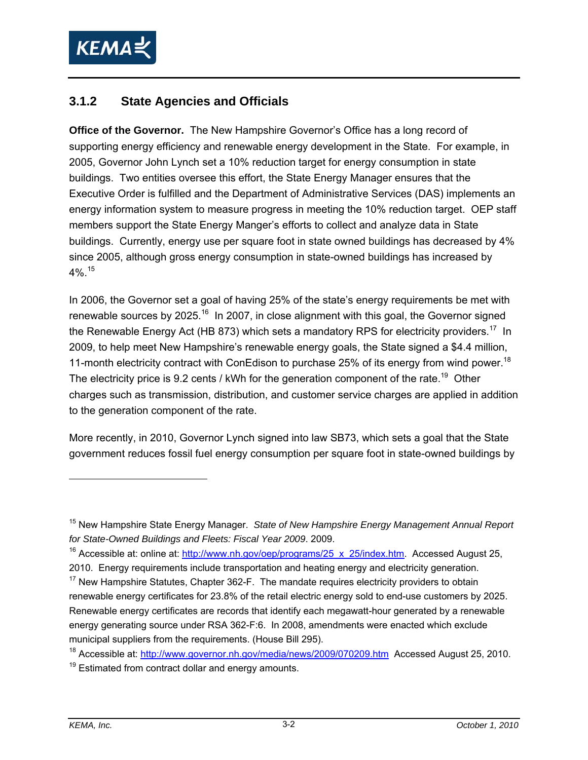### 3.1.2 State Agencies and Officials

**Office of the Governor.** The New Hampshire Governor's Office has a long record of supporting energy efficiency and renewable energy development in the State. For example, in 2005, Governor John Lynch set a 10% reduction target for energy consumption in state buildings. Two entities oversee this effort, the State Energy Manager ensures that the Executive Order is fulfilled and the Department of Administrative Services (DAS) implements an energy information system to measure progress in meeting the 10% reduction target. OEP staff members support the State Energy Manger's efforts to collect and analyze data in State buildings. Currently, energy use per square foot in state owned buildings has decreased by 4% since 2005, although gross energy consumption in state-owned buildings has increased by 4%.[15]

In 2006, the Governor set a goal of having 25% of the state's energy requirements be met with renewable sources by 2025.[16] In 2007, in close alignment with this goal, the Governor signed the Renewable Energy Act (HB 873) which sets a mandatory RPS for electricity providers.[17] In 2009, to help meet New Hampshire's renewable energy goals, the State signed a $4.4 million, 11-month electricity contract with ConEdison to purchase 25% of its energy from wind power.[18] The electricity price is 9.2 cents / kWh for the generation component of the rate.[19] Other charges such as transmission, distribution, and customer service charges are applied in addition to the generation component of the rate.

More recently, in 2010, Governor Lynch signed into law SB73, which sets a goal that the State government reduces fossil fuel energy consumption per square foot in state-owned buildings by

---

[15] New Hampshire State Energy Manager. *State of New Hampshire Energy Management Annual Report for State-Owned Buildings and Fleets: Fiscal Year 2009*. 2009.

[16] Accessible at: online at: http://www.nh.gov/oep/programs/25_x_25/index.htm. Accessed August 25, 2010. Energy requirements include transportation and heating energy and electricity generation.

[17] New Hampshire Statutes, Chapter 362-F. The mandate requires electricity providers to obtain renewable energy certificates for 23.8% of the retail electric energy sold to end-use customers by 2025. Renewable energy certificates are records that identify each megawatt-hour generated by a renewable energy generating source under RSA 362-F:6. In 2008, amendments were enacted which exclude municipal suppliers from the requirements. (House Bill 295).

[18] Accessible at: http://www.governor.nh.gov/media/news/2009/070209.htm Accessed August 25, 2010.

[19] Estimated from contract dollar and energy amounts.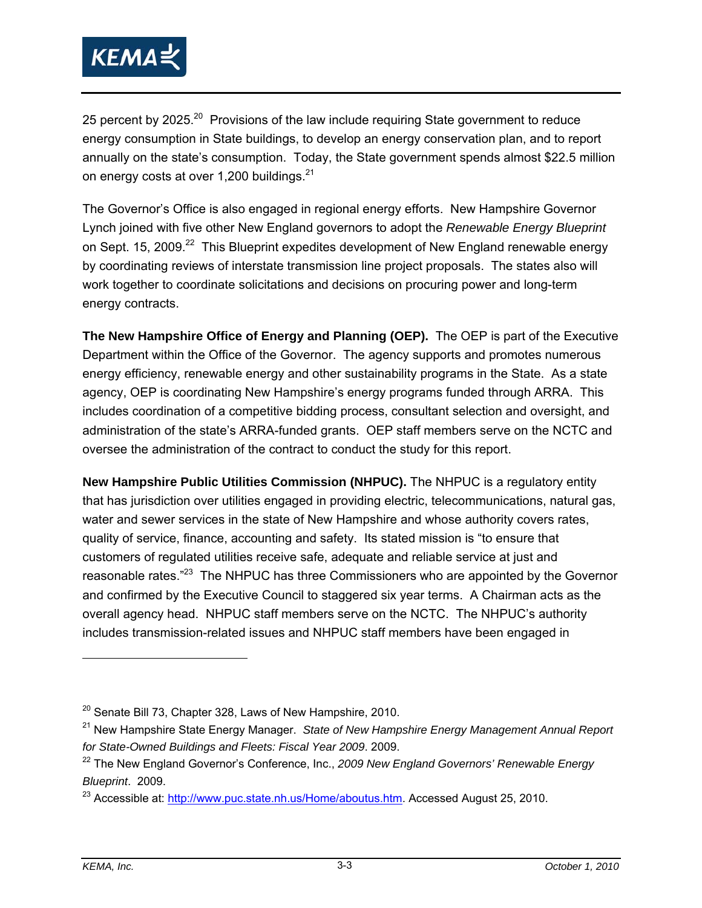25 percent by 2025.[20] Provisions of the law include requiring State government to reduce energy consumption in State buildings, to develop an energy conservation plan, and to report annually on the state's consumption. Today, the State government spends almost $22.5 million on energy costs at over 1,200 buildings.[21]

The Governor's Office is also engaged in regional energy efforts. New Hampshire Governor Lynch joined with five other New England governors to adopt the *Renewable Energy Blueprint* on Sept. 15, 2009.[22] This Blueprint expedites development of New England renewable energy by coordinating reviews of interstate transmission line project proposals. The states also will work together to coordinate solicitations and decisions on procuring power and long-term energy contracts.

**The New Hampshire Office of Energy and Planning (OEP).** The OEP is part of the Executive Department within the Office of the Governor. The agency supports and promotes numerous energy efficiency, renewable energy and other sustainability programs in the State. As a state agency, OEP is coordinating New Hampshire's energy programs funded through ARRA. This includes coordination of a competitive bidding process, consultant selection and oversight, and administration of the state's ARRA-funded grants. OEP staff members serve on the NCTC and oversee the administration of the contract to conduct the study for this report.

**New Hampshire Public Utilities Commission (NHPUC).** The NHPUC is a regulatory entity that has jurisdiction over utilities engaged in providing electric, telecommunications, natural gas, water and sewer services in the state of New Hampshire and whose authority covers rates, quality of service, finance, accounting and safety. Its stated mission is "to ensure that customers of regulated utilities receive safe, adequate and reliable service at just and reasonable rates."[23] The NHPUC has three Commissioners who are appointed by the Governor and confirmed by the Executive Council to staggered six year terms. A Chairman acts as the overall agency head. NHPUC staff members serve on the NCTC. The NHPUC's authority includes transmission-related issues and NHPUC staff members have been engaged in

---

[20] Senate Bill 73, Chapter 328, Laws of New Hampshire, 2010.

[21] New Hampshire State Energy Manager. *State of New Hampshire Energy Management Annual Report for State-Owned Buildings and Fleets: Fiscal Year 2009*. 2009.

[22] The New England Governor's Conference, Inc., *2009 New England Governors' Renewable Energy Blueprint*. 2009.

[23] Accessible at: http://www.puc.state.nh.us/Home/aboutus.htm. Accessed August 25, 2010.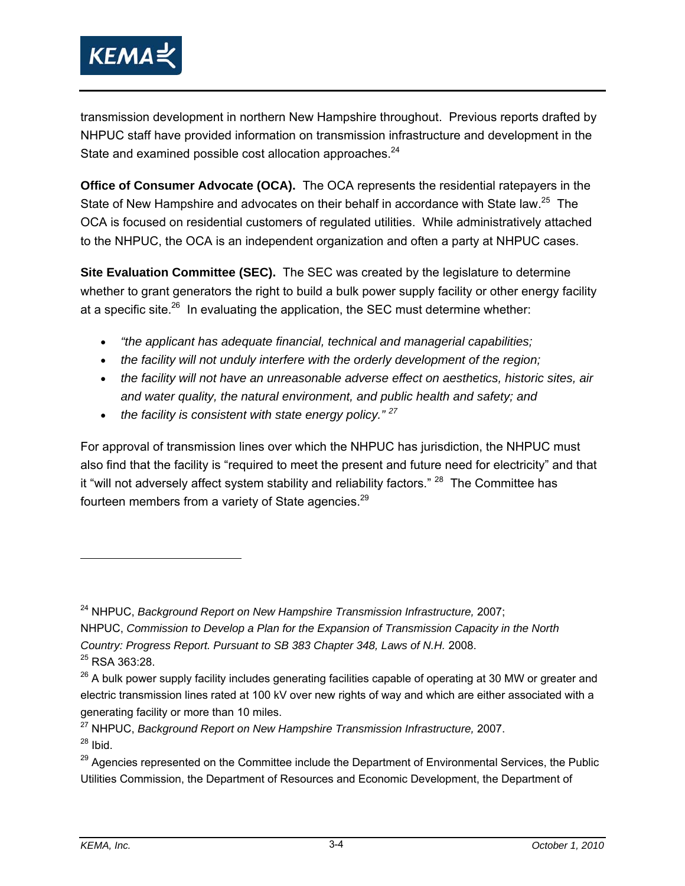transmission development in northern New Hampshire throughout. Previous reports drafted by NHPUC staff have provided information on transmission infrastructure and development in the State and examined possible cost allocation approaches.[24]

**Office of Consumer Advocate (OCA).** The OCA represents the residential ratepayers in the State of New Hampshire and advocates on their behalf in accordance with State law.[25] The OCA is focused on residential customers of regulated utilities. While administratively attached to the NHPUC, the OCA is an independent organization and often a party at NHPUC cases.

**Site Evaluation Committee (SEC).** The SEC was created by the legislature to determine whether to grant generators the right to build a bulk power supply facility or other energy facility at a specific site.[26] In evaluating the application, the SEC must determine whether:

- *"the applicant has adequate financial, technical and managerial capabilities;*
- *the facility will not unduly interfere with the orderly development of the region;*
- *the facility will not have an unreasonable adverse effect on aesthetics, historic sites, air and water quality, the natural environment, and public health and safety; and*
- *the facility is consistent with state energy policy."* [27]

For approval of transmission lines over which the NHPUC has jurisdiction, the NHPUC must also find that the facility is "required to meet the present and future need for electricity" and that it "will not adversely affect system stability and reliability factors." [28] The Committee has fourteen members from a variety of State agencies.[29]

---

[24] NHPUC, *Background Report on New Hampshire Transmission Infrastructure,* 2007; NHPUC, *Commission to Develop a Plan for the Expansion of Transmission Capacity in the North Country: Progress Report. Pursuant to SB 383 Chapter 348, Laws of N.H.* 2008.

[25] RSA 363:28.

[26] A bulk power supply facility includes generating facilities capable of operating at 30 MW or greater and electric transmission lines rated at 100 kV over new rights of way and which are either associated with a generating facility or more than 10 miles.

[27] NHPUC, *Background Report on New Hampshire Transmission Infrastructure,* 2007.

[28] Ibid.

[29] Agencies represented on the Committee include the Department of Environmental Services, the Public Utilities Commission, the Department of Resources and Economic Development, the Department of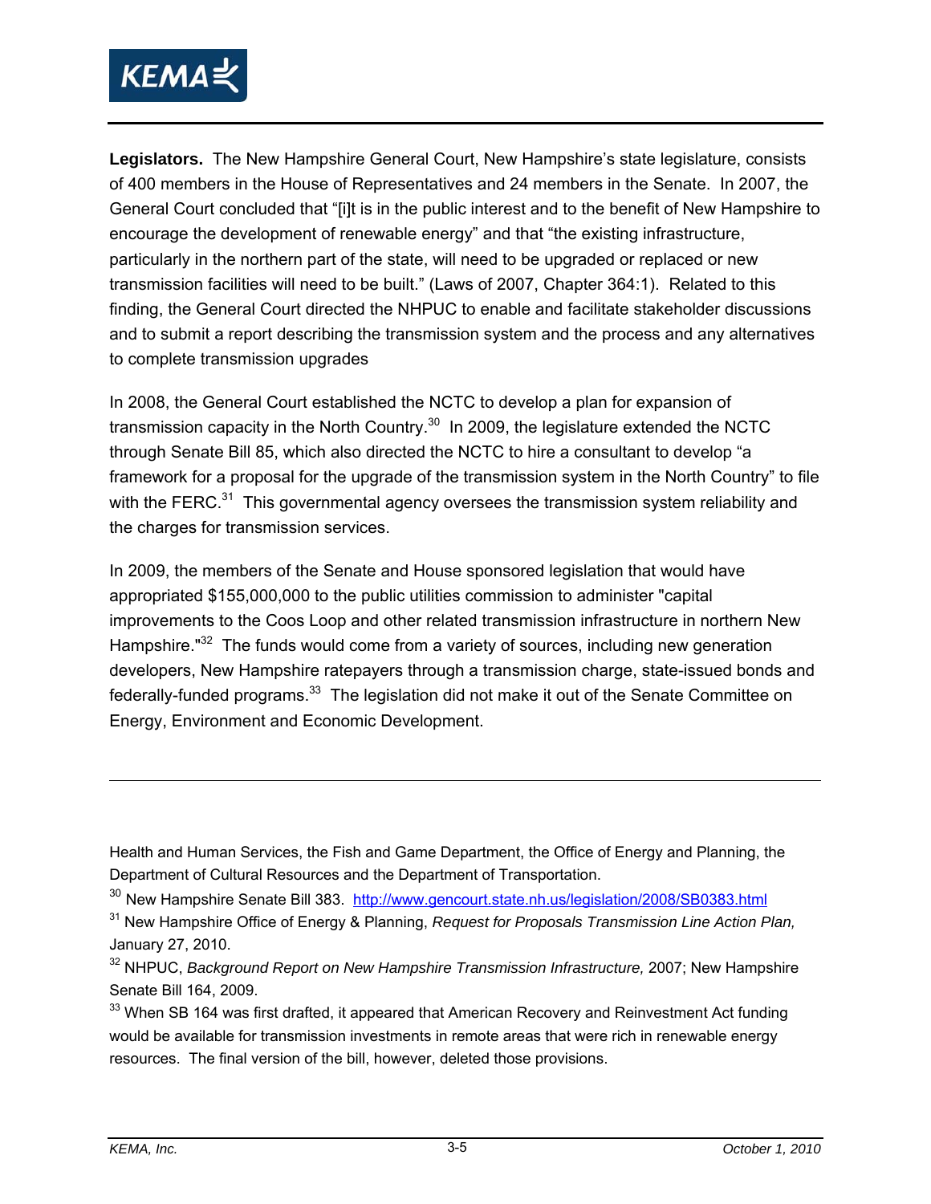**Legislators.** The New Hampshire General Court, New Hampshire's state legislature, consists of 400 members in the House of Representatives and 24 members in the Senate. In 2007, the General Court concluded that "[i]t is in the public interest and to the benefit of New Hampshire to encourage the development of renewable energy" and that "the existing infrastructure, particularly in the northern part of the state, will need to be upgraded or replaced or new transmission facilities will need to be built." (Laws of 2007, Chapter 364:1). Related to this finding, the General Court directed the NHPUC to enable and facilitate stakeholder discussions and to submit a report describing the transmission system and the process and any alternatives to complete transmission upgrades

In 2008, the General Court established the NCTC to develop a plan for expansion of transmission capacity in the North Country.[30] In 2009, the legislature extended the NCTC through Senate Bill 85, which also directed the NCTC to hire a consultant to develop "a framework for a proposal for the upgrade of the transmission system in the North Country" to file with the FERC.[31] This governmental agency oversees the transmission system reliability and the charges for transmission services.

In 2009, the members of the Senate and House sponsored legislation that would have appropriated $155,000,000 to the public utilities commission to administer "capital improvements to the Coos Loop and other related transmission infrastructure in northern New Hampshire."[32] The funds would come from a variety of sources, including new generation developers, New Hampshire ratepayers through a transmission charge, state-issued bonds and federally-funded programs.[33] The legislation did not make it out of the Senate Committee on Energy, Environment and Economic Development.

---

Health and Human Services, the Fish and Game Department, the Office of Energy and Planning, the Department of Cultural Resources and the Department of Transportation.

[30] New Hampshire Senate Bill 383. http://www.gencourt.state.nh.us/legislation/2008/SB0383.html

[31] New Hampshire Office of Energy & Planning, *Request for Proposals Transmission Line Action Plan,* January 27, 2010.

[32] NHPUC, *Background Report on New Hampshire Transmission Infrastructure,* 2007; New Hampshire Senate Bill 164, 2009.

[33] When SB 164 was first drafted, it appeared that American Recovery and Reinvestment Act funding would be available for transmission investments in remote areas that were rich in renewable energy resources. The final version of the bill, however, deleted those provisions.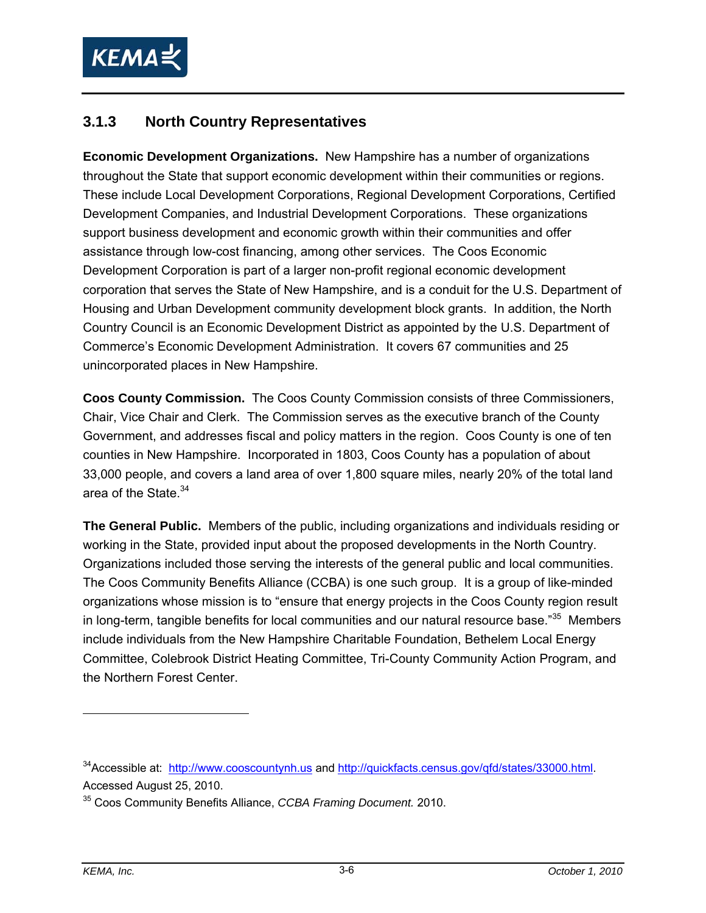### 3.1.3 North Country Representatives

**Economic Development Organizations.** New Hampshire has a number of organizations throughout the State that support economic development within their communities or regions. These include Local Development Corporations, Regional Development Corporations, Certified Development Companies, and Industrial Development Corporations. These organizations support business development and economic growth within their communities and offer assistance through low-cost financing, among other services. The Coos Economic Development Corporation is part of a larger non-profit regional economic development corporation that serves the State of New Hampshire, and is a conduit for the U.S. Department of Housing and Urban Development community development block grants. In addition, the North Country Council is an Economic Development District as appointed by the U.S. Department of Commerce's Economic Development Administration. It covers 67 communities and 25 unincorporated places in New Hampshire.

**Coos County Commission.** The Coos County Commission consists of three Commissioners, Chair, Vice Chair and Clerk. The Commission serves as the executive branch of the County Government, and addresses fiscal and policy matters in the region. Coos County is one of ten counties in New Hampshire. Incorporated in 1803, Coos County has a population of about 33,000 people, and covers a land area of over 1,800 square miles, nearly 20% of the total land area of the State.[34]

**The General Public.** Members of the public, including organizations and individuals residing or working in the State, provided input about the proposed developments in the North Country. Organizations included those serving the interests of the general public and local communities. The Coos Community Benefits Alliance (CCBA) is one such group. It is a group of like-minded organizations whose mission is to "ensure that energy projects in the Coos County region result in long-term, tangible benefits for local communities and our natural resource base."[35] Members include individuals from the New Hampshire Charitable Foundation, Bethelem Local Energy Committee, Colebrook District Heating Committee, Tri-County Community Action Program, and the Northern Forest Center.

---

[34] Accessible at: http://www.cooscountynh.us and http://quickfacts.census.gov/qfd/states/33000.html. Accessed August 25, 2010.

[35] Coos Community Benefits Alliance, *CCBA Framing Document.* 2010.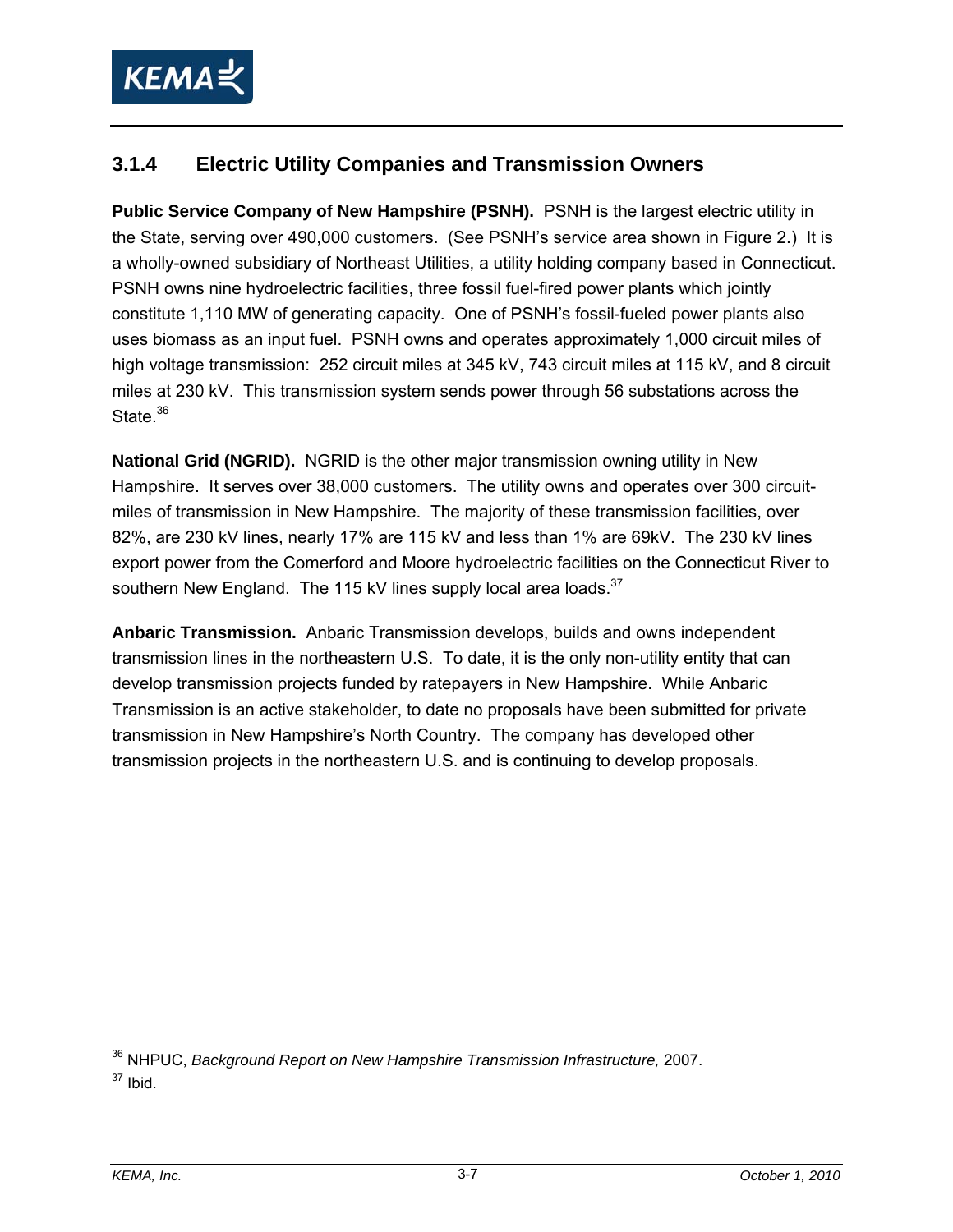### 3.1.4 Electric Utility Companies and Transmission Owners

**Public Service Company of New Hampshire (PSNH).** PSNH is the largest electric utility in the State, serving over 490,000 customers. (See PSNH's service area shown in Figure 2.) It is a wholly-owned subsidiary of Northeast Utilities, a utility holding company based in Connecticut. PSNH owns nine hydroelectric facilities, three fossil fuel-fired power plants which jointly constitute 1,110 MW of generating capacity. One of PSNH's fossil-fueled power plants also uses biomass as an input fuel. PSNH owns and operates approximately 1,000 circuit miles of high voltage transmission: 252 circuit miles at 345 kV, 743 circuit miles at 115 kV, and 8 circuit miles at 230 kV. This transmission system sends power through 56 substations across the State.[36]

**National Grid (NGRID).** NGRID is the other major transmission owning utility in New Hampshire. It serves over 38,000 customers. The utility owns and operates over 300 circuit-miles of transmission in New Hampshire. The majority of these transmission facilities, over 82%, are 230 kV lines, nearly 17% are 115 kV and less than 1% are 69kV. The 230 kV lines export power from the Comerford and Moore hydroelectric facilities on the Connecticut River to southern New England. The 115 kV lines supply local area loads.[37]

**Anbaric Transmission.** Anbaric Transmission develops, builds and owns independent transmission lines in the northeastern U.S. To date, it is the only non-utility entity that can develop transmission projects funded by ratepayers in New Hampshire. While Anbaric Transmission is an active stakeholder, to date no proposals have been submitted for private transmission in New Hampshire's North Country. The company has developed other transmission projects in the northeastern U.S. and is continuing to develop proposals.

---

[36] NHPUC, *Background Report on New Hampshire Transmission Infrastructure,* 2007.

[37] Ibid.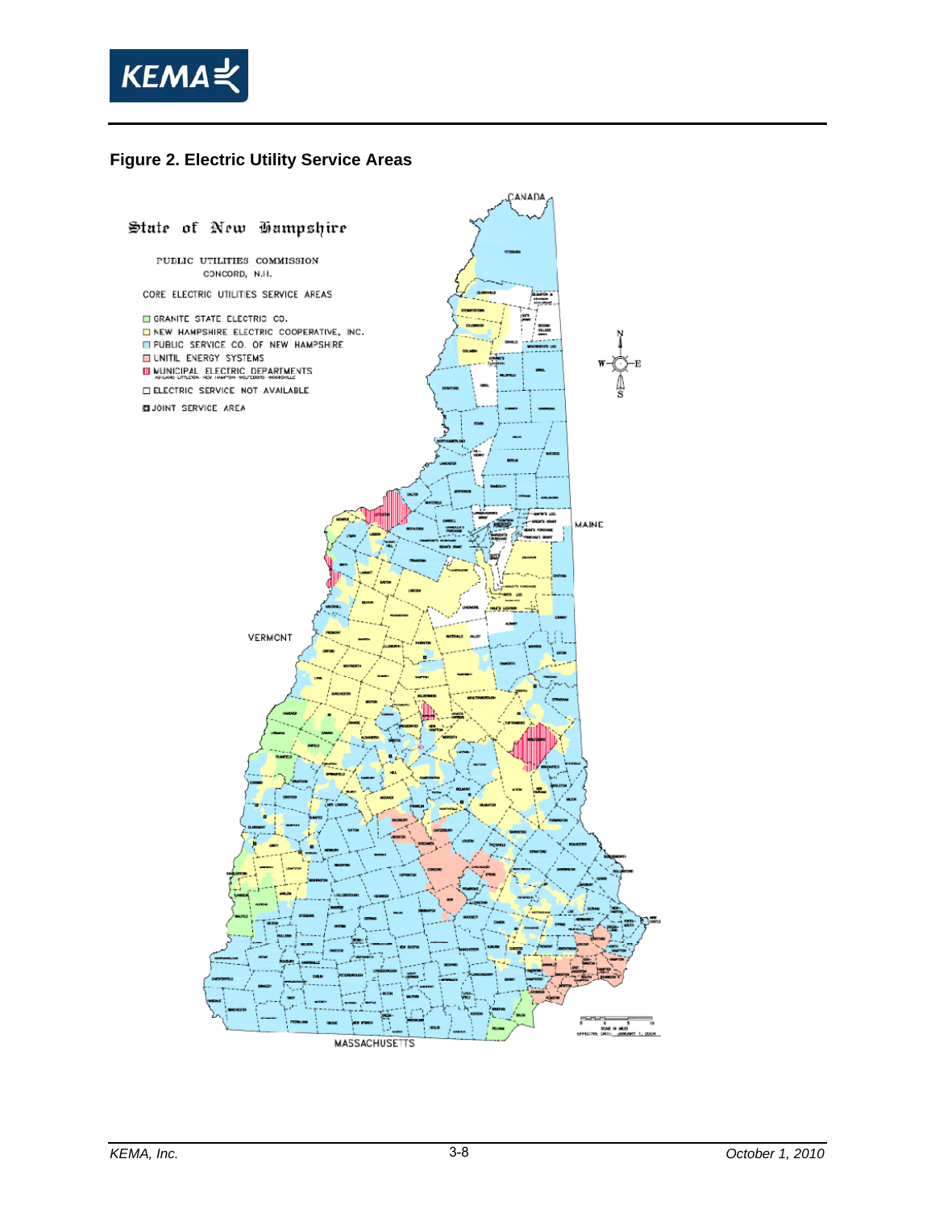**Figure 2. Electric Utility Service Areas**

State of New Hampshire

PUBLIC UTILITIES COMMISSION
CONCORD, N.H.

CORE ELECTRIC UTILITIES SERVICE AREAS

- GRANITE STATE ELECTRIC CO.
- NEW HAMPSHIRE ELECTRIC COOPERATIVE, INC.
- PUBLIC SERVICE CO. OF NEW HAMPSHIRE
- UNITIL ENERGY SYSTEMS
- MUNICIPAL ELECTRIC DEPARTMENTS
  ASHLAND · LITTLETON · NEW HAMPTON · WOLFEBORO · WOODSVILLE
- ELECTRIC SERVICE NOT AVAILABLE
- JOINT SERVICE AREA

CANADA

MAINE

VERMONT

MASSACHUSETTS

SCALE IN MILES

EFFECTIVE DATE: JANUARY 1, 2004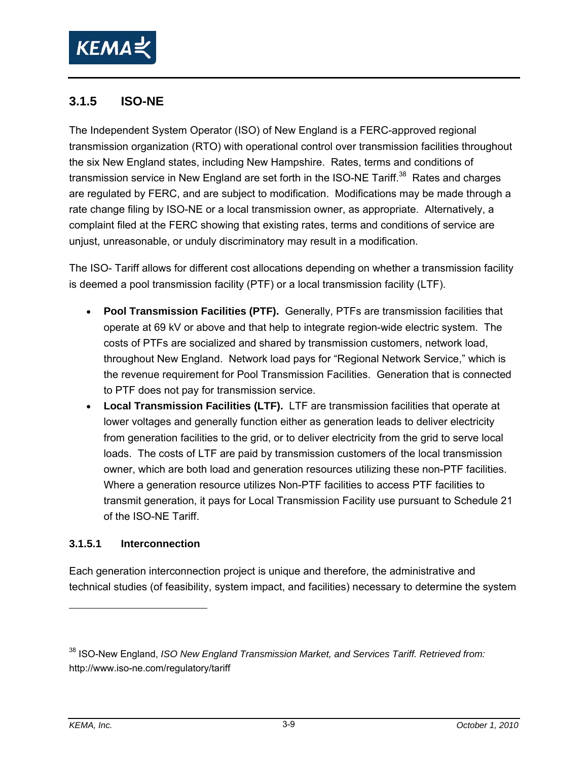### 3.1.5 ISO-NE

The Independent System Operator (ISO) of New England is a FERC-approved regional transmission organization (RTO) with operational control over transmission facilities throughout the six New England states, including New Hampshire. Rates, terms and conditions of transmission service in New England are set forth in the ISO-NE Tariff.[38] Rates and charges are regulated by FERC, and are subject to modification. Modifications may be made through a rate change filing by ISO-NE or a local transmission owner, as appropriate. Alternatively, a complaint filed at the FERC showing that existing rates, terms and conditions of service are unjust, unreasonable, or unduly discriminatory may result in a modification.

The ISO- Tariff allows for different cost allocations depending on whether a transmission facility is deemed a pool transmission facility (PTF) or a local transmission facility (LTF).

- **Pool Transmission Facilities (PTF).** Generally, PTFs are transmission facilities that operate at 69 kV or above and that help to integrate region-wide electric system. The costs of PTFs are socialized and shared by transmission customers, network load, throughout New England. Network load pays for "Regional Network Service," which is the revenue requirement for Pool Transmission Facilities. Generation that is connected to PTF does not pay for transmission service.
- **Local Transmission Facilities (LTF).** LTF are transmission facilities that operate at lower voltages and generally function either as generation leads to deliver electricity from generation facilities to the grid, or to deliver electricity from the grid to serve local loads. The costs of LTF are paid by transmission customers of the local transmission owner, which are both load and generation resources utilizing these non-PTF facilities. Where a generation resource utilizes Non-PTF facilities to access PTF facilities to transmit generation, it pays for Local Transmission Facility use pursuant to Schedule 21 of the ISO-NE Tariff.

#### 3.1.5.1 Interconnection

Each generation interconnection project is unique and therefore, the administrative and technical studies (of feasibility, system impact, and facilities) necessary to determine the system

---

[38] ISO-New England, *ISO New England Transmission Market, and Services Tariff. Retrieved from:* http://www.iso-ne.com/regulatory/tariff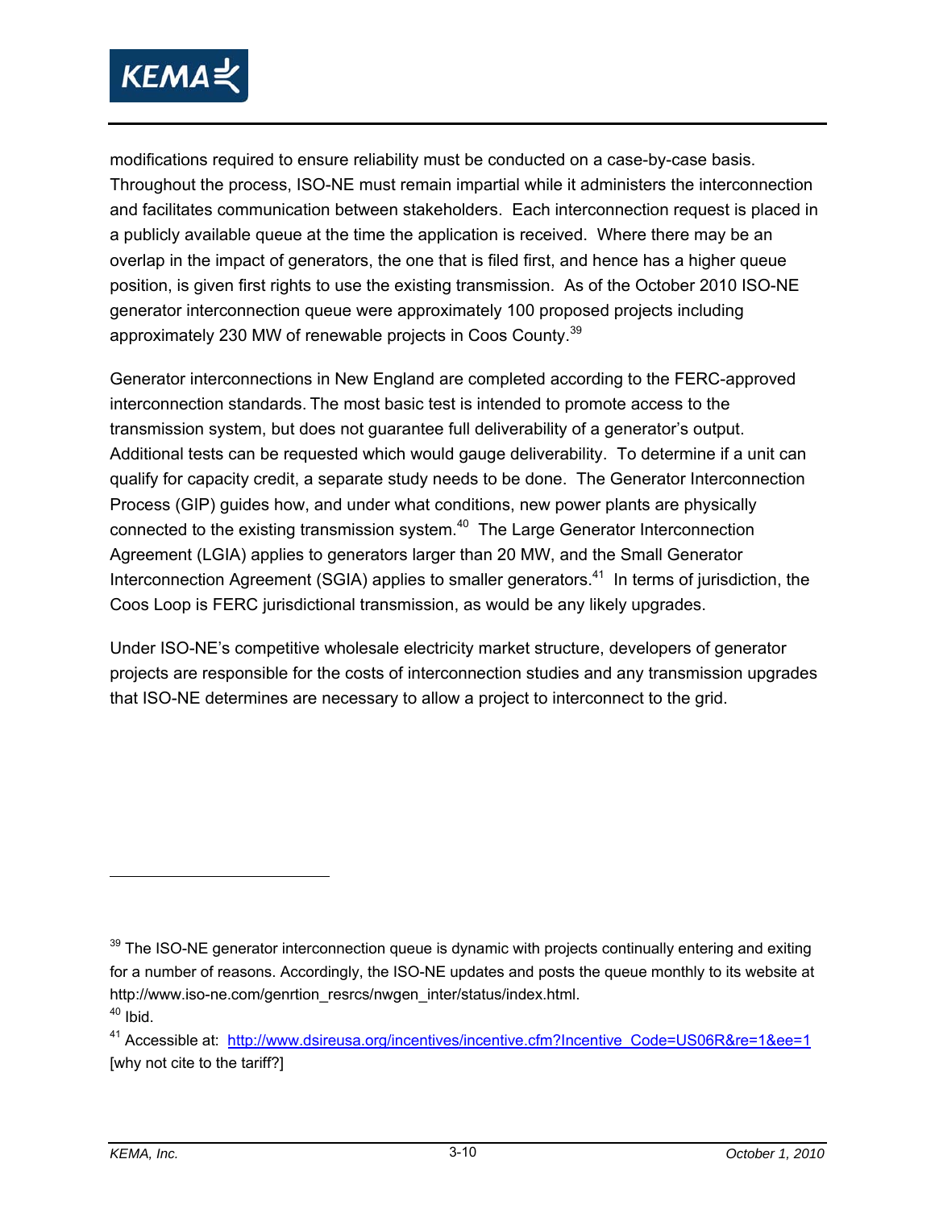modifications required to ensure reliability must be conducted on a case-by-case basis. Throughout the process, ISO-NE must remain impartial while it administers the interconnection and facilitates communication between stakeholders. Each interconnection request is placed in a publicly available queue at the time the application is received. Where there may be an overlap in the impact of generators, the one that is filed first, and hence has a higher queue position, is given first rights to use the existing transmission. As of the October 2010 ISO-NE generator interconnection queue were approximately 100 proposed projects including approximately 230 MW of renewable projects in Coos County.[39]

Generator interconnections in New England are completed according to the FERC-approved interconnection standards. The most basic test is intended to promote access to the transmission system, but does not guarantee full deliverability of a generator's output. Additional tests can be requested which would gauge deliverability. To determine if a unit can qualify for capacity credit, a separate study needs to be done. The Generator Interconnection Process (GIP) guides how, and under what conditions, new power plants are physically connected to the existing transmission system.[40] The Large Generator Interconnection Agreement (LGIA) applies to generators larger than 20 MW, and the Small Generator Interconnection Agreement (SGIA) applies to smaller generators.[41] In terms of jurisdiction, the Coos Loop is FERC jurisdictional transmission, as would be any likely upgrades.

Under ISO-NE's competitive wholesale electricity market structure, developers of generator projects are responsible for the costs of interconnection studies and any transmission upgrades that ISO-NE determines are necessary to allow a project to interconnect to the grid.

---

[39] The ISO-NE generator interconnection queue is dynamic with projects continually entering and exiting for a number of reasons. Accordingly, the ISO-NE updates and posts the queue monthly to its website at http://www.iso-ne.com/genrtion_resrcs/nwgen_inter/status/index.html.

[40] Ibid.

[41] Accessible at: http://www.dsireusa.org/incentives/incentive.cfm?Incentive_Code=US06R&re=1&ee=1 [why not cite to the tariff?]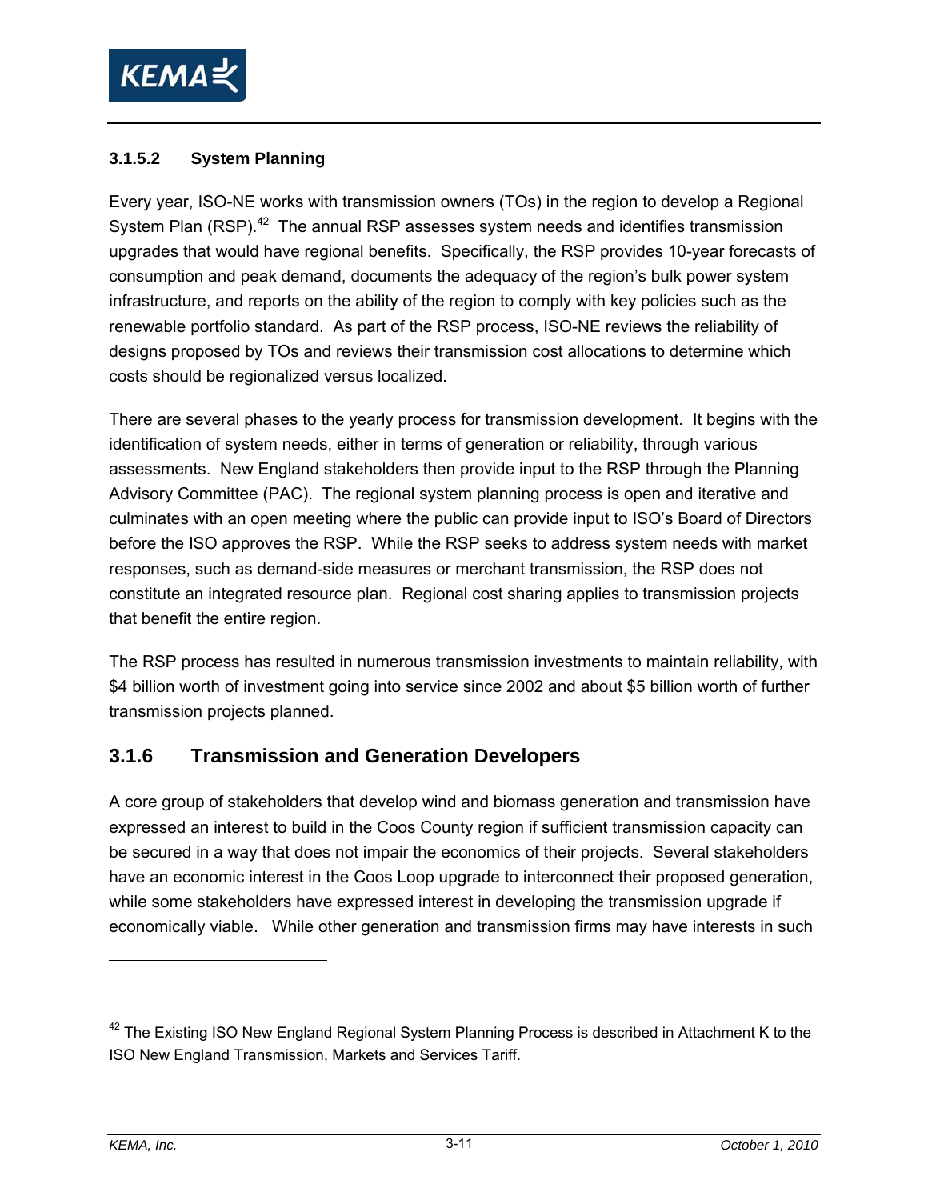#### 3.1.5.2 System Planning

Every year, ISO-NE works with transmission owners (TOs) in the region to develop a Regional System Plan (RSP).[42] The annual RSP assesses system needs and identifies transmission upgrades that would have regional benefits. Specifically, the RSP provides 10-year forecasts of consumption and peak demand, documents the adequacy of the region's bulk power system infrastructure, and reports on the ability of the region to comply with key policies such as the renewable portfolio standard. As part of the RSP process, ISO-NE reviews the reliability of designs proposed by TOs and reviews their transmission cost allocations to determine which costs should be regionalized versus localized.

There are several phases to the yearly process for transmission development. It begins with the identification of system needs, either in terms of generation or reliability, through various assessments. New England stakeholders then provide input to the RSP through the Planning Advisory Committee (PAC). The regional system planning process is open and iterative and culminates with an open meeting where the public can provide input to ISO's Board of Directors before the ISO approves the RSP. While the RSP seeks to address system needs with market responses, such as demand-side measures or merchant transmission, the RSP does not constitute an integrated resource plan. Regional cost sharing applies to transmission projects that benefit the entire region.

The RSP process has resulted in numerous transmission investments to maintain reliability, with $4 billion worth of investment going into service since 2002 and about $5 billion worth of further transmission projects planned.

### 3.1.6 Transmission and Generation Developers

A core group of stakeholders that develop wind and biomass generation and transmission have expressed an interest to build in the Coos County region if sufficient transmission capacity can be secured in a way that does not impair the economics of their projects. Several stakeholders have an economic interest in the Coos Loop upgrade to interconnect their proposed generation, while some stakeholders have expressed interest in developing the transmission upgrade if economically viable. While other generation and transmission firms may have interests in such

[42] The Existing ISO New England Regional System Planning Process is described in Attachment K to the ISO New England Transmission, Markets and Services Tariff.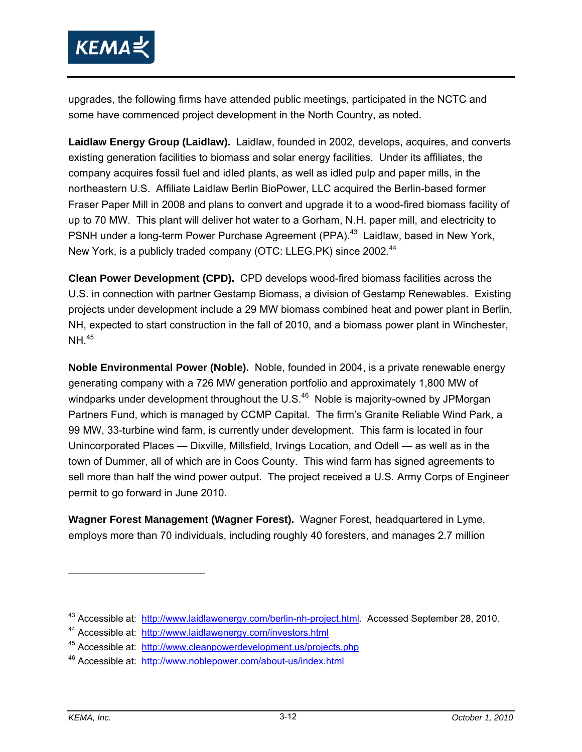upgrades, the following firms have attended public meetings, participated in the NCTC and some have commenced project development in the North Country, as noted.

**Laidlaw Energy Group (Laidlaw).** Laidlaw, founded in 2002, develops, acquires, and converts existing generation facilities to biomass and solar energy facilities. Under its affiliates, the company acquires fossil fuel and idled plants, as well as idled pulp and paper mills, in the northeastern U.S. Affiliate Laidlaw Berlin BioPower, LLC acquired the Berlin-based former Fraser Paper Mill in 2008 and plans to convert and upgrade it to a wood-fired biomass facility of up to 70 MW. This plant will deliver hot water to a Gorham, N.H. paper mill, and electricity to PSNH under a long-term Power Purchase Agreement (PPA).[43] Laidlaw, based in New York, New York, is a publicly traded company (OTC: LLEG.PK) since 2002.[44]

**Clean Power Development (CPD).** CPD develops wood-fired biomass facilities across the U.S. in connection with partner Gestamp Biomass, a division of Gestamp Renewables. Existing projects under development include a 29 MW biomass combined heat and power plant in Berlin, NH, expected to start construction in the fall of 2010, and a biomass power plant in Winchester, NH.[45]

**Noble Environmental Power (Noble).** Noble, founded in 2004, is a private renewable energy generating company with a 726 MW generation portfolio and approximately 1,800 MW of windparks under development throughout the U.S.[46] Noble is majority-owned by JPMorgan Partners Fund, which is managed by CCMP Capital. The firm's Granite Reliable Wind Park, a 99 MW, 33-turbine wind farm, is currently under development. This farm is located in four Unincorporated Places — Dixville, Millsfield, Irvings Location, and Odell — as well as in the town of Dummer, all of which are in Coos County. This wind farm has signed agreements to sell more than half the wind power output. The project received a U.S. Army Corps of Engineer permit to go forward in June 2010.

**Wagner Forest Management (Wagner Forest).** Wagner Forest, headquartered in Lyme, employs more than 70 individuals, including roughly 40 foresters, and manages 2.7 million

---

[43] Accessible at: http://www.laidlawenergy.com/berlin-nh-project.html. Accessed September 28, 2010.

[44] Accessible at: http://www.laidlawenergy.com/investors.html

[45] Accessible at: http://www.cleanpowerdevelopment.us/projects.php

[46] Accessible at: http://www.noblepower.com/about-us/index.html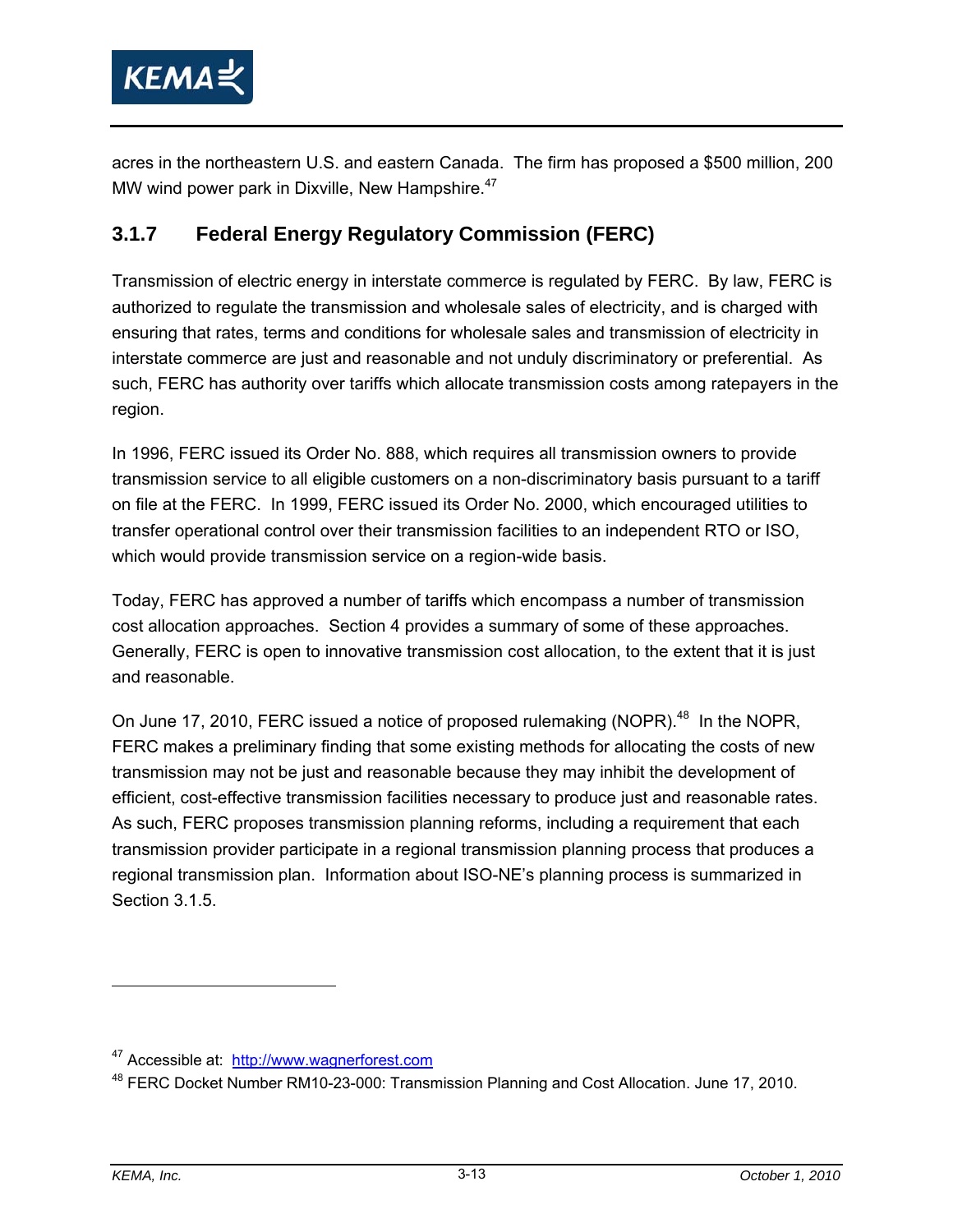acres in the northeastern U.S. and eastern Canada. The firm has proposed a $500 million, 200 MW wind power park in Dixville, New Hampshire.[47]

### 3.1.7 Federal Energy Regulatory Commission (FERC)

Transmission of electric energy in interstate commerce is regulated by FERC. By law, FERC is authorized to regulate the transmission and wholesale sales of electricity, and is charged with ensuring that rates, terms and conditions for wholesale sales and transmission of electricity in interstate commerce are just and reasonable and not unduly discriminatory or preferential. As such, FERC has authority over tariffs which allocate transmission costs among ratepayers in the region.

In 1996, FERC issued its Order No. 888, which requires all transmission owners to provide transmission service to all eligible customers on a non-discriminatory basis pursuant to a tariff on file at the FERC. In 1999, FERC issued its Order No. 2000, which encouraged utilities to transfer operational control over their transmission facilities to an independent RTO or ISO, which would provide transmission service on a region-wide basis.

Today, FERC has approved a number of tariffs which encompass a number of transmission cost allocation approaches. Section 4 provides a summary of some of these approaches. Generally, FERC is open to innovative transmission cost allocation, to the extent that it is just and reasonable.

On June 17, 2010, FERC issued a notice of proposed rulemaking (NOPR).[48] In the NOPR, FERC makes a preliminary finding that some existing methods for allocating the costs of new transmission may not be just and reasonable because they may inhibit the development of efficient, cost-effective transmission facilities necessary to produce just and reasonable rates. As such, FERC proposes transmission planning reforms, including a requirement that each transmission provider participate in a regional transmission planning process that produces a regional transmission plan. Information about ISO-NE's planning process is summarized in Section 3.1.5.

---

[47] Accessible at: http://www.wagnerforest.com

[48] FERC Docket Number RM10-23-000: Transmission Planning and Cost Allocation. June 17, 2010.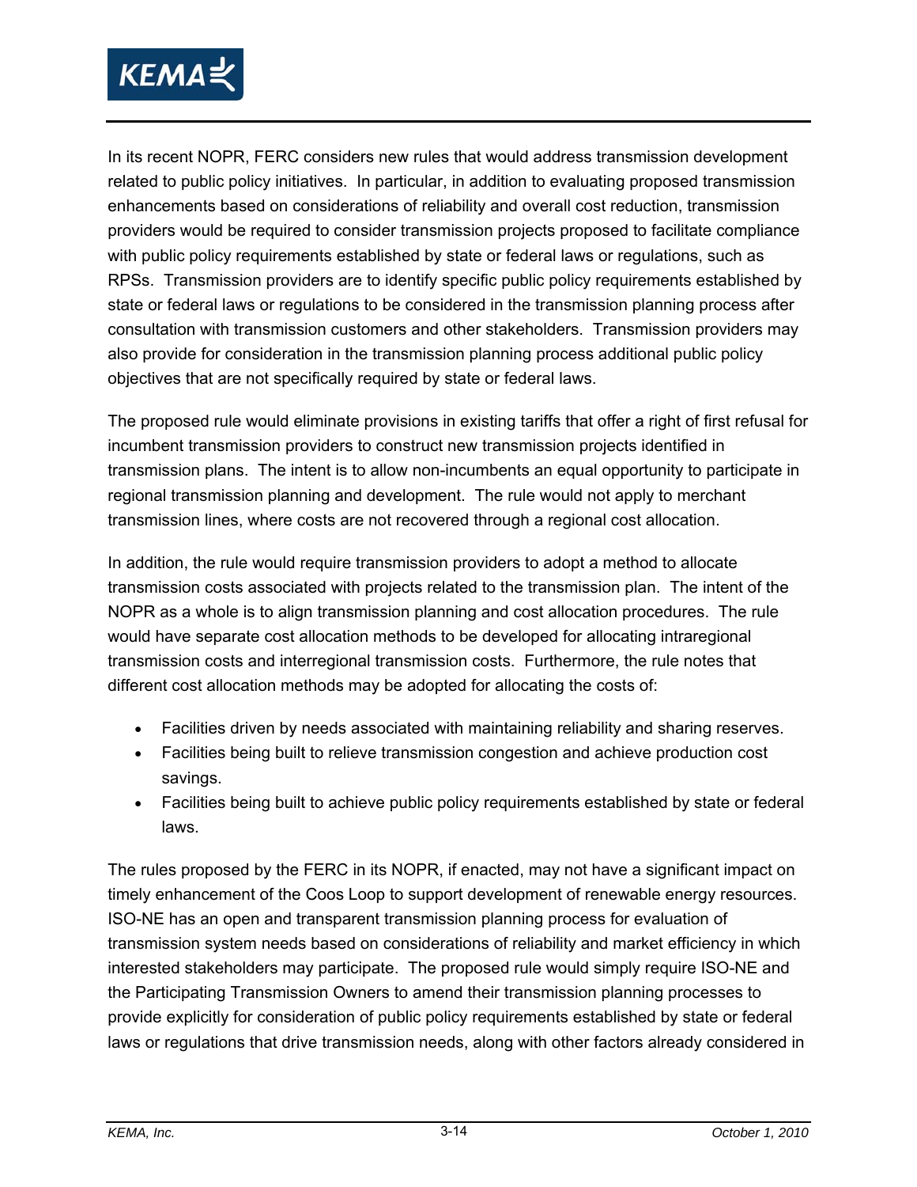In its recent NOPR, FERC considers new rules that would address transmission development related to public policy initiatives. In particular, in addition to evaluating proposed transmission enhancements based on considerations of reliability and overall cost reduction, transmission providers would be required to consider transmission projects proposed to facilitate compliance with public policy requirements established by state or federal laws or regulations, such as RPSs. Transmission providers are to identify specific public policy requirements established by state or federal laws or regulations to be considered in the transmission planning process after consultation with transmission customers and other stakeholders. Transmission providers may also provide for consideration in the transmission planning process additional public policy objectives that are not specifically required by state or federal laws.

The proposed rule would eliminate provisions in existing tariffs that offer a right of first refusal for incumbent transmission providers to construct new transmission projects identified in transmission plans. The intent is to allow non-incumbents an equal opportunity to participate in regional transmission planning and development. The rule would not apply to merchant transmission lines, where costs are not recovered through a regional cost allocation.

In addition, the rule would require transmission providers to adopt a method to allocate transmission costs associated with projects related to the transmission plan. The intent of the NOPR as a whole is to align transmission planning and cost allocation procedures. The rule would have separate cost allocation methods to be developed for allocating intraregional transmission costs and interregional transmission costs. Furthermore, the rule notes that different cost allocation methods may be adopted for allocating the costs of:

- Facilities driven by needs associated with maintaining reliability and sharing reserves.
- Facilities being built to relieve transmission congestion and achieve production cost savings.
- Facilities being built to achieve public policy requirements established by state or federal laws.

The rules proposed by the FERC in its NOPR, if enacted, may not have a significant impact on timely enhancement of the Coos Loop to support development of renewable energy resources. ISO-NE has an open and transparent transmission planning process for evaluation of transmission system needs based on considerations of reliability and market efficiency in which interested stakeholders may participate. The proposed rule would simply require ISO-NE and the Participating Transmission Owners to amend their transmission planning processes to provide explicitly for consideration of public policy requirements established by state or federal laws or regulations that drive transmission needs, along with other factors already considered in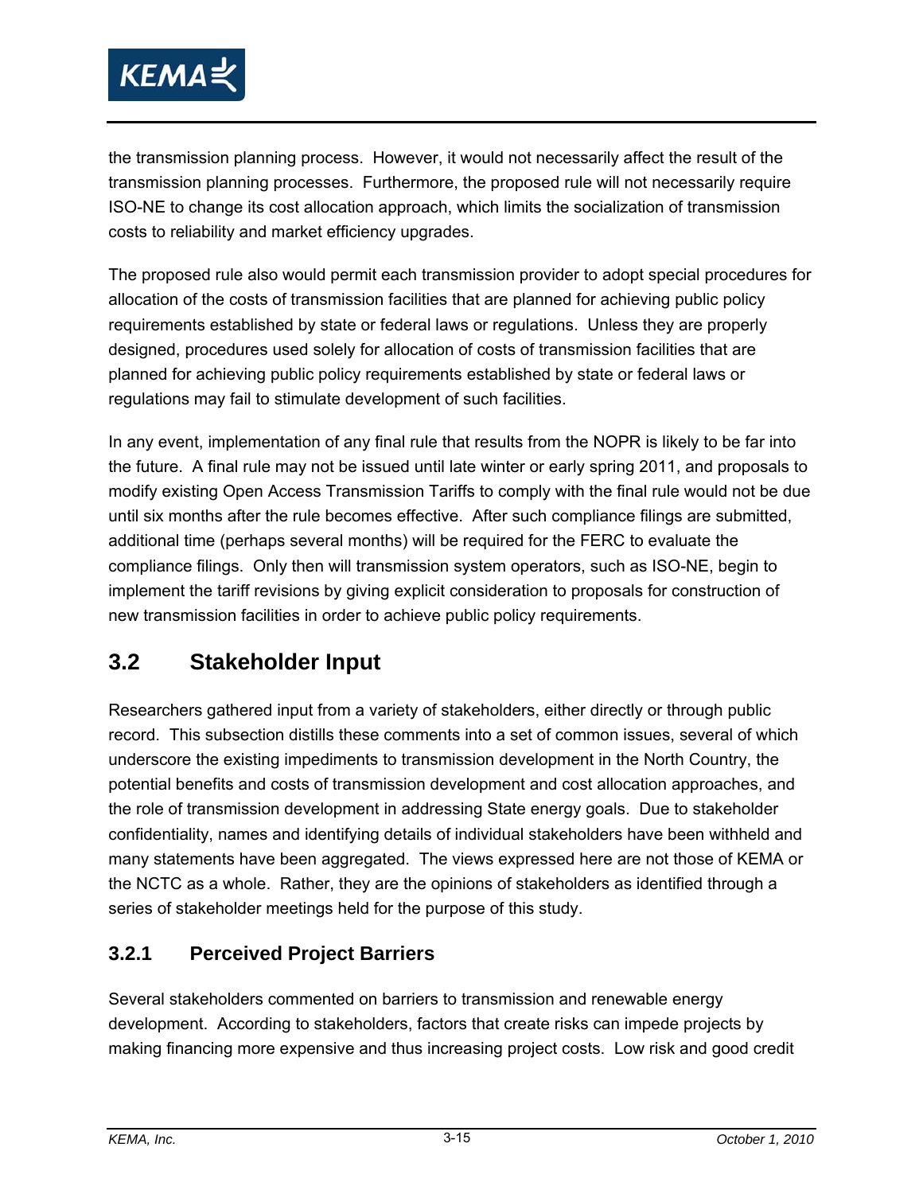the transmission planning process. However, it would not necessarily affect the result of the transmission planning processes. Furthermore, the proposed rule will not necessarily require ISO-NE to change its cost allocation approach, which limits the socialization of transmission costs to reliability and market efficiency upgrades.

The proposed rule also would permit each transmission provider to adopt special procedures for allocation of the costs of transmission facilities that are planned for achieving public policy requirements established by state or federal laws or regulations. Unless they are properly designed, procedures used solely for allocation of costs of transmission facilities that are planned for achieving public policy requirements established by state or federal laws or regulations may fail to stimulate development of such facilities.

In any event, implementation of any final rule that results from the NOPR is likely to be far into the future. A final rule may not be issued until late winter or early spring 2011, and proposals to modify existing Open Access Transmission Tariffs to comply with the final rule would not be due until six months after the rule becomes effective. After such compliance filings are submitted, additional time (perhaps several months) will be required for the FERC to evaluate the compliance filings. Only then will transmission system operators, such as ISO-NE, begin to implement the tariff revisions by giving explicit consideration to proposals for construction of new transmission facilities in order to achieve public policy requirements.

## 3.2 Stakeholder Input

Researchers gathered input from a variety of stakeholders, either directly or through public record. This subsection distills these comments into a set of common issues, several of which underscore the existing impediments to transmission development in the North Country, the potential benefits and costs of transmission development and cost allocation approaches, and the role of transmission development in addressing State energy goals. Due to stakeholder confidentiality, names and identifying details of individual stakeholders have been withheld and many statements have been aggregated. The views expressed here are not those of KEMA or the NCTC as a whole. Rather, they are the opinions of stakeholders as identified through a series of stakeholder meetings held for the purpose of this study.

### 3.2.1 Perceived Project Barriers

Several stakeholders commented on barriers to transmission and renewable energy development. According to stakeholders, factors that create risks can impede projects by making financing more expensive and thus increasing project costs. Low risk and good credit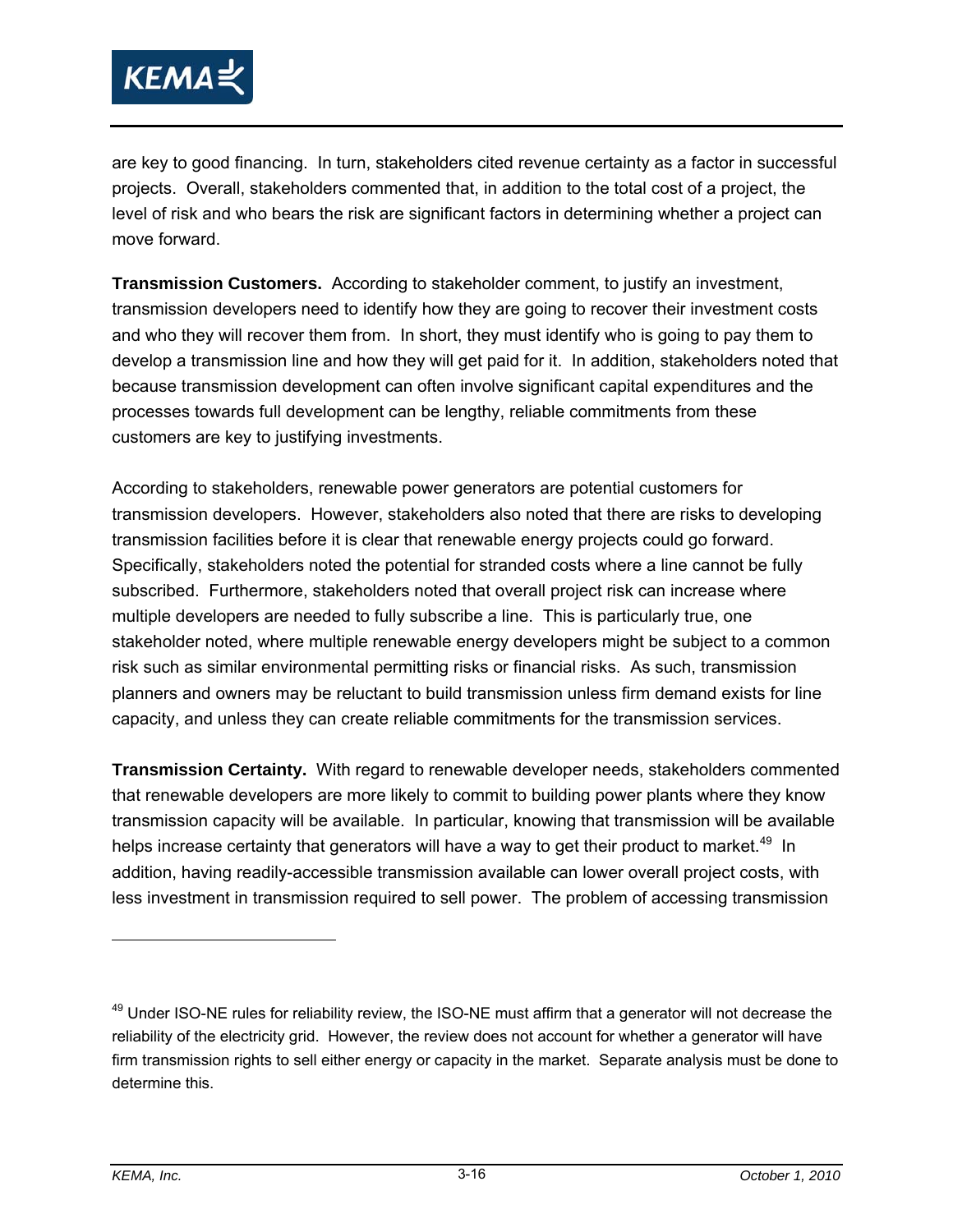are key to good financing. In turn, stakeholders cited revenue certainty as a factor in successful projects. Overall, stakeholders commented that, in addition to the total cost of a project, the level of risk and who bears the risk are significant factors in determining whether a project can move forward.

**Transmission Customers.** According to stakeholder comment, to justify an investment, transmission developers need to identify how they are going to recover their investment costs and who they will recover them from. In short, they must identify who is going to pay them to develop a transmission line and how they will get paid for it. In addition, stakeholders noted that because transmission development can often involve significant capital expenditures and the processes towards full development can be lengthy, reliable commitments from these customers are key to justifying investments.

According to stakeholders, renewable power generators are potential customers for transmission developers. However, stakeholders also noted that there are risks to developing transmission facilities before it is clear that renewable energy projects could go forward. Specifically, stakeholders noted the potential for stranded costs where a line cannot be fully subscribed. Furthermore, stakeholders noted that overall project risk can increase where multiple developers are needed to fully subscribe a line. This is particularly true, one stakeholder noted, where multiple renewable energy developers might be subject to a common risk such as similar environmental permitting risks or financial risks. As such, transmission planners and owners may be reluctant to build transmission unless firm demand exists for line capacity, and unless they can create reliable commitments for the transmission services.

**Transmission Certainty.** With regard to renewable developer needs, stakeholders commented that renewable developers are more likely to commit to building power plants where they know transmission capacity will be available. In particular, knowing that transmission will be available helps increase certainty that generators will have a way to get their product to market.[49] In addition, having readily-accessible transmission available can lower overall project costs, with less investment in transmission required to sell power. The problem of accessing transmission

[49] Under ISO-NE rules for reliability review, the ISO-NE must affirm that a generator will not decrease the reliability of the electricity grid. However, the review does not account for whether a generator will have firm transmission rights to sell either energy or capacity in the market. Separate analysis must be done to determine this.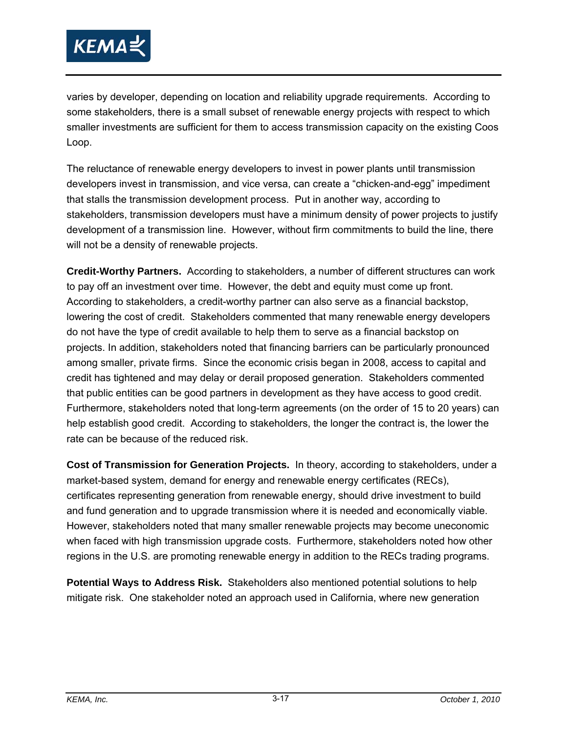varies by developer, depending on location and reliability upgrade requirements. According to some stakeholders, there is a small subset of renewable energy projects with respect to which smaller investments are sufficient for them to access transmission capacity on the existing Coos Loop.

The reluctance of renewable energy developers to invest in power plants until transmission developers invest in transmission, and vice versa, can create a "chicken-and-egg" impediment that stalls the transmission development process. Put in another way, according to stakeholders, transmission developers must have a minimum density of power projects to justify development of a transmission line. However, without firm commitments to build the line, there will not be a density of renewable projects.

**Credit-Worthy Partners.** According to stakeholders, a number of different structures can work to pay off an investment over time. However, the debt and equity must come up front. According to stakeholders, a credit-worthy partner can also serve as a financial backstop, lowering the cost of credit. Stakeholders commented that many renewable energy developers do not have the type of credit available to help them to serve as a financial backstop on projects. In addition, stakeholders noted that financing barriers can be particularly pronounced among smaller, private firms. Since the economic crisis began in 2008, access to capital and credit has tightened and may delay or derail proposed generation. Stakeholders commented that public entities can be good partners in development as they have access to good credit. Furthermore, stakeholders noted that long-term agreements (on the order of 15 to 20 years) can help establish good credit. According to stakeholders, the longer the contract is, the lower the rate can be because of the reduced risk.

**Cost of Transmission for Generation Projects.** In theory, according to stakeholders, under a market-based system, demand for energy and renewable energy certificates (RECs), certificates representing generation from renewable energy, should drive investment to build and fund generation and to upgrade transmission where it is needed and economically viable. However, stakeholders noted that many smaller renewable projects may become uneconomic when faced with high transmission upgrade costs. Furthermore, stakeholders noted how other regions in the U.S. are promoting renewable energy in addition to the RECs trading programs.

**Potential Ways to Address Risk.** Stakeholders also mentioned potential solutions to help mitigate risk. One stakeholder noted an approach used in California, where new generation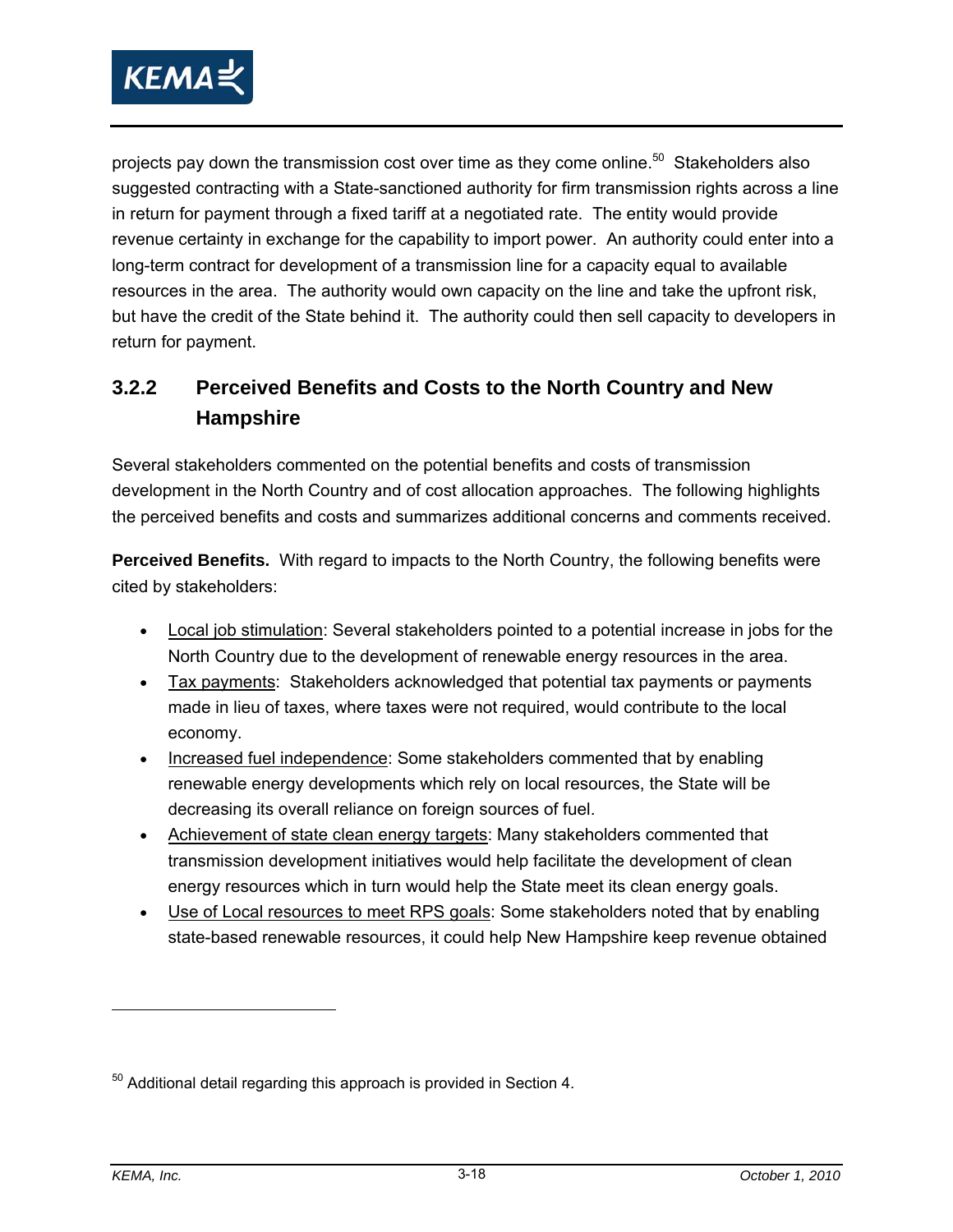projects pay down the transmission cost over time as they come online.[50] Stakeholders also suggested contracting with a State-sanctioned authority for firm transmission rights across a line in return for payment through a fixed tariff at a negotiated rate. The entity would provide revenue certainty in exchange for the capability to import power. An authority could enter into a long-term contract for development of a transmission line for a capacity equal to available resources in the area. The authority would own capacity on the line and take the upfront risk, but have the credit of the State behind it. The authority could then sell capacity to developers in return for payment.

### 3.2.2 Perceived Benefits and Costs to the North Country and New Hampshire

Several stakeholders commented on the potential benefits and costs of transmission development in the North Country and of cost allocation approaches. The following highlights the perceived benefits and costs and summarizes additional concerns and comments received.

**Perceived Benefits.** With regard to impacts to the North Country, the following benefits were cited by stakeholders:

- <u>Local job stimulation</u>: Several stakeholders pointed to a potential increase in jobs for the North Country due to the development of renewable energy resources in the area.
- <u>Tax payments</u>: Stakeholders acknowledged that potential tax payments or payments made in lieu of taxes, where taxes were not required, would contribute to the local economy.
- <u>Increased fuel independence</u>: Some stakeholders commented that by enabling renewable energy developments which rely on local resources, the State will be decreasing its overall reliance on foreign sources of fuel.
- <u>Achievement of state clean energy targets</u>: Many stakeholders commented that transmission development initiatives would help facilitate the development of clean energy resources which in turn would help the State meet its clean energy goals.
- <u>Use of Local resources to meet RPS goals</u>: Some stakeholders noted that by enabling state-based renewable resources, it could help New Hampshire keep revenue obtained

---

[50] Additional detail regarding this approach is provided in Section 4.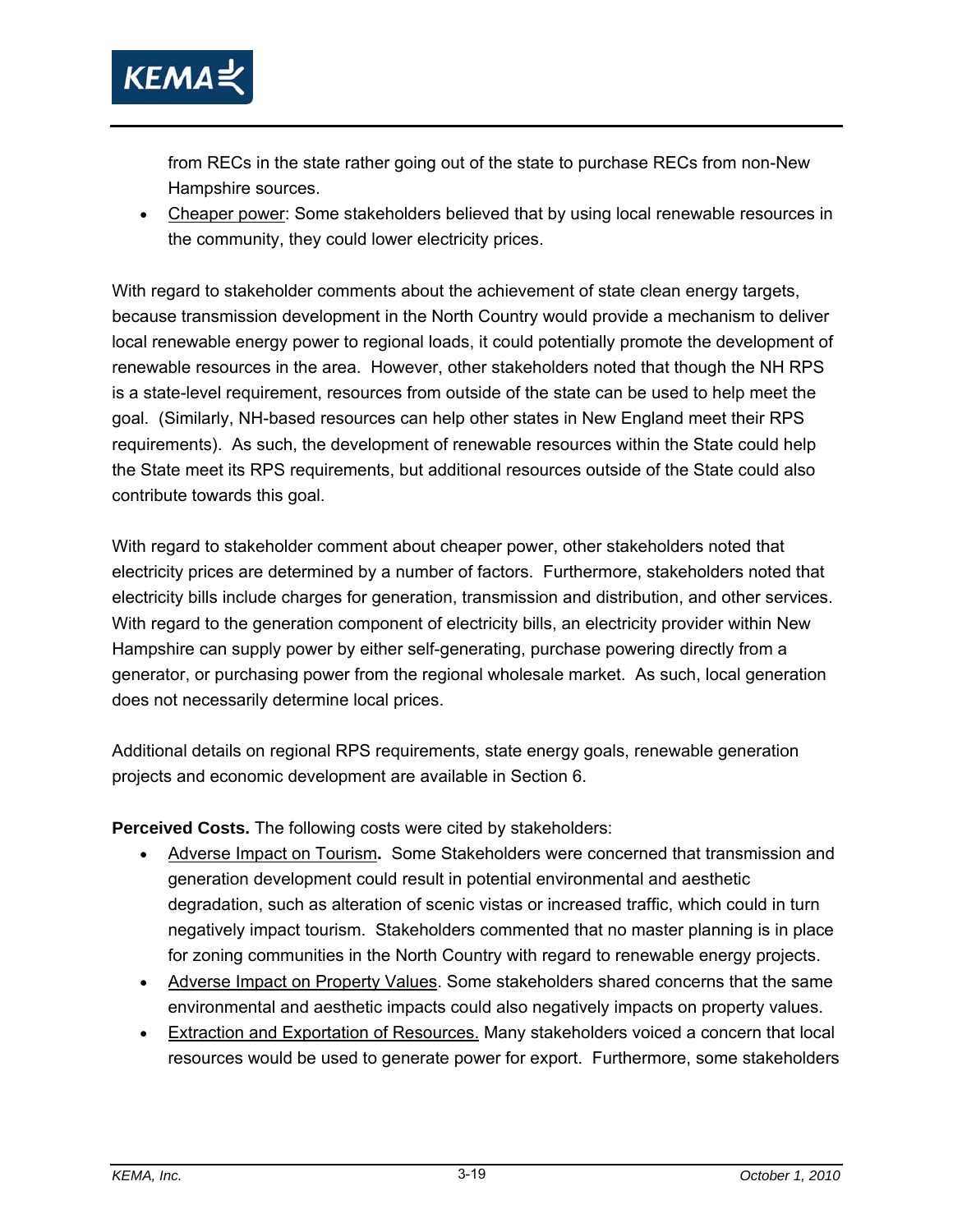from RECs in the state rather going out of the state to purchase RECs from non-New Hampshire sources.

- Cheaper power: Some stakeholders believed that by using local renewable resources in the community, they could lower electricity prices.

With regard to stakeholder comments about the achievement of state clean energy targets, because transmission development in the North Country would provide a mechanism to deliver local renewable energy power to regional loads, it could potentially promote the development of renewable resources in the area. However, other stakeholders noted that though the NH RPS is a state-level requirement, resources from outside of the state can be used to help meet the goal. (Similarly, NH-based resources can help other states in New England meet their RPS requirements). As such, the development of renewable resources within the State could help the State meet its RPS requirements, but additional resources outside of the State could also contribute towards this goal.

With regard to stakeholder comment about cheaper power, other stakeholders noted that electricity prices are determined by a number of factors. Furthermore, stakeholders noted that electricity bills include charges for generation, transmission and distribution, and other services. With regard to the generation component of electricity bills, an electricity provider within New Hampshire can supply power by either self-generating, purchase powering directly from a generator, or purchasing power from the regional wholesale market. As such, local generation does not necessarily determine local prices.

Additional details on regional RPS requirements, state energy goals, renewable generation projects and economic development are available in Section 6.

**Perceived Costs.** The following costs were cited by stakeholders:

- Adverse Impact on Tourism**.** Some Stakeholders were concerned that transmission and generation development could result in potential environmental and aesthetic degradation, such as alteration of scenic vistas or increased traffic, which could in turn negatively impact tourism. Stakeholders commented that no master planning is in place for zoning communities in the North Country with regard to renewable energy projects.
- Adverse Impact on Property Values. Some stakeholders shared concerns that the same environmental and aesthetic impacts could also negatively impacts on property values.
- Extraction and Exportation of Resources. Many stakeholders voiced a concern that local resources would be used to generate power for export. Furthermore, some stakeholders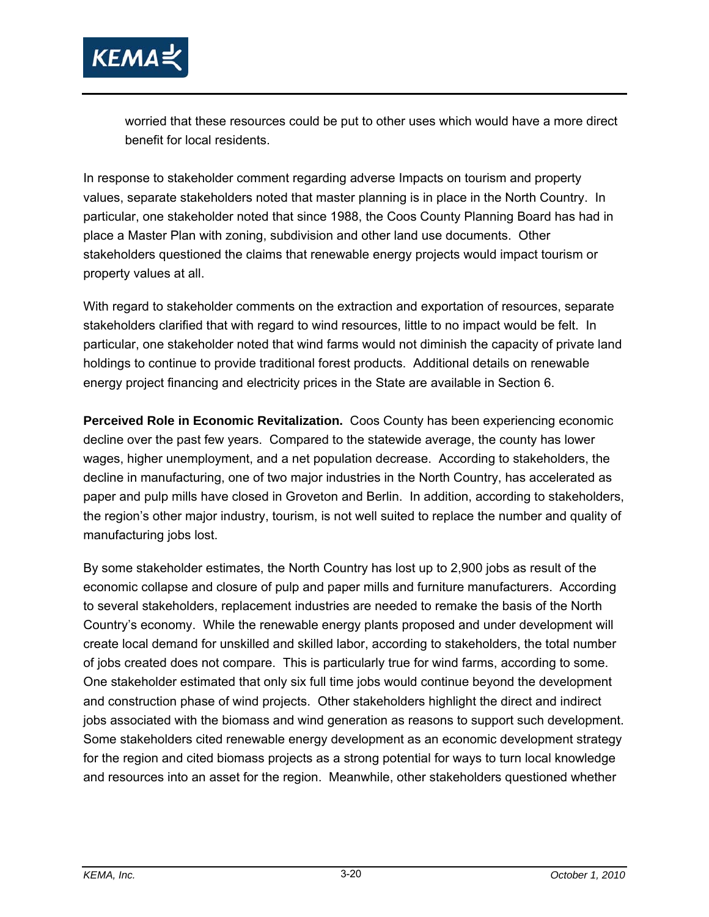worried that these resources could be put to other uses which would have a more direct benefit for local residents.

In response to stakeholder comment regarding adverse Impacts on tourism and property values, separate stakeholders noted that master planning is in place in the North Country. In particular, one stakeholder noted that since 1988, the Coos County Planning Board has had in place a Master Plan with zoning, subdivision and other land use documents. Other stakeholders questioned the claims that renewable energy projects would impact tourism or property values at all.

With regard to stakeholder comments on the extraction and exportation of resources, separate stakeholders clarified that with regard to wind resources, little to no impact would be felt. In particular, one stakeholder noted that wind farms would not diminish the capacity of private land holdings to continue to provide traditional forest products. Additional details on renewable energy project financing and electricity prices in the State are available in Section 6.

**Perceived Role in Economic Revitalization.** Coos County has been experiencing economic decline over the past few years. Compared to the statewide average, the county has lower wages, higher unemployment, and a net population decrease. According to stakeholders, the decline in manufacturing, one of two major industries in the North Country, has accelerated as paper and pulp mills have closed in Groveton and Berlin. In addition, according to stakeholders, the region's other major industry, tourism, is not well suited to replace the number and quality of manufacturing jobs lost.

By some stakeholder estimates, the North Country has lost up to 2,900 jobs as result of the economic collapse and closure of pulp and paper mills and furniture manufacturers. According to several stakeholders, replacement industries are needed to remake the basis of the North Country's economy. While the renewable energy plants proposed and under development will create local demand for unskilled and skilled labor, according to stakeholders, the total number of jobs created does not compare. This is particularly true for wind farms, according to some. One stakeholder estimated that only six full time jobs would continue beyond the development and construction phase of wind projects. Other stakeholders highlight the direct and indirect jobs associated with the biomass and wind generation as reasons to support such development. Some stakeholders cited renewable energy development as an economic development strategy for the region and cited biomass projects as a strong potential for ways to turn local knowledge and resources into an asset for the region. Meanwhile, other stakeholders questioned whether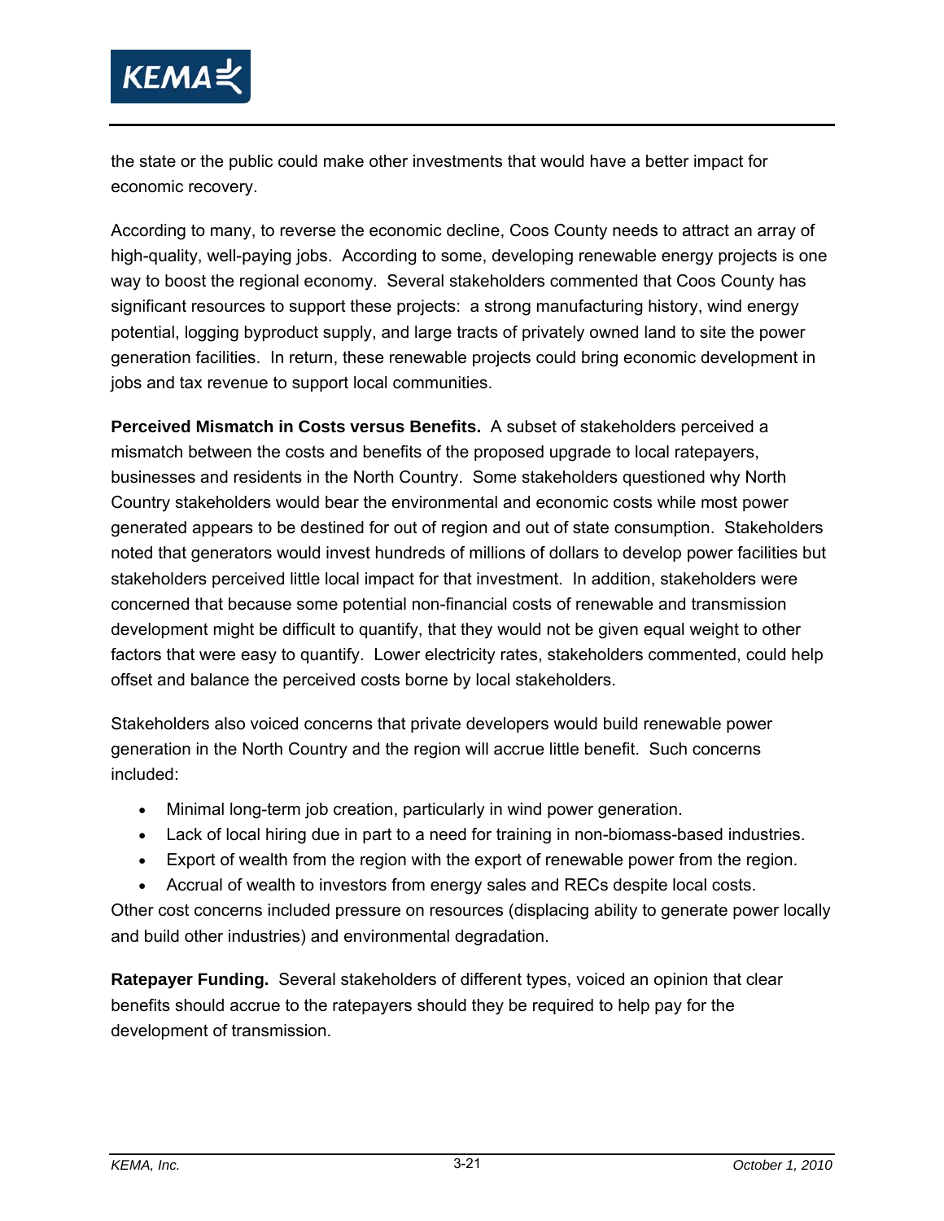the state or the public could make other investments that would have a better impact for economic recovery.

According to many, to reverse the economic decline, Coos County needs to attract an array of high-quality, well-paying jobs. According to some, developing renewable energy projects is one way to boost the regional economy. Several stakeholders commented that Coos County has significant resources to support these projects: a strong manufacturing history, wind energy potential, logging byproduct supply, and large tracts of privately owned land to site the power generation facilities. In return, these renewable projects could bring economic development in jobs and tax revenue to support local communities.

**Perceived Mismatch in Costs versus Benefits.** A subset of stakeholders perceived a mismatch between the costs and benefits of the proposed upgrade to local ratepayers, businesses and residents in the North Country. Some stakeholders questioned why North Country stakeholders would bear the environmental and economic costs while most power generated appears to be destined for out of region and out of state consumption. Stakeholders noted that generators would invest hundreds of millions of dollars to develop power facilities but stakeholders perceived little local impact for that investment. In addition, stakeholders were concerned that because some potential non-financial costs of renewable and transmission development might be difficult to quantify, that they would not be given equal weight to other factors that were easy to quantify. Lower electricity rates, stakeholders commented, could help offset and balance the perceived costs borne by local stakeholders.

Stakeholders also voiced concerns that private developers would build renewable power generation in the North Country and the region will accrue little benefit. Such concerns included:

- Minimal long-term job creation, particularly in wind power generation.
- Lack of local hiring due in part to a need for training in non-biomass-based industries.
- Export of wealth from the region with the export of renewable power from the region.
- Accrual of wealth to investors from energy sales and RECs despite local costs.

Other cost concerns included pressure on resources (displacing ability to generate power locally and build other industries) and environmental degradation.

**Ratepayer Funding.** Several stakeholders of different types, voiced an opinion that clear benefits should accrue to the ratepayers should they be required to help pay for the development of transmission.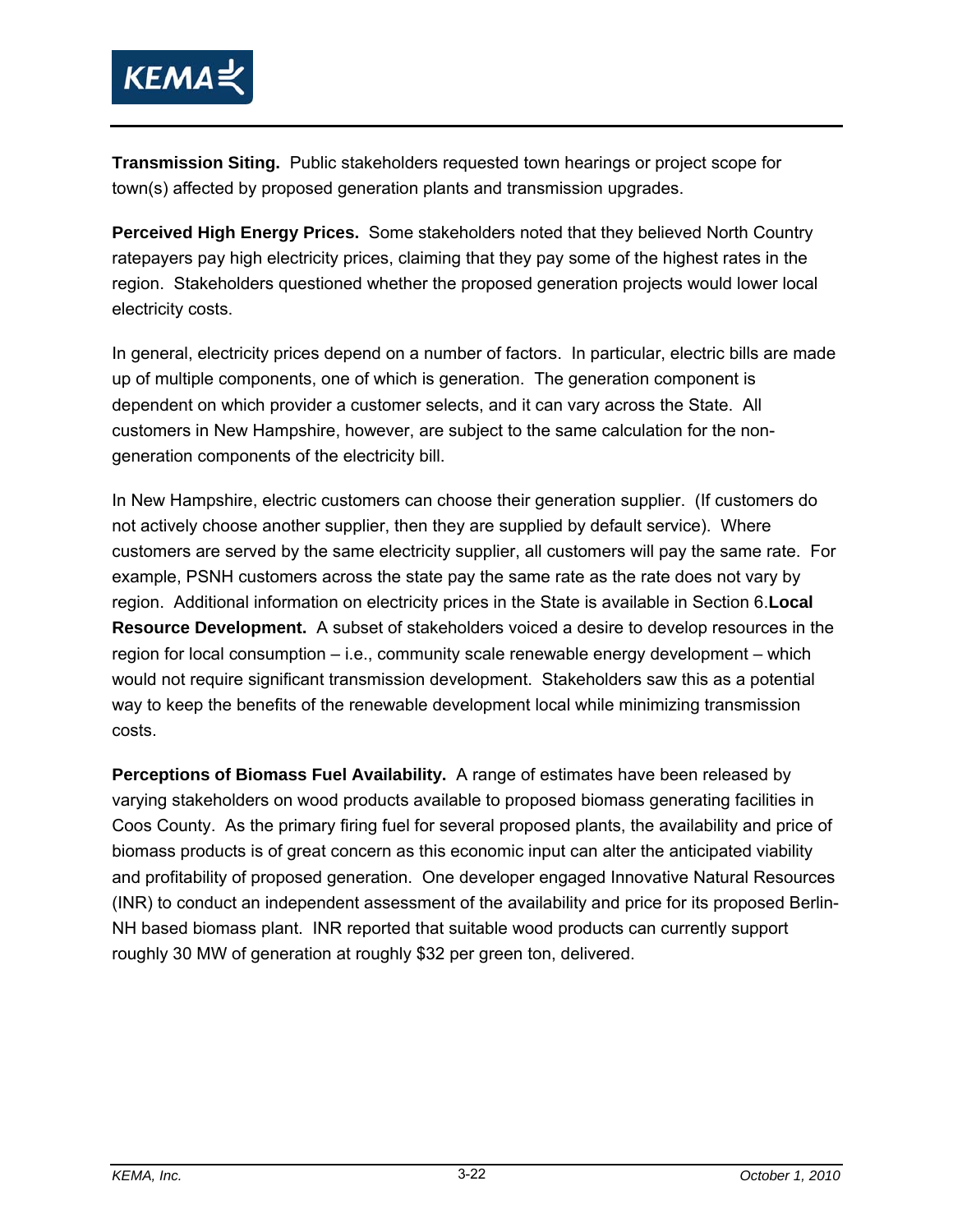**Transmission Siting.** Public stakeholders requested town hearings or project scope for town(s) affected by proposed generation plants and transmission upgrades.

**Perceived High Energy Prices.** Some stakeholders noted that they believed North Country ratepayers pay high electricity prices, claiming that they pay some of the highest rates in the region. Stakeholders questioned whether the proposed generation projects would lower local electricity costs.

In general, electricity prices depend on a number of factors. In particular, electric bills are made up of multiple components, one of which is generation. The generation component is dependent on which provider a customer selects, and it can vary across the State. All customers in New Hampshire, however, are subject to the same calculation for the non-generation components of the electricity bill.

In New Hampshire, electric customers can choose their generation supplier. (If customers do not actively choose another supplier, then they are supplied by default service). Where customers are served by the same electricity supplier, all customers will pay the same rate. For example, PSNH customers across the state pay the same rate as the rate does not vary by region. Additional information on electricity prices in the State is available in Section 6.

**Local Resource Development.** A subset of stakeholders voiced a desire to develop resources in the region for local consumption – i.e., community scale renewable energy development – which would not require significant transmission development. Stakeholders saw this as a potential way to keep the benefits of the renewable development local while minimizing transmission costs.

**Perceptions of Biomass Fuel Availability.** A range of estimates have been released by varying stakeholders on wood products available to proposed biomass generating facilities in Coos County. As the primary firing fuel for several proposed plants, the availability and price of biomass products is of great concern as this economic input can alter the anticipated viability and profitability of proposed generation. One developer engaged Innovative Natural Resources (INR) to conduct an independent assessment of the availability and price for its proposed Berlin-NH based biomass plant. INR reported that suitable wood products can currently support roughly 30 MW of generation at roughly $32 per green ton, delivered.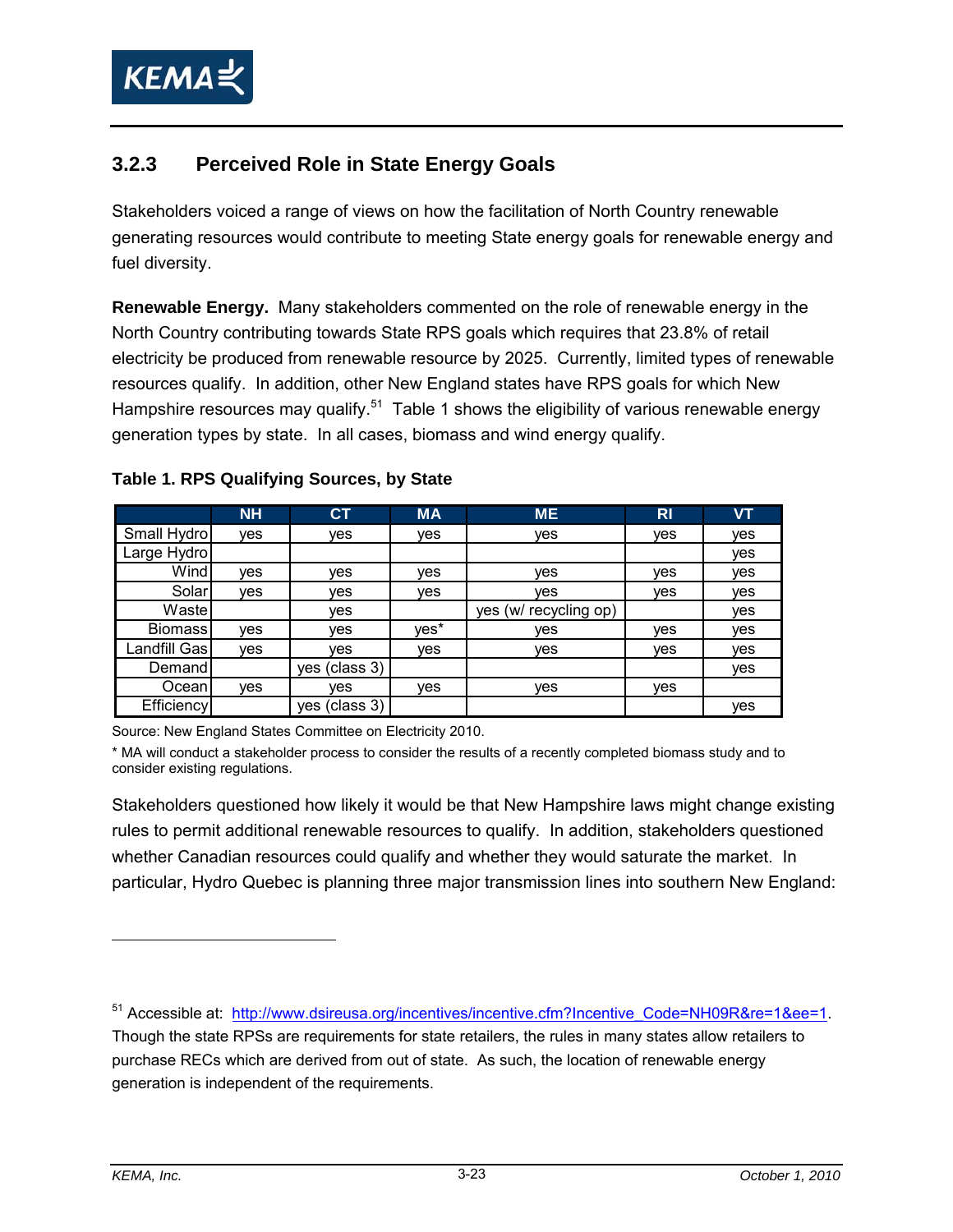### 3.2.3 Perceived Role in State Energy Goals

Stakeholders voiced a range of views on how the facilitation of North Country renewable generating resources would contribute to meeting State energy goals for renewable energy and fuel diversity.

**Renewable Energy.** Many stakeholders commented on the role of renewable energy in the North Country contributing towards State RPS goals which requires that 23.8% of retail electricity be produced from renewable resource by 2025. Currently, limited types of renewable resources qualify. In addition, other New England states have RPS goals for which New Hampshire resources may qualify.[51] Table 1 shows the eligibility of various renewable energy generation types by state. In all cases, biomass and wind energy qualify.

**Table 1. RPS Qualifying Sources, by State**

| | NH | CT | MA | ME | RI | VT |
|---|---|---|---|---|---|---|
| Small Hydro | yes | yes | yes | yes | yes | yes |
| Large Hydro | | | | | | yes |
| Wind | yes | yes | yes | yes | yes | yes |
| Solar | yes | yes | yes | yes | yes | yes |
| Waste | | yes | | yes (w/ recycling op) | | yes |
| Biomass | yes | yes | yes* | yes | yes | yes |
| Landfill Gas | yes | yes | yes | yes | yes | yes |
| Demand | | yes (class 3) | | | | yes |
| Ocean | yes | yes | yes | yes | yes | |
| Efficiency | | yes (class 3) | | | | yes |

Source: New England States Committee on Electricity 2010.

* MA will conduct a stakeholder process to consider the results of a recently completed biomass study and to consider existing regulations.

Stakeholders questioned how likely it would be that New Hampshire laws might change existing rules to permit additional renewable resources to qualify. In addition, stakeholders questioned whether Canadian resources could qualify and whether they would saturate the market. In particular, Hydro Quebec is planning three major transmission lines into southern New England:

[51] Accessible at: http://www.dsireusa.org/incentives/incentive.cfm?Incentive_Code=NH09R&re=1&ee=1. Though the state RPSs are requirements for state retailers, the rules in many states allow retailers to purchase RECs which are derived from out of state. As such, the location of renewable energy generation is independent of the requirements.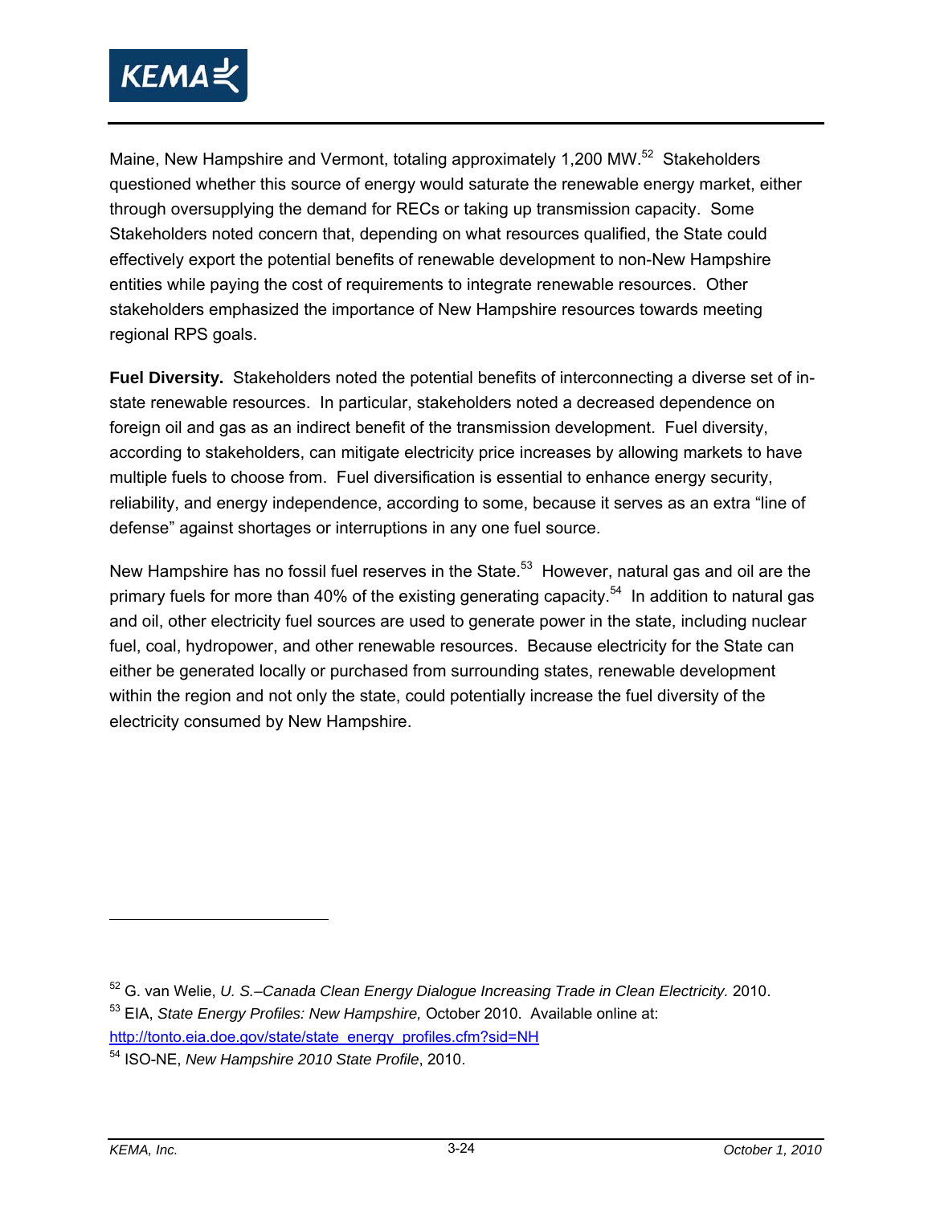Maine, New Hampshire and Vermont, totaling approximately 1,200 MW.[52] Stakeholders questioned whether this source of energy would saturate the renewable energy market, either through oversupplying the demand for RECs or taking up transmission capacity. Some Stakeholders noted concern that, depending on what resources qualified, the State could effectively export the potential benefits of renewable development to non-New Hampshire entities while paying the cost of requirements to integrate renewable resources. Other stakeholders emphasized the importance of New Hampshire resources towards meeting regional RPS goals.

**Fuel Diversity.** Stakeholders noted the potential benefits of interconnecting a diverse set of in-state renewable resources. In particular, stakeholders noted a decreased dependence on foreign oil and gas as an indirect benefit of the transmission development. Fuel diversity, according to stakeholders, can mitigate electricity price increases by allowing markets to have multiple fuels to choose from. Fuel diversification is essential to enhance energy security, reliability, and energy independence, according to some, because it serves as an extra "line of defense" against shortages or interruptions in any one fuel source.

New Hampshire has no fossil fuel reserves in the State.[53] However, natural gas and oil are the primary fuels for more than 40% of the existing generating capacity.[54] In addition to natural gas and oil, other electricity fuel sources are used to generate power in the state, including nuclear fuel, coal, hydropower, and other renewable resources. Because electricity for the State can either be generated locally or purchased from surrounding states, renewable development within the region and not only the state, could potentially increase the fuel diversity of the electricity consumed by New Hampshire.

---

[52] G. van Welie, *U. S.–Canada Clean Energy Dialogue Increasing Trade in Clean Electricity.* 2010.

[53] EIA, *State Energy Profiles: New Hampshire,* October 2010. Available online at: http://tonto.eia.doe.gov/state/state_energy_profiles.cfm?sid=NH

[54] ISO-NE, *New Hampshire 2010 State Profile*, 2010.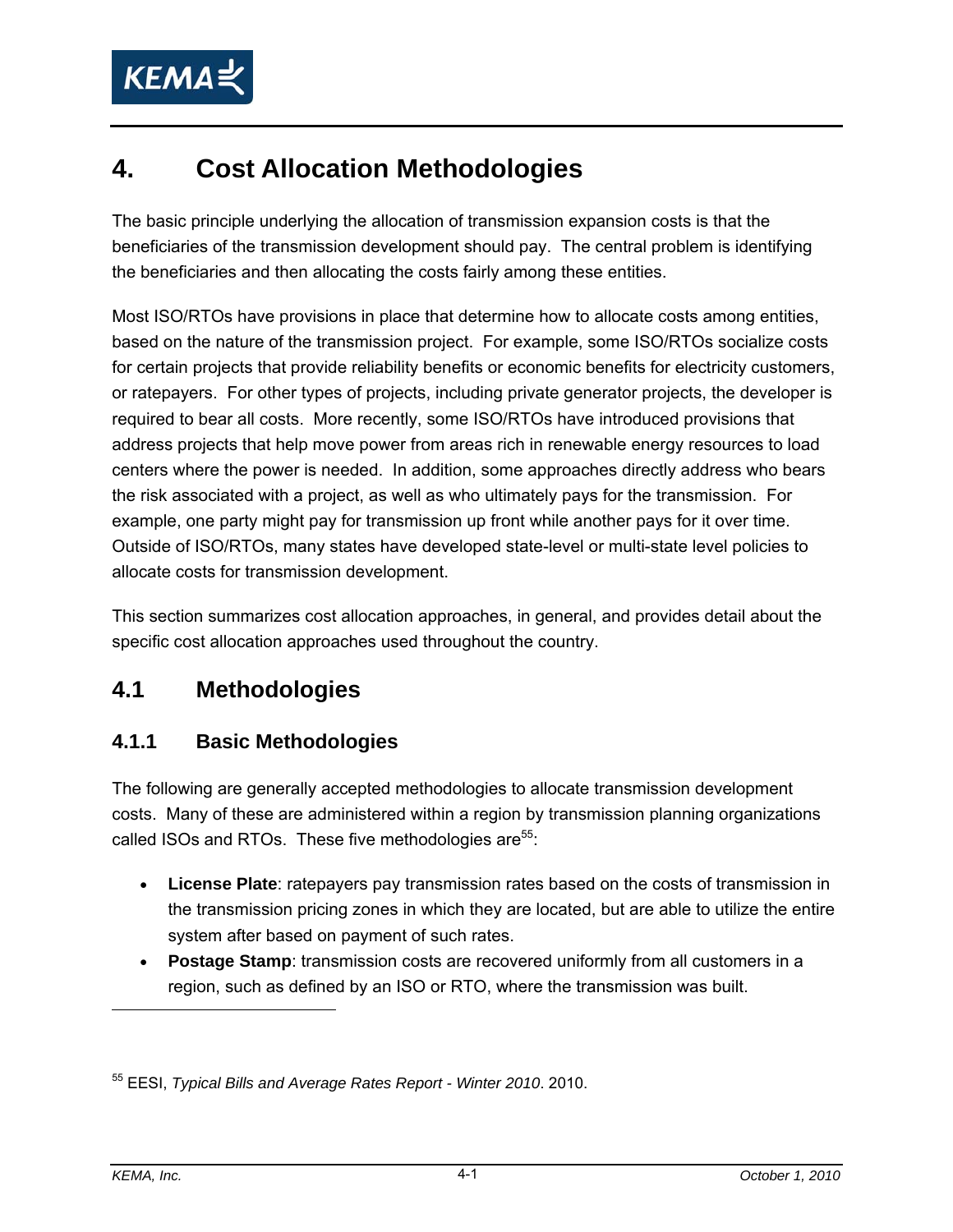# 4. Cost Allocation Methodologies

The basic principle underlying the allocation of transmission expansion costs is that the beneficiaries of the transmission development should pay. The central problem is identifying the beneficiaries and then allocating the costs fairly among these entities.

Most ISO/RTOs have provisions in place that determine how to allocate costs among entities, based on the nature of the transmission project. For example, some ISO/RTOs socialize costs for certain projects that provide reliability benefits or economic benefits for electricity customers, or ratepayers. For other types of projects, including private generator projects, the developer is required to bear all costs. More recently, some ISO/RTOs have introduced provisions that address projects that help move power from areas rich in renewable energy resources to load centers where the power is needed. In addition, some approaches directly address who bears the risk associated with a project, as well as who ultimately pays for the transmission. For example, one party might pay for transmission up front while another pays for it over time. Outside of ISO/RTOs, many states have developed state-level or multi-state level policies to allocate costs for transmission development.

This section summarizes cost allocation approaches, in general, and provides detail about the specific cost allocation approaches used throughout the country.

## 4.1 Methodologies

### 4.1.1 Basic Methodologies

The following are generally accepted methodologies to allocate transmission development costs. Many of these are administered within a region by transmission planning organizations called ISOs and RTOs. These five methodologies are[55]:

- **License Plate**: ratepayers pay transmission rates based on the costs of transmission in the transmission pricing zones in which they are located, but are able to utilize the entire system after based on payment of such rates.
- **Postage Stamp**: transmission costs are recovered uniformly from all customers in a region, such as defined by an ISO or RTO, where the transmission was built.

[55] EESI, *Typical Bills and Average Rates Report - Winter 2010*. 2010.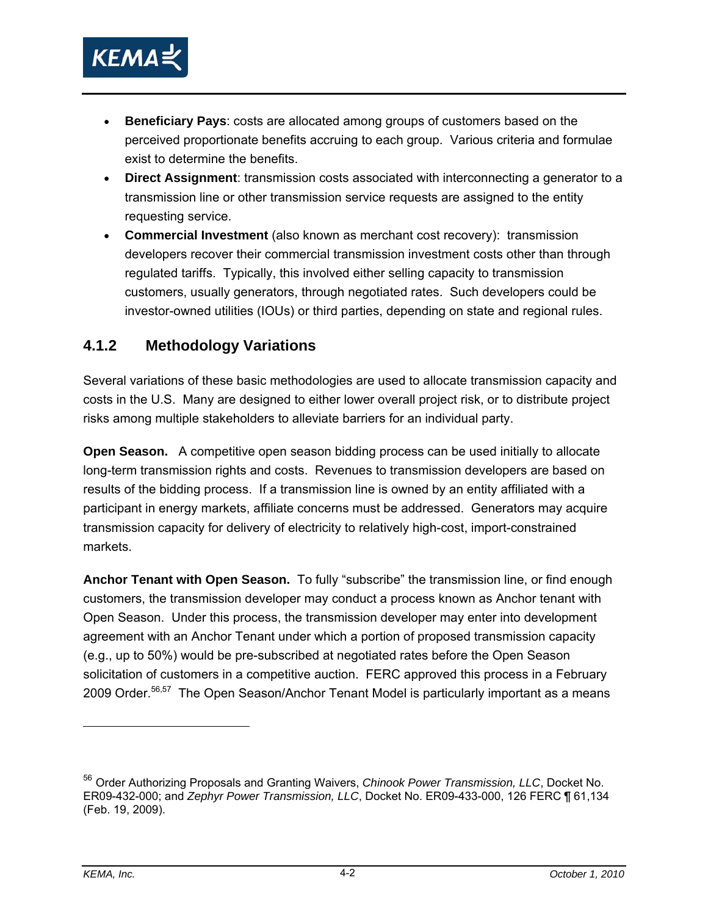- **Beneficiary Pays**: costs are allocated among groups of customers based on the perceived proportionate benefits accruing to each group. Various criteria and formulae exist to determine the benefits.
- **Direct Assignment**: transmission costs associated with interconnecting a generator to a transmission line or other transmission service requests are assigned to the entity requesting service.
- **Commercial Investment** (also known as merchant cost recovery): transmission developers recover their commercial transmission investment costs other than through regulated tariffs. Typically, this involved either selling capacity to transmission customers, usually generators, through negotiated rates. Such developers could be investor-owned utilities (IOUs) or third parties, depending on state and regional rules.

### 4.1.2 Methodology Variations

Several variations of these basic methodologies are used to allocate transmission capacity and costs in the U.S. Many are designed to either lower overall project risk, or to distribute project risks among multiple stakeholders to alleviate barriers for an individual party.

**Open Season.** A competitive open season bidding process can be used initially to allocate long-term transmission rights and costs. Revenues to transmission developers are based on results of the bidding process. If a transmission line is owned by an entity affiliated with a participant in energy markets, affiliate concerns must be addressed. Generators may acquire transmission capacity for delivery of electricity to relatively high-cost, import-constrained markets.

**Anchor Tenant with Open Season.** To fully "subscribe" the transmission line, or find enough customers, the transmission developer may conduct a process known as Anchor tenant with Open Season. Under this process, the transmission developer may enter into development agreement with an Anchor Tenant under which a portion of proposed transmission capacity (e.g., up to 50%) would be pre-subscribed at negotiated rates before the Open Season solicitation of customers in a competitive auction. FERC approved this process in a February 2009 Order.[56,57] The Open Season/Anchor Tenant Model is particularly important as a means

---

[56] Order Authorizing Proposals and Granting Waivers, *Chinook Power Transmission, LLC*, Docket No. ER09-432-000; and *Zephyr Power Transmission, LLC*, Docket No. ER09-433-000, 126 FERC ¶ 61,134 (Feb. 19, 2009).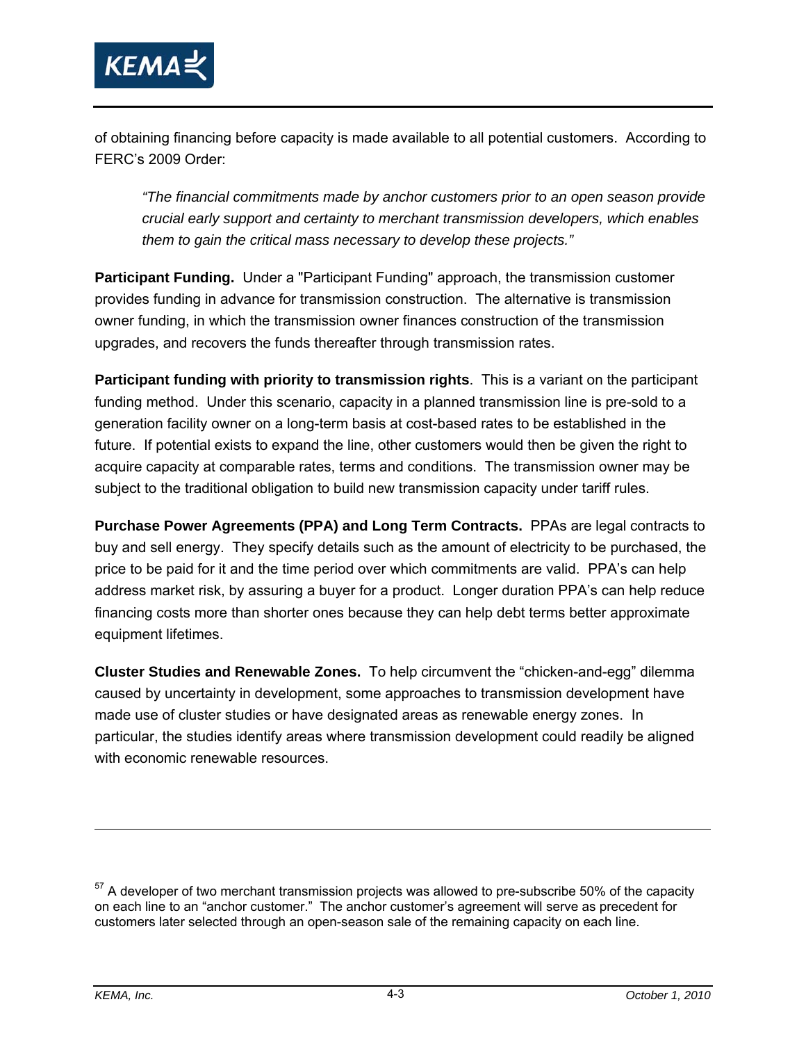of obtaining financing before capacity is made available to all potential customers. According to FERC's 2009 Order:

> *"The financial commitments made by anchor customers prior to an open season provide crucial early support and certainty to merchant transmission developers, which enables them to gain the critical mass necessary to develop these projects."*

**Participant Funding.** Under a "Participant Funding" approach, the transmission customer provides funding in advance for transmission construction. The alternative is transmission owner funding, in which the transmission owner finances construction of the transmission upgrades, and recovers the funds thereafter through transmission rates.

**Participant funding with priority to transmission rights**. This is a variant on the participant funding method. Under this scenario, capacity in a planned transmission line is pre-sold to a generation facility owner on a long-term basis at cost-based rates to be established in the future. If potential exists to expand the line, other customers would then be given the right to acquire capacity at comparable rates, terms and conditions. The transmission owner may be subject to the traditional obligation to build new transmission capacity under tariff rules.

**Purchase Power Agreements (PPA) and Long Term Contracts.** PPAs are legal contracts to buy and sell energy. They specify details such as the amount of electricity to be purchased, the price to be paid for it and the time period over which commitments are valid. PPA's can help address market risk, by assuring a buyer for a product. Longer duration PPA's can help reduce financing costs more than shorter ones because they can help debt terms better approximate equipment lifetimes.

**Cluster Studies and Renewable Zones.** To help circumvent the "chicken-and-egg" dilemma caused by uncertainty in development, some approaches to transmission development have made use of cluster studies or have designated areas as renewable energy zones. In particular, the studies identify areas where transmission development could readily be aligned with economic renewable resources.

---

[57] A developer of two merchant transmission projects was allowed to pre-subscribe 50% of the capacity on each line to an "anchor customer." The anchor customer's agreement will serve as precedent for customers later selected through an open-season sale of the remaining capacity on each line.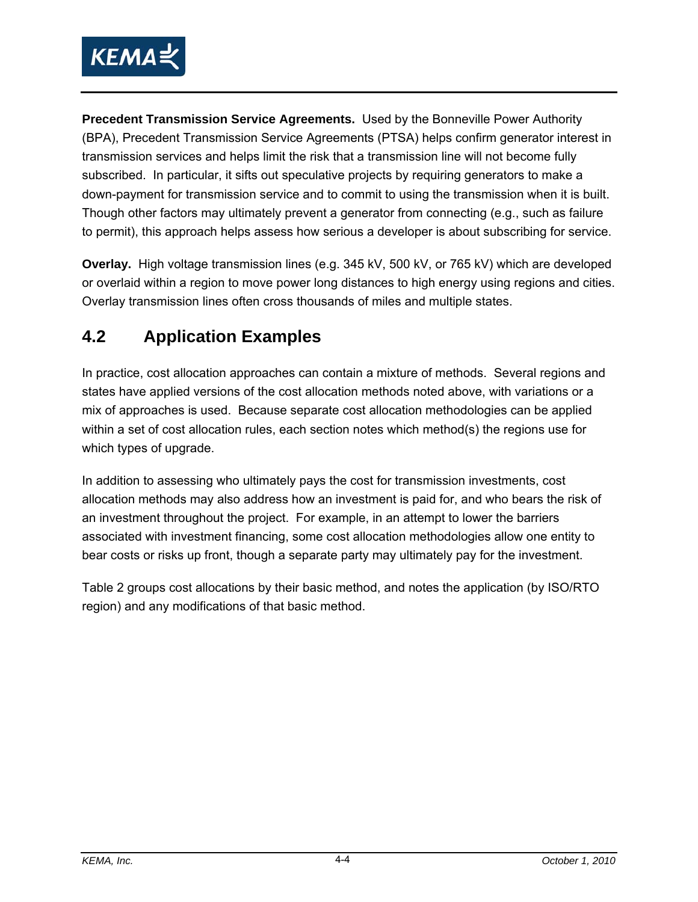**Precedent Transmission Service Agreements.** Used by the Bonneville Power Authority (BPA), Precedent Transmission Service Agreements (PTSA) helps confirm generator interest in transmission services and helps limit the risk that a transmission line will not become fully subscribed. In particular, it sifts out speculative projects by requiring generators to make a down-payment for transmission service and to commit to using the transmission when it is built. Though other factors may ultimately prevent a generator from connecting (e.g., such as failure to permit), this approach helps assess how serious a developer is about subscribing for service.

**Overlay.** High voltage transmission lines (e.g. 345 kV, 500 kV, or 765 kV) which are developed or overlaid within a region to move power long distances to high energy using regions and cities. Overlay transmission lines often cross thousands of miles and multiple states.

## 4.2 Application Examples

In practice, cost allocation approaches can contain a mixture of methods. Several regions and states have applied versions of the cost allocation methods noted above, with variations or a mix of approaches is used. Because separate cost allocation methodologies can be applied within a set of cost allocation rules, each section notes which method(s) the regions use for which types of upgrade.

In addition to assessing who ultimately pays the cost for transmission investments, cost allocation methods may also address how an investment is paid for, and who bears the risk of an investment throughout the project. For example, in an attempt to lower the barriers associated with investment financing, some cost allocation methodologies allow one entity to bear costs or risks up front, though a separate party may ultimately pay for the investment.

Table 2 groups cost allocations by their basic method, and notes the application (by ISO/RTO region) and any modifications of that basic method.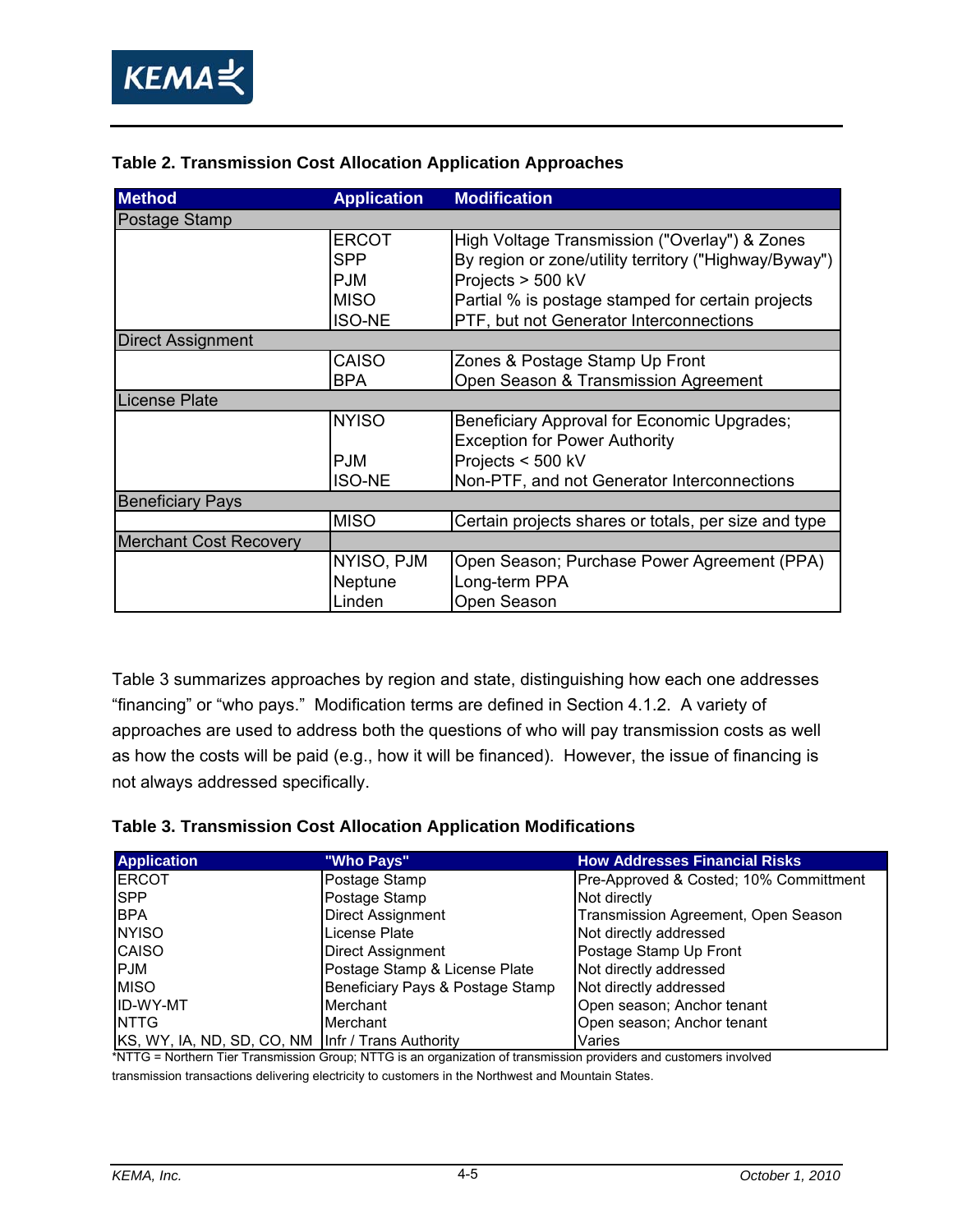**Table 2. Transmission Cost Allocation Application Approaches**

| Method | Application | Modification |
|---|---|---|
| Postage Stamp | | |
| | ERCOT | High Voltage Transmission ("Overlay") & Zones |
| | SPP | By region or zone/utility territory ("Highway/Byway") |
| | PJM | Projects > 500 kV |
| | MISO | Partial % is postage stamped for certain projects |
| | ISO-NE | PTF, but not Generator Interconnections |
| Direct Assignment | | |
| | CAISO | Zones & Postage Stamp Up Front |
| | BPA | Open Season & Transmission Agreement |
| License Plate | | |
| | NYISO | Beneficiary Approval for Economic Upgrades; Exception for Power Authority |
| | PJM | Projects < 500 kV |
| | ISO-NE | Non-PTF, and not Generator Interconnections |
| Beneficiary Pays | | |
| | MISO | Certain projects shares or totals, per size and type |
| Merchant Cost Recovery | | |
| | NYISO, PJM | Open Season; Purchase Power Agreement (PPA) |
| | Neptune | Long-term PPA |
| | Linden | Open Season |

Table 3 summarizes approaches by region and state, distinguishing how each one addresses "financing" or "who pays." Modification terms are defined in Section 4.1.2. A variety of approaches are used to address both the questions of who will pay transmission costs as well as how the costs will be paid (e.g., how it will be financed). However, the issue of financing is not always addressed specifically.

**Table 3. Transmission Cost Allocation Application Modifications**

| Application | "Who Pays" | How Addresses Financial Risks |
|---|---|---|
| ERCOT | Postage Stamp | Pre-Approved & Costed; 10% Committment |
| SPP | Postage Stamp | Not directly |
| BPA | Direct Assignment | Transmission Agreement, Open Season |
| NYISO | License Plate | Not directly addressed |
| CAISO | Direct Assignment | Postage Stamp Up Front |
| PJM | Postage Stamp & License Plate | Not directly addressed |
| MISO | Beneficiary Pays & Postage Stamp | Not directly addressed |
| ID-WY-MT | Merchant | Open season; Anchor tenant |
| NTTG | Merchant | Open season; Anchor tenant |
| KS, WY, IA, ND, SD, CO, NM | Infr / Trans Authority | Varies |

*NTTG = Northern Tier Transmission Group; NTTG is an organization of transmission providers and customers involved transmission transactions delivering electricity to customers in the Northwest and Mountain States.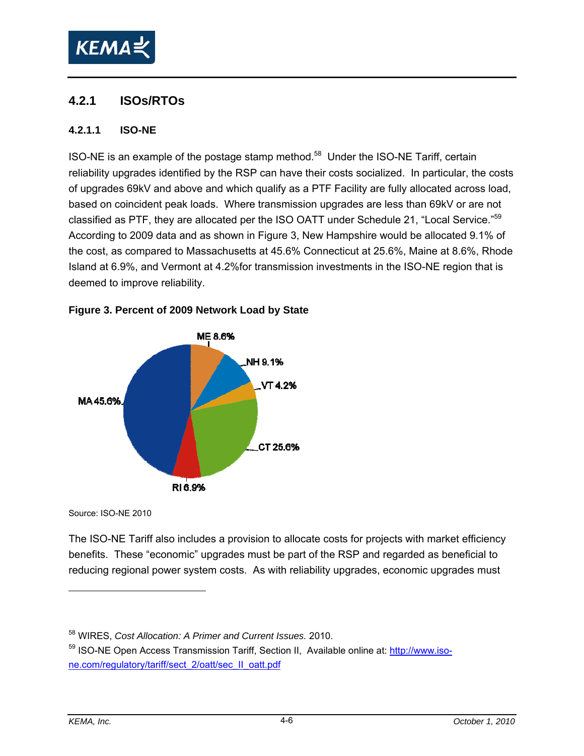### 4.2.1 ISOs/RTOs

#### 4.2.1.1 ISO-NE

ISO-NE is an example of the postage stamp method.[58] Under the ISO-NE Tariff, certain reliability upgrades identified by the RSP can have their costs socialized. In particular, the costs of upgrades 69kV and above and which qualify as a PTF Facility are fully allocated across load, based on coincident peak loads. Where transmission upgrades are less than 69kV or are not classified as PTF, they are allocated per the ISO OATT under Schedule 21, "Local Service."[59] According to 2009 data and as shown in Figure 3, New Hampshire would be allocated 9.1% of the cost, as compared to Massachusetts at 45.6% Connecticut at 25.6%, Maine at 8.6%, Rhode Island at 6.9%, and Vermont at 4.2%for transmission investments in the ISO-NE region that is deemed to improve reliability.

**Figure 3. Percent of 2009 Network Load by State**

ME 8.6%
NH 9.1%
VT 4.2%
MA 45.6%
CT 25.6%
RI 6.9%

Source: ISO-NE 2010

The ISO-NE Tariff also includes a provision to allocate costs for projects with market efficiency benefits. These "economic" upgrades must be part of the RSP and regarded as beneficial to reducing regional power system costs. As with reliability upgrades, economic upgrades must

---

[58] WIRES, *Cost Allocation: A Primer and Current Issues.* 2010.

[59] ISO-NE Open Access Transmission Tariff, Section II, Available online at: http://www.iso-ne.com/regulatory/tariff/sect_2/oatt/sec_II_oatt.pdf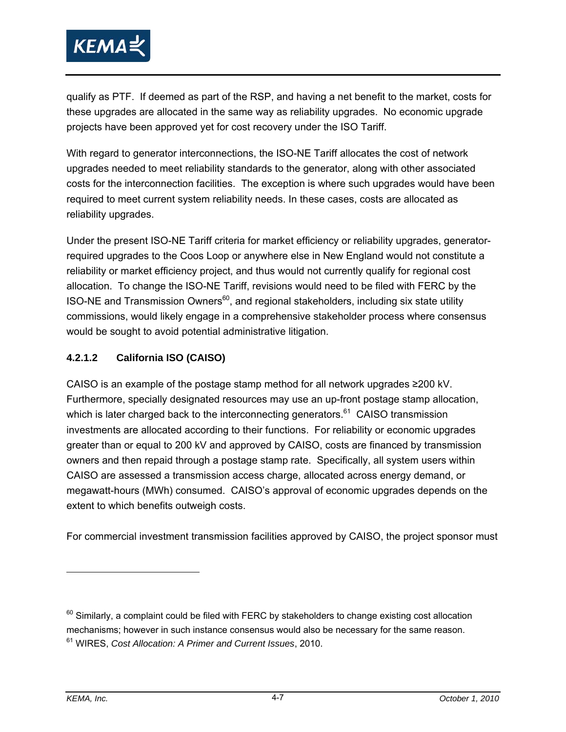qualify as PTF. If deemed as part of the RSP, and having a net benefit to the market, costs for these upgrades are allocated in the same way as reliability upgrades. No economic upgrade projects have been approved yet for cost recovery under the ISO Tariff.

With regard to generator interconnections, the ISO-NE Tariff allocates the cost of network upgrades needed to meet reliability standards to the generator, along with other associated costs for the interconnection facilities. The exception is where such upgrades would have been required to meet current system reliability needs. In these cases, costs are allocated as reliability upgrades.

Under the present ISO-NE Tariff criteria for market efficiency or reliability upgrades, generator-required upgrades to the Coos Loop or anywhere else in New England would not constitute a reliability or market efficiency project, and thus would not currently qualify for regional cost allocation. To change the ISO-NE Tariff, revisions would need to be filed with FERC by the ISO-NE and Transmission Owners[60], and regional stakeholders, including six state utility commissions, would likely engage in a comprehensive stakeholder process where consensus would be sought to avoid potential administrative litigation.

#### 4.2.1.2 California ISO (CAISO)

CAISO is an example of the postage stamp method for all network upgrades ≥200 kV. Furthermore, specially designated resources may use an up-front postage stamp allocation, which is later charged back to the interconnecting generators.[61] CAISO transmission investments are allocated according to their functions. For reliability or economic upgrades greater than or equal to 200 kV and approved by CAISO, costs are financed by transmission owners and then repaid through a postage stamp rate. Specifically, all system users within CAISO are assessed a transmission access charge, allocated across energy demand, or megawatt-hours (MWh) consumed. CAISO's approval of economic upgrades depends on the extent to which benefits outweigh costs.

For commercial investment transmission facilities approved by CAISO, the project sponsor must

---

[60] Similarly, a complaint could be filed with FERC by stakeholders to change existing cost allocation mechanisms; however in such instance consensus would also be necessary for the same reason.

[61] WIRES, *Cost Allocation: A Primer and Current Issues*, 2010.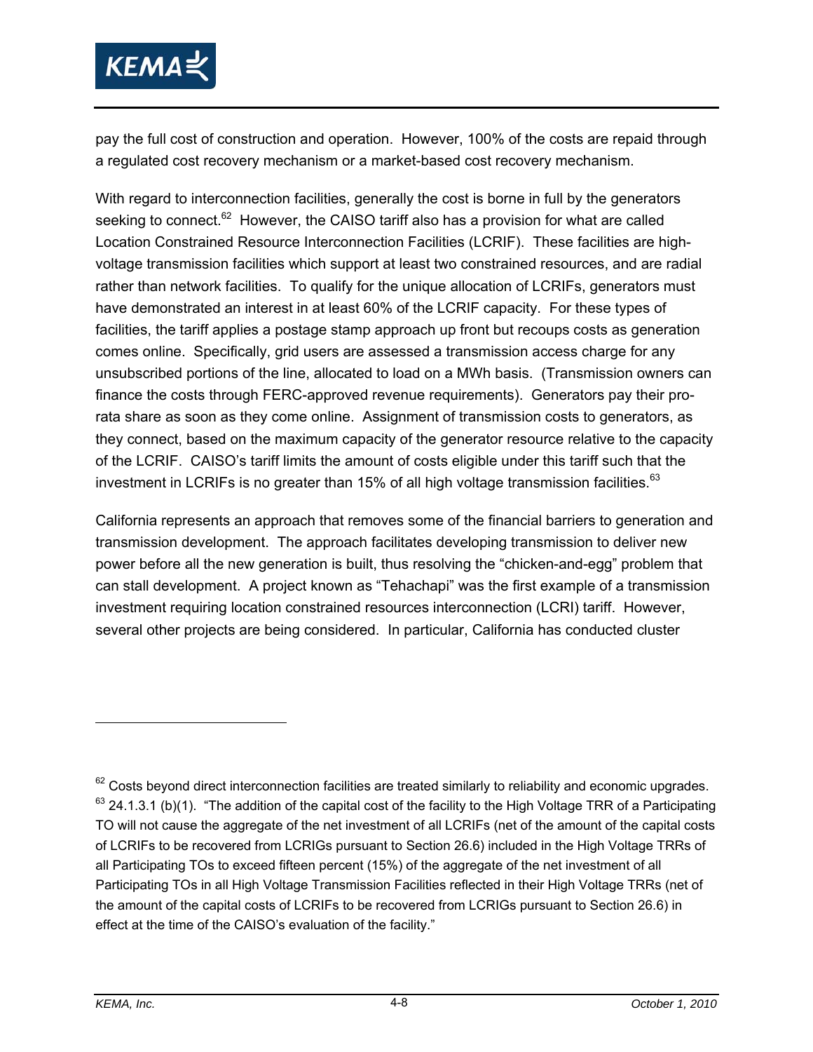pay the full cost of construction and operation. However, 100% of the costs are repaid through a regulated cost recovery mechanism or a market-based cost recovery mechanism.

With regard to interconnection facilities, generally the cost is borne in full by the generators seeking to connect.[62] However, the CAISO tariff also has a provision for what are called Location Constrained Resource Interconnection Facilities (LCRIF). These facilities are high-voltage transmission facilities which support at least two constrained resources, and are radial rather than network facilities. To qualify for the unique allocation of LCRIFs, generators must have demonstrated an interest in at least 60% of the LCRIF capacity. For these types of facilities, the tariff applies a postage stamp approach up front but recoups costs as generation comes online. Specifically, grid users are assessed a transmission access charge for any unsubscribed portions of the line, allocated to load on a MWh basis. (Transmission owners can finance the costs through FERC-approved revenue requirements). Generators pay their pro-rata share as soon as they come online. Assignment of transmission costs to generators, as they connect, based on the maximum capacity of the generator resource relative to the capacity of the LCRIF. CAISO's tariff limits the amount of costs eligible under this tariff such that the investment in LCRIFs is no greater than 15% of all high voltage transmission facilities.[63]

California represents an approach that removes some of the financial barriers to generation and transmission development. The approach facilitates developing transmission to deliver new power before all the new generation is built, thus resolving the "chicken-and-egg" problem that can stall development. A project known as "Tehachapi" was the first example of a transmission investment requiring location constrained resources interconnection (LCRI) tariff. However, several other projects are being considered. In particular, California has conducted cluster

---

[62] Costs beyond direct interconnection facilities are treated similarly to reliability and economic upgrades.

[63] 24.1.3.1 (b)(1). "The addition of the capital cost of the facility to the High Voltage TRR of a Participating TO will not cause the aggregate of the net investment of all LCRIFs (net of the amount of the capital costs of LCRIFs to be recovered from LCRIGs pursuant to Section 26.6) included in the High Voltage TRRs of all Participating TOs to exceed fifteen percent (15%) of the aggregate of the net investment of all Participating TOs in all High Voltage Transmission Facilities reflected in their High Voltage TRRs (net of the amount of the capital costs of LCRIFs to be recovered from LCRIGs pursuant to Section 26.6) in effect at the time of the CAISO's evaluation of the facility."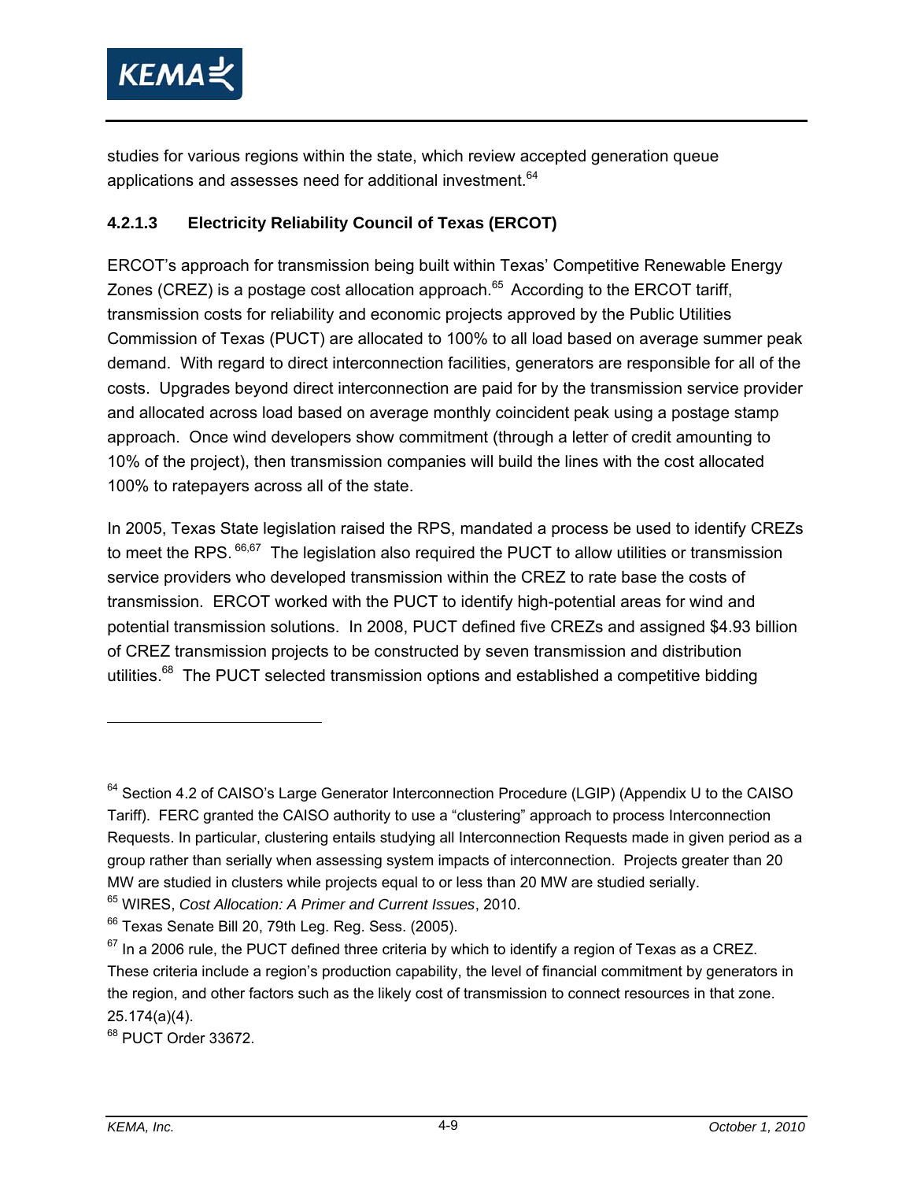studies for various regions within the state, which review accepted generation queue applications and assesses need for additional investment.[64]

#### 4.2.1.3 Electricity Reliability Council of Texas (ERCOT)

ERCOT's approach for transmission being built within Texas' Competitive Renewable Energy Zones (CREZ) is a postage cost allocation approach.[65] According to the ERCOT tariff, transmission costs for reliability and economic projects approved by the Public Utilities Commission of Texas (PUCT) are allocated to 100% to all load based on average summer peak demand. With regard to direct interconnection facilities, generators are responsible for all of the costs. Upgrades beyond direct interconnection are paid for by the transmission service provider and allocated across load based on average monthly coincident peak using a postage stamp approach. Once wind developers show commitment (through a letter of credit amounting to 10% of the project), then transmission companies will build the lines with the cost allocated 100% to ratepayers across all of the state.

In 2005, Texas State legislation raised the RPS, mandated a process be used to identify CREZs to meet the RPS.[66,67] The legislation also required the PUCT to allow utilities or transmission service providers who developed transmission within the CREZ to rate base the costs of transmission. ERCOT worked with the PUCT to identify high-potential areas for wind and potential transmission solutions. In 2008, PUCT defined five CREZs and assigned $4.93 billion of CREZ transmission projects to be constructed by seven transmission and distribution utilities.[68] The PUCT selected transmission options and established a competitive bidding

---

[64] Section 4.2 of CAISO's Large Generator Interconnection Procedure (LGIP) (Appendix U to the CAISO Tariff). FERC granted the CAISO authority to use a "clustering" approach to process Interconnection Requests. In particular, clustering entails studying all Interconnection Requests made in given period as a group rather than serially when assessing system impacts of interconnection. Projects greater than 20 MW are studied in clusters while projects equal to or less than 20 MW are studied serially.

[65] WIRES, *Cost Allocation: A Primer and Current Issues*, 2010.

[66] Texas Senate Bill 20, 79th Leg. Reg. Sess. (2005).

[67] In a 2006 rule, the PUCT defined three criteria by which to identify a region of Texas as a CREZ. These criteria include a region's production capability, the level of financial commitment by generators in the region, and other factors such as the likely cost of transmission to connect resources in that zone. 25.174(a)(4).

[68] PUCT Order 33672.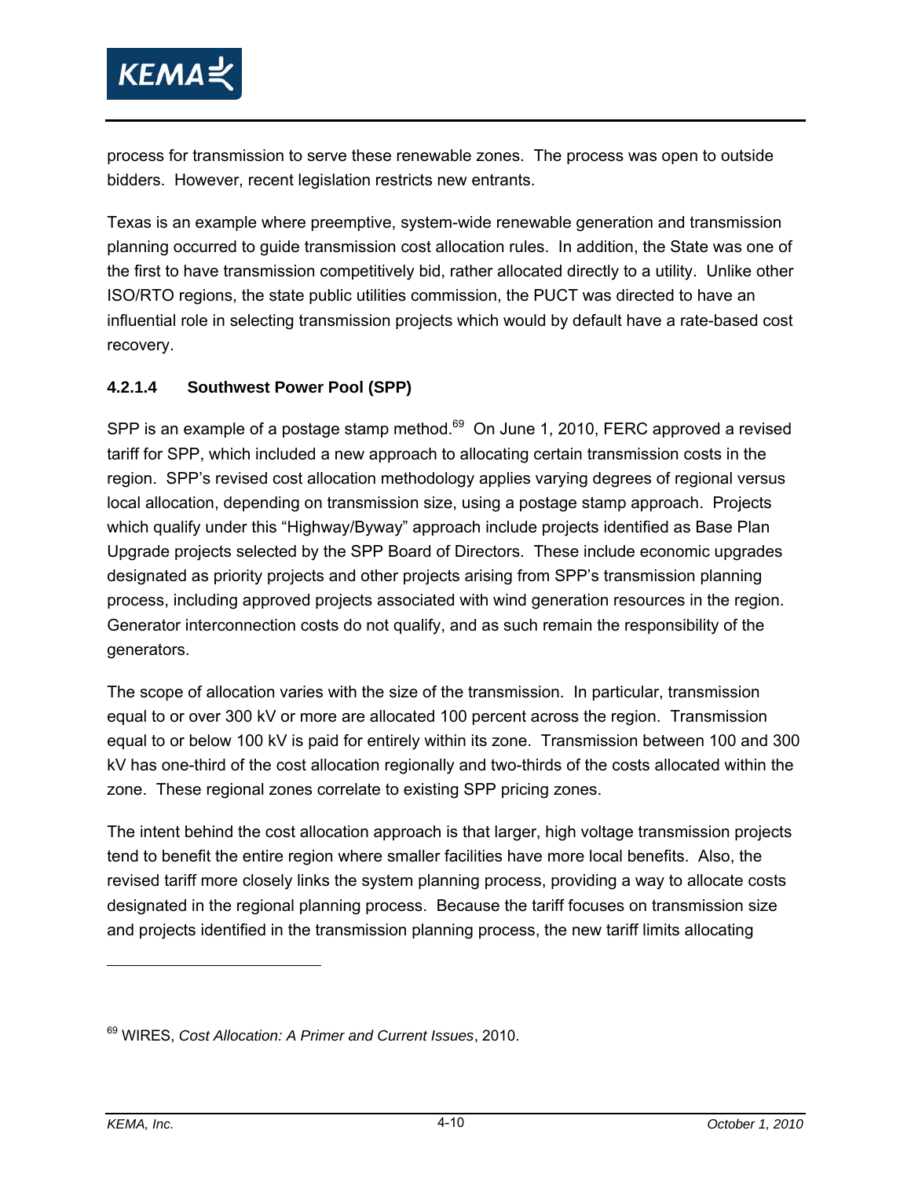process for transmission to serve these renewable zones. The process was open to outside bidders. However, recent legislation restricts new entrants.

Texas is an example where preemptive, system-wide renewable generation and transmission planning occurred to guide transmission cost allocation rules. In addition, the State was one of the first to have transmission competitively bid, rather allocated directly to a utility. Unlike other ISO/RTO regions, the state public utilities commission, the PUCT was directed to have an influential role in selecting transmission projects which would by default have a rate-based cost recovery.

#### 4.2.1.4 Southwest Power Pool (SPP)

SPP is an example of a postage stamp method.[69] On June 1, 2010, FERC approved a revised tariff for SPP, which included a new approach to allocating certain transmission costs in the region. SPP's revised cost allocation methodology applies varying degrees of regional versus local allocation, depending on transmission size, using a postage stamp approach. Projects which qualify under this "Highway/Byway" approach include projects identified as Base Plan Upgrade projects selected by the SPP Board of Directors. These include economic upgrades designated as priority projects and other projects arising from SPP's transmission planning process, including approved projects associated with wind generation resources in the region. Generator interconnection costs do not qualify, and as such remain the responsibility of the generators.

The scope of allocation varies with the size of the transmission. In particular, transmission equal to or over 300 kV or more are allocated 100 percent across the region. Transmission equal to or below 100 kV is paid for entirely within its zone. Transmission between 100 and 300 kV has one-third of the cost allocation regionally and two-thirds of the costs allocated within the zone. These regional zones correlate to existing SPP pricing zones.

The intent behind the cost allocation approach is that larger, high voltage transmission projects tend to benefit the entire region where smaller facilities have more local benefits. Also, the revised tariff more closely links the system planning process, providing a way to allocate costs designated in the regional planning process. Because the tariff focuses on transmission size and projects identified in the transmission planning process, the new tariff limits allocating

[69] WIRES, *Cost Allocation: A Primer and Current Issues*, 2010.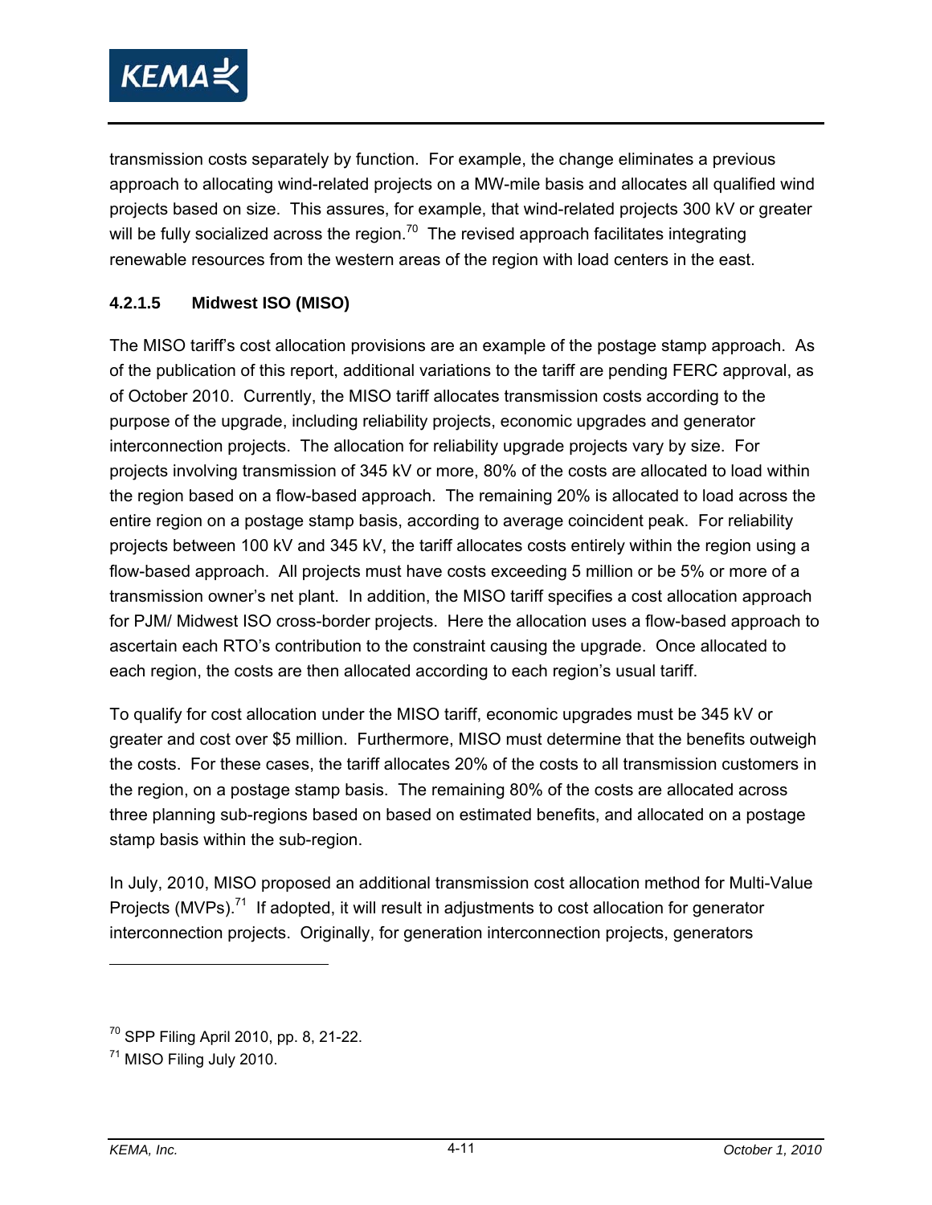transmission costs separately by function. For example, the change eliminates a previous approach to allocating wind-related projects on a MW-mile basis and allocates all qualified wind projects based on size. This assures, for example, that wind-related projects 300 kV or greater will be fully socialized across the region.[70] The revised approach facilitates integrating renewable resources from the western areas of the region with load centers in the east.

#### 4.2.1.5 Midwest ISO (MISO)

The MISO tariff's cost allocation provisions are an example of the postage stamp approach. As of the publication of this report, additional variations to the tariff are pending FERC approval, as of October 2010. Currently, the MISO tariff allocates transmission costs according to the purpose of the upgrade, including reliability projects, economic upgrades and generator interconnection projects. The allocation for reliability upgrade projects vary by size. For projects involving transmission of 345 kV or more, 80% of the costs are allocated to load within the region based on a flow-based approach. The remaining 20% is allocated to load across the entire region on a postage stamp basis, according to average coincident peak. For reliability projects between 100 kV and 345 kV, the tariff allocates costs entirely within the region using a flow-based approach. All projects must have costs exceeding 5 million or be 5% or more of a transmission owner's net plant. In addition, the MISO tariff specifies a cost allocation approach for PJM/ Midwest ISO cross-border projects. Here the allocation uses a flow-based approach to ascertain each RTO's contribution to the constraint causing the upgrade. Once allocated to each region, the costs are then allocated according to each region's usual tariff.

To qualify for cost allocation under the MISO tariff, economic upgrades must be 345 kV or greater and cost over $5 million. Furthermore, MISO must determine that the benefits outweigh the costs. For these cases, the tariff allocates 20% of the costs to all transmission customers in the region, on a postage stamp basis. The remaining 80% of the costs are allocated across three planning sub-regions based on based on estimated benefits, and allocated on a postage stamp basis within the sub-region.

In July, 2010, MISO proposed an additional transmission cost allocation method for Multi-Value Projects (MVPs).[71] If adopted, it will result in adjustments to cost allocation for generator interconnection projects. Originally, for generation interconnection projects, generators

---

[70] SPP Filing April 2010, pp. 8, 21-22.

[71] MISO Filing July 2010.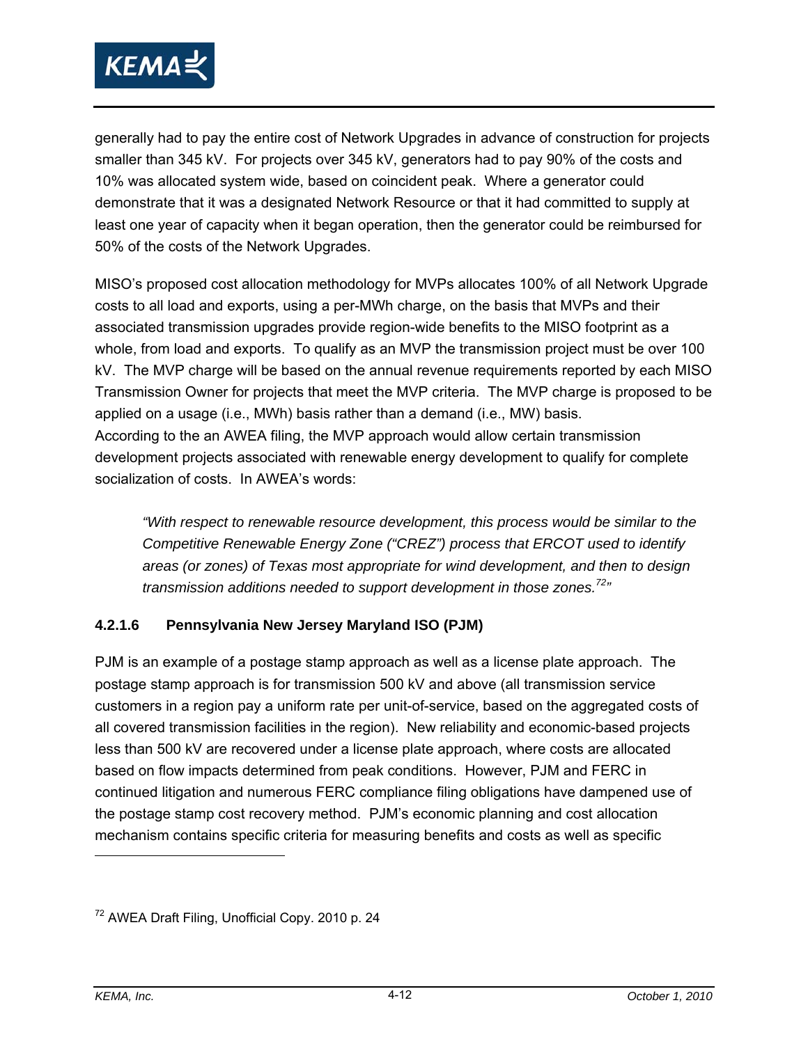generally had to pay the entire cost of Network Upgrades in advance of construction for projects smaller than 345 kV. For projects over 345 kV, generators had to pay 90% of the costs and 10% was allocated system wide, based on coincident peak. Where a generator could demonstrate that it was a designated Network Resource or that it had committed to supply at least one year of capacity when it began operation, then the generator could be reimbursed for 50% of the costs of the Network Upgrades.

MISO's proposed cost allocation methodology for MVPs allocates 100% of all Network Upgrade costs to all load and exports, using a per-MWh charge, on the basis that MVPs and their associated transmission upgrades provide region-wide benefits to the MISO footprint as a whole, from load and exports. To qualify as an MVP the transmission project must be over 100 kV. The MVP charge will be based on the annual revenue requirements reported by each MISO Transmission Owner for projects that meet the MVP criteria. The MVP charge is proposed to be applied on a usage (i.e., MWh) basis rather than a demand (i.e., MW) basis.
According to the an AWEA filing, the MVP approach would allow certain transmission development projects associated with renewable energy development to qualify for complete socialization of costs. In AWEA's words:

> *"With respect to renewable resource development, this process would be similar to the Competitive Renewable Energy Zone ("CREZ") process that ERCOT used to identify areas (or zones) of Texas most appropriate for wind development, and then to design transmission additions needed to support development in those zones.[72]"*

#### 4.2.1.6 Pennsylvania New Jersey Maryland ISO (PJM)

PJM is an example of a postage stamp approach as well as a license plate approach. The postage stamp approach is for transmission 500 kV and above (all transmission service customers in a region pay a uniform rate per unit-of-service, based on the aggregated costs of all covered transmission facilities in the region). New reliability and economic-based projects less than 500 kV are recovered under a license plate approach, where costs are allocated based on flow impacts determined from peak conditions. However, PJM and FERC in continued litigation and numerous FERC compliance filing obligations have dampened use of the postage stamp cost recovery method. PJM's economic planning and cost allocation mechanism contains specific criteria for measuring benefits and costs as well as specific

[72] AWEA Draft Filing, Unofficial Copy. 2010 p. 24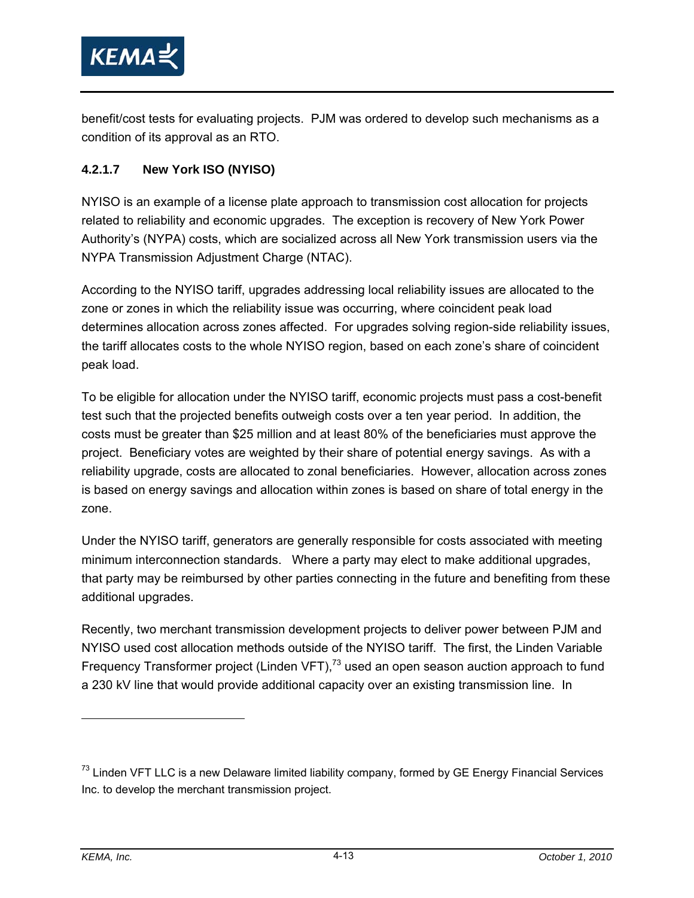benefit/cost tests for evaluating projects. PJM was ordered to develop such mechanisms as a condition of its approval as an RTO.

#### 4.2.1.7 New York ISO (NYISO)

NYISO is an example of a license plate approach to transmission cost allocation for projects related to reliability and economic upgrades. The exception is recovery of New York Power Authority's (NYPA) costs, which are socialized across all New York transmission users via the NYPA Transmission Adjustment Charge (NTAC).

According to the NYISO tariff, upgrades addressing local reliability issues are allocated to the zone or zones in which the reliability issue was occurring, where coincident peak load determines allocation across zones affected. For upgrades solving region-side reliability issues, the tariff allocates costs to the whole NYISO region, based on each zone's share of coincident peak load.

To be eligible for allocation under the NYISO tariff, economic projects must pass a cost-benefit test such that the projected benefits outweigh costs over a ten year period. In addition, the costs must be greater than $25 million and at least 80% of the beneficiaries must approve the project. Beneficiary votes are weighted by their share of potential energy savings. As with a reliability upgrade, costs are allocated to zonal beneficiaries. However, allocation across zones is based on energy savings and allocation within zones is based on share of total energy in the zone.

Under the NYISO tariff, generators are generally responsible for costs associated with meeting minimum interconnection standards. Where a party may elect to make additional upgrades, that party may be reimbursed by other parties connecting in the future and benefiting from these additional upgrades.

Recently, two merchant transmission development projects to deliver power between PJM and NYISO used cost allocation methods outside of the NYISO tariff. The first, the Linden Variable Frequency Transformer project (Linden VFT),[73] used an open season auction approach to fund a 230 kV line that would provide additional capacity over an existing transmission line. In

[73] Linden VFT LLC is a new Delaware limited liability company, formed by GE Energy Financial Services Inc. to develop the merchant transmission project.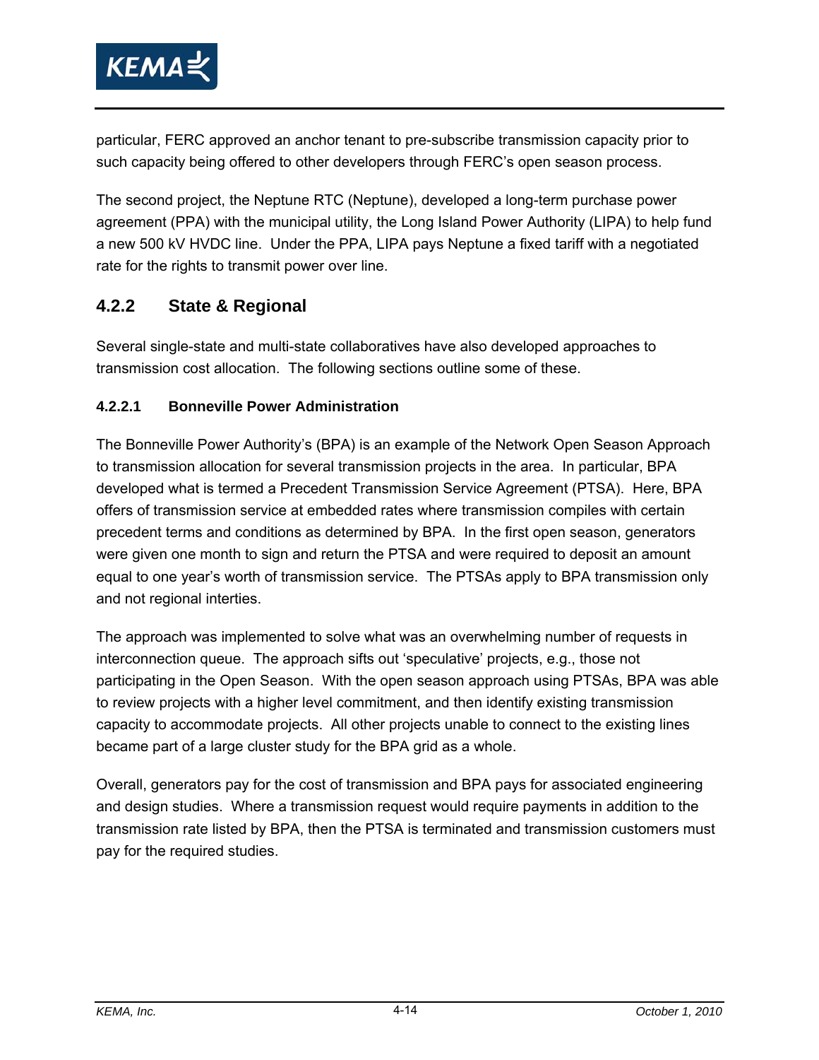particular, FERC approved an anchor tenant to pre-subscribe transmission capacity prior to such capacity being offered to other developers through FERC's open season process.

The second project, the Neptune RTC (Neptune), developed a long-term purchase power agreement (PPA) with the municipal utility, the Long Island Power Authority (LIPA) to help fund a new 500 kV HVDC line. Under the PPA, LIPA pays Neptune a fixed tariff with a negotiated rate for the rights to transmit power over line.

### 4.2.2 State & Regional

Several single-state and multi-state collaboratives have also developed approaches to transmission cost allocation. The following sections outline some of these.

#### 4.2.2.1 Bonneville Power Administration

The Bonneville Power Authority's (BPA) is an example of the Network Open Season Approach to transmission allocation for several transmission projects in the area. In particular, BPA developed what is termed a Precedent Transmission Service Agreement (PTSA). Here, BPA offers of transmission service at embedded rates where transmission compiles with certain precedent terms and conditions as determined by BPA. In the first open season, generators were given one month to sign and return the PTSA and were required to deposit an amount equal to one year's worth of transmission service. The PTSAs apply to BPA transmission only and not regional interties.

The approach was implemented to solve what was an overwhelming number of requests in interconnection queue. The approach sifts out 'speculative' projects, e.g., those not participating in the Open Season. With the open season approach using PTSAs, BPA was able to review projects with a higher level commitment, and then identify existing transmission capacity to accommodate projects. All other projects unable to connect to the existing lines became part of a large cluster study for the BPA grid as a whole.

Overall, generators pay for the cost of transmission and BPA pays for associated engineering and design studies. Where a transmission request would require payments in addition to the transmission rate listed by BPA, then the PTSA is terminated and transmission customers must pay for the required studies.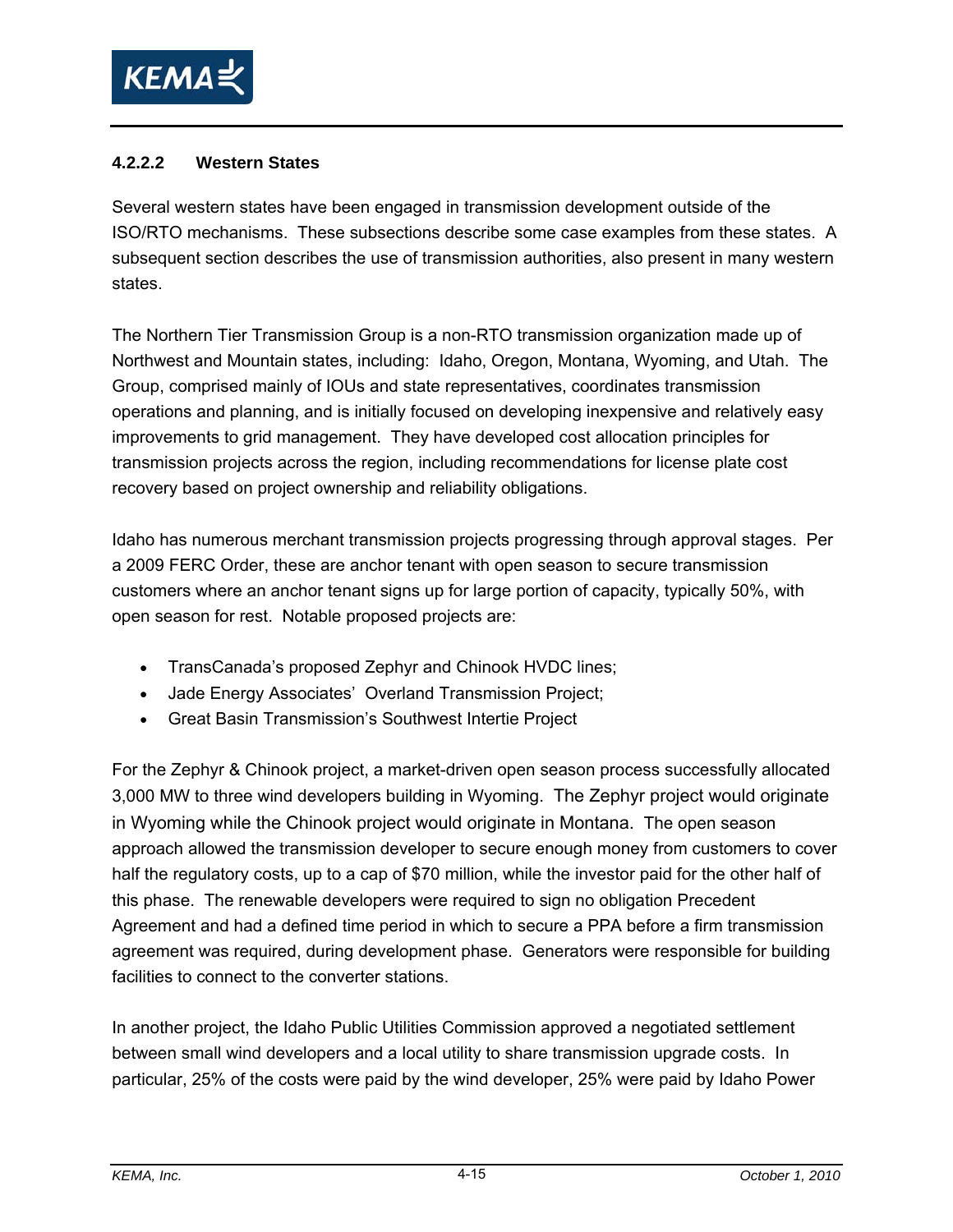#### 4.2.2.2 Western States

Several western states have been engaged in transmission development outside of the ISO/RTO mechanisms. These subsections describe some case examples from these states. A subsequent section describes the use of transmission authorities, also present in many western states.

The Northern Tier Transmission Group is a non-RTO transmission organization made up of Northwest and Mountain states, including: Idaho, Oregon, Montana, Wyoming, and Utah. The Group, comprised mainly of IOUs and state representatives, coordinates transmission operations and planning, and is initially focused on developing inexpensive and relatively easy improvements to grid management. They have developed cost allocation principles for transmission projects across the region, including recommendations for license plate cost recovery based on project ownership and reliability obligations.

Idaho has numerous merchant transmission projects progressing through approval stages. Per a 2009 FERC Order, these are anchor tenant with open season to secure transmission customers where an anchor tenant signs up for large portion of capacity, typically 50%, with open season for rest. Notable proposed projects are:

- TransCanada's proposed Zephyr and Chinook HVDC lines;
- Jade Energy Associates' Overland Transmission Project;
- Great Basin Transmission's Southwest Intertie Project

For the Zephyr & Chinook project, a market-driven open season process successfully allocated 3,000 MW to three wind developers building in Wyoming. The Zephyr project would originate in Wyoming while the Chinook project would originate in Montana. The open season approach allowed the transmission developer to secure enough money from customers to cover half the regulatory costs, up to a cap of $70 million, while the investor paid for the other half of this phase. The renewable developers were required to sign no obligation Precedent Agreement and had a defined time period in which to secure a PPA before a firm transmission agreement was required, during development phase. Generators were responsible for building facilities to connect to the converter stations.

In another project, the Idaho Public Utilities Commission approved a negotiated settlement between small wind developers and a local utility to share transmission upgrade costs. In particular, 25% of the costs were paid by the wind developer, 25% were paid by Idaho Power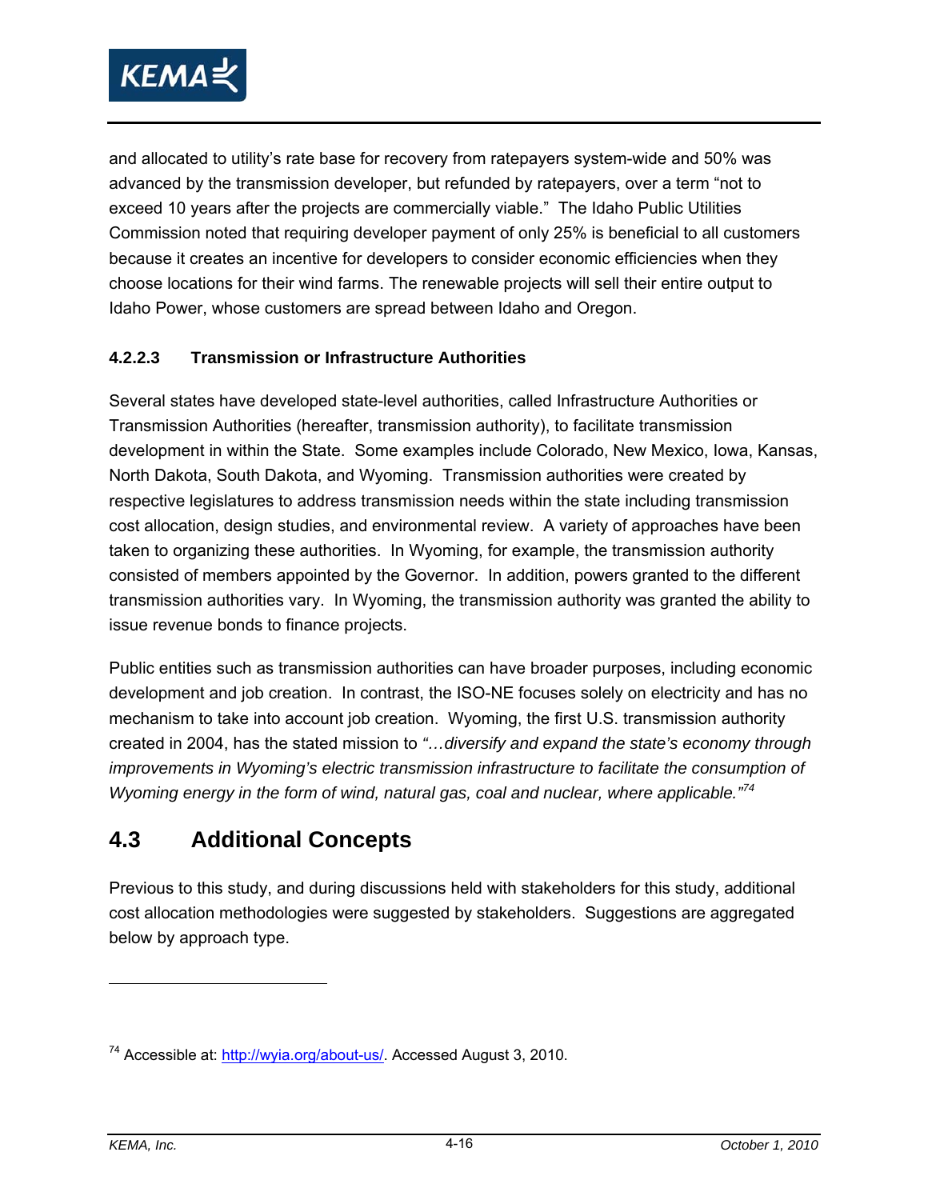and allocated to utility's rate base for recovery from ratepayers system-wide and 50% was advanced by the transmission developer, but refunded by ratepayers, over a term "not to exceed 10 years after the projects are commercially viable." The Idaho Public Utilities Commission noted that requiring developer payment of only 25% is beneficial to all customers because it creates an incentive for developers to consider economic efficiencies when they choose locations for their wind farms. The renewable projects will sell their entire output to Idaho Power, whose customers are spread between Idaho and Oregon.

#### 4.2.2.3 Transmission or Infrastructure Authorities

Several states have developed state-level authorities, called Infrastructure Authorities or Transmission Authorities (hereafter, transmission authority), to facilitate transmission development in within the State. Some examples include Colorado, New Mexico, Iowa, Kansas, North Dakota, South Dakota, and Wyoming. Transmission authorities were created by respective legislatures to address transmission needs within the state including transmission cost allocation, design studies, and environmental review. A variety of approaches have been taken to organizing these authorities. In Wyoming, for example, the transmission authority consisted of members appointed by the Governor. In addition, powers granted to the different transmission authorities vary. In Wyoming, the transmission authority was granted the ability to issue revenue bonds to finance projects.

Public entities such as transmission authorities can have broader purposes, including economic development and job creation. In contrast, the ISO-NE focuses solely on electricity and has no mechanism to take into account job creation. Wyoming, the first U.S. transmission authority created in 2004, has the stated mission to *"…diversify and expand the state's economy through improvements in Wyoming's electric transmission infrastructure to facilitate the consumption of Wyoming energy in the form of wind, natural gas, coal and nuclear, where applicable."*[74]

## 4.3 Additional Concepts

Previous to this study, and during discussions held with stakeholders for this study, additional cost allocation methodologies were suggested by stakeholders. Suggestions are aggregated below by approach type.

---

[74] Accessible at: http://wyia.org/about-us/. Accessed August 3, 2010.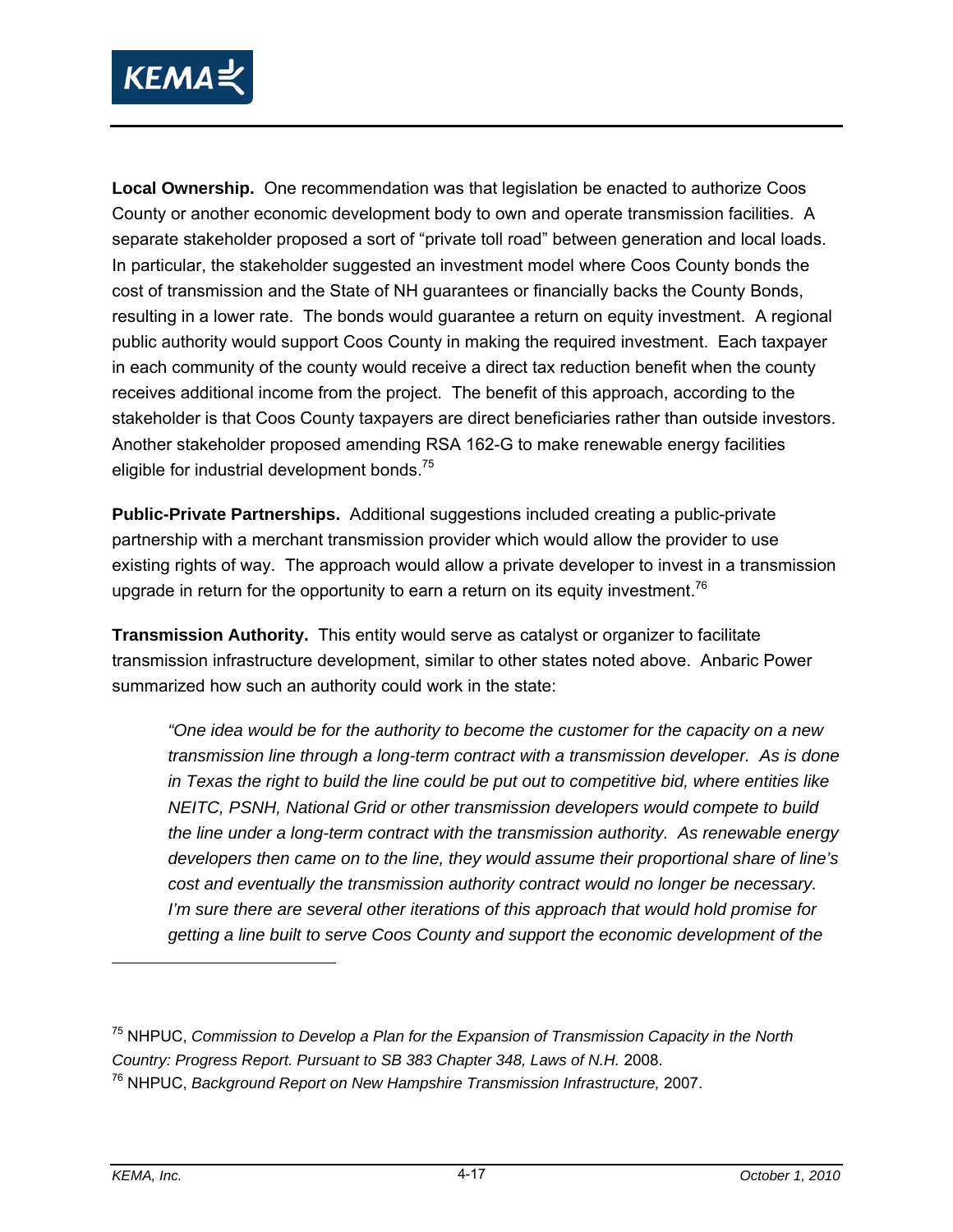**Local Ownership.** One recommendation was that legislation be enacted to authorize Coos County or another economic development body to own and operate transmission facilities. A separate stakeholder proposed a sort of "private toll road" between generation and local loads. In particular, the stakeholder suggested an investment model where Coos County bonds the cost of transmission and the State of NH guarantees or financially backs the County Bonds, resulting in a lower rate. The bonds would guarantee a return on equity investment. A regional public authority would support Coos County in making the required investment. Each taxpayer in each community of the county would receive a direct tax reduction benefit when the county receives additional income from the project. The benefit of this approach, according to the stakeholder is that Coos County taxpayers are direct beneficiaries rather than outside investors. Another stakeholder proposed amending RSA 162-G to make renewable energy facilities eligible for industrial development bonds.[75]

**Public-Private Partnerships.** Additional suggestions included creating a public-private partnership with a merchant transmission provider which would allow the provider to use existing rights of way. The approach would allow a private developer to invest in a transmission upgrade in return for the opportunity to earn a return on its equity investment.[76]

**Transmission Authority.** This entity would serve as catalyst or organizer to facilitate transmission infrastructure development, similar to other states noted above. Anbaric Power summarized how such an authority could work in the state:

> *"One idea would be for the authority to become the customer for the capacity on a new transmission line through a long-term contract with a transmission developer. As is done in Texas the right to build the line could be put out to competitive bid, where entities like NEITC, PSNH, National Grid or other transmission developers would compete to build the line under a long-term contract with the transmission authority. As renewable energy developers then came on to the line, they would assume their proportional share of line's cost and eventually the transmission authority contract would no longer be necessary. I'm sure there are several other iterations of this approach that would hold promise for getting a line built to serve Coos County and support the economic development of the*

---

[75] NHPUC, *Commission to Develop a Plan for the Expansion of Transmission Capacity in the North Country: Progress Report. Pursuant to SB 383 Chapter 348, Laws of N.H.* 2008.

[76] NHPUC, *Background Report on New Hampshire Transmission Infrastructure,* 2007.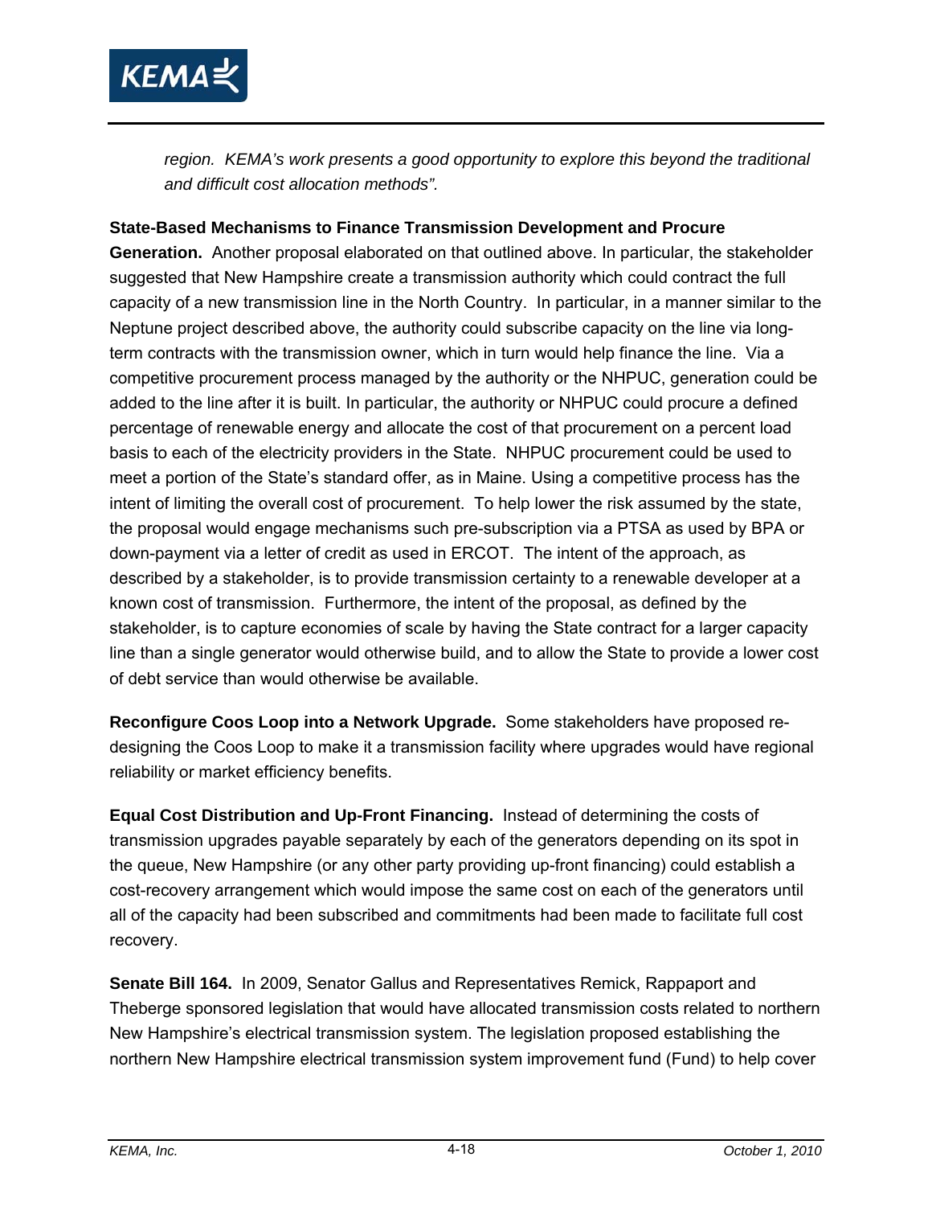*region. KEMA's work presents a good opportunity to explore this beyond the traditional and difficult cost allocation methods".*

**State-Based Mechanisms to Finance Transmission Development and Procure Generation.** Another proposal elaborated on that outlined above. In particular, the stakeholder suggested that New Hampshire create a transmission authority which could contract the full capacity of a new transmission line in the North Country. In particular, in a manner similar to the Neptune project described above, the authority could subscribe capacity on the line via long-term contracts with the transmission owner, which in turn would help finance the line. Via a competitive procurement process managed by the authority or the NHPUC, generation could be added to the line after it is built. In particular, the authority or NHPUC could procure a defined percentage of renewable energy and allocate the cost of that procurement on a percent load basis to each of the electricity providers in the State. NHPUC procurement could be used to meet a portion of the State's standard offer, as in Maine. Using a competitive process has the intent of limiting the overall cost of procurement. To help lower the risk assumed by the state, the proposal would engage mechanisms such pre-subscription via a PTSA as used by BPA or down-payment via a letter of credit as used in ERCOT. The intent of the approach, as described by a stakeholder, is to provide transmission certainty to a renewable developer at a known cost of transmission. Furthermore, the intent of the proposal, as defined by the stakeholder, is to capture economies of scale by having the State contract for a larger capacity line than a single generator would otherwise build, and to allow the State to provide a lower cost of debt service than would otherwise be available.

**Reconfigure Coos Loop into a Network Upgrade.** Some stakeholders have proposed re-designing the Coos Loop to make it a transmission facility where upgrades would have regional reliability or market efficiency benefits.

**Equal Cost Distribution and Up-Front Financing.** Instead of determining the costs of transmission upgrades payable separately by each of the generators depending on its spot in the queue, New Hampshire (or any other party providing up-front financing) could establish a cost-recovery arrangement which would impose the same cost on each of the generators until all of the capacity had been subscribed and commitments had been made to facilitate full cost recovery.

**Senate Bill 164.** In 2009, Senator Gallus and Representatives Remick, Rappaport and Theberge sponsored legislation that would have allocated transmission costs related to northern New Hampshire's electrical transmission system. The legislation proposed establishing the northern New Hampshire electrical transmission system improvement fund (Fund) to help cover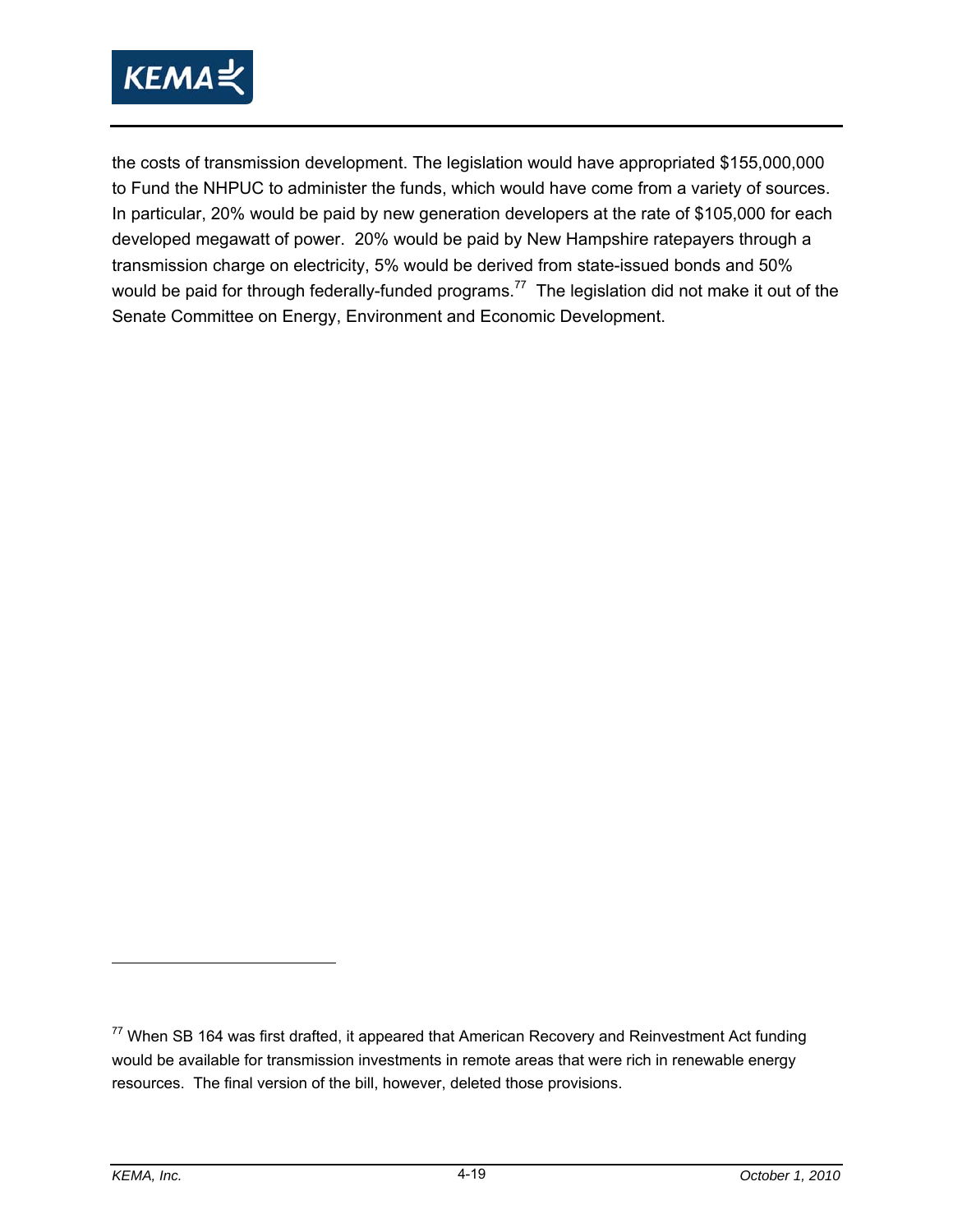the costs of transmission development. The legislation would have appropriated $155,000,000 to Fund the NHPUC to administer the funds, which would have come from a variety of sources. In particular, 20% would be paid by new generation developers at the rate of $105,000 for each developed megawatt of power. 20% would be paid by New Hampshire ratepayers through a transmission charge on electricity, 5% would be derived from state-issued bonds and 50% would be paid for through federally-funded programs.[77] The legislation did not make it out of the Senate Committee on Energy, Environment and Economic Development.

---

[77] When SB 164 was first drafted, it appeared that American Recovery and Reinvestment Act funding would be available for transmission investments in remote areas that were rich in renewable energy resources. The final version of the bill, however, deleted those provisions.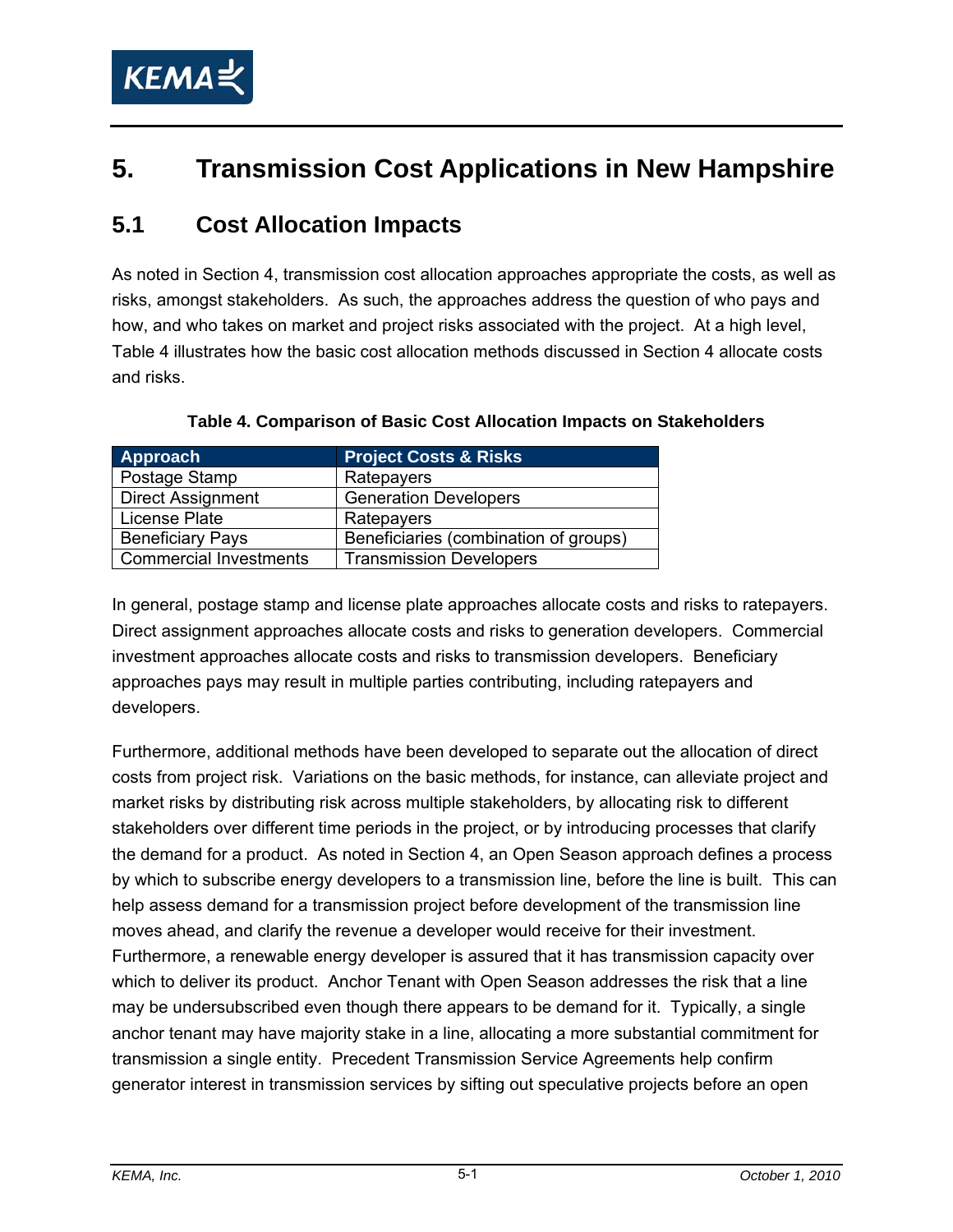# 5. Transmission Cost Applications in New Hampshire

## 5.1 Cost Allocation Impacts

As noted in Section 4, transmission cost allocation approaches appropriate the costs, as well as risks, amongst stakeholders. As such, the approaches address the question of who pays and how, and who takes on market and project risks associated with the project. At a high level, Table 4 illustrates how the basic cost allocation methods discussed in Section 4 allocate costs and risks.

**Table 4. Comparison of Basic Cost Allocation Impacts on Stakeholders**

| Approach | Project Costs & Risks |
|---|---|
| Postage Stamp | Ratepayers |
| Direct Assignment | Generation Developers |
| License Plate | Ratepayers |
| Beneficiary Pays | Beneficiaries (combination of groups) |
| Commercial Investments | Transmission Developers |

In general, postage stamp and license plate approaches allocate costs and risks to ratepayers. Direct assignment approaches allocate costs and risks to generation developers. Commercial investment approaches allocate costs and risks to transmission developers. Beneficiary approaches pays may result in multiple parties contributing, including ratepayers and developers.

Furthermore, additional methods have been developed to separate out the allocation of direct costs from project risk. Variations on the basic methods, for instance, can alleviate project and market risks by distributing risk across multiple stakeholders, by allocating risk to different stakeholders over different time periods in the project, or by introducing processes that clarify the demand for a product. As noted in Section 4, an Open Season approach defines a process by which to subscribe energy developers to a transmission line, before the line is built. This can help assess demand for a transmission project before development of the transmission line moves ahead, and clarify the revenue a developer would receive for their investment. Furthermore, a renewable energy developer is assured that it has transmission capacity over which to deliver its product. Anchor Tenant with Open Season addresses the risk that a line may be undersubscribed even though there appears to be demand for it. Typically, a single anchor tenant may have majority stake in a line, allocating a more substantial commitment for transmission a single entity. Precedent Transmission Service Agreements help confirm generator interest in transmission services by sifting out speculative projects before an open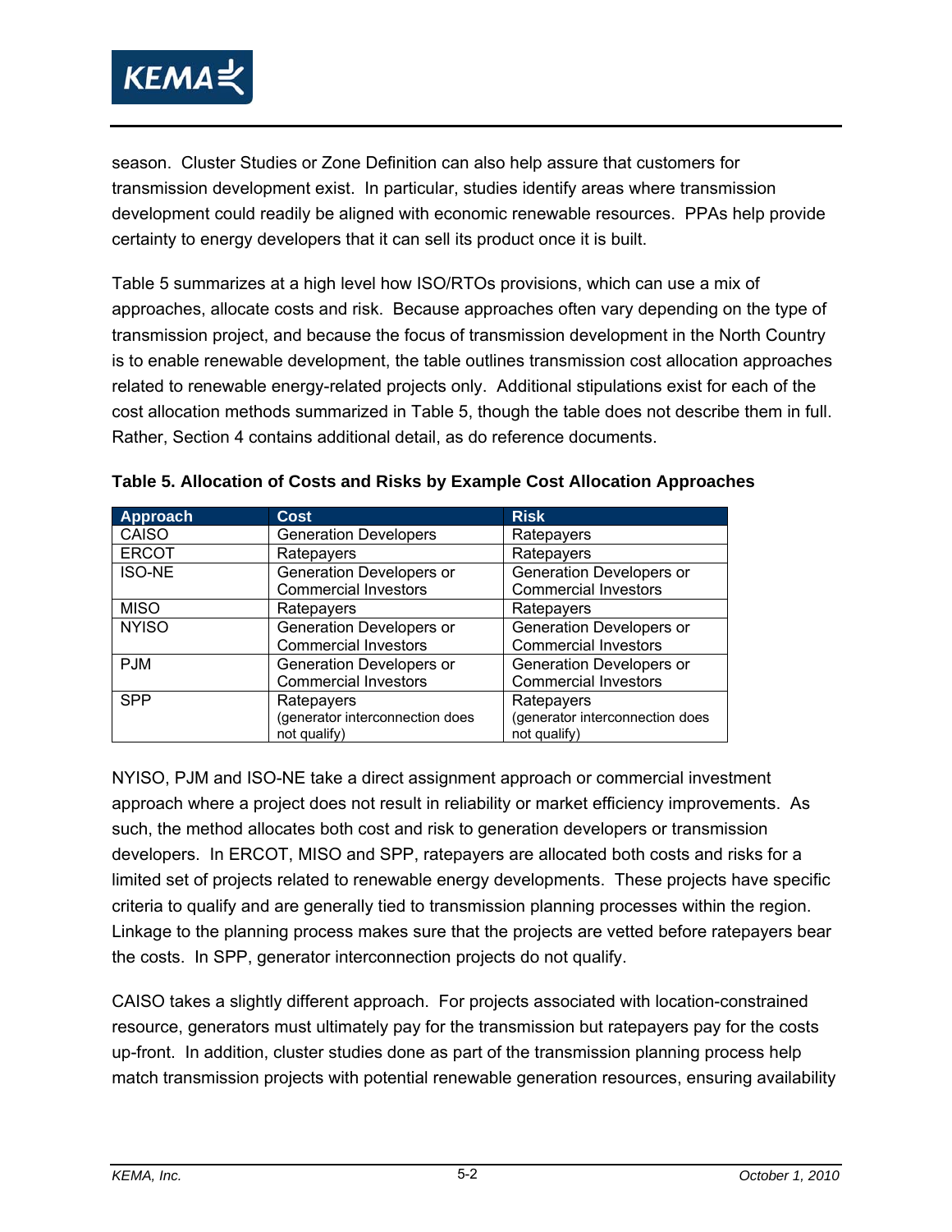season. Cluster Studies or Zone Definition can also help assure that customers for transmission development exist. In particular, studies identify areas where transmission development could readily be aligned with economic renewable resources. PPAs help provide certainty to energy developers that it can sell its product once it is built.

Table 5 summarizes at a high level how ISO/RTOs provisions, which can use a mix of approaches, allocate costs and risk. Because approaches often vary depending on the type of transmission project, and because the focus of transmission development in the North Country is to enable renewable development, the table outlines transmission cost allocation approaches related to renewable energy-related projects only. Additional stipulations exist for each of the cost allocation methods summarized in Table 5, though the table does not describe them in full. Rather, Section 4 contains additional detail, as do reference documents.

**Table 5. Allocation of Costs and Risks by Example Cost Allocation Approaches**

| Approach | Cost | Risk |
|---|---|---|
| CAISO | Generation Developers | Ratepayers |
| ERCOT | Ratepayers | Ratepayers |
| ISO-NE | Generation Developers or Commercial Investors | Generation Developers or Commercial Investors |
| MISO | Ratepayers | Ratepayers |
| NYISO | Generation Developers or Commercial Investors | Generation Developers or Commercial Investors |
| PJM | Generation Developers or Commercial Investors | Generation Developers or Commercial Investors |
| SPP | Ratepayers (generator interconnection does not qualify) | Ratepayers (generator interconnection does not qualify) |

NYISO, PJM and ISO-NE take a direct assignment approach or commercial investment approach where a project does not result in reliability or market efficiency improvements. As such, the method allocates both cost and risk to generation developers or transmission developers. In ERCOT, MISO and SPP, ratepayers are allocated both costs and risks for a limited set of projects related to renewable energy developments. These projects have specific criteria to qualify and are generally tied to transmission planning processes within the region. Linkage to the planning process makes sure that the projects are vetted before ratepayers bear the costs. In SPP, generator interconnection projects do not qualify.

CAISO takes a slightly different approach. For projects associated with location-constrained resource, generators must ultimately pay for the transmission but ratepayers pay for the costs up-front. In addition, cluster studies done as part of the transmission planning process help match transmission projects with potential renewable generation resources, ensuring availability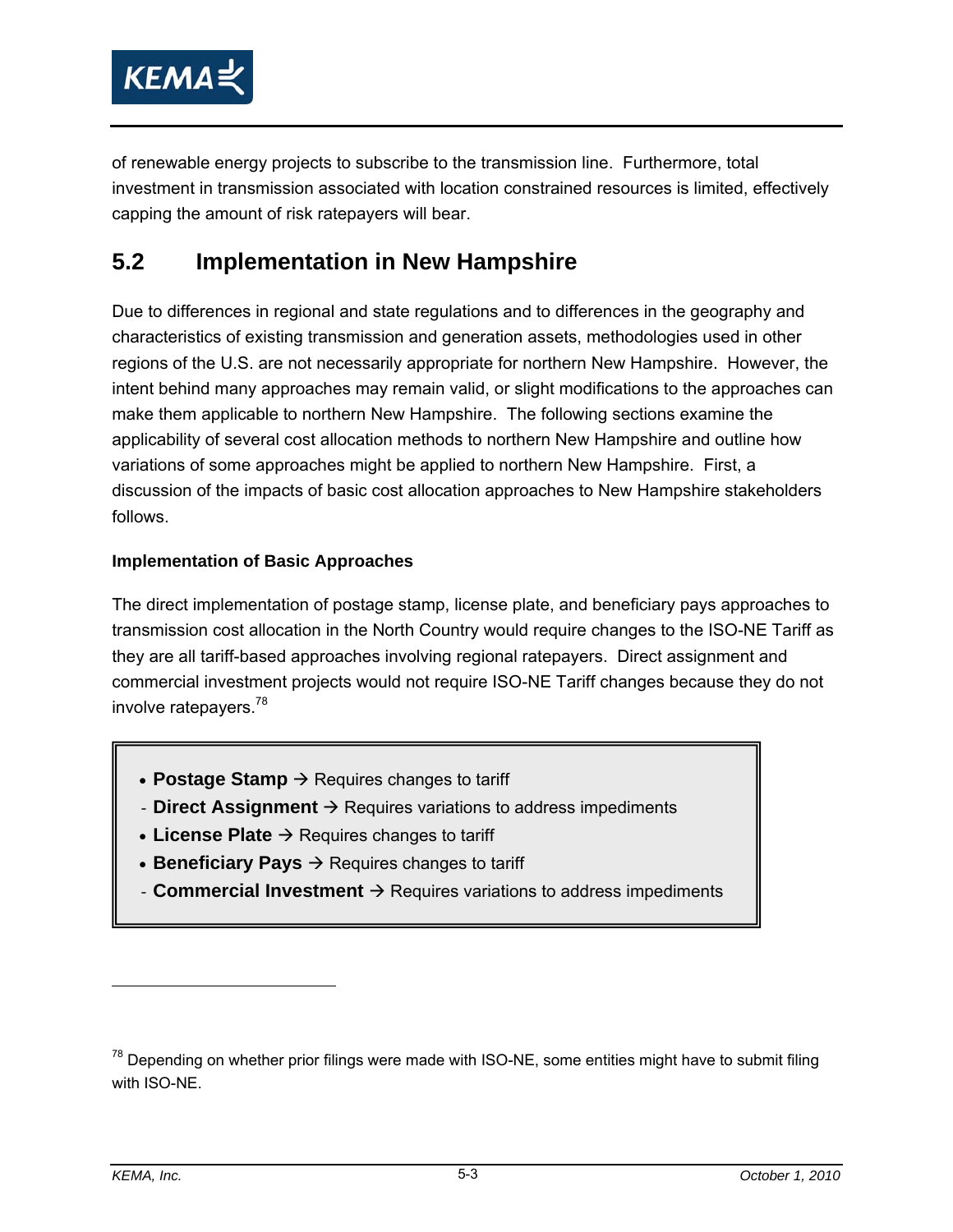of renewable energy projects to subscribe to the transmission line. Furthermore, total investment in transmission associated with location constrained resources is limited, effectively capping the amount of risk ratepayers will bear.

## 5.2 Implementation in New Hampshire

Due to differences in regional and state regulations and to differences in the geography and characteristics of existing transmission and generation assets, methodologies used in other regions of the U.S. are not necessarily appropriate for northern New Hampshire. However, the intent behind many approaches may remain valid, or slight modifications to the approaches can make them applicable to northern New Hampshire. The following sections examine the applicability of several cost allocation methods to northern New Hampshire and outline how variations of some approaches might be applied to northern New Hampshire. First, a discussion of the impacts of basic cost allocation approaches to New Hampshire stakeholders follows.

#### Implementation of Basic Approaches

The direct implementation of postage stamp, license plate, and beneficiary pays approaches to transmission cost allocation in the North Country would require changes to the ISO-NE Tariff as they are all tariff-based approaches involving regional ratepayers. Direct assignment and commercial investment projects would not require ISO-NE Tariff changes because they do not involve ratepayers.[78]

- **Postage Stamp** → Requires changes to tariff
- **Direct Assignment** → Requires variations to address impediments
- **License Plate** → Requires changes to tariff
- **Beneficiary Pays** → Requires changes to tariff
- **Commercial Investment** → Requires variations to address impediments

[78] Depending on whether prior filings were made with ISO-NE, some entities might have to submit filing with ISO-NE.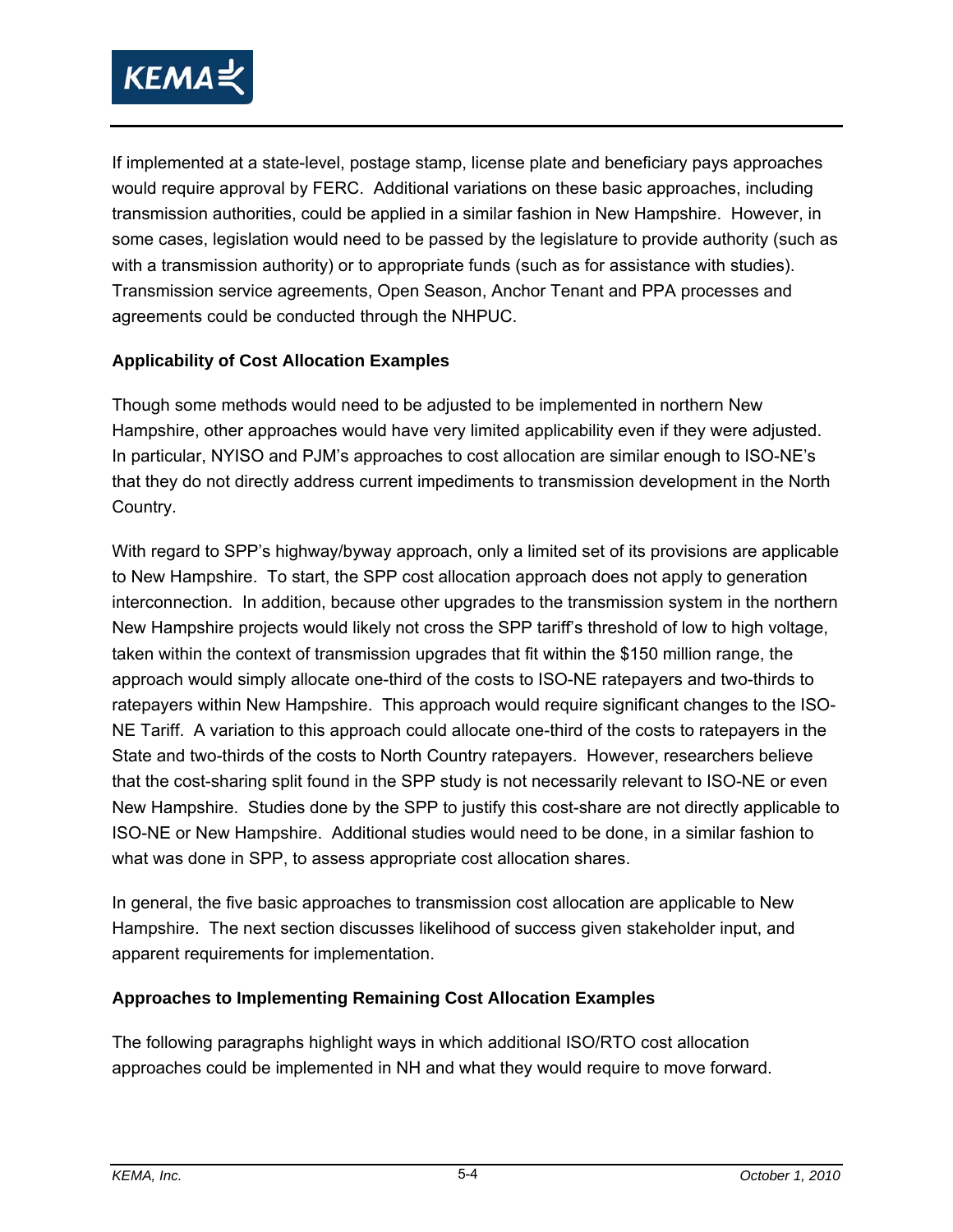If implemented at a state-level, postage stamp, license plate and beneficiary pays approaches would require approval by FERC. Additional variations on these basic approaches, including transmission authorities, could be applied in a similar fashion in New Hampshire. However, in some cases, legislation would need to be passed by the legislature to provide authority (such as with a transmission authority) or to appropriate funds (such as for assistance with studies). Transmission service agreements, Open Season, Anchor Tenant and PPA processes and agreements could be conducted through the NHPUC.

**Applicability of Cost Allocation Examples**

Though some methods would need to be adjusted to be implemented in northern New Hampshire, other approaches would have very limited applicability even if they were adjusted. In particular, NYISO and PJM's approaches to cost allocation are similar enough to ISO-NE's that they do not directly address current impediments to transmission development in the North Country.

With regard to SPP's highway/byway approach, only a limited set of its provisions are applicable to New Hampshire. To start, the SPP cost allocation approach does not apply to generation interconnection. In addition, because other upgrades to the transmission system in the northern New Hampshire projects would likely not cross the SPP tariff's threshold of low to high voltage, taken within the context of transmission upgrades that fit within the $150 million range, the approach would simply allocate one-third of the costs to ISO-NE ratepayers and two-thirds to ratepayers within New Hampshire. This approach would require significant changes to the ISO-NE Tariff. A variation to this approach could allocate one-third of the costs to ratepayers in the State and two-thirds of the costs to North Country ratepayers. However, researchers believe that the cost-sharing split found in the SPP study is not necessarily relevant to ISO-NE or even New Hampshire. Studies done by the SPP to justify this cost-share are not directly applicable to ISO-NE or New Hampshire. Additional studies would need to be done, in a similar fashion to what was done in SPP, to assess appropriate cost allocation shares.

In general, the five basic approaches to transmission cost allocation are applicable to New Hampshire. The next section discusses likelihood of success given stakeholder input, and apparent requirements for implementation.

**Approaches to Implementing Remaining Cost Allocation Examples**

The following paragraphs highlight ways in which additional ISO/RTO cost allocation approaches could be implemented in NH and what they would require to move forward.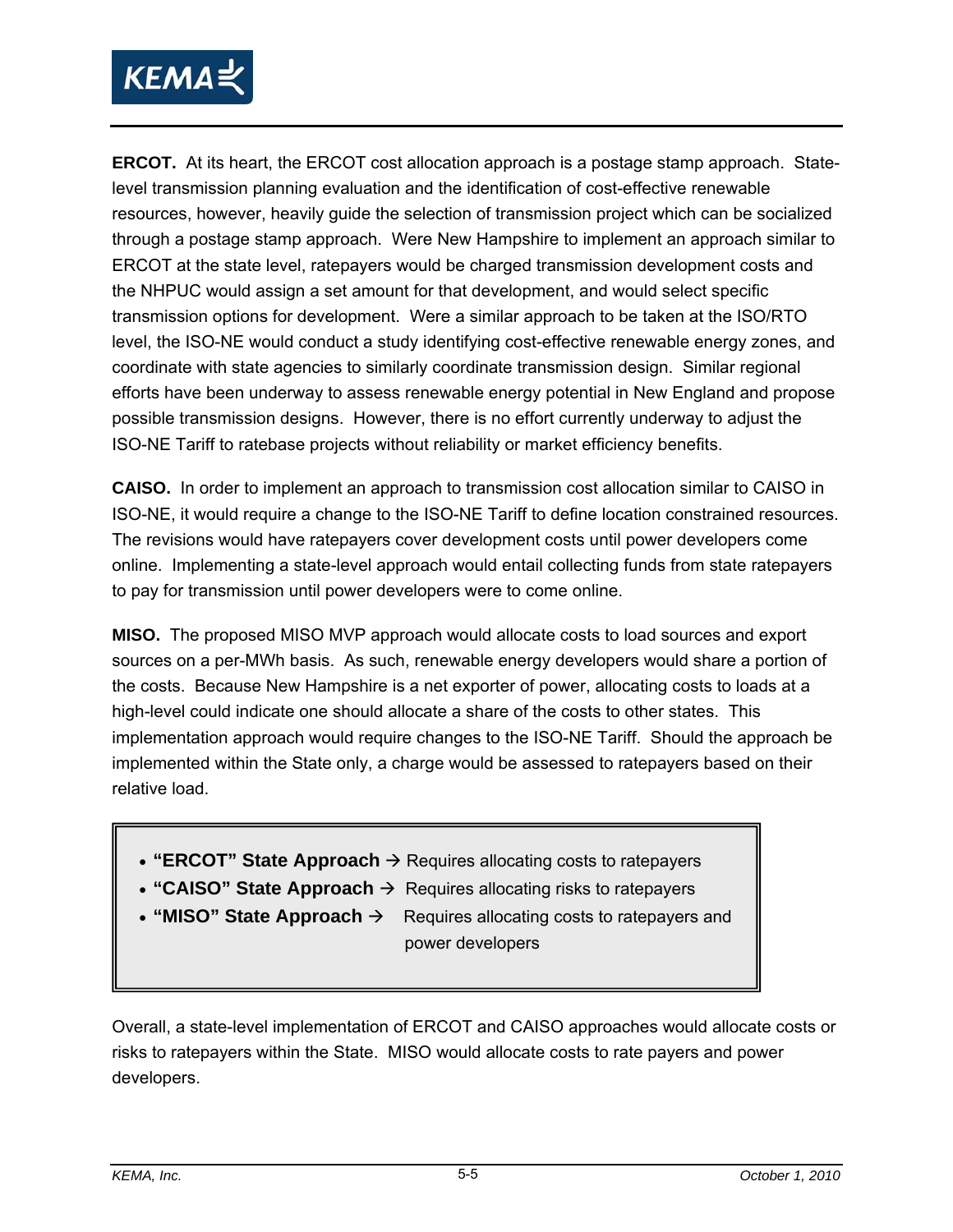**ERCOT.** At its heart, the ERCOT cost allocation approach is a postage stamp approach. State-level transmission planning evaluation and the identification of cost-effective renewable resources, however, heavily guide the selection of transmission project which can be socialized through a postage stamp approach. Were New Hampshire to implement an approach similar to ERCOT at the state level, ratepayers would be charged transmission development costs and the NHPUC would assign a set amount for that development, and would select specific transmission options for development. Were a similar approach to be taken at the ISO/RTO level, the ISO-NE would conduct a study identifying cost-effective renewable energy zones, and coordinate with state agencies to similarly coordinate transmission design. Similar regional efforts have been underway to assess renewable energy potential in New England and propose possible transmission designs. However, there is no effort currently underway to adjust the ISO-NE Tariff to ratebase projects without reliability or market efficiency benefits.

**CAISO.** In order to implement an approach to transmission cost allocation similar to CAISO in ISO-NE, it would require a change to the ISO-NE Tariff to define location constrained resources. The revisions would have ratepayers cover development costs until power developers come online. Implementing a state-level approach would entail collecting funds from state ratepayers to pay for transmission until power developers were to come online.

**MISO.** The proposed MISO MVP approach would allocate costs to load sources and export sources on a per-MWh basis. As such, renewable energy developers would share a portion of the costs. Because New Hampshire is a net exporter of power, allocating costs to loads at a high-level could indicate one should allocate a share of the costs to other states. This implementation approach would require changes to the ISO-NE Tariff. Should the approach be implemented within the State only, a charge would be assessed to ratepayers based on their relative load.

- **"ERCOT" State Approach** → Requires allocating costs to ratepayers
- **"CAISO" State Approach** → Requires allocating risks to ratepayers
- **"MISO" State Approach** → Requires allocating costs to ratepayers and power developers

Overall, a state-level implementation of ERCOT and CAISO approaches would allocate costs or risks to ratepayers within the State. MISO would allocate costs to rate payers and power developers.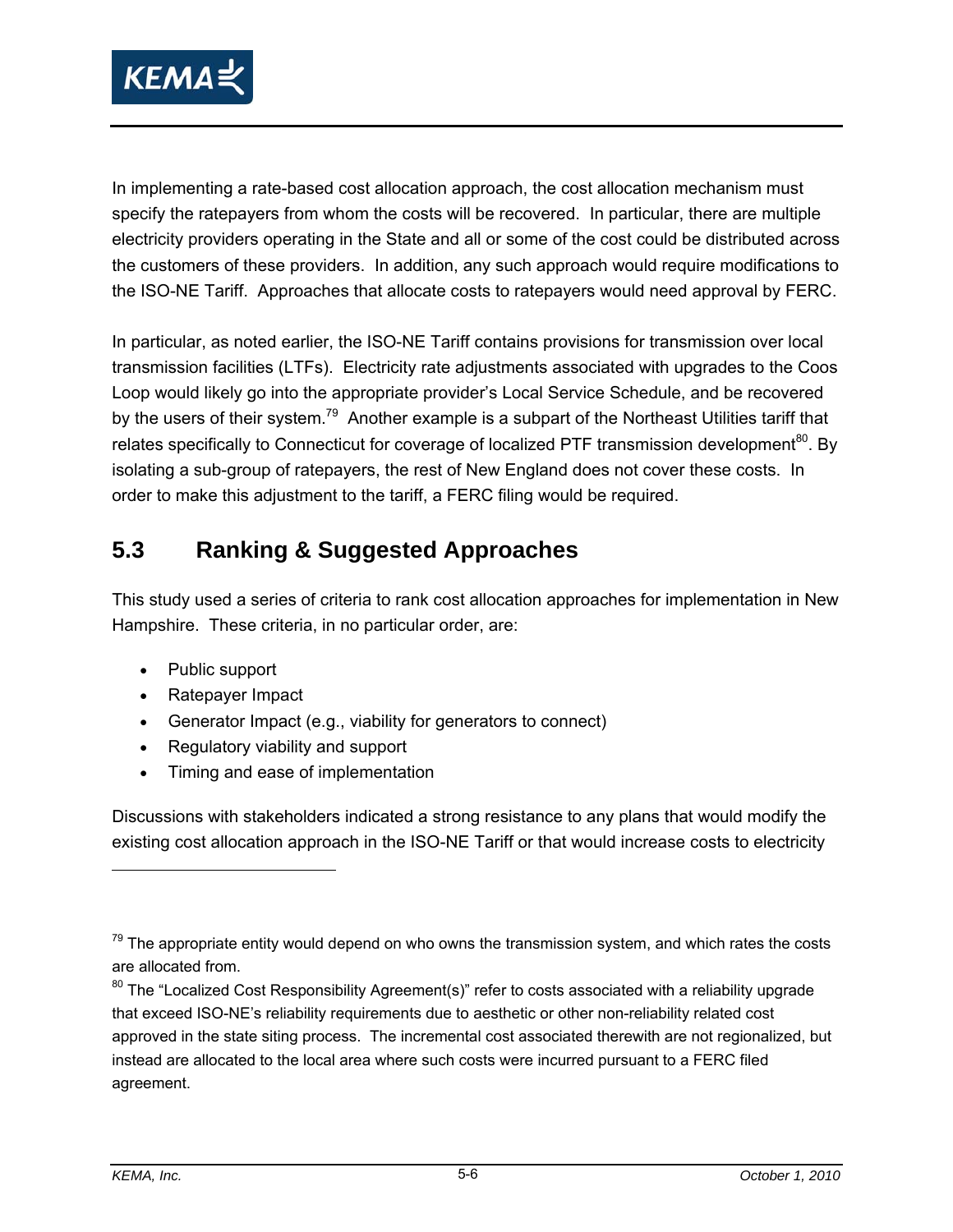In implementing a rate-based cost allocation approach, the cost allocation mechanism must specify the ratepayers from whom the costs will be recovered. In particular, there are multiple electricity providers operating in the State and all or some of the cost could be distributed across the customers of these providers. In addition, any such approach would require modifications to the ISO-NE Tariff. Approaches that allocate costs to ratepayers would need approval by FERC.

In particular, as noted earlier, the ISO-NE Tariff contains provisions for transmission over local transmission facilities (LTFs). Electricity rate adjustments associated with upgrades to the Coos Loop would likely go into the appropriate provider's Local Service Schedule, and be recovered by the users of their system.[79] Another example is a subpart of the Northeast Utilities tariff that relates specifically to Connecticut for coverage of localized PTF transmission development[80]. By isolating a sub-group of ratepayers, the rest of New England does not cover these costs. In order to make this adjustment to the tariff, a FERC filing would be required.

## 5.3 Ranking & Suggested Approaches

This study used a series of criteria to rank cost allocation approaches for implementation in New Hampshire. These criteria, in no particular order, are:

- Public support
- Ratepayer Impact
- Generator Impact (e.g., viability for generators to connect)
- Regulatory viability and support
- Timing and ease of implementation

Discussions with stakeholders indicated a strong resistance to any plans that would modify the existing cost allocation approach in the ISO-NE Tariff or that would increase costs to electricity

---

[79] The appropriate entity would depend on who owns the transmission system, and which rates the costs are allocated from.

[80] The "Localized Cost Responsibility Agreement(s)" refer to costs associated with a reliability upgrade that exceed ISO-NE's reliability requirements due to aesthetic or other non-reliability related cost approved in the state siting process. The incremental cost associated therewith are not regionalized, but instead are allocated to the local area where such costs were incurred pursuant to a FERC filed agreement.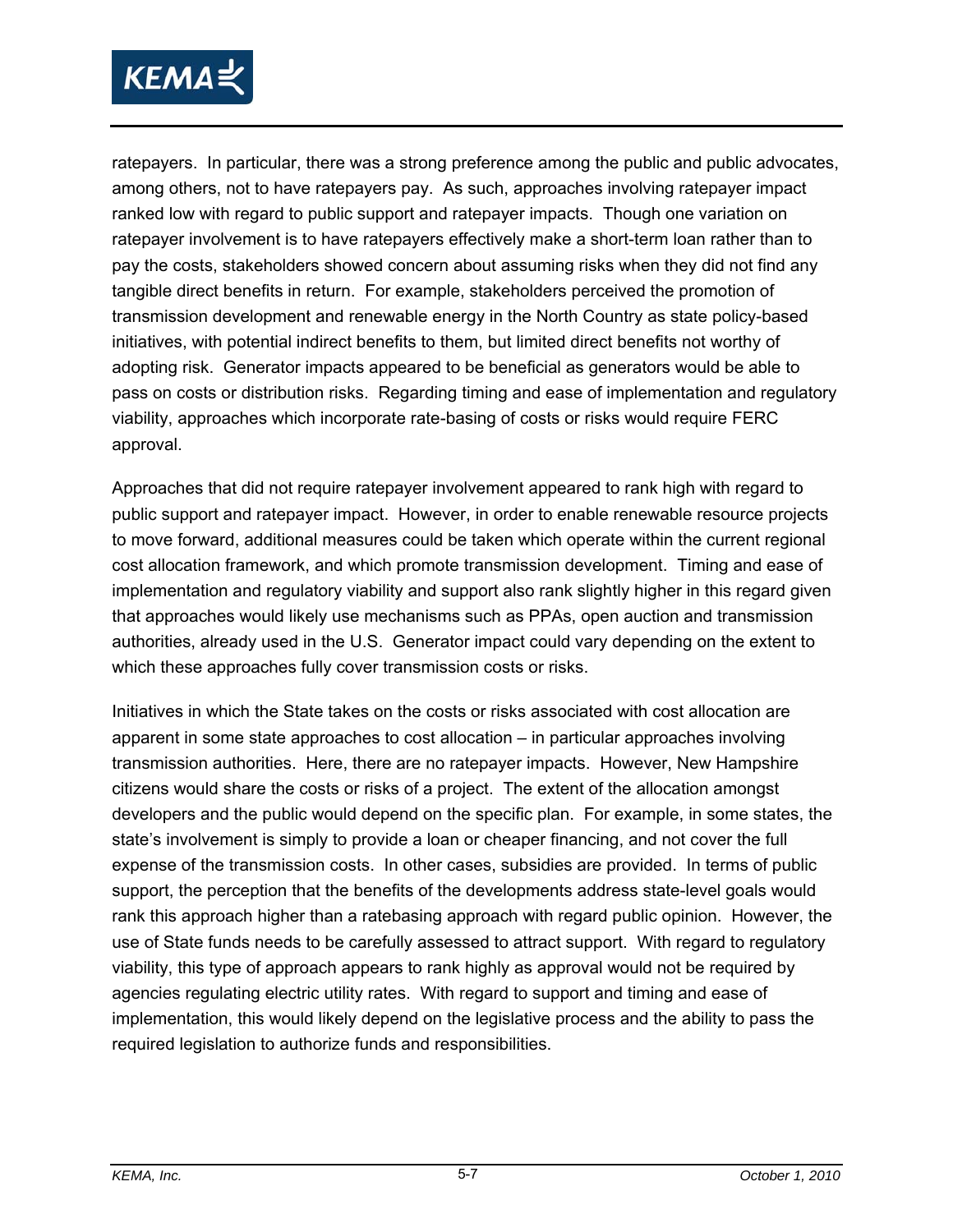ratepayers. In particular, there was a strong preference among the public and public advocates, among others, not to have ratepayers pay. As such, approaches involving ratepayer impact ranked low with regard to public support and ratepayer impacts. Though one variation on ratepayer involvement is to have ratepayers effectively make a short-term loan rather than to pay the costs, stakeholders showed concern about assuming risks when they did not find any tangible direct benefits in return. For example, stakeholders perceived the promotion of transmission development and renewable energy in the North Country as state policy-based initiatives, with potential indirect benefits to them, but limited direct benefits not worthy of adopting risk. Generator impacts appeared to be beneficial as generators would be able to pass on costs or distribution risks. Regarding timing and ease of implementation and regulatory viability, approaches which incorporate rate-basing of costs or risks would require FERC approval.

Approaches that did not require ratepayer involvement appeared to rank high with regard to public support and ratepayer impact. However, in order to enable renewable resource projects to move forward, additional measures could be taken which operate within the current regional cost allocation framework, and which promote transmission development. Timing and ease of implementation and regulatory viability and support also rank slightly higher in this regard given that approaches would likely use mechanisms such as PPAs, open auction and transmission authorities, already used in the U.S. Generator impact could vary depending on the extent to which these approaches fully cover transmission costs or risks.

Initiatives in which the State takes on the costs or risks associated with cost allocation are apparent in some state approaches to cost allocation – in particular approaches involving transmission authorities. Here, there are no ratepayer impacts. However, New Hampshire citizens would share the costs or risks of a project. The extent of the allocation amongst developers and the public would depend on the specific plan. For example, in some states, the state's involvement is simply to provide a loan or cheaper financing, and not cover the full expense of the transmission costs. In other cases, subsidies are provided. In terms of public support, the perception that the benefits of the developments address state-level goals would rank this approach higher than a ratebasing approach with regard public opinion. However, the use of State funds needs to be carefully assessed to attract support. With regard to regulatory viability, this type of approach appears to rank highly as approval would not be required by agencies regulating electric utility rates. With regard to support and timing and ease of implementation, this would likely depend on the legislative process and the ability to pass the required legislation to authorize funds and responsibilities.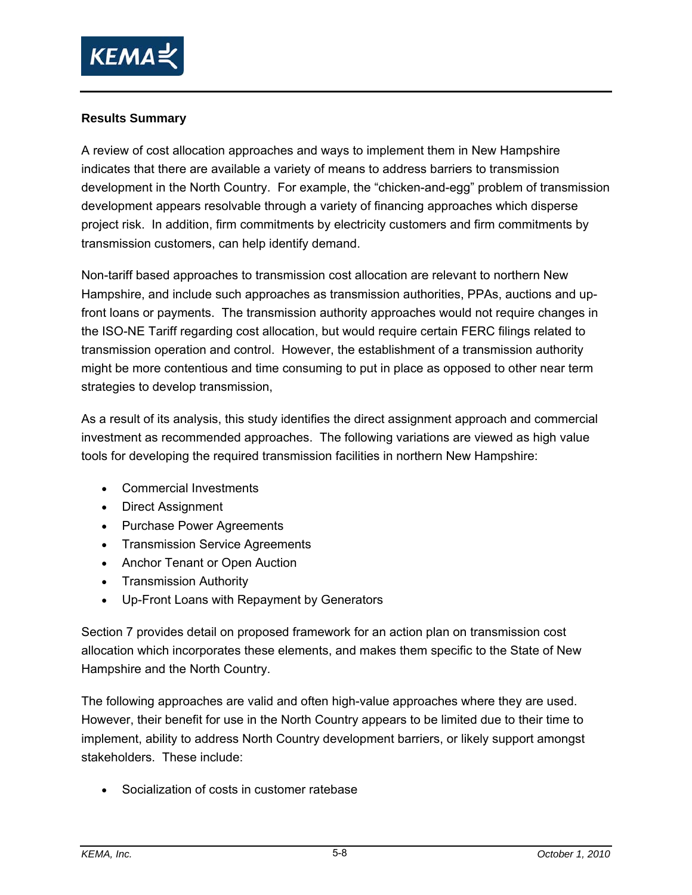**Results Summary**

A review of cost allocation approaches and ways to implement them in New Hampshire indicates that there are available a variety of means to address barriers to transmission development in the North Country. For example, the “chicken-and-egg” problem of transmission development appears resolvable through a variety of financing approaches which disperse project risk. In addition, firm commitments by electricity customers and firm commitments by transmission customers, can help identify demand.

Non-tariff based approaches to transmission cost allocation are relevant to northern New Hampshire, and include such approaches as transmission authorities, PPAs, auctions and up-front loans or payments. The transmission authority approaches would not require changes in the ISO-NE Tariff regarding cost allocation, but would require certain FERC filings related to transmission operation and control. However, the establishment of a transmission authority might be more contentious and time consuming to put in place as opposed to other near term strategies to develop transmission,

As a result of its analysis, this study identifies the direct assignment approach and commercial investment as recommended approaches. The following variations are viewed as high value tools for developing the required transmission facilities in northern New Hampshire:

- Commercial Investments
- Direct Assignment
- Purchase Power Agreements
- Transmission Service Agreements
- Anchor Tenant or Open Auction
- Transmission Authority
- Up-Front Loans with Repayment by Generators

Section 7 provides detail on proposed framework for an action plan on transmission cost allocation which incorporates these elements, and makes them specific to the State of New Hampshire and the North Country.

The following approaches are valid and often high-value approaches where they are used. However, their benefit for use in the North Country appears to be limited due to their time to implement, ability to address North Country development barriers, or likely support amongst stakeholders. These include:

- Socialization of costs in customer ratebase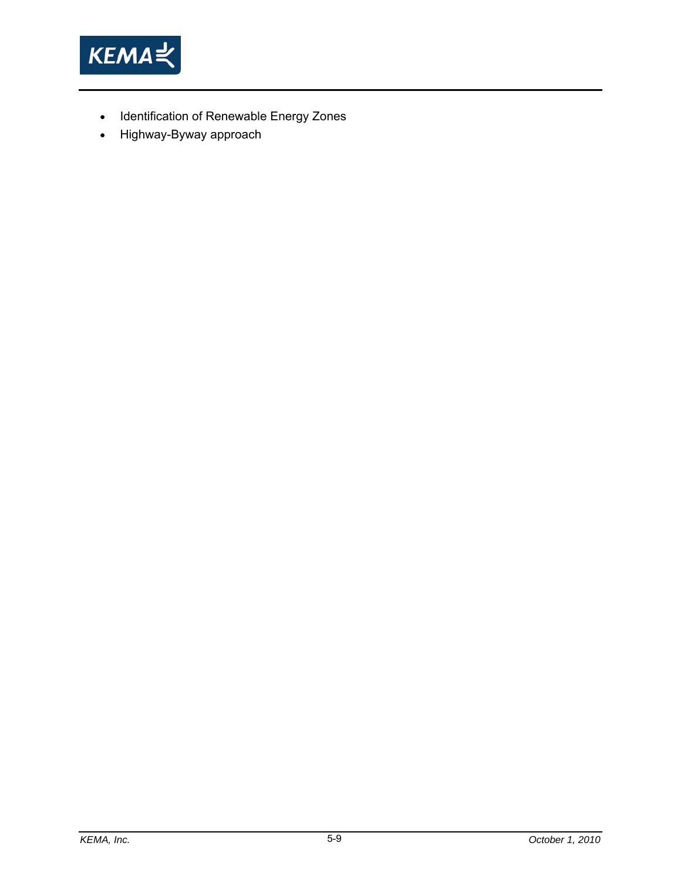- Identification of Renewable Energy Zones
- Highway-Byway approach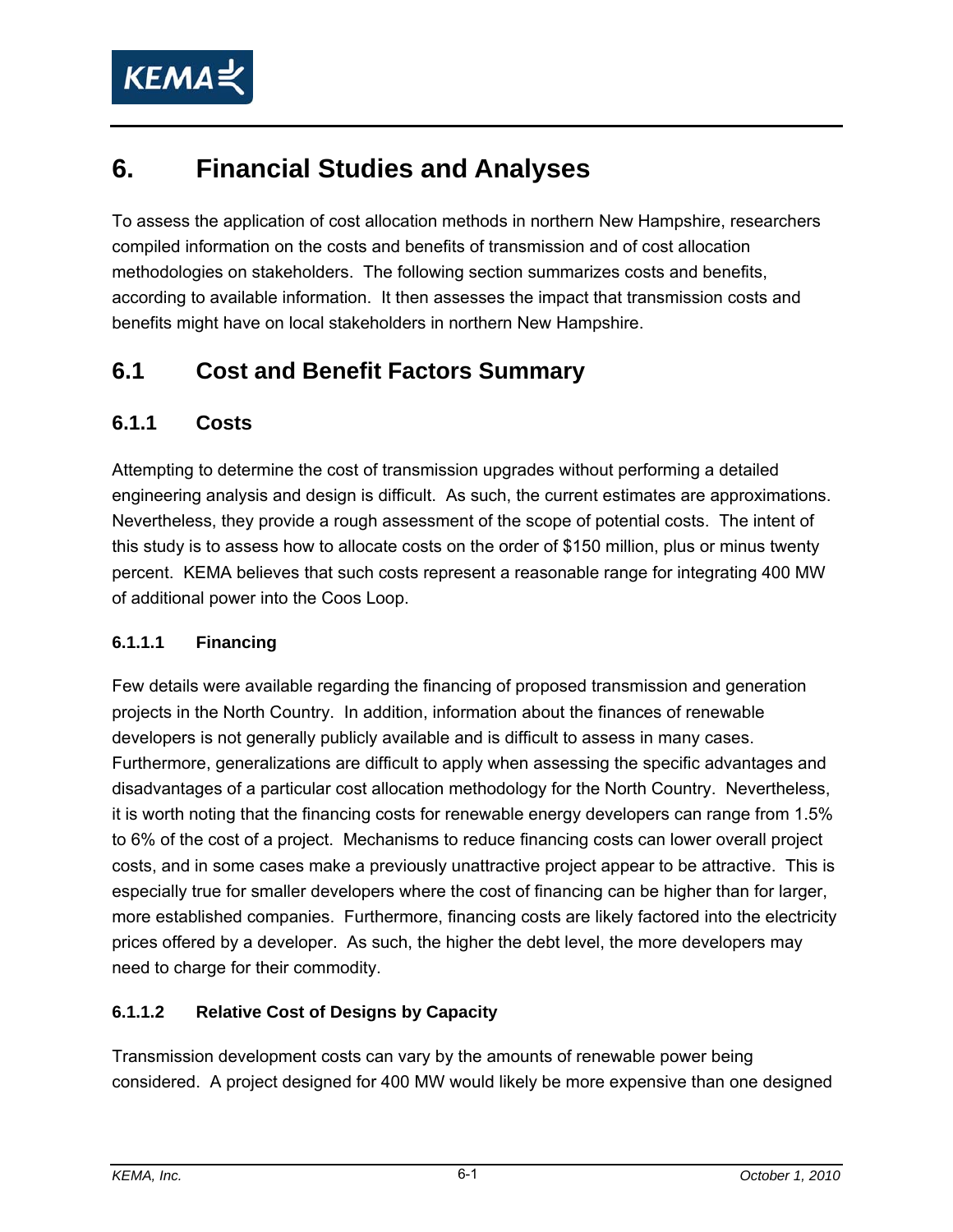# 6. Financial Studies and Analyses

To assess the application of cost allocation methods in northern New Hampshire, researchers compiled information on the costs and benefits of transmission and of cost allocation methodologies on stakeholders. The following section summarizes costs and benefits, according to available information. It then assesses the impact that transmission costs and benefits might have on local stakeholders in northern New Hampshire.

## 6.1 Cost and Benefit Factors Summary

### 6.1.1 Costs

Attempting to determine the cost of transmission upgrades without performing a detailed engineering analysis and design is difficult. As such, the current estimates are approximations. Nevertheless, they provide a rough assessment of the scope of potential costs. The intent of this study is to assess how to allocate costs on the order of $150 million, plus or minus twenty percent. KEMA believes that such costs represent a reasonable range for integrating 400 MW of additional power into the Coos Loop.

#### 6.1.1.1 Financing

Few details were available regarding the financing of proposed transmission and generation projects in the North Country. In addition, information about the finances of renewable developers is not generally publicly available and is difficult to assess in many cases. Furthermore, generalizations are difficult to apply when assessing the specific advantages and disadvantages of a particular cost allocation methodology for the North Country. Nevertheless, it is worth noting that the financing costs for renewable energy developers can range from 1.5% to 6% of the cost of a project. Mechanisms to reduce financing costs can lower overall project costs, and in some cases make a previously unattractive project appear to be attractive. This is especially true for smaller developers where the cost of financing can be higher than for larger, more established companies. Furthermore, financing costs are likely factored into the electricity prices offered by a developer. As such, the higher the debt level, the more developers may need to charge for their commodity.

#### 6.1.1.2 Relative Cost of Designs by Capacity

Transmission development costs can vary by the amounts of renewable power being considered. A project designed for 400 MW would likely be more expensive than one designed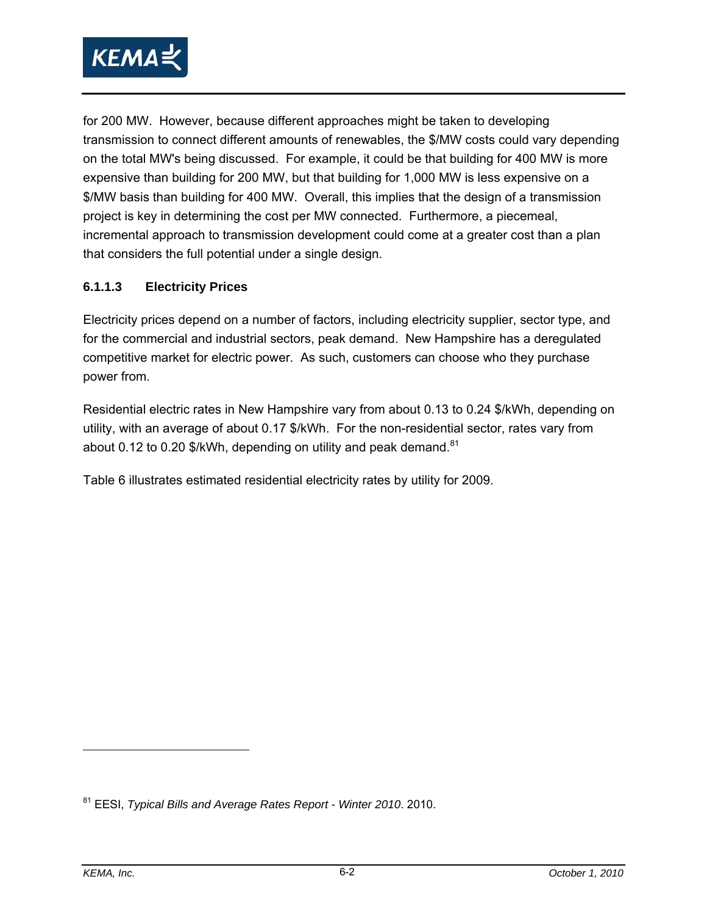for 200 MW. However, because different approaches might be taken to developing transmission to connect different amounts of renewables, the $/MW costs could vary depending on the total MW's being discussed. For example, it could be that building for 400 MW is more expensive than building for 200 MW, but that building for 1,000 MW is less expensive on a $/MW basis than building for 400 MW. Overall, this implies that the design of a transmission project is key in determining the cost per MW connected. Furthermore, a piecemeal, incremental approach to transmission development could come at a greater cost than a plan that considers the full potential under a single design.

#### 6.1.1.3 Electricity Prices

Electricity prices depend on a number of factors, including electricity supplier, sector type, and for the commercial and industrial sectors, peak demand. New Hampshire has a deregulated competitive market for electric power. As such, customers can choose who they purchase power from.

Residential electric rates in New Hampshire vary from about 0.13 to 0.24 $/kWh, depending on utility, with an average of about 0.17 $/kWh. For the non-residential sector, rates vary from about 0.12 to 0.20 $/kWh, depending on utility and peak demand.[81]

Table 6 illustrates estimated residential electricity rates by utility for 2009.

---

[81] EESI, *Typical Bills and Average Rates Report - Winter 2010*. 2010.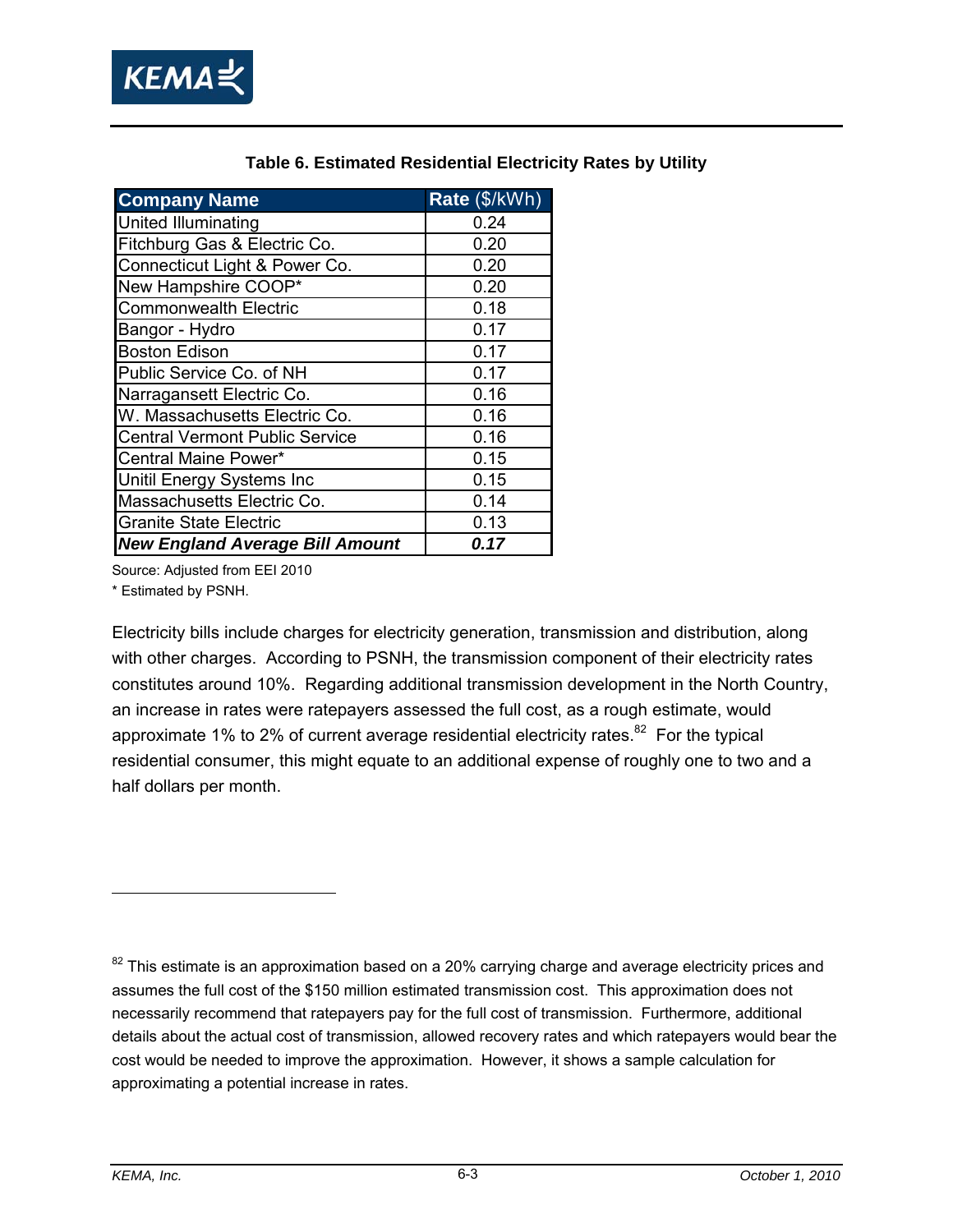**Table 6. Estimated Residential Electricity Rates by Utility**

| Company Name | Rate ($/kWh) |
|---|---|
| United Illuminating | 0.24 |
| Fitchburg Gas & Electric Co. | 0.20 |
| Connecticut Light & Power Co. | 0.20 |
| New Hampshire COOP* | 0.20 |
| Commonwealth Electric | 0.18 |
| Bangor - Hydro | 0.17 |
| Boston Edison | 0.17 |
| Public Service Co. of NH | 0.17 |
| Narragansett Electric Co. | 0.16 |
| W. Massachusetts Electric Co. | 0.16 |
| Central Vermont Public Service | 0.16 |
| Central Maine Power* | 0.15 |
| Unitil Energy Systems Inc | 0.15 |
| Massachusetts Electric Co. | 0.14 |
| Granite State Electric | 0.13 |
| ***New England Average Bill Amount*** | ***0.17*** |

Source: Adjusted from EEI 2010

* Estimated by PSNH.

Electricity bills include charges for electricity generation, transmission and distribution, along with other charges. According to PSNH, the transmission component of their electricity rates constitutes around 10%. Regarding additional transmission development in the North Country, an increase in rates were ratepayers assessed the full cost, as a rough estimate, would approximate 1% to 2% of current average residential electricity rates.[82] For the typical residential consumer, this might equate to an additional expense of roughly one to two and a half dollars per month.

---

[82] This estimate is an approximation based on a 20% carrying charge and average electricity prices and assumes the full cost of the $150 million estimated transmission cost. This approximation does not necessarily recommend that ratepayers pay for the full cost of transmission. Furthermore, additional details about the actual cost of transmission, allowed recovery rates and which ratepayers would bear the cost would be needed to improve the approximation. However, it shows a sample calculation for approximating a potential increase in rates.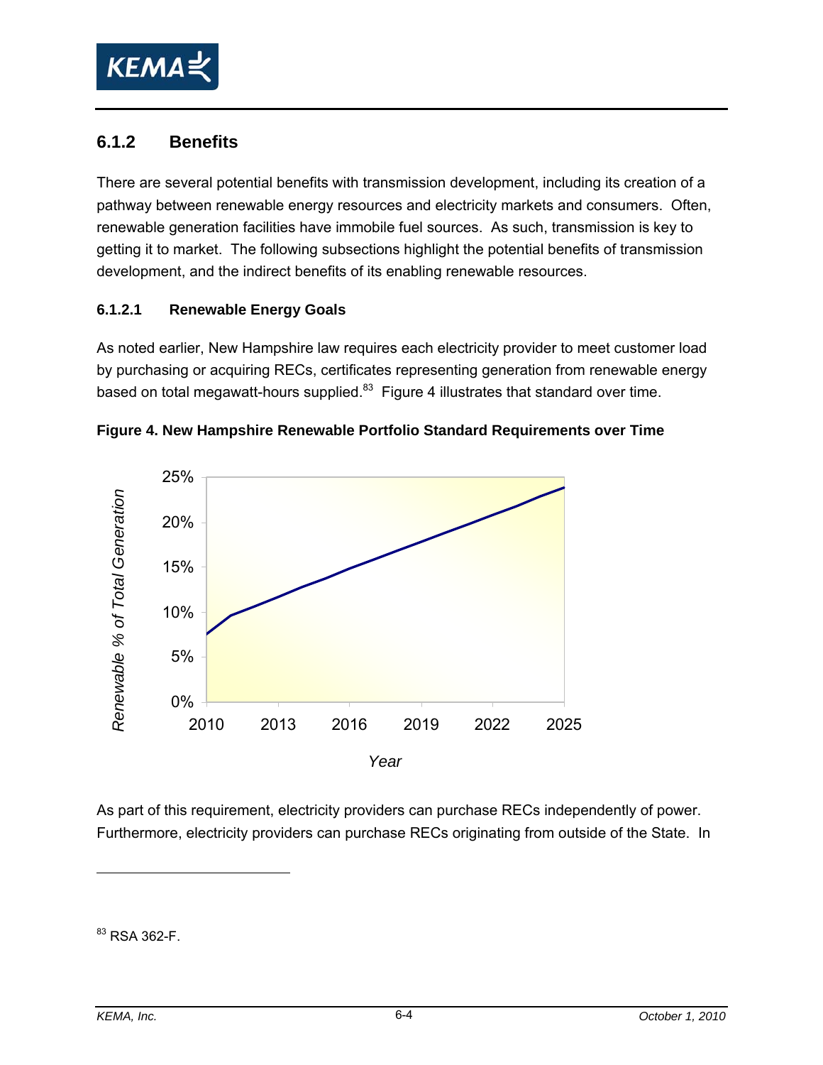### 6.1.2 Benefits

There are several potential benefits with transmission development, including its creation of a pathway between renewable energy resources and electricity markets and consumers. Often, renewable generation facilities have immobile fuel sources. As such, transmission is key to getting it to market. The following subsections highlight the potential benefits of transmission development, and the indirect benefits of its enabling renewable resources.

#### 6.1.2.1 Renewable Energy Goals

As noted earlier, New Hampshire law requires each electricity provider to meet customer load by purchasing or acquiring RECs, certificates representing generation from renewable energy based on total megawatt-hours supplied.[83] Figure 4 illustrates that standard over time.

**Figure 4. New Hampshire Renewable Portfolio Standard Requirements over Time**

As part of this requirement, electricity providers can purchase RECs independently of power. Furthermore, electricity providers can purchase RECs originating from outside of the State. In

[83] RSA 362-F.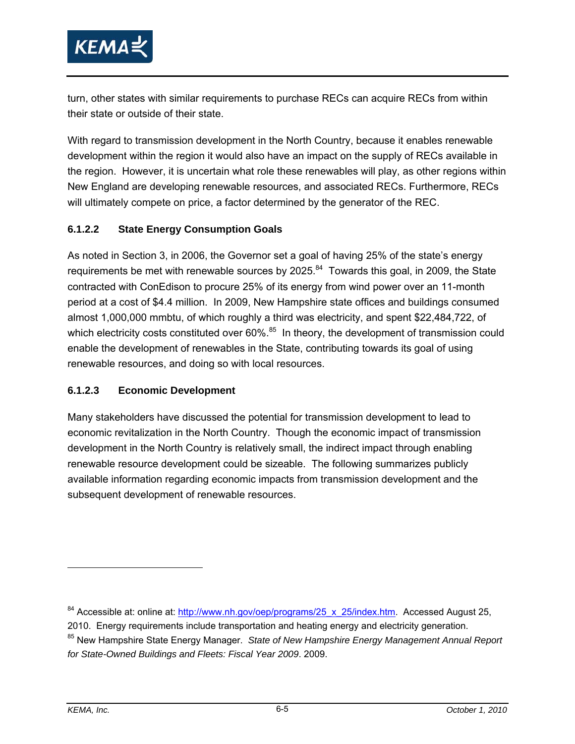turn, other states with similar requirements to purchase RECs can acquire RECs from within their state or outside of their state.

With regard to transmission development in the North Country, because it enables renewable development within the region it would also have an impact on the supply of RECs available in the region. However, it is uncertain what role these renewables will play, as other regions within New England are developing renewable resources, and associated RECs. Furthermore, RECs will ultimately compete on price, a factor determined by the generator of the REC.

#### 6.1.2.2 State Energy Consumption Goals

As noted in Section 3, in 2006, the Governor set a goal of having 25% of the state's energy requirements be met with renewable sources by 2025.[84] Towards this goal, in 2009, the State contracted with ConEdison to procure 25% of its energy from wind power over an 11-month period at a cost of $4.4 million. In 2009, New Hampshire state offices and buildings consumed almost 1,000,000 mmbtu, of which roughly a third was electricity, and spent $22,484,722, of which electricity costs constituted over 60%.[85] In theory, the development of transmission could enable the development of renewables in the State, contributing towards its goal of using renewable resources, and doing so with local resources.

#### 6.1.2.3 Economic Development

Many stakeholders have discussed the potential for transmission development to lead to economic revitalization in the North Country. Though the economic impact of transmission development in the North Country is relatively small, the indirect impact through enabling renewable resource development could be sizeable. The following summarizes publicly available information regarding economic impacts from transmission development and the subsequent development of renewable resources.

---

[84] Accessible at: online at: http://www.nh.gov/oep/programs/25_x_25/index.htm. Accessed August 25, 2010. Energy requirements include transportation and heating energy and electricity generation.

[85] New Hampshire State Energy Manager. *State of New Hampshire Energy Management Annual Report for State-Owned Buildings and Fleets: Fiscal Year 2009*. 2009.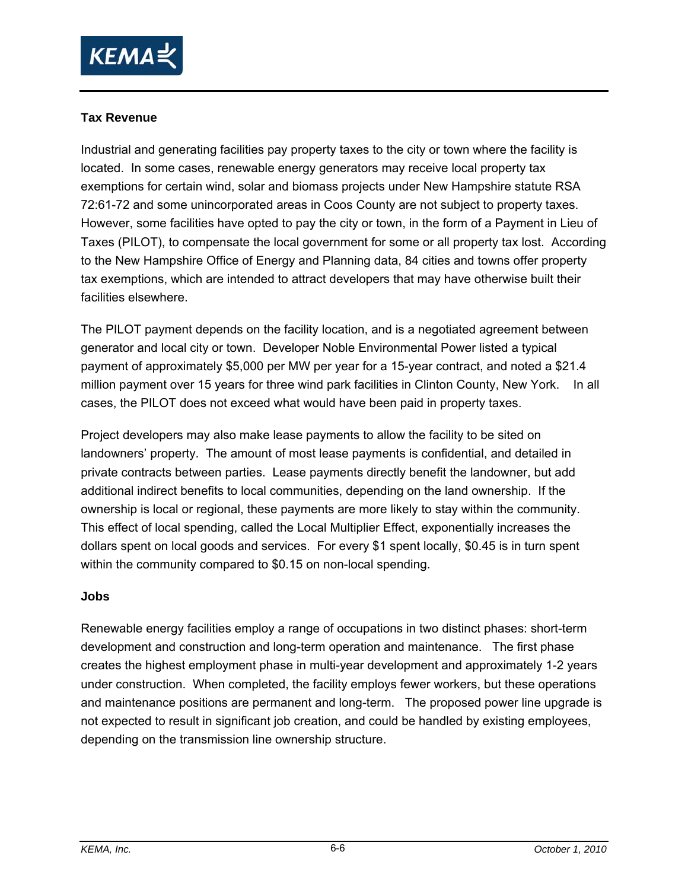### Tax Revenue

Industrial and generating facilities pay property taxes to the city or town where the facility is located. In some cases, renewable energy generators may receive local property tax exemptions for certain wind, solar and biomass projects under New Hampshire statute RSA 72:61-72 and some unincorporated areas in Coos County are not subject to property taxes. However, some facilities have opted to pay the city or town, in the form of a Payment in Lieu of Taxes (PILOT), to compensate the local government for some or all property tax lost. According to the New Hampshire Office of Energy and Planning data, 84 cities and towns offer property tax exemptions, which are intended to attract developers that may have otherwise built their facilities elsewhere.

The PILOT payment depends on the facility location, and is a negotiated agreement between generator and local city or town. Developer Noble Environmental Power listed a typical payment of approximately $5,000 per MW per year for a 15-year contract, and noted a $21.4 million payment over 15 years for three wind park facilities in Clinton County, New York. In all cases, the PILOT does not exceed what would have been paid in property taxes.

Project developers may also make lease payments to allow the facility to be sited on landowners' property. The amount of most lease payments is confidential, and detailed in private contracts between parties. Lease payments directly benefit the landowner, but add additional indirect benefits to local communities, depending on the land ownership. If the ownership is local or regional, these payments are more likely to stay within the community. This effect of local spending, called the Local Multiplier Effect, exponentially increases the dollars spent on local goods and services. For every $1 spent locally, $0.45 is in turn spent within the community compared to $0.15 on non-local spending.

### Jobs

Renewable energy facilities employ a range of occupations in two distinct phases: short-term development and construction and long-term operation and maintenance. The first phase creates the highest employment phase in multi-year development and approximately 1-2 years under construction. When completed, the facility employs fewer workers, but these operations and maintenance positions are permanent and long-term. The proposed power line upgrade is not expected to result in significant job creation, and could be handled by existing employees, depending on the transmission line ownership structure.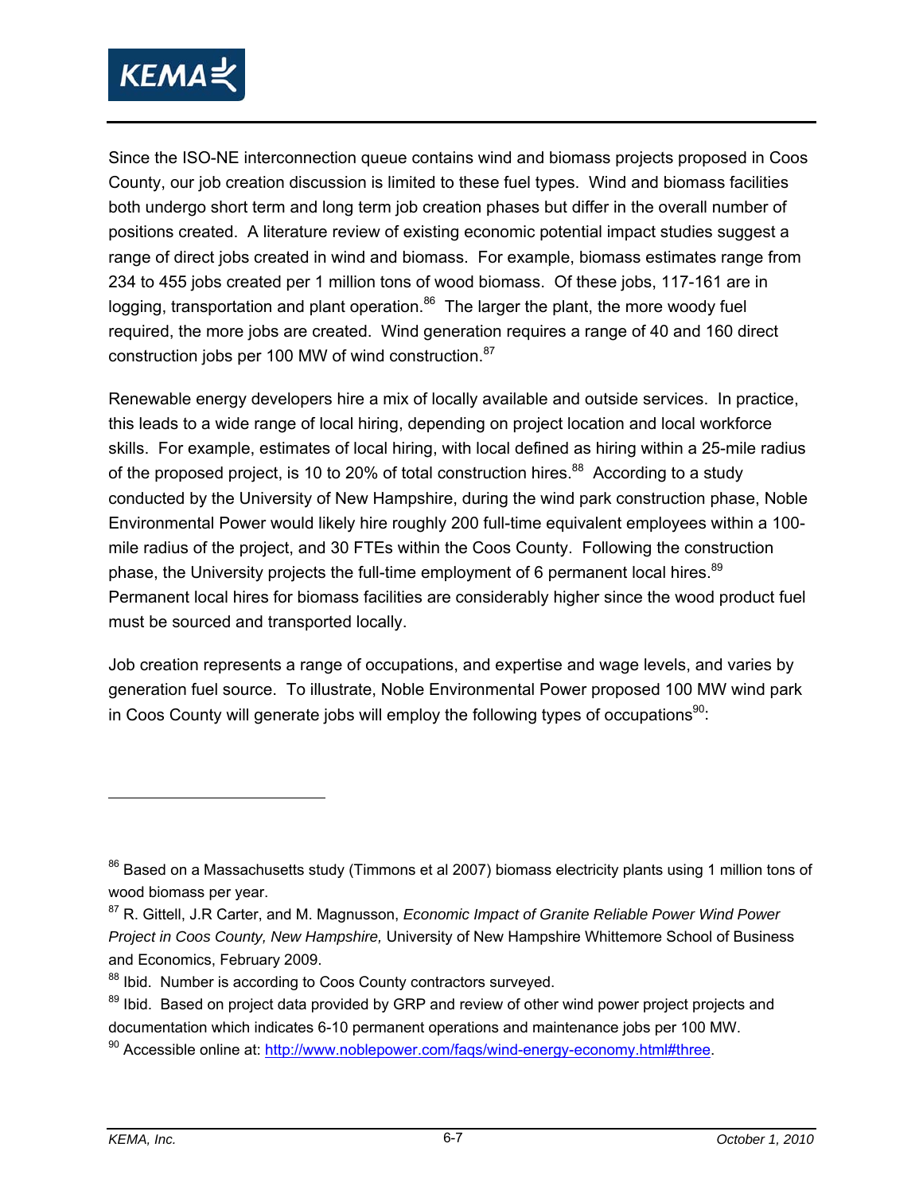Since the ISO-NE interconnection queue contains wind and biomass projects proposed in Coos County, our job creation discussion is limited to these fuel types. Wind and biomass facilities both undergo short term and long term job creation phases but differ in the overall number of positions created. A literature review of existing economic potential impact studies suggest a range of direct jobs created in wind and biomass. For example, biomass estimates range from 234 to 455 jobs created per 1 million tons of wood biomass. Of these jobs, 117-161 are in logging, transportation and plant operation.[86] The larger the plant, the more woody fuel required, the more jobs are created. Wind generation requires a range of 40 and 160 direct construction jobs per 100 MW of wind construction.[87]

Renewable energy developers hire a mix of locally available and outside services. In practice, this leads to a wide range of local hiring, depending on project location and local workforce skills. For example, estimates of local hiring, with local defined as hiring within a 25-mile radius of the proposed project, is 10 to 20% of total construction hires.[88] According to a study conducted by the University of New Hampshire, during the wind park construction phase, Noble Environmental Power would likely hire roughly 200 full-time equivalent employees within a 100-mile radius of the project, and 30 FTEs within the Coos County. Following the construction phase, the University projects the full-time employment of 6 permanent local hires.[89] Permanent local hires for biomass facilities are considerably higher since the wood product fuel must be sourced and transported locally.

Job creation represents a range of occupations, and expertise and wage levels, and varies by generation fuel source. To illustrate, Noble Environmental Power proposed 100 MW wind park in Coos County will generate jobs will employ the following types of occupations[90]:

---

[86] Based on a Massachusetts study (Timmons et al 2007) biomass electricity plants using 1 million tons of wood biomass per year.

[87] R. Gittell, J.R Carter, and M. Magnusson, *Economic Impact of Granite Reliable Power Wind Power Project in Coos County, New Hampshire,* University of New Hampshire Whittemore School of Business and Economics, February 2009.

[88] Ibid. Number is according to Coos County contractors surveyed.

[89] Ibid. Based on project data provided by GRP and review of other wind power project projects and documentation which indicates 6-10 permanent operations and maintenance jobs per 100 MW.

[90] Accessible online at: http://www.noblepower.com/faqs/wind-energy-economy.html#three.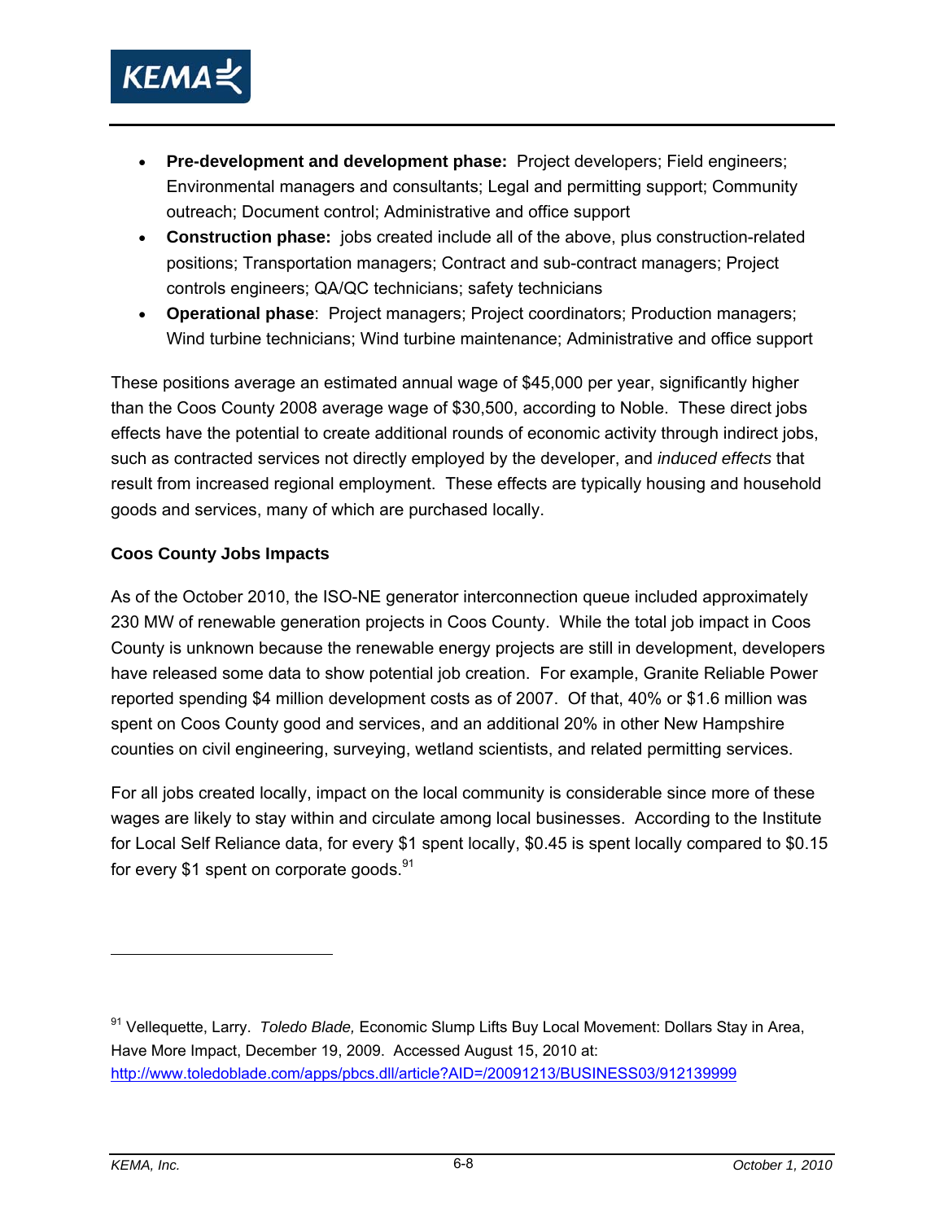- **Pre-development and development phase:** Project developers; Field engineers; Environmental managers and consultants; Legal and permitting support; Community outreach; Document control; Administrative and office support
- **Construction phase:** jobs created include all of the above, plus construction-related positions; Transportation managers; Contract and sub-contract managers; Project controls engineers; QA/QC technicians; safety technicians
- **Operational phase**: Project managers; Project coordinators; Production managers; Wind turbine technicians; Wind turbine maintenance; Administrative and office support

These positions average an estimated annual wage of $45,000 per year, significantly higher than the Coos County 2008 average wage of $30,500, according to Noble. These direct jobs effects have the potential to create additional rounds of economic activity through indirect jobs, such as contracted services not directly employed by the developer, and *induced effects* that result from increased regional employment. These effects are typically housing and household goods and services, many of which are purchased locally.

**Coos County Jobs Impacts**

As of the October 2010, the ISO-NE generator interconnection queue included approximately 230 MW of renewable generation projects in Coos County. While the total job impact in Coos County is unknown because the renewable energy projects are still in development, developers have released some data to show potential job creation. For example, Granite Reliable Power reported spending $4 million development costs as of 2007. Of that, 40% or $1.6 million was spent on Coos County good and services, and an additional 20% in other New Hampshire counties on civil engineering, surveying, wetland scientists, and related permitting services.

For all jobs created locally, impact on the local community is considerable since more of these wages are likely to stay within and circulate among local businesses. According to the Institute for Local Self Reliance data, for every $1 spent locally, $0.45 is spent locally compared to $0.15 for every $1 spent on corporate goods.[91]

---

[91] Vellequette, Larry. *Toledo Blade,* Economic Slump Lifts Buy Local Movement: Dollars Stay in Area, Have More Impact, December 19, 2009. Accessed August 15, 2010 at: http://www.toledoblade.com/apps/pbcs.dll/article?AID=/20091213/BUSINESS03/912139999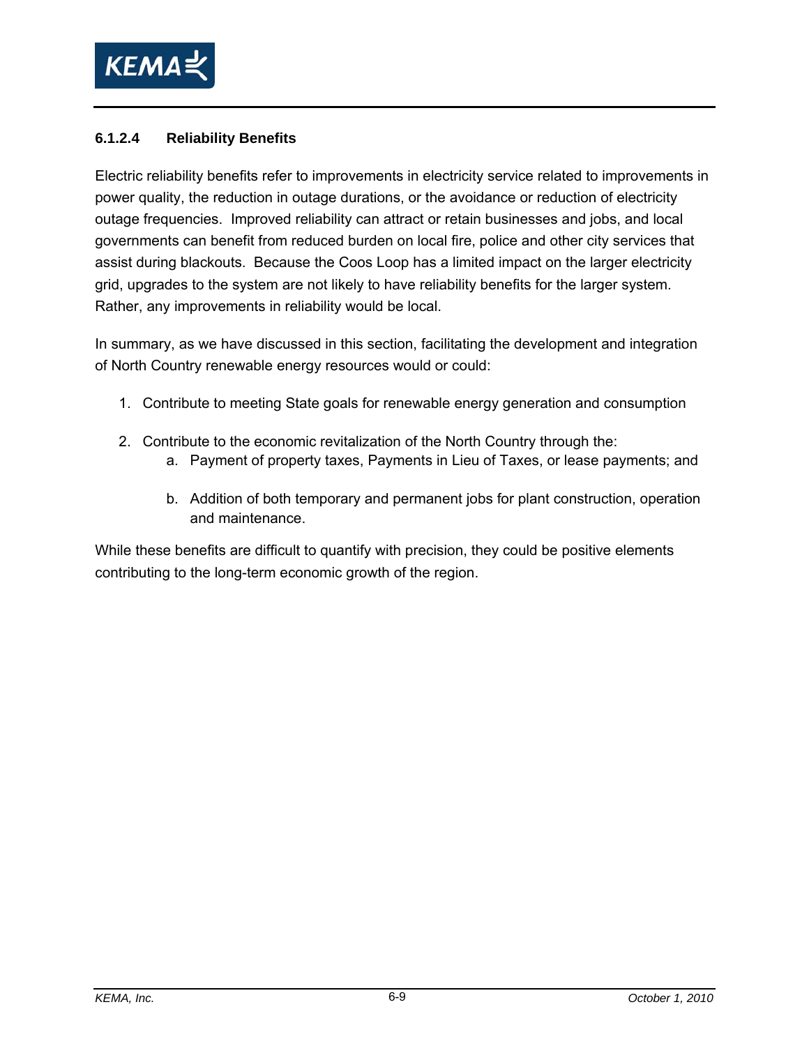#### 6.1.2.4 Reliability Benefits

Electric reliability benefits refer to improvements in electricity service related to improvements in power quality, the reduction in outage durations, or the avoidance or reduction of electricity outage frequencies. Improved reliability can attract or retain businesses and jobs, and local governments can benefit from reduced burden on local fire, police and other city services that assist during blackouts. Because the Coos Loop has a limited impact on the larger electricity grid, upgrades to the system are not likely to have reliability benefits for the larger system. Rather, any improvements in reliability would be local.

In summary, as we have discussed in this section, facilitating the development and integration of North Country renewable energy resources would or could:

1. Contribute to meeting State goals for renewable energy generation and consumption
2. Contribute to the economic revitalization of the North Country through the:
   a. Payment of property taxes, Payments in Lieu of Taxes, or lease payments; and
   b. Addition of both temporary and permanent jobs for plant construction, operation and maintenance.

While these benefits are difficult to quantify with precision, they could be positive elements contributing to the long-term economic growth of the region.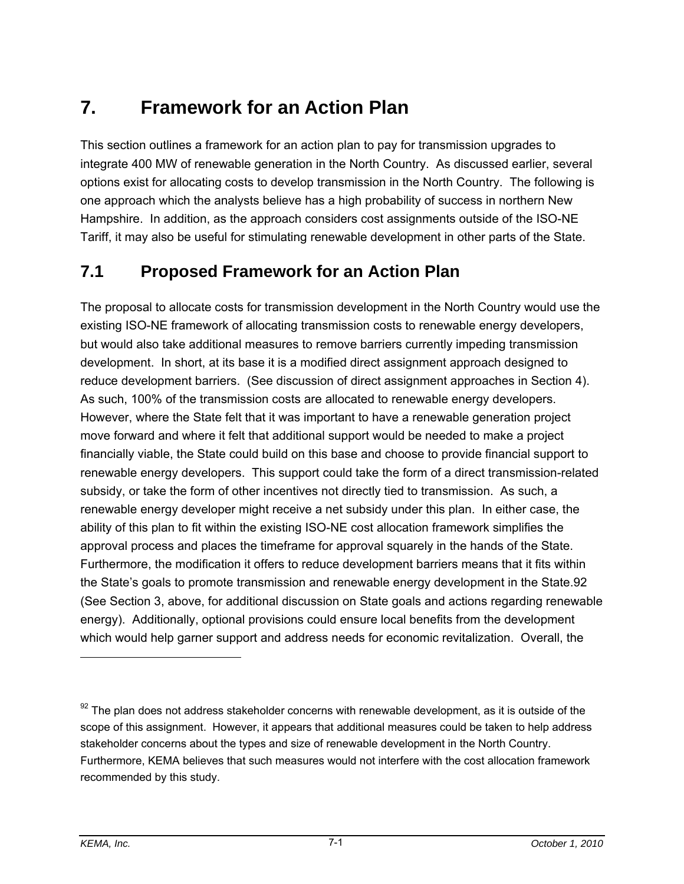# 7. Framework for an Action Plan

This section outlines a framework for an action plan to pay for transmission upgrades to integrate 400 MW of renewable generation in the North Country. As discussed earlier, several options exist for allocating costs to develop transmission in the North Country. The following is one approach which the analysts believe has a high probability of success in northern New Hampshire. In addition, as the approach considers cost assignments outside of the ISO-NE Tariff, it may also be useful for stimulating renewable development in other parts of the State.

## 7.1 Proposed Framework for an Action Plan

The proposal to allocate costs for transmission development in the North Country would use the existing ISO-NE framework of allocating transmission costs to renewable energy developers, but would also take additional measures to remove barriers currently impeding transmission development. In short, at its base it is a modified direct assignment approach designed to reduce development barriers. (See discussion of direct assignment approaches in Section 4). As such, 100% of the transmission costs are allocated to renewable energy developers. However, where the State felt that it was important to have a renewable generation project move forward and where it felt that additional support would be needed to make a project financially viable, the State could build on this base and choose to provide financial support to renewable energy developers. This support could take the form of a direct transmission-related subsidy, or take the form of other incentives not directly tied to transmission. As such, a renewable energy developer might receive a net subsidy under this plan. In either case, the ability of this plan to fit within the existing ISO-NE cost allocation framework simplifies the approval process and places the timeframe for approval squarely in the hands of the State. Furthermore, the modification it offers to reduce development barriers means that it fits within the State's goals to promote transmission and renewable energy development in the State.[92] (See Section 3, above, for additional discussion on State goals and actions regarding renewable energy). Additionally, optional provisions could ensure local benefits from the development which would help garner support and address needs for economic revitalization. Overall, the

[92] The plan does not address stakeholder concerns with renewable development, as it is outside of the scope of this assignment. However, it appears that additional measures could be taken to help address stakeholder concerns about the types and size of renewable development in the North Country. Furthermore, KEMA believes that such measures would not interfere with the cost allocation framework recommended by this study.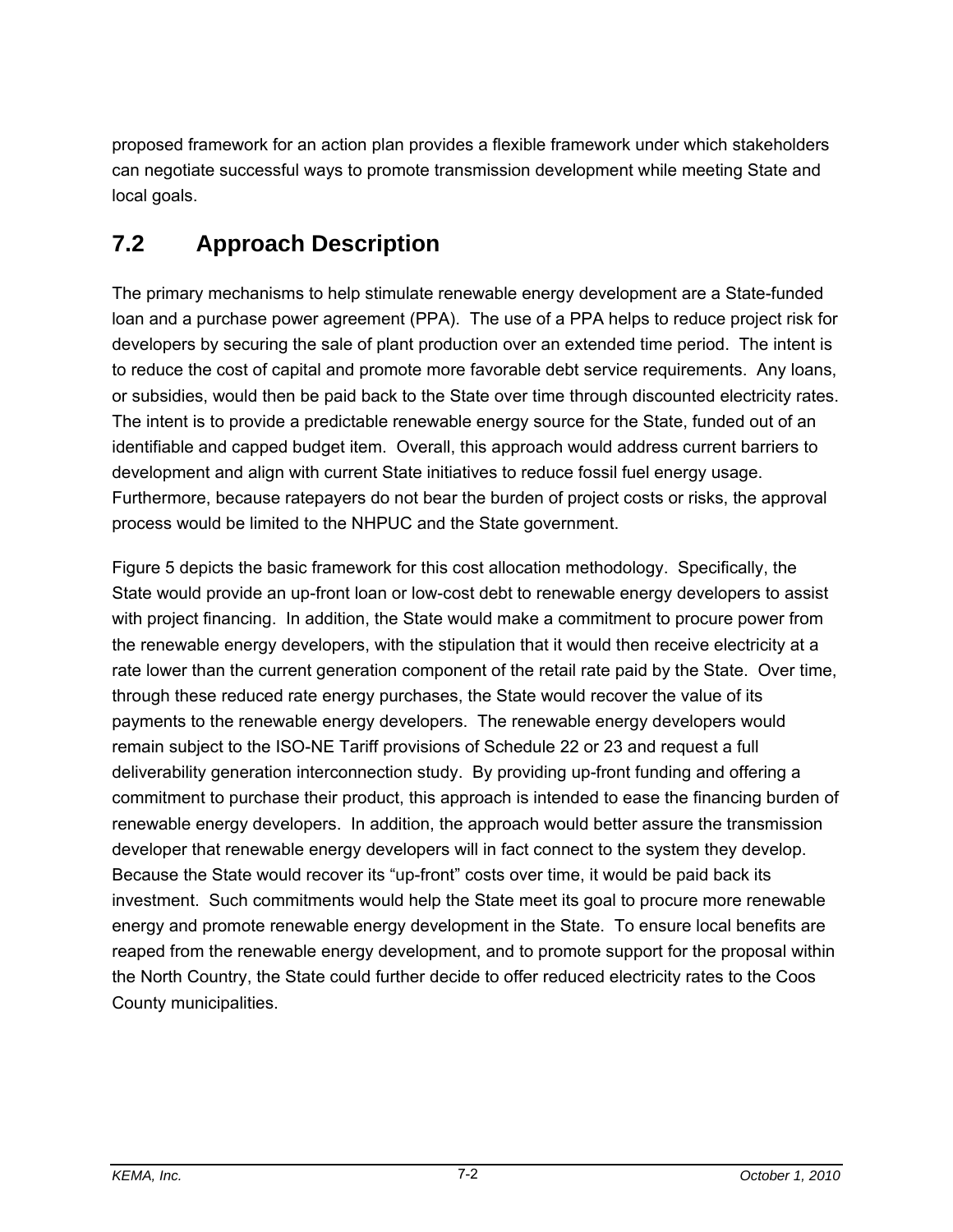proposed framework for an action plan provides a flexible framework under which stakeholders can negotiate successful ways to promote transmission development while meeting State and local goals.

## 7.2 Approach Description

The primary mechanisms to help stimulate renewable energy development are a State-funded loan and a purchase power agreement (PPA). The use of a PPA helps to reduce project risk for developers by securing the sale of plant production over an extended time period. The intent is to reduce the cost of capital and promote more favorable debt service requirements. Any loans, or subsidies, would then be paid back to the State over time through discounted electricity rates. The intent is to provide a predictable renewable energy source for the State, funded out of an identifiable and capped budget item. Overall, this approach would address current barriers to development and align with current State initiatives to reduce fossil fuel energy usage. Furthermore, because ratepayers do not bear the burden of project costs or risks, the approval process would be limited to the NHPUC and the State government.

Figure 5 depicts the basic framework for this cost allocation methodology. Specifically, the State would provide an up-front loan or low-cost debt to renewable energy developers to assist with project financing. In addition, the State would make a commitment to procure power from the renewable energy developers, with the stipulation that it would then receive electricity at a rate lower than the current generation component of the retail rate paid by the State. Over time, through these reduced rate energy purchases, the State would recover the value of its payments to the renewable energy developers. The renewable energy developers would remain subject to the ISO-NE Tariff provisions of Schedule 22 or 23 and request a full deliverability generation interconnection study. By providing up-front funding and offering a commitment to purchase their product, this approach is intended to ease the financing burden of renewable energy developers. In addition, the approach would better assure the transmission developer that renewable energy developers will in fact connect to the system they develop. Because the State would recover its "up-front" costs over time, it would be paid back its investment. Such commitments would help the State meet its goal to procure more renewable energy and promote renewable energy development in the State. To ensure local benefits are reaped from the renewable energy development, and to promote support for the proposal within the North Country, the State could further decide to offer reduced electricity rates to the Coos County municipalities.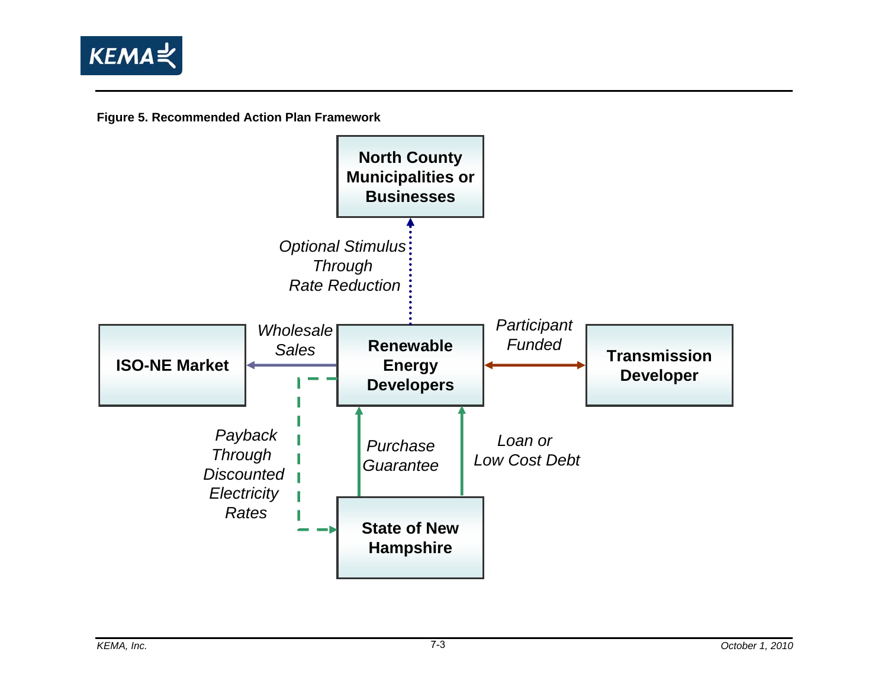**Figure 5. Recommended Action Plan Framework**

North County Municipalities or Businesses

Optional Stimulus Through Rate Reduction

ISO-NE Market

Wholesale Sales

Renewable Energy Developers

Participant Funded

Transmission Developer

Payback Through Discounted Electricity Rates

Purchase Guarantee

Loan or Low Cost Debt

State of New Hampshire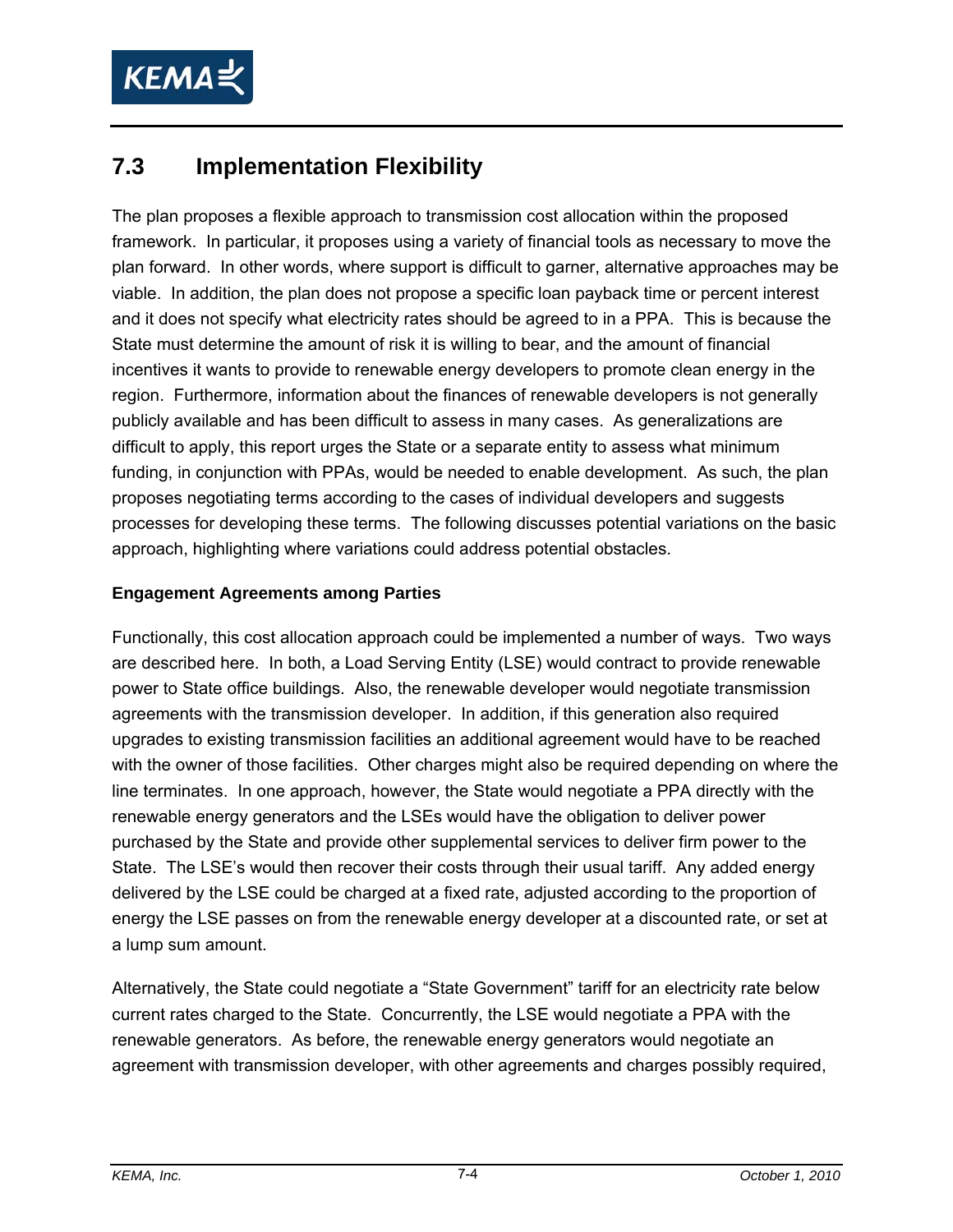## 7.3 Implementation Flexibility

The plan proposes a flexible approach to transmission cost allocation within the proposed framework. In particular, it proposes using a variety of financial tools as necessary to move the plan forward. In other words, where support is difficult to garner, alternative approaches may be viable. In addition, the plan does not propose a specific loan payback time or percent interest and it does not specify what electricity rates should be agreed to in a PPA. This is because the State must determine the amount of risk it is willing to bear, and the amount of financial incentives it wants to provide to renewable energy developers to promote clean energy in the region. Furthermore, information about the finances of renewable developers is not generally publicly available and has been difficult to assess in many cases. As generalizations are difficult to apply, this report urges the State or a separate entity to assess what minimum funding, in conjunction with PPAs, would be needed to enable development. As such, the plan proposes negotiating terms according to the cases of individual developers and suggests processes for developing these terms. The following discusses potential variations on the basic approach, highlighting where variations could address potential obstacles.

**Engagement Agreements among Parties**

Functionally, this cost allocation approach could be implemented a number of ways. Two ways are described here. In both, a Load Serving Entity (LSE) would contract to provide renewable power to State office buildings. Also, the renewable developer would negotiate transmission agreements with the transmission developer. In addition, if this generation also required upgrades to existing transmission facilities an additional agreement would have to be reached with the owner of those facilities. Other charges might also be required depending on where the line terminates. In one approach, however, the State would negotiate a PPA directly with the renewable energy generators and the LSEs would have the obligation to deliver power purchased by the State and provide other supplemental services to deliver firm power to the State. The LSE's would then recover their costs through their usual tariff. Any added energy delivered by the LSE could be charged at a fixed rate, adjusted according to the proportion of energy the LSE passes on from the renewable energy developer at a discounted rate, or set at a lump sum amount.

Alternatively, the State could negotiate a "State Government" tariff for an electricity rate below current rates charged to the State. Concurrently, the LSE would negotiate a PPA with the renewable generators. As before, the renewable energy generators would negotiate an agreement with transmission developer, with other agreements and charges possibly required,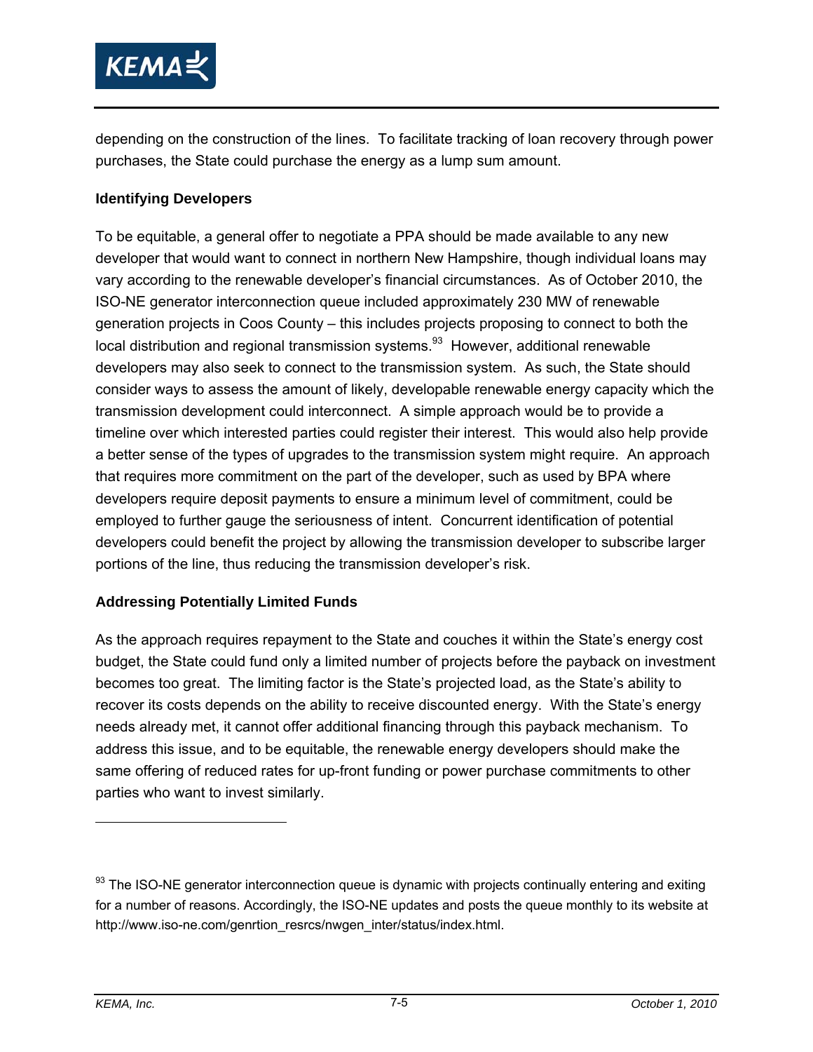depending on the construction of the lines. To facilitate tracking of loan recovery through power purchases, the State could purchase the energy as a lump sum amount.

**Identifying Developers**

To be equitable, a general offer to negotiate a PPA should be made available to any new developer that would want to connect in northern New Hampshire, though individual loans may vary according to the renewable developer's financial circumstances. As of October 2010, the ISO-NE generator interconnection queue included approximately 230 MW of renewable generation projects in Coos County – this includes projects proposing to connect to both the local distribution and regional transmission systems.[93] However, additional renewable developers may also seek to connect to the transmission system. As such, the State should consider ways to assess the amount of likely, developable renewable energy capacity which the transmission development could interconnect. A simple approach would be to provide a timeline over which interested parties could register their interest. This would also help provide a better sense of the types of upgrades to the transmission system might require. An approach that requires more commitment on the part of the developer, such as used by BPA where developers require deposit payments to ensure a minimum level of commitment, could be employed to further gauge the seriousness of intent. Concurrent identification of potential developers could benefit the project by allowing the transmission developer to subscribe larger portions of the line, thus reducing the transmission developer's risk.

**Addressing Potentially Limited Funds**

As the approach requires repayment to the State and couches it within the State's energy cost budget, the State could fund only a limited number of projects before the payback on investment becomes too great. The limiting factor is the State's projected load, as the State's ability to recover its costs depends on the ability to receive discounted energy. With the State's energy needs already met, it cannot offer additional financing through this payback mechanism. To address this issue, and to be equitable, the renewable energy developers should make the same offering of reduced rates for up-front funding or power purchase commitments to other parties who want to invest similarly.

---

[93] The ISO-NE generator interconnection queue is dynamic with projects continually entering and exiting for a number of reasons. Accordingly, the ISO-NE updates and posts the queue monthly to its website at http://www.iso-ne.com/genrtion_resrcs/nwgen_inter/status/index.html.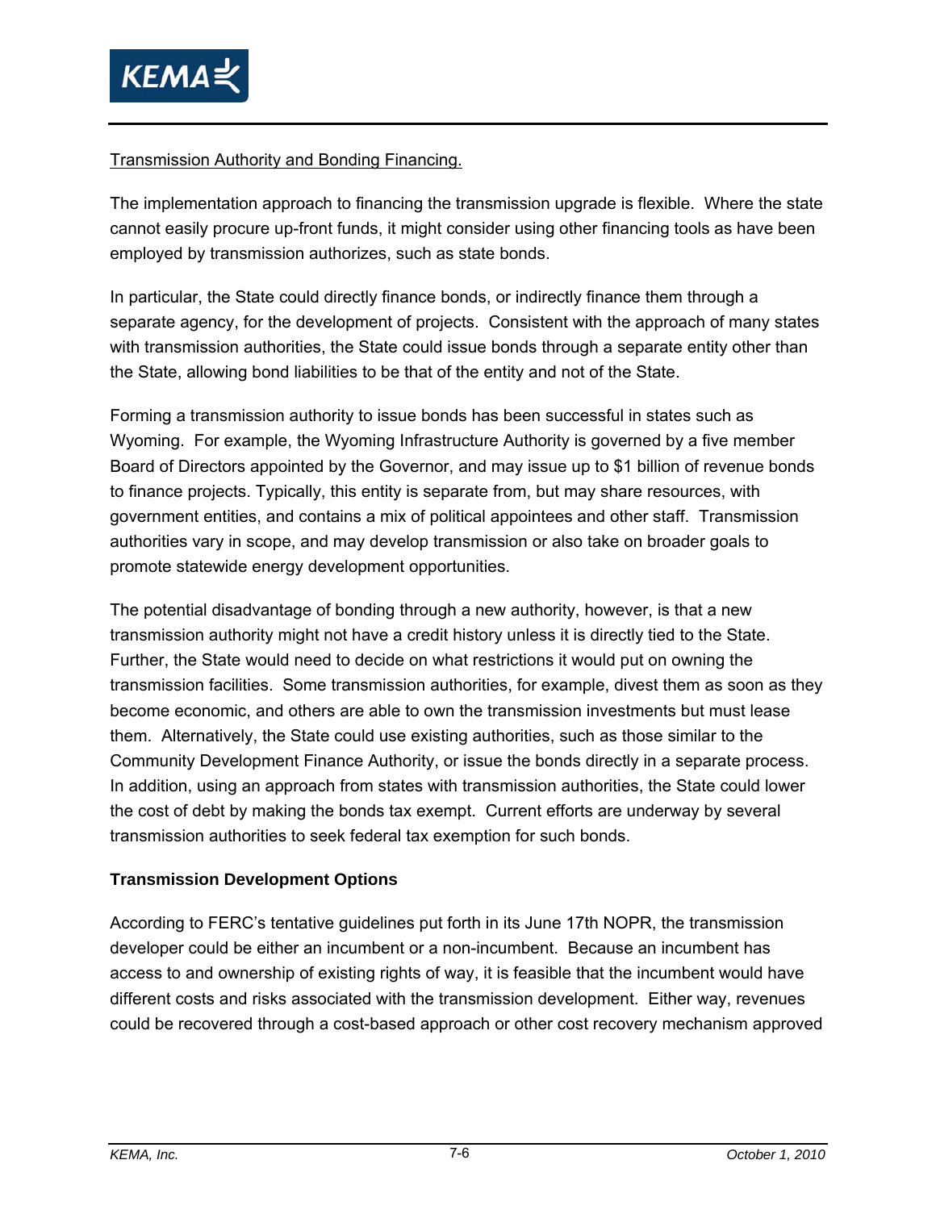Transmission Authority and Bonding Financing.

The implementation approach to financing the transmission upgrade is flexible. Where the state cannot easily procure up-front funds, it might consider using other financing tools as have been employed by transmission authorizes, such as state bonds.

In particular, the State could directly finance bonds, or indirectly finance them through a separate agency, for the development of projects. Consistent with the approach of many states with transmission authorities, the State could issue bonds through a separate entity other than the State, allowing bond liabilities to be that of the entity and not of the State.

Forming a transmission authority to issue bonds has been successful in states such as Wyoming. For example, the Wyoming Infrastructure Authority is governed by a five member Board of Directors appointed by the Governor, and may issue up to $1 billion of revenue bonds to finance projects. Typically, this entity is separate from, but may share resources, with government entities, and contains a mix of political appointees and other staff. Transmission authorities vary in scope, and may develop transmission or also take on broader goals to promote statewide energy development opportunities.

The potential disadvantage of bonding through a new authority, however, is that a new transmission authority might not have a credit history unless it is directly tied to the State. Further, the State would need to decide on what restrictions it would put on owning the transmission facilities. Some transmission authorities, for example, divest them as soon as they become economic, and others are able to own the transmission investments but must lease them. Alternatively, the State could use existing authorities, such as those similar to the Community Development Finance Authority, or issue the bonds directly in a separate process. In addition, using an approach from states with transmission authorities, the State could lower the cost of debt by making the bonds tax exempt. Current efforts are underway by several transmission authorities to seek federal tax exemption for such bonds.

**Transmission Development Options**

According to FERC's tentative guidelines put forth in its June 17th NOPR, the transmission developer could be either an incumbent or a non-incumbent. Because an incumbent has access to and ownership of existing rights of way, it is feasible that the incumbent would have different costs and risks associated with the transmission development. Either way, revenues could be recovered through a cost-based approach or other cost recovery mechanism approved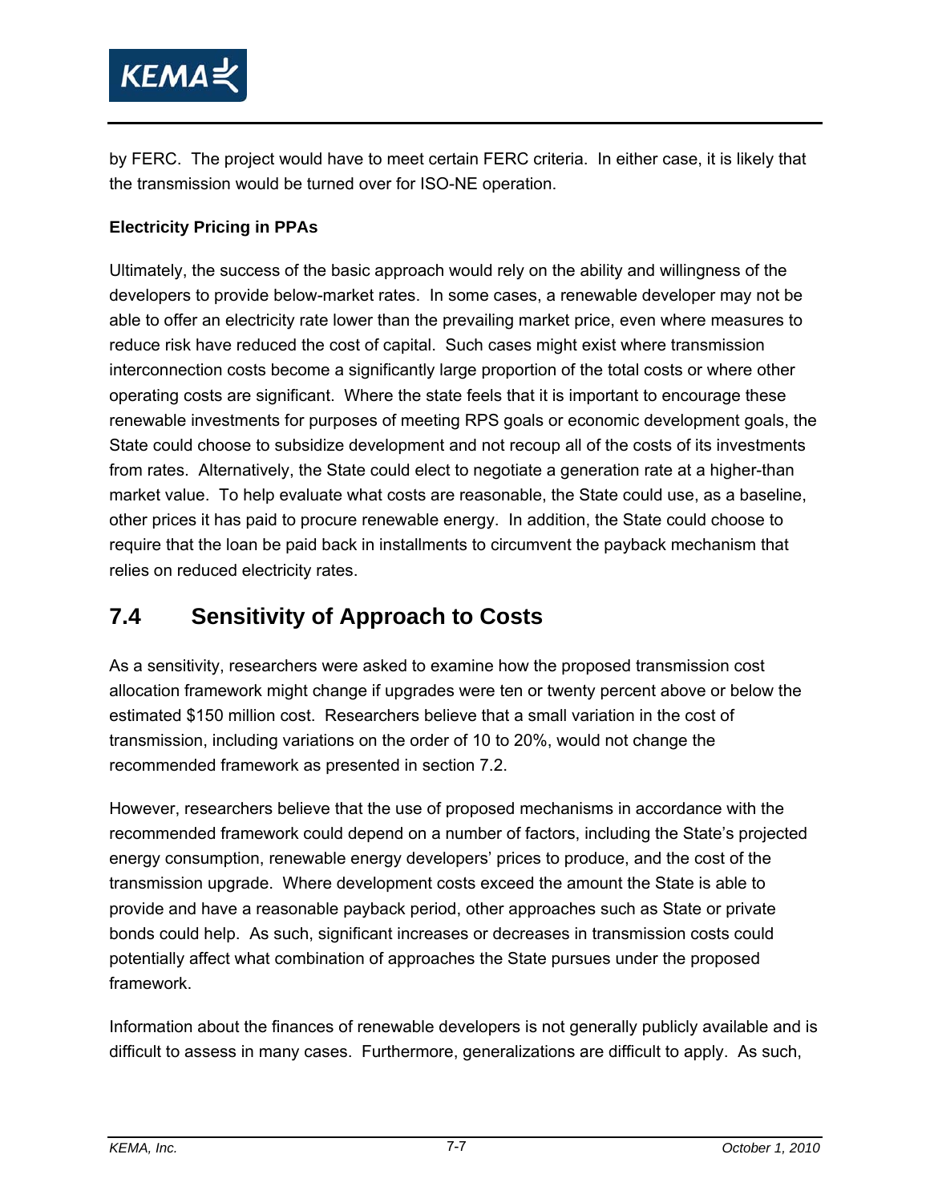by FERC. The project would have to meet certain FERC criteria. In either case, it is likely that the transmission would be turned over for ISO-NE operation.

**Electricity Pricing in PPAs**

Ultimately, the success of the basic approach would rely on the ability and willingness of the developers to provide below-market rates. In some cases, a renewable developer may not be able to offer an electricity rate lower than the prevailing market price, even where measures to reduce risk have reduced the cost of capital. Such cases might exist where transmission interconnection costs become a significantly large proportion of the total costs or where other operating costs are significant. Where the state feels that it is important to encourage these renewable investments for purposes of meeting RPS goals or economic development goals, the State could choose to subsidize development and not recoup all of the costs of its investments from rates. Alternatively, the State could elect to negotiate a generation rate at a higher-than market value. To help evaluate what costs are reasonable, the State could use, as a baseline, other prices it has paid to procure renewable energy. In addition, the State could choose to require that the loan be paid back in installments to circumvent the payback mechanism that relies on reduced electricity rates.

## 7.4 Sensitivity of Approach to Costs

As a sensitivity, researchers were asked to examine how the proposed transmission cost allocation framework might change if upgrades were ten or twenty percent above or below the estimated $150 million cost. Researchers believe that a small variation in the cost of transmission, including variations on the order of 10 to 20%, would not change the recommended framework as presented in section 7.2.

However, researchers believe that the use of proposed mechanisms in accordance with the recommended framework could depend on a number of factors, including the State's projected energy consumption, renewable energy developers' prices to produce, and the cost of the transmission upgrade. Where development costs exceed the amount the State is able to provide and have a reasonable payback period, other approaches such as State or private bonds could help. As such, significant increases or decreases in transmission costs could potentially affect what combination of approaches the State pursues under the proposed framework.

Information about the finances of renewable developers is not generally publicly available and is difficult to assess in many cases. Furthermore, generalizations are difficult to apply. As such,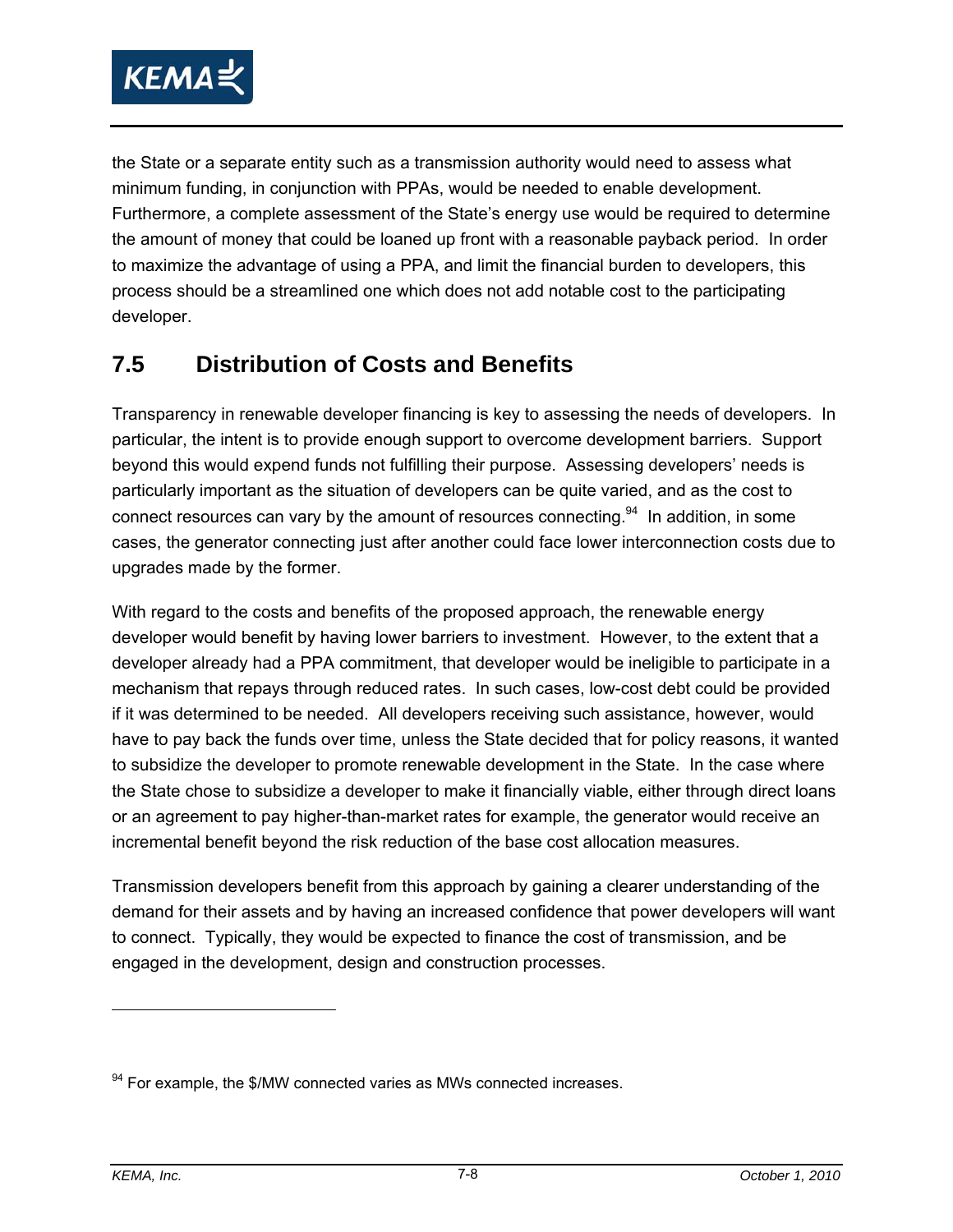the State or a separate entity such as a transmission authority would need to assess what minimum funding, in conjunction with PPAs, would be needed to enable development. Furthermore, a complete assessment of the State's energy use would be required to determine the amount of money that could be loaned up front with a reasonable payback period. In order to maximize the advantage of using a PPA, and limit the financial burden to developers, this process should be a streamlined one which does not add notable cost to the participating developer.

## 7.5 Distribution of Costs and Benefits

Transparency in renewable developer financing is key to assessing the needs of developers. In particular, the intent is to provide enough support to overcome development barriers. Support beyond this would expend funds not fulfilling their purpose. Assessing developers' needs is particularly important as the situation of developers can be quite varied, and as the cost to connect resources can vary by the amount of resources connecting.[94] In addition, in some cases, the generator connecting just after another could face lower interconnection costs due to upgrades made by the former.

With regard to the costs and benefits of the proposed approach, the renewable energy developer would benefit by having lower barriers to investment. However, to the extent that a developer already had a PPA commitment, that developer would be ineligible to participate in a mechanism that repays through reduced rates. In such cases, low-cost debt could be provided if it was determined to be needed. All developers receiving such assistance, however, would have to pay back the funds over time, unless the State decided that for policy reasons, it wanted to subsidize the developer to promote renewable development in the State. In the case where the State chose to subsidize a developer to make it financially viable, either through direct loans or an agreement to pay higher-than-market rates for example, the generator would receive an incremental benefit beyond the risk reduction of the base cost allocation measures.

Transmission developers benefit from this approach by gaining a clearer understanding of the demand for their assets and by having an increased confidence that power developers will want to connect. Typically, they would be expected to finance the cost of transmission, and be engaged in the development, design and construction processes.

---

[94] For example, the $/MW connected varies as MWs connected increases.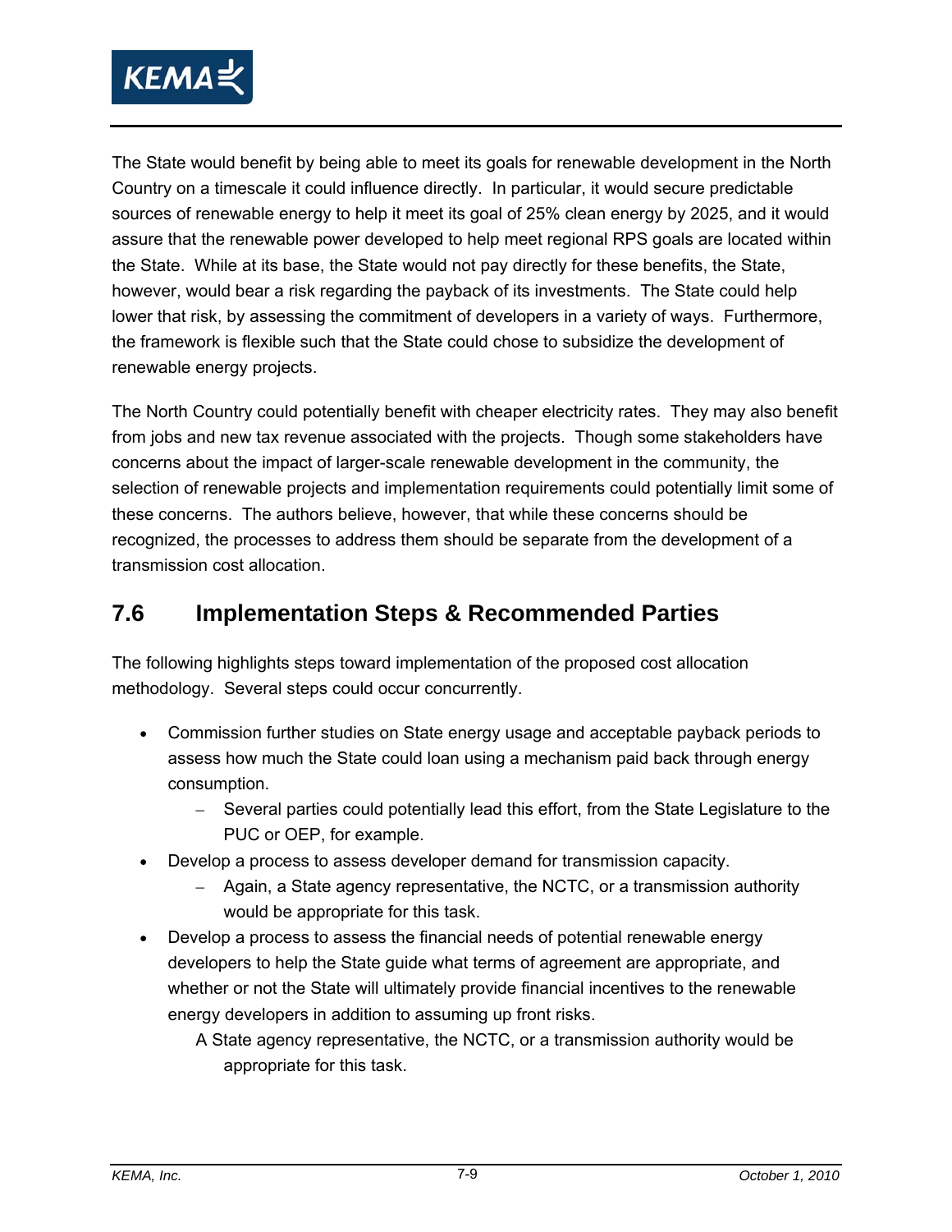The State would benefit by being able to meet its goals for renewable development in the North Country on a timescale it could influence directly. In particular, it would secure predictable sources of renewable energy to help it meet its goal of 25% clean energy by 2025, and it would assure that the renewable power developed to help meet regional RPS goals are located within the State. While at its base, the State would not pay directly for these benefits, the State, however, would bear a risk regarding the payback of its investments. The State could help lower that risk, by assessing the commitment of developers in a variety of ways. Furthermore, the framework is flexible such that the State could chose to subsidize the development of renewable energy projects.

The North Country could potentially benefit with cheaper electricity rates. They may also benefit from jobs and new tax revenue associated with the projects. Though some stakeholders have concerns about the impact of larger-scale renewable development in the community, the selection of renewable projects and implementation requirements could potentially limit some of these concerns. The authors believe, however, that while these concerns should be recognized, the processes to address them should be separate from the development of a transmission cost allocation.

## 7.6 Implementation Steps & Recommended Parties

The following highlights steps toward implementation of the proposed cost allocation methodology. Several steps could occur concurrently.

- Commission further studies on State energy usage and acceptable payback periods to assess how much the State could loan using a mechanism paid back through energy consumption.
  - Several parties could potentially lead this effort, from the State Legislature to the PUC or OEP, for example.
- Develop a process to assess developer demand for transmission capacity.
  - Again, a State agency representative, the NCTC, or a transmission authority would be appropriate for this task.
- Develop a process to assess the financial needs of potential renewable energy developers to help the State guide what terms of agreement are appropriate, and whether or not the State will ultimately provide financial incentives to the renewable energy developers in addition to assuming up front risks.
  - A State agency representative, the NCTC, or a transmission authority would be appropriate for this task.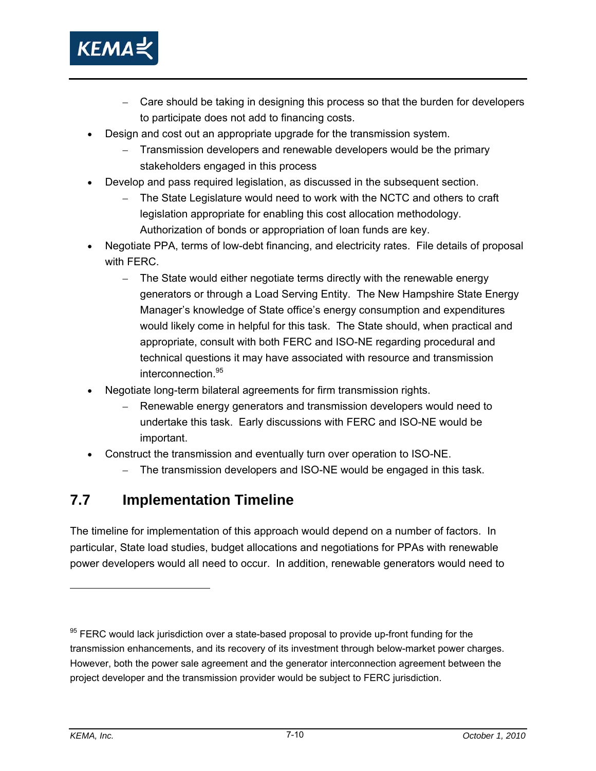- Care should be taking in designing this process so that the burden for developers to participate does not add to financing costs.
- Design and cost out an appropriate upgrade for the transmission system.
  - Transmission developers and renewable developers would be the primary stakeholders engaged in this process
- Develop and pass required legislation, as discussed in the subsequent section.
  - The State Legislature would need to work with the NCTC and others to craft legislation appropriate for enabling this cost allocation methodology. Authorization of bonds or appropriation of loan funds are key.
- Negotiate PPA, terms of low-debt financing, and electricity rates. File details of proposal with FERC.
  - The State would either negotiate terms directly with the renewable energy generators or through a Load Serving Entity. The New Hampshire State Energy Manager's knowledge of State office's energy consumption and expenditures would likely come in helpful for this task. The State should, when practical and appropriate, consult with both FERC and ISO-NE regarding procedural and technical questions it may have associated with resource and transmission interconnection.[95]
- Negotiate long-term bilateral agreements for firm transmission rights.
  - Renewable energy generators and transmission developers would need to undertake this task. Early discussions with FERC and ISO-NE would be important.
- Construct the transmission and eventually turn over operation to ISO-NE.
  - The transmission developers and ISO-NE would be engaged in this task.

## 7.7 Implementation Timeline

The timeline for implementation of this approach would depend on a number of factors. In particular, State load studies, budget allocations and negotiations for PPAs with renewable power developers would all need to occur. In addition, renewable generators would need to

[95] FERC would lack jurisdiction over a state-based proposal to provide up-front funding for the transmission enhancements, and its recovery of its investment through below-market power charges. However, both the power sale agreement and the generator interconnection agreement between the project developer and the transmission provider would be subject to FERC jurisdiction.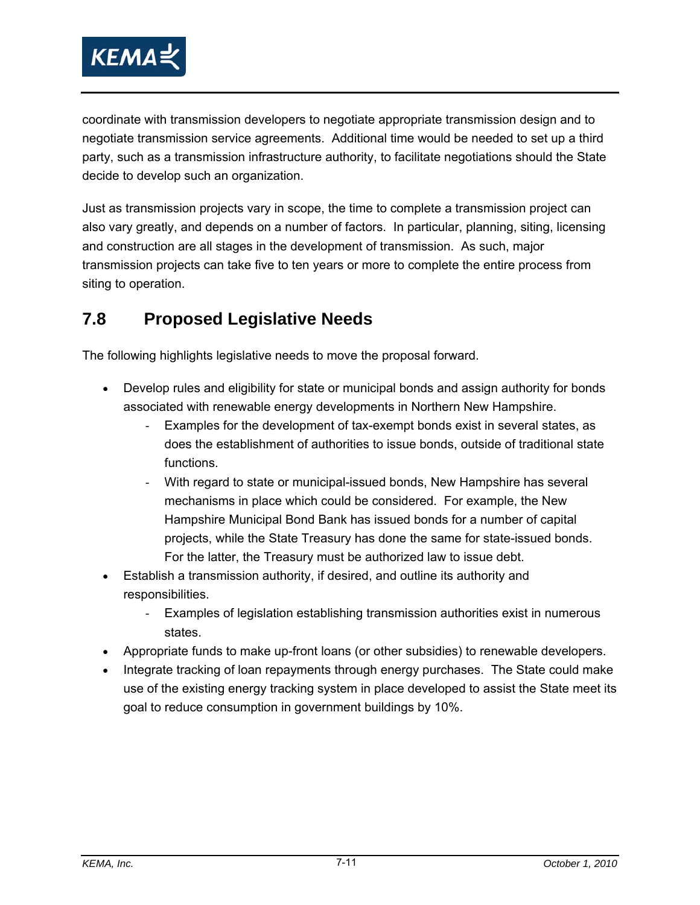coordinate with transmission developers to negotiate appropriate transmission design and to negotiate transmission service agreements. Additional time would be needed to set up a third party, such as a transmission infrastructure authority, to facilitate negotiations should the State decide to develop such an organization.

Just as transmission projects vary in scope, the time to complete a transmission project can also vary greatly, and depends on a number of factors. In particular, planning, siting, licensing and construction are all stages in the development of transmission. As such, major transmission projects can take five to ten years or more to complete the entire process from siting to operation.

## 7.8 Proposed Legislative Needs

The following highlights legislative needs to move the proposal forward.

- Develop rules and eligibility for state or municipal bonds and assign authority for bonds associated with renewable energy developments in Northern New Hampshire.
  - Examples for the development of tax-exempt bonds exist in several states, as does the establishment of authorities to issue bonds, outside of traditional state functions.
  - With regard to state or municipal-issued bonds, New Hampshire has several mechanisms in place which could be considered. For example, the New Hampshire Municipal Bond Bank has issued bonds for a number of capital projects, while the State Treasury has done the same for state-issued bonds. For the latter, the Treasury must be authorized law to issue debt.
- Establish a transmission authority, if desired, and outline its authority and responsibilities.
  - Examples of legislation establishing transmission authorities exist in numerous states.
- Appropriate funds to make up-front loans (or other subsidies) to renewable developers.
- Integrate tracking of loan repayments through energy purchases. The State could make use of the existing energy tracking system in place developed to assist the State meet its goal to reduce consumption in government buildings by 10%.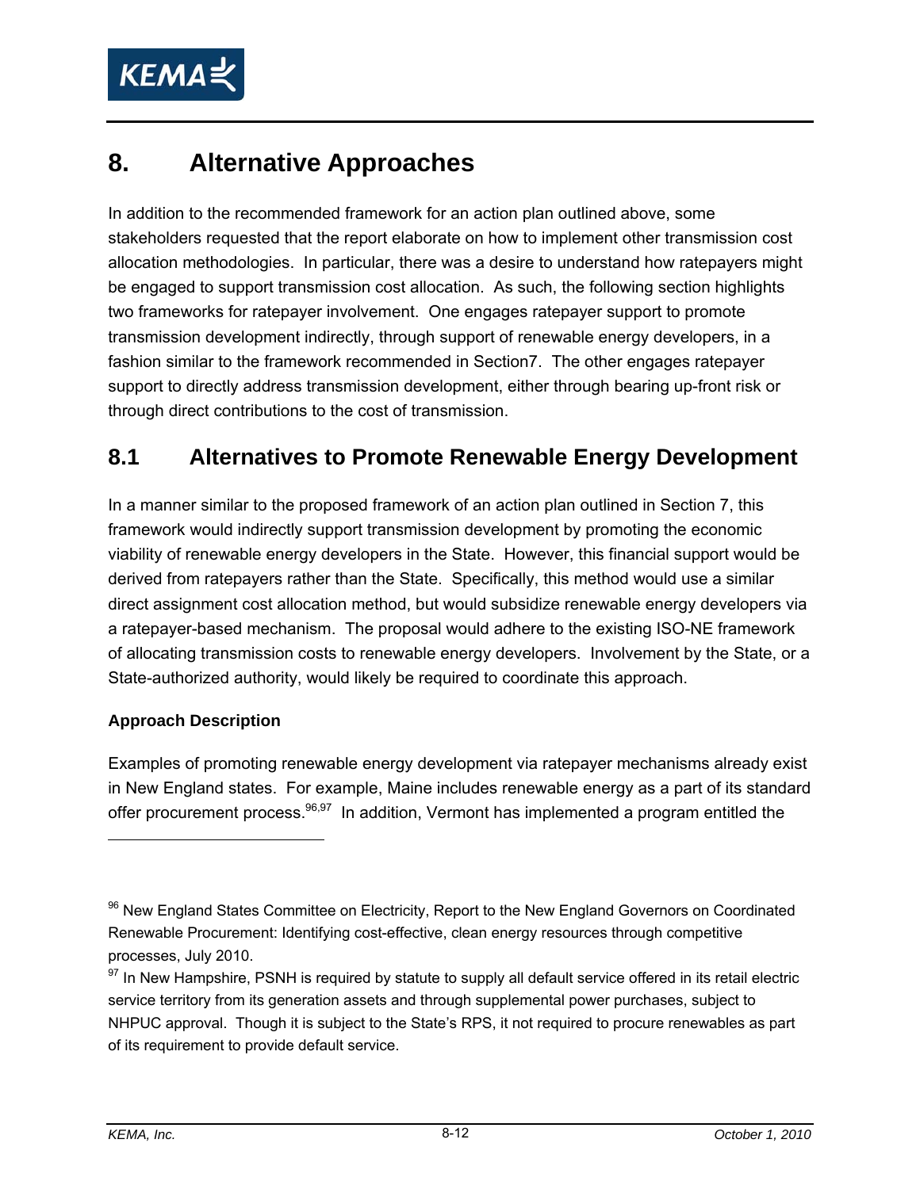# 8. Alternative Approaches

In addition to the recommended framework for an action plan outlined above, some stakeholders requested that the report elaborate on how to implement other transmission cost allocation methodologies. In particular, there was a desire to understand how ratepayers might be engaged to support transmission cost allocation. As such, the following section highlights two frameworks for ratepayer involvement. One engages ratepayer support to promote transmission development indirectly, through support of renewable energy developers, in a fashion similar to the framework recommended in Section7. The other engages ratepayer support to directly address transmission development, either through bearing up-front risk or through direct contributions to the cost of transmission.

## 8.1 Alternatives to Promote Renewable Energy Development

In a manner similar to the proposed framework of an action plan outlined in Section 7, this framework would indirectly support transmission development by promoting the economic viability of renewable energy developers in the State. However, this financial support would be derived from ratepayers rather than the State. Specifically, this method would use a similar direct assignment cost allocation method, but would subsidize renewable energy developers via a ratepayer-based mechanism. The proposal would adhere to the existing ISO-NE framework of allocating transmission costs to renewable energy developers. Involvement by the State, or a State-authorized authority, would likely be required to coordinate this approach.

**Approach Description**

Examples of promoting renewable energy development via ratepayer mechanisms already exist in New England states. For example, Maine includes renewable energy as a part of its standard offer procurement process.[96,97] In addition, Vermont has implemented a program entitled the

---

[96] New England States Committee on Electricity, Report to the New England Governors on Coordinated Renewable Procurement: Identifying cost-effective, clean energy resources through competitive processes, July 2010.

[97] In New Hampshire, PSNH is required by statute to supply all default service offered in its retail electric service territory from its generation assets and through supplemental power purchases, subject to NHPUC approval. Though it is subject to the State's RPS, it not required to procure renewables as part of its requirement to provide default service.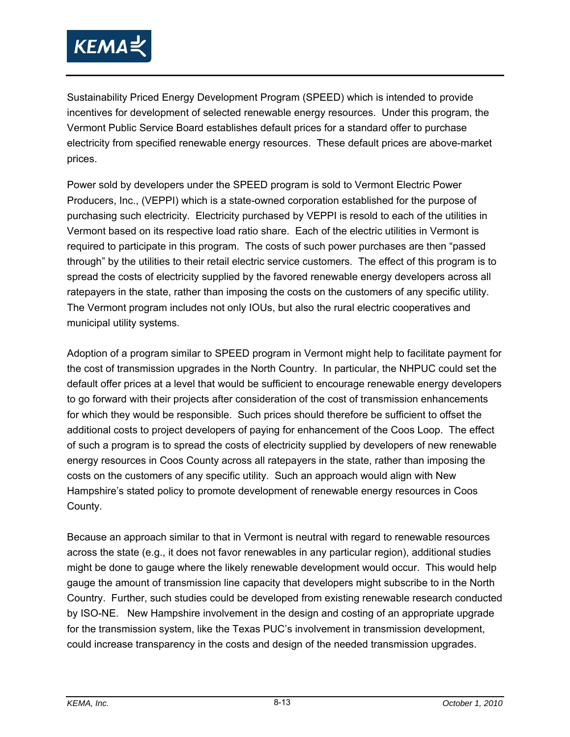Sustainability Priced Energy Development Program (SPEED) which is intended to provide incentives for development of selected renewable energy resources. Under this program, the Vermont Public Service Board establishes default prices for a standard offer to purchase electricity from specified renewable energy resources. These default prices are above-market prices.

Power sold by developers under the SPEED program is sold to Vermont Electric Power Producers, Inc., (VEPPI) which is a state-owned corporation established for the purpose of purchasing such electricity. Electricity purchased by VEPPI is resold to each of the utilities in Vermont based on its respective load ratio share. Each of the electric utilities in Vermont is required to participate in this program. The costs of such power purchases are then "passed through" by the utilities to their retail electric service customers. The effect of this program is to spread the costs of electricity supplied by the favored renewable energy developers across all ratepayers in the state, rather than imposing the costs on the customers of any specific utility. The Vermont program includes not only IOUs, but also the rural electric cooperatives and municipal utility systems.

Adoption of a program similar to SPEED program in Vermont might help to facilitate payment for the cost of transmission upgrades in the North Country. In particular, the NHPUC could set the default offer prices at a level that would be sufficient to encourage renewable energy developers to go forward with their projects after consideration of the cost of transmission enhancements for which they would be responsible. Such prices should therefore be sufficient to offset the additional costs to project developers of paying for enhancement of the Coos Loop. The effect of such a program is to spread the costs of electricity supplied by developers of new renewable energy resources in Coos County across all ratepayers in the state, rather than imposing the costs on the customers of any specific utility. Such an approach would align with New Hampshire's stated policy to promote development of renewable energy resources in Coos County.

Because an approach similar to that in Vermont is neutral with regard to renewable resources across the state (e.g., it does not favor renewables in any particular region), additional studies might be done to gauge where the likely renewable development would occur. This would help gauge the amount of transmission line capacity that developers might subscribe to in the North Country. Further, such studies could be developed from existing renewable research conducted by ISO-NE. New Hampshire involvement in the design and costing of an appropriate upgrade for the transmission system, like the Texas PUC's involvement in transmission development, could increase transparency in the costs and design of the needed transmission upgrades.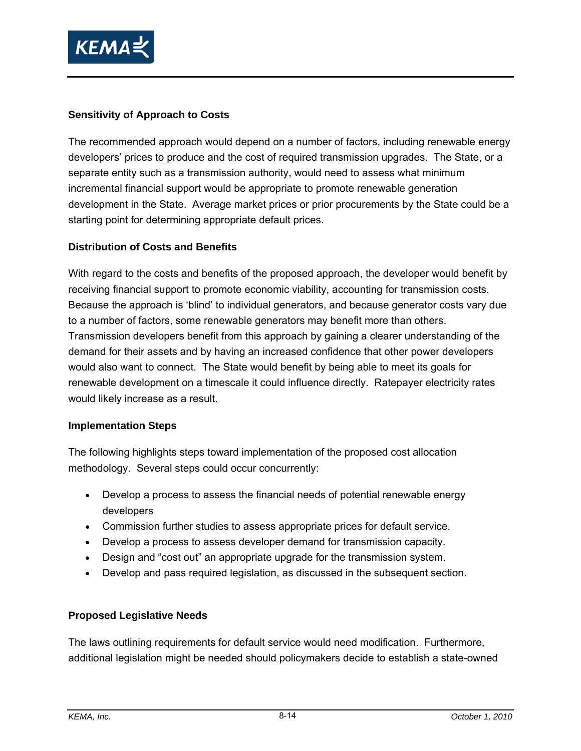### Sensitivity of Approach to Costs

The recommended approach would depend on a number of factors, including renewable energy developers' prices to produce and the cost of required transmission upgrades. The State, or a separate entity such as a transmission authority, would need to assess what minimum incremental financial support would be appropriate to promote renewable generation development in the State. Average market prices or prior procurements by the State could be a starting point for determining appropriate default prices.

### Distribution of Costs and Benefits

With regard to the costs and benefits of the proposed approach, the developer would benefit by receiving financial support to promote economic viability, accounting for transmission costs. Because the approach is 'blind' to individual generators, and because generator costs vary due to a number of factors, some renewable generators may benefit more than others. Transmission developers benefit from this approach by gaining a clearer understanding of the demand for their assets and by having an increased confidence that other power developers would also want to connect. The State would benefit by being able to meet its goals for renewable development on a timescale it could influence directly. Ratepayer electricity rates would likely increase as a result.

### Implementation Steps

The following highlights steps toward implementation of the proposed cost allocation methodology. Several steps could occur concurrently:

- Develop a process to assess the financial needs of potential renewable energy developers
- Commission further studies to assess appropriate prices for default service.
- Develop a process to assess developer demand for transmission capacity.
- Design and "cost out" an appropriate upgrade for the transmission system.
- Develop and pass required legislation, as discussed in the subsequent section.

### Proposed Legislative Needs

The laws outlining requirements for default service would need modification. Furthermore, additional legislation might be needed should policymakers decide to establish a state-owned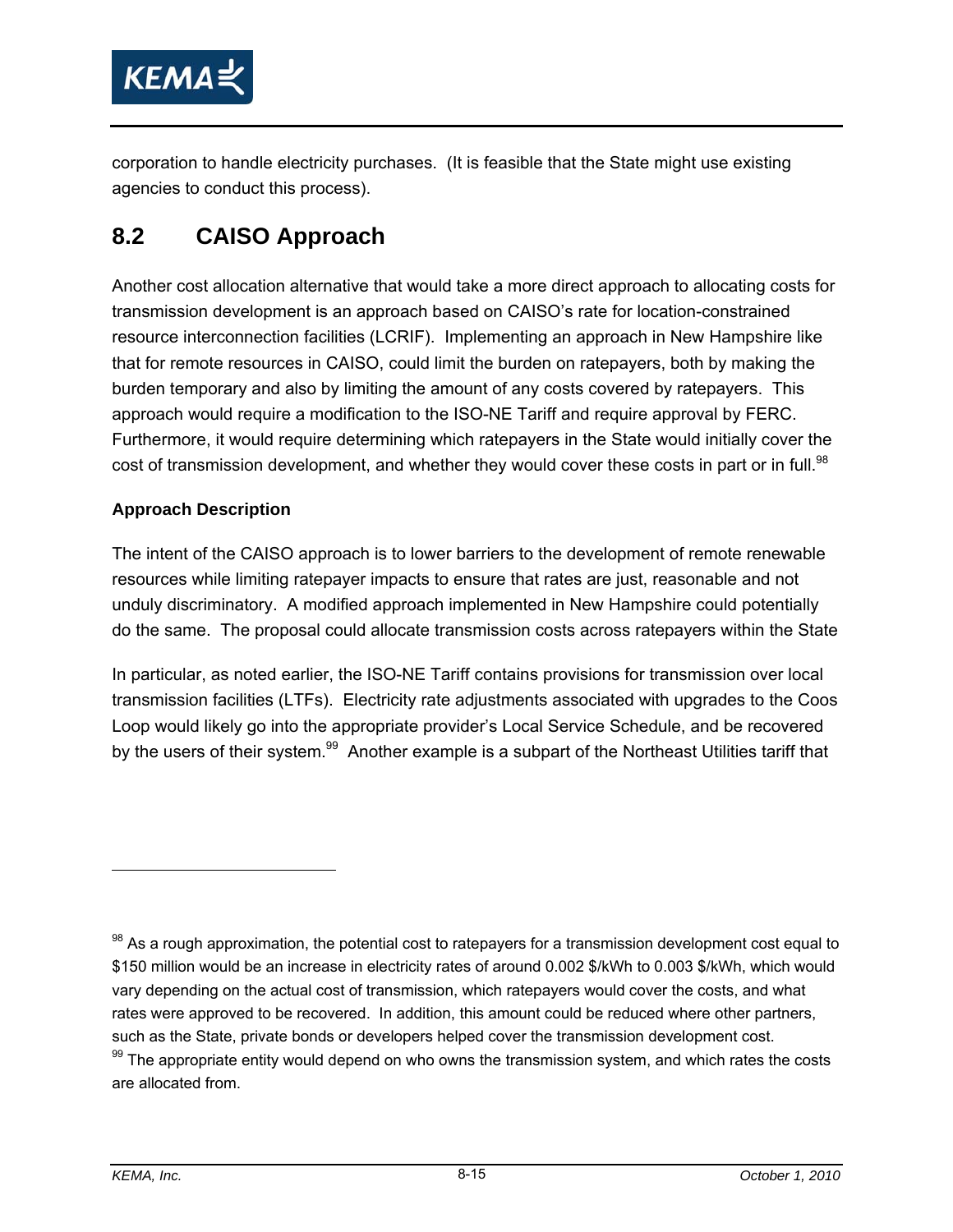corporation to handle electricity purchases. (It is feasible that the State might use existing agencies to conduct this process).

## 8.2 CAISO Approach

Another cost allocation alternative that would take a more direct approach to allocating costs for transmission development is an approach based on CAISO's rate for location-constrained resource interconnection facilities (LCRIF). Implementing an approach in New Hampshire like that for remote resources in CAISO, could limit the burden on ratepayers, both by making the burden temporary and also by limiting the amount of any costs covered by ratepayers. This approach would require a modification to the ISO-NE Tariff and require approval by FERC. Furthermore, it would require determining which ratepayers in the State would initially cover the cost of transmission development, and whether they would cover these costs in part or in full.[98]

**Approach Description**

The intent of the CAISO approach is to lower barriers to the development of remote renewable resources while limiting ratepayer impacts to ensure that rates are just, reasonable and not unduly discriminatory. A modified approach implemented in New Hampshire could potentially do the same. The proposal could allocate transmission costs across ratepayers within the State

In particular, as noted earlier, the ISO-NE Tariff contains provisions for transmission over local transmission facilities (LTFs). Electricity rate adjustments associated with upgrades to the Coos Loop would likely go into the appropriate provider's Local Service Schedule, and be recovered by the users of their system.[99] Another example is a subpart of the Northeast Utilities tariff that

---

[98] As a rough approximation, the potential cost to ratepayers for a transmission development cost equal to $150 million would be an increase in electricity rates of around 0.002 $/kWh to 0.003 $/kWh, which would vary depending on the actual cost of transmission, which ratepayers would cover the costs, and what rates were approved to be recovered. In addition, this amount could be reduced where other partners, such as the State, private bonds or developers helped cover the transmission development cost.

[99] The appropriate entity would depend on who owns the transmission system, and which rates the costs are allocated from.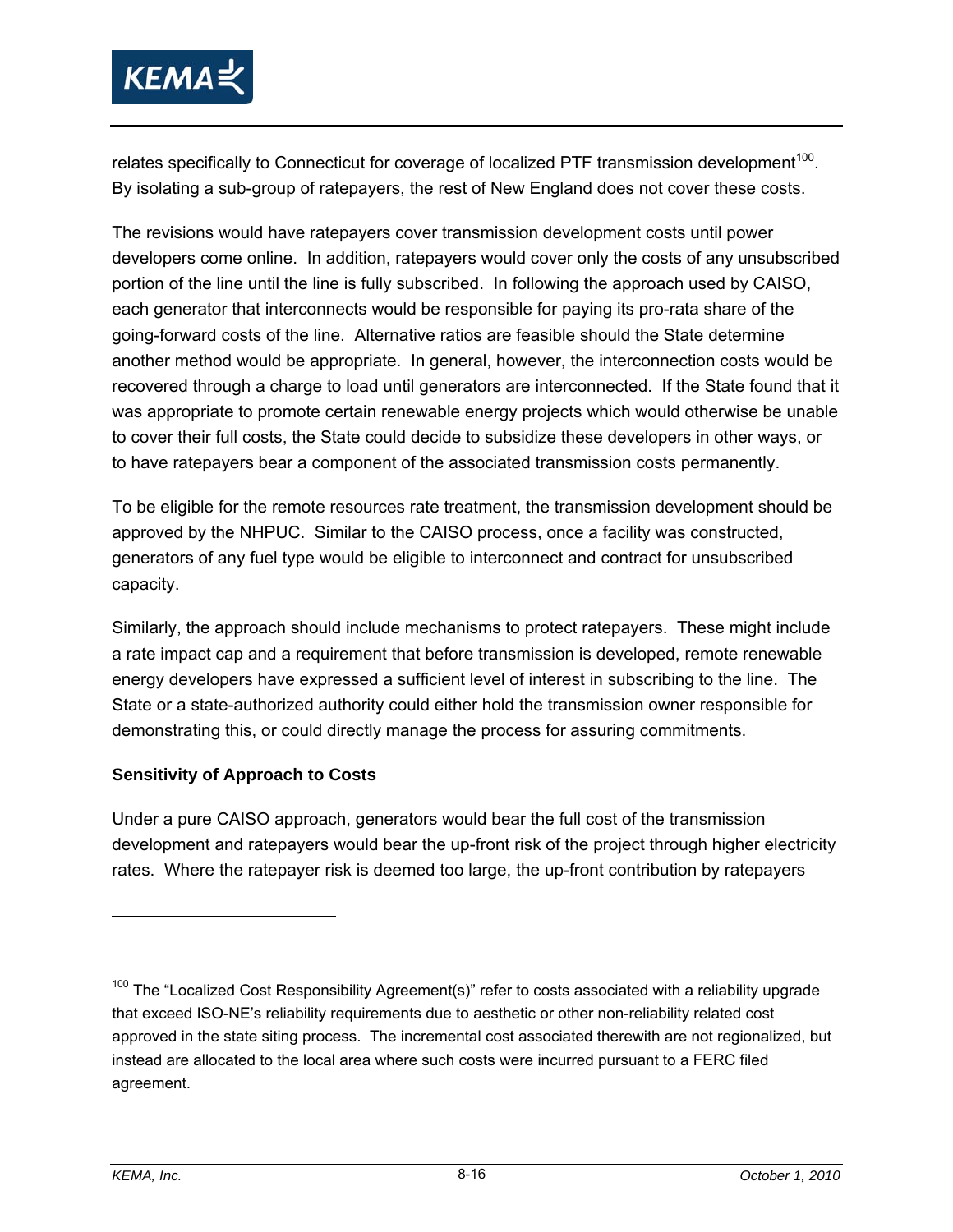relates specifically to Connecticut for coverage of localized PTF transmission development[100]. By isolating a sub-group of ratepayers, the rest of New England does not cover these costs.

The revisions would have ratepayers cover transmission development costs until power developers come online. In addition, ratepayers would cover only the costs of any unsubscribed portion of the line until the line is fully subscribed. In following the approach used by CAISO, each generator that interconnects would be responsible for paying its pro-rata share of the going-forward costs of the line. Alternative ratios are feasible should the State determine another method would be appropriate. In general, however, the interconnection costs would be recovered through a charge to load until generators are interconnected. If the State found that it was appropriate to promote certain renewable energy projects which would otherwise be unable to cover their full costs, the State could decide to subsidize these developers in other ways, or to have ratepayers bear a component of the associated transmission costs permanently.

To be eligible for the remote resources rate treatment, the transmission development should be approved by the NHPUC. Similar to the CAISO process, once a facility was constructed, generators of any fuel type would be eligible to interconnect and contract for unsubscribed capacity.

Similarly, the approach should include mechanisms to protect ratepayers. These might include a rate impact cap and a requirement that before transmission is developed, remote renewable energy developers have expressed a sufficient level of interest in subscribing to the line. The State or a state-authorized authority could either hold the transmission owner responsible for demonstrating this, or could directly manage the process for assuring commitments.

**Sensitivity of Approach to Costs**

Under a pure CAISO approach, generators would bear the full cost of the transmission development and ratepayers would bear the up-front risk of the project through higher electricity rates. Where the ratepayer risk is deemed too large, the up-front contribution by ratepayers

---

[100] The "Localized Cost Responsibility Agreement(s)" refer to costs associated with a reliability upgrade that exceed ISO-NE's reliability requirements due to aesthetic or other non-reliability related cost approved in the state siting process. The incremental cost associated therewith are not regionalized, but instead are allocated to the local area where such costs were incurred pursuant to a FERC filed agreement.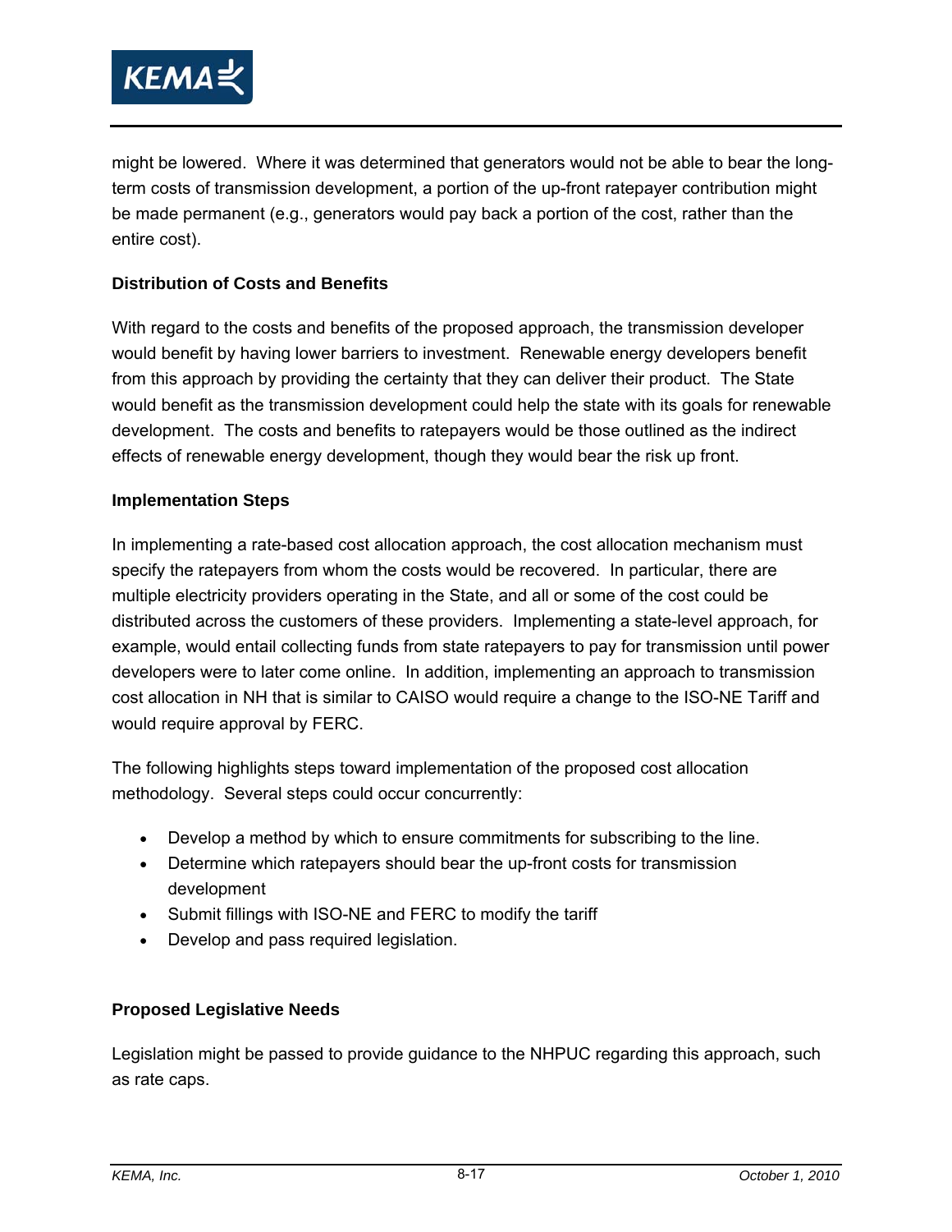might be lowered. Where it was determined that generators would not be able to bear the long-term costs of transmission development, a portion of the up-front ratepayer contribution might be made permanent (e.g., generators would pay back a portion of the cost, rather than the entire cost).

**Distribution of Costs and Benefits**

With regard to the costs and benefits of the proposed approach, the transmission developer would benefit by having lower barriers to investment. Renewable energy developers benefit from this approach by providing the certainty that they can deliver their product. The State would benefit as the transmission development could help the state with its goals for renewable development. The costs and benefits to ratepayers would be those outlined as the indirect effects of renewable energy development, though they would bear the risk up front.

**Implementation Steps**

In implementing a rate-based cost allocation approach, the cost allocation mechanism must specify the ratepayers from whom the costs would be recovered. In particular, there are multiple electricity providers operating in the State, and all or some of the cost could be distributed across the customers of these providers. Implementing a state-level approach, for example, would entail collecting funds from state ratepayers to pay for transmission until power developers were to later come online. In addition, implementing an approach to transmission cost allocation in NH that is similar to CAISO would require a change to the ISO-NE Tariff and would require approval by FERC.

The following highlights steps toward implementation of the proposed cost allocation methodology. Several steps could occur concurrently:

- Develop a method by which to ensure commitments for subscribing to the line.
- Determine which ratepayers should bear the up-front costs for transmission development
- Submit fillings with ISO-NE and FERC to modify the tariff
- Develop and pass required legislation.

**Proposed Legislative Needs**

Legislation might be passed to provide guidance to the NHPUC regarding this approach, such as rate caps.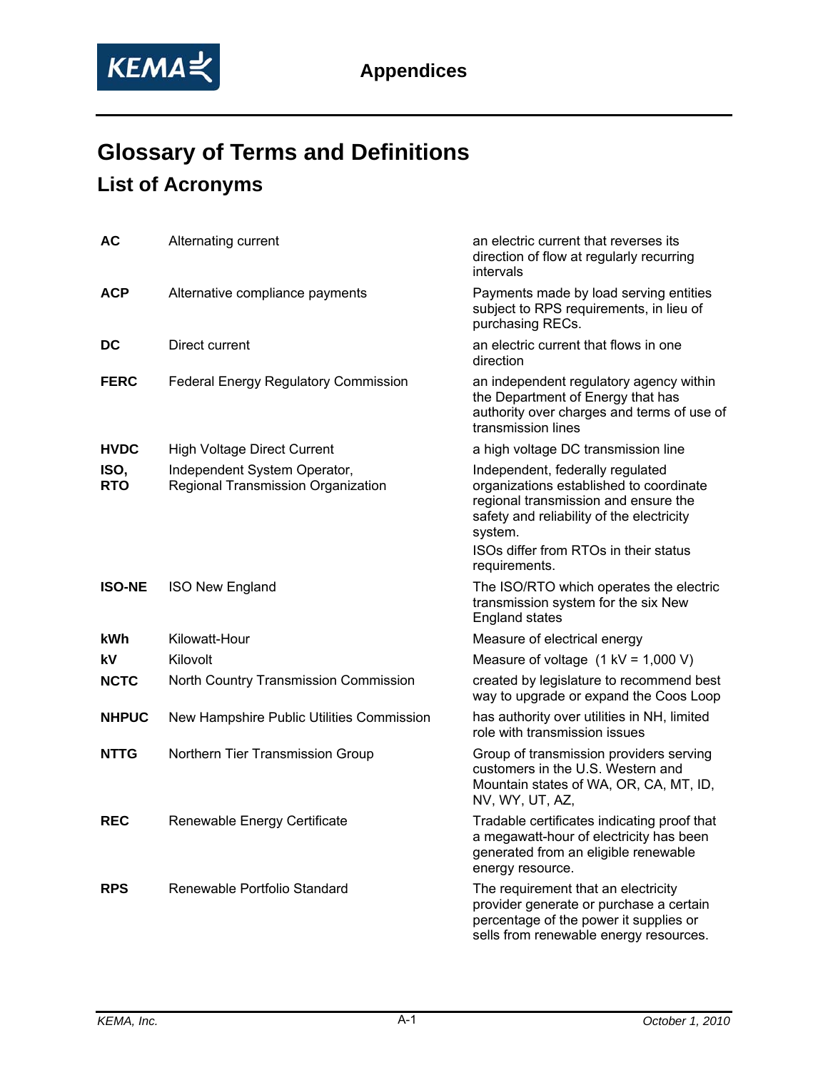# Glossary of Terms and Definitions

## List of Acronyms

| | | |
|---|---|---|
| **AC** | Alternating current | an electric current that reverses its direction of flow at regularly recurring intervals |
| **ACP** | Alternative compliance payments | Payments made by load serving entities subject to RPS requirements, in lieu of purchasing RECs. |
| **DC** | Direct current | an electric current that flows in one direction |
| **FERC** | Federal Energy Regulatory Commission | an independent regulatory agency within the Department of Energy that has authority over charges and terms of use of transmission lines |
| **HVDC** | High Voltage Direct Current | a high voltage DC transmission line |
| **ISO, RTO** | Independent System Operator, Regional Transmission Organization | Independent, federally regulated organizations established to coordinate regional transmission and ensure the safety and reliability of the electricity system. ISOs differ from RTOs in their status requirements. |
| **ISO-NE** | ISO New England | The ISO/RTO which operates the electric transmission system for the six New England states |
| **kWh** | Kilowatt-Hour | Measure of electrical energy |
| **kV** | Kilovolt | Measure of voltage (1 kV = 1,000 V) |
| **NCTC** | North Country Transmission Commission | created by legislature to recommend best way to upgrade or expand the Coos Loop |
| **NHPUC** | New Hampshire Public Utilities Commission | has authority over utilities in NH, limited role with transmission issues |
| **NTTG** | Northern Tier Transmission Group | Group of transmission providers serving customers in the U.S. Western and Mountain states of WA, OR, CA, MT, ID, NV, WY, UT, AZ, |
| **REC** | Renewable Energy Certificate | Tradable certificates indicating proof that a megawatt-hour of electricity has been generated from an eligible renewable energy resource. |
| **RPS** | Renewable Portfolio Standard | The requirement that an electricity provider generate or purchase a certain percentage of the power it supplies or sells from renewable energy resources. |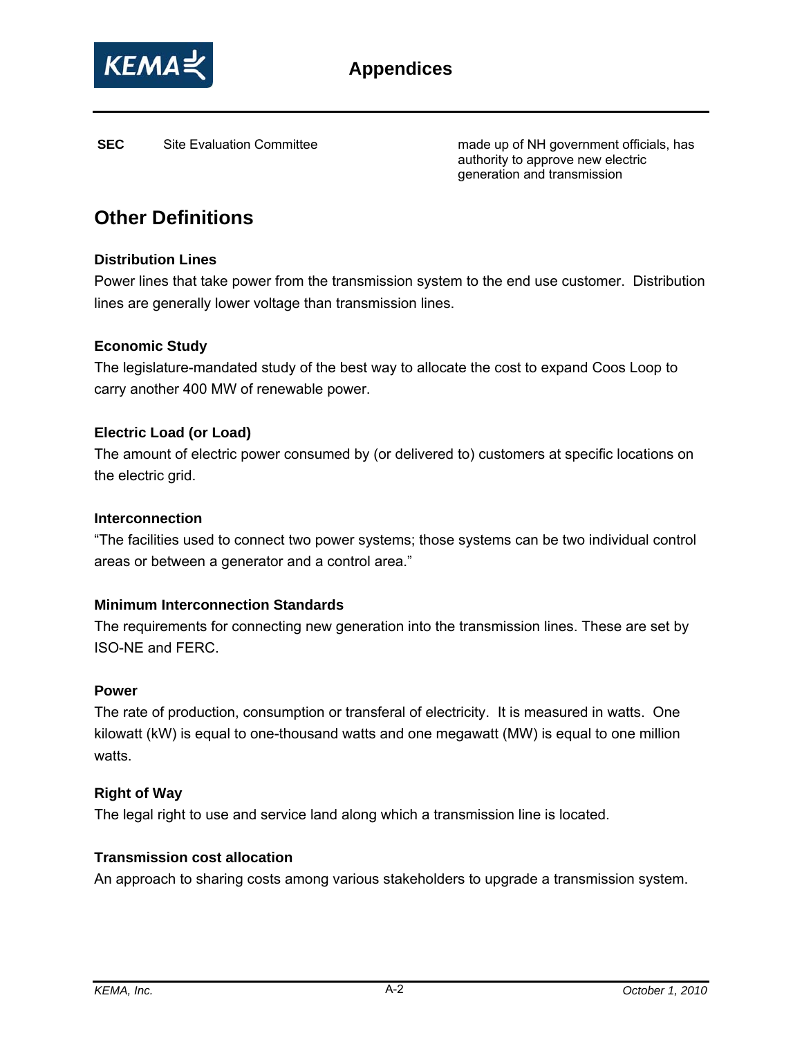| | | |
|---|---|---|
| **SEC** | Site Evaluation Committee | made up of NH government officials, has authority to approve new electric generation and transmission |

## Other Definitions

**Distribution Lines**

Power lines that take power from the transmission system to the end use customer. Distribution lines are generally lower voltage than transmission lines.

**Economic Study**

The legislature-mandated study of the best way to allocate the cost to expand Coos Loop to carry another 400 MW of renewable power.

**Electric Load (or Load)**

The amount of electric power consumed by (or delivered to) customers at specific locations on the electric grid.

**Interconnection**

"The facilities used to connect two power systems; those systems can be two individual control areas or between a generator and a control area."

**Minimum Interconnection Standards**

The requirements for connecting new generation into the transmission lines. These are set by ISO-NE and FERC.

**Power**

The rate of production, consumption or transferal of electricity. It is measured in watts. One kilowatt (kW) is equal to one-thousand watts and one megawatt (MW) is equal to one million watts.

**Right of Way**

The legal right to use and service land along which a transmission line is located.

**Transmission cost allocation**

An approach to sharing costs among various stakeholders to upgrade a transmission system.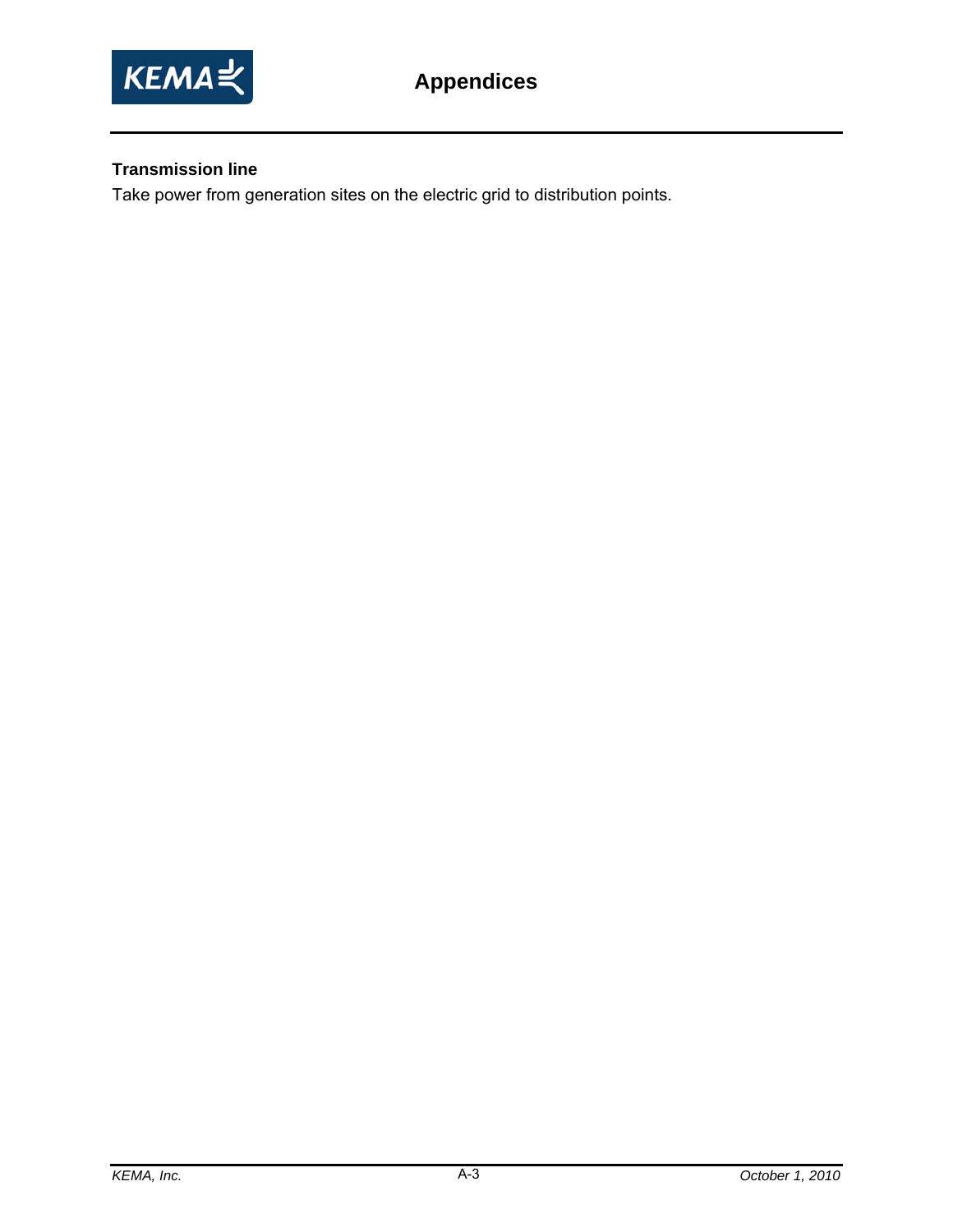**Transmission line**

Take power from generation sites on the electric grid to distribution points.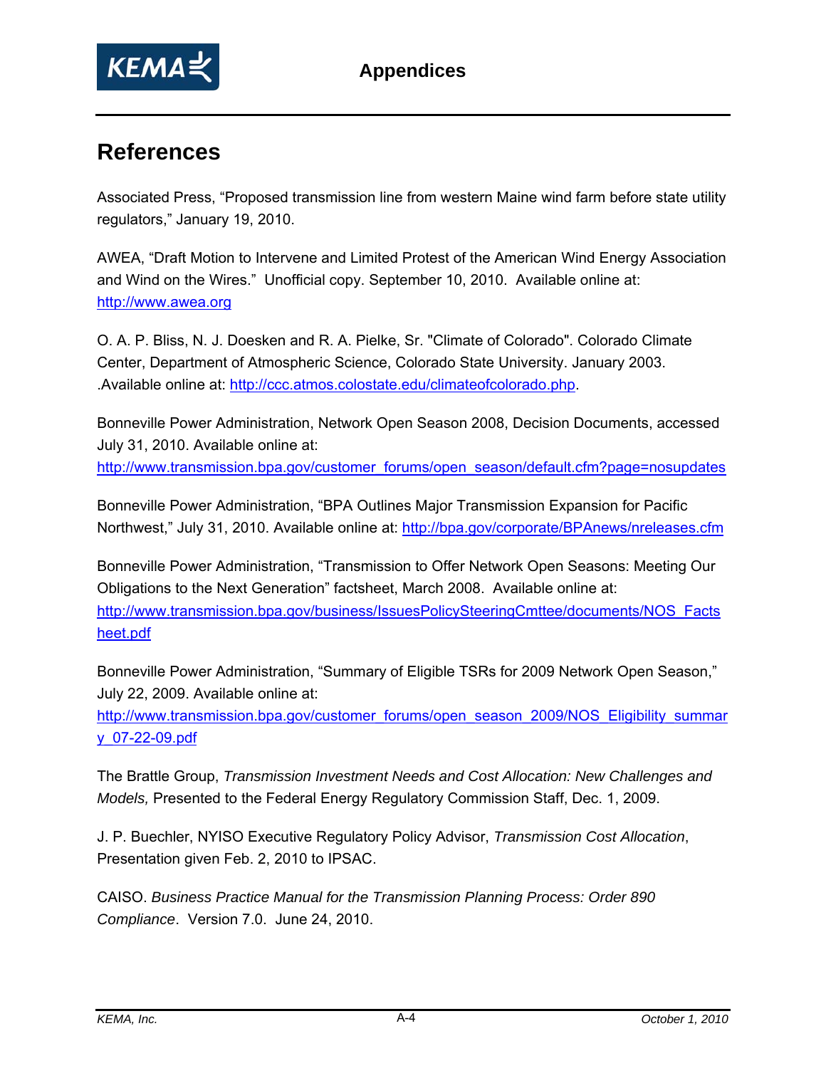## References

Associated Press, “Proposed transmission line from western Maine wind farm before state utility regulators,” January 19, 2010.

AWEA, “Draft Motion to Intervene and Limited Protest of the American Wind Energy Association and Wind on the Wires.” Unofficial copy. September 10, 2010. Available online at: http://www.awea.org

O. A. P. Bliss, N. J. Doesken and R. A. Pielke, Sr. "Climate of Colorado". Colorado Climate Center, Department of Atmospheric Science, Colorado State University. January 2003. .Available online at: http://ccc.atmos.colostate.edu/climateofcolorado.php.

Bonneville Power Administration, Network Open Season 2008, Decision Documents, accessed July 31, 2010. Available online at: http://www.transmission.bpa.gov/customer_forums/open_season/default.cfm?page=nosupdates

Bonneville Power Administration, “BPA Outlines Major Transmission Expansion for Pacific Northwest,” July 31, 2010. Available online at: http://bpa.gov/corporate/BPAnews/nreleases.cfm

Bonneville Power Administration, “Transmission to Offer Network Open Seasons: Meeting Our Obligations to the Next Generation” factsheet, March 2008. Available online at: http://www.transmission.bpa.gov/business/IssuesPolicySteeringCmttee/documents/NOS_Factsheet.pdf

Bonneville Power Administration, “Summary of Eligible TSRs for 2009 Network Open Season,” July 22, 2009. Available online at: http://www.transmission.bpa.gov/customer_forums/open_season_2009/NOS_Eligibility_summary_07-22-09.pdf

The Brattle Group, *Transmission Investment Needs and Cost Allocation: New Challenges and Models,* Presented to the Federal Energy Regulatory Commission Staff, Dec. 1, 2009.

J. P. Buechler, NYISO Executive Regulatory Policy Advisor, *Transmission Cost Allocation*, Presentation given Feb. 2, 2010 to IPSAC.

CAISO. *Business Practice Manual for the Transmission Planning Process: Order 890 Compliance*. Version 7.0. June 24, 2010.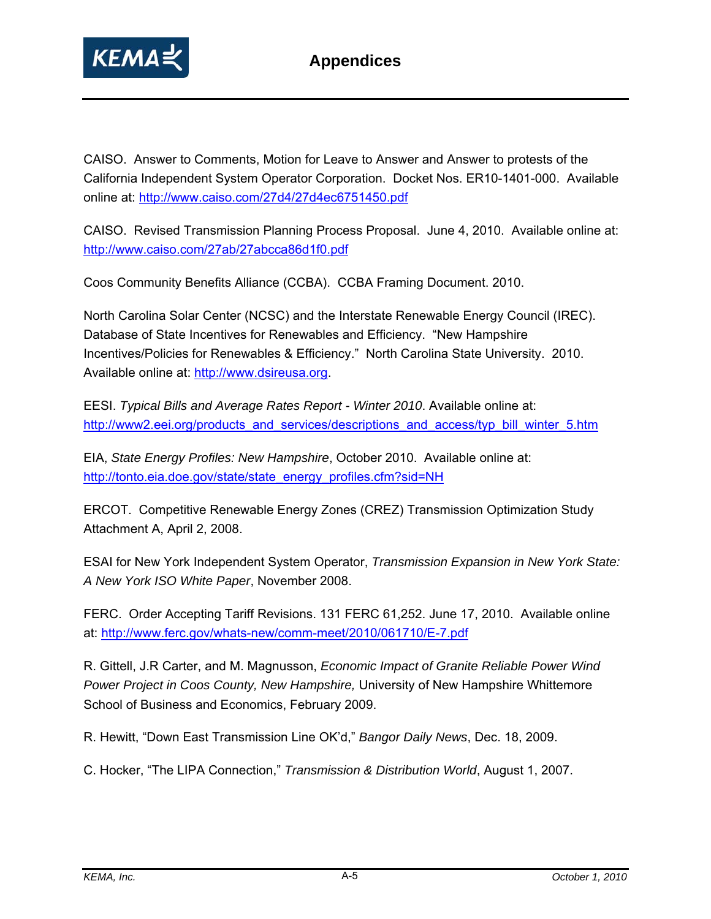CAISO. Answer to Comments, Motion for Leave to Answer and Answer to protests of the California Independent System Operator Corporation. Docket Nos. ER10-1401-000. Available online at: http://www.caiso.com/27d4/27d4ec6751450.pdf

CAISO. Revised Transmission Planning Process Proposal. June 4, 2010. Available online at: http://www.caiso.com/27ab/27abcca86d1f0.pdf

Coos Community Benefits Alliance (CCBA). CCBA Framing Document. 2010.

North Carolina Solar Center (NCSC) and the Interstate Renewable Energy Council (IREC). Database of State Incentives for Renewables and Efficiency. "New Hampshire Incentives/Policies for Renewables & Efficiency." North Carolina State University. 2010. Available online at: http://www.dsireusa.org.

EESI. *Typical Bills and Average Rates Report - Winter 2010*. Available online at: http://www2.eei.org/products_and_services/descriptions_and_access/typ_bill_winter_5.htm

EIA, *State Energy Profiles: New Hampshire*, October 2010. Available online at: http://tonto.eia.doe.gov/state/state_energy_profiles.cfm?sid=NH

ERCOT. Competitive Renewable Energy Zones (CREZ) Transmission Optimization Study Attachment A, April 2, 2008.

ESAI for New York Independent System Operator, *Transmission Expansion in New York State: A New York ISO White Paper*, November 2008.

FERC. Order Accepting Tariff Revisions. 131 FERC 61,252. June 17, 2010. Available online at: http://www.ferc.gov/whats-new/comm-meet/2010/061710/E-7.pdf

R. Gittell, J.R Carter, and M. Magnusson, *Economic Impact of Granite Reliable Power Wind Power Project in Coos County, New Hampshire,* University of New Hampshire Whittemore School of Business and Economics, February 2009.

R. Hewitt, "Down East Transmission Line OK'd," *Bangor Daily News*, Dec. 18, 2009.

C. Hocker, "The LIPA Connection," *Transmission & Distribution World*, August 1, 2007.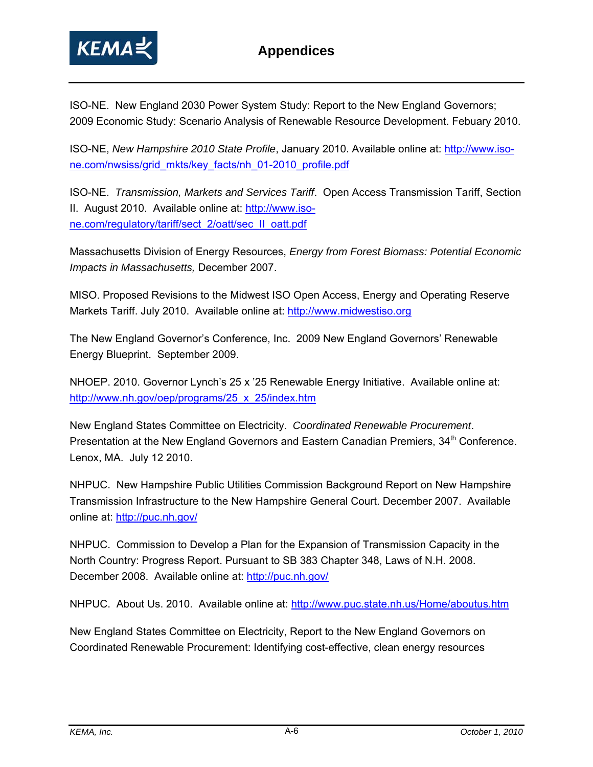ISO-NE. New England 2030 Power System Study: Report to the New England Governors; 2009 Economic Study: Scenario Analysis of Renewable Resource Development. Febuary 2010.

ISO-NE, *New Hampshire 2010 State Profile*, January 2010. Available online at: http://www.iso-ne.com/nwsiss/grid_mkts/key_facts/nh_01-2010_profile.pdf

ISO-NE. *Transmission, Markets and Services Tariff*. Open Access Transmission Tariff, Section II. August 2010. Available online at: http://www.iso-ne.com/regulatory/tariff/sect_2/oatt/sec_II_oatt.pdf

Massachusetts Division of Energy Resources, *Energy from Forest Biomass: Potential Economic Impacts in Massachusetts,* December 2007.

MISO. Proposed Revisions to the Midwest ISO Open Access, Energy and Operating Reserve Markets Tariff. July 2010. Available online at: http://www.midwestiso.org

The New England Governor's Conference, Inc. 2009 New England Governors' Renewable Energy Blueprint. September 2009.

NHOEP. 2010. Governor Lynch's 25 x '25 Renewable Energy Initiative. Available online at: http://www.nh.gov/oep/programs/25_x_25/index.htm

New England States Committee on Electricity. *Coordinated Renewable Procurement*. Presentation at the New England Governors and Eastern Canadian Premiers, 34th Conference. Lenox, MA. July 12 2010.

NHPUC. New Hampshire Public Utilities Commission Background Report on New Hampshire Transmission Infrastructure to the New Hampshire General Court. December 2007. Available online at: http://puc.nh.gov/

NHPUC. Commission to Develop a Plan for the Expansion of Transmission Capacity in the North Country: Progress Report. Pursuant to SB 383 Chapter 348, Laws of N.H. 2008. December 2008. Available online at: http://puc.nh.gov/

NHPUC. About Us. 2010. Available online at: http://www.puc.state.nh.us/Home/aboutus.htm

New England States Committee on Electricity, Report to the New England Governors on Coordinated Renewable Procurement: Identifying cost-effective, clean energy resources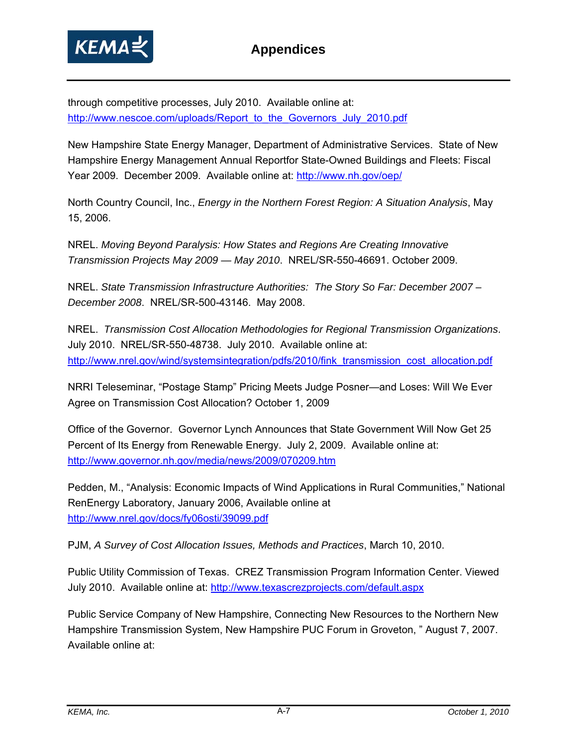through competitive processes, July 2010. Available online at: http://www.nescoe.com/uploads/Report_to_the_Governors_July_2010.pdf

New Hampshire State Energy Manager, Department of Administrative Services. State of New Hampshire Energy Management Annual Reportfor State-Owned Buildings and Fleets: Fiscal Year 2009. December 2009. Available online at: http://www.nh.gov/oep/

North Country Council, Inc., *Energy in the Northern Forest Region: A Situation Analysis*, May 15, 2006.

NREL. *Moving Beyond Paralysis: How States and Regions Are Creating Innovative Transmission Projects May 2009 — May 2010*. NREL/SR-550-46691. October 2009.

NREL. *State Transmission Infrastructure Authorities: The Story So Far: December 2007 – December 2008*. NREL/SR-500-43146. May 2008.

NREL. *Transmission Cost Allocation Methodologies for Regional Transmission Organizations*. July 2010. NREL/SR-550-48738. July 2010. Available online at: http://www.nrel.gov/wind/systemsintegration/pdfs/2010/fink_transmission_cost_allocation.pdf

NRRI Teleseminar, "Postage Stamp" Pricing Meets Judge Posner—and Loses: Will We Ever Agree on Transmission Cost Allocation? October 1, 2009

Office of the Governor. Governor Lynch Announces that State Government Will Now Get 25 Percent of Its Energy from Renewable Energy. July 2, 2009. Available online at: http://www.governor.nh.gov/media/news/2009/070209.htm

Pedden, M., "Analysis: Economic Impacts of Wind Applications in Rural Communities," National RenEnergy Laboratory, January 2006, Available online at http://www.nrel.gov/docs/fy06osti/39099.pdf

PJM, *A Survey of Cost Allocation Issues, Methods and Practices*, March 10, 2010.

Public Utility Commission of Texas. CREZ Transmission Program Information Center. Viewed July 2010. Available online at: http://www.texascrezprojects.com/default.aspx

Public Service Company of New Hampshire, Connecting New Resources to the Northern New Hampshire Transmission System, New Hampshire PUC Forum in Groveton, " August 7, 2007. Available online at: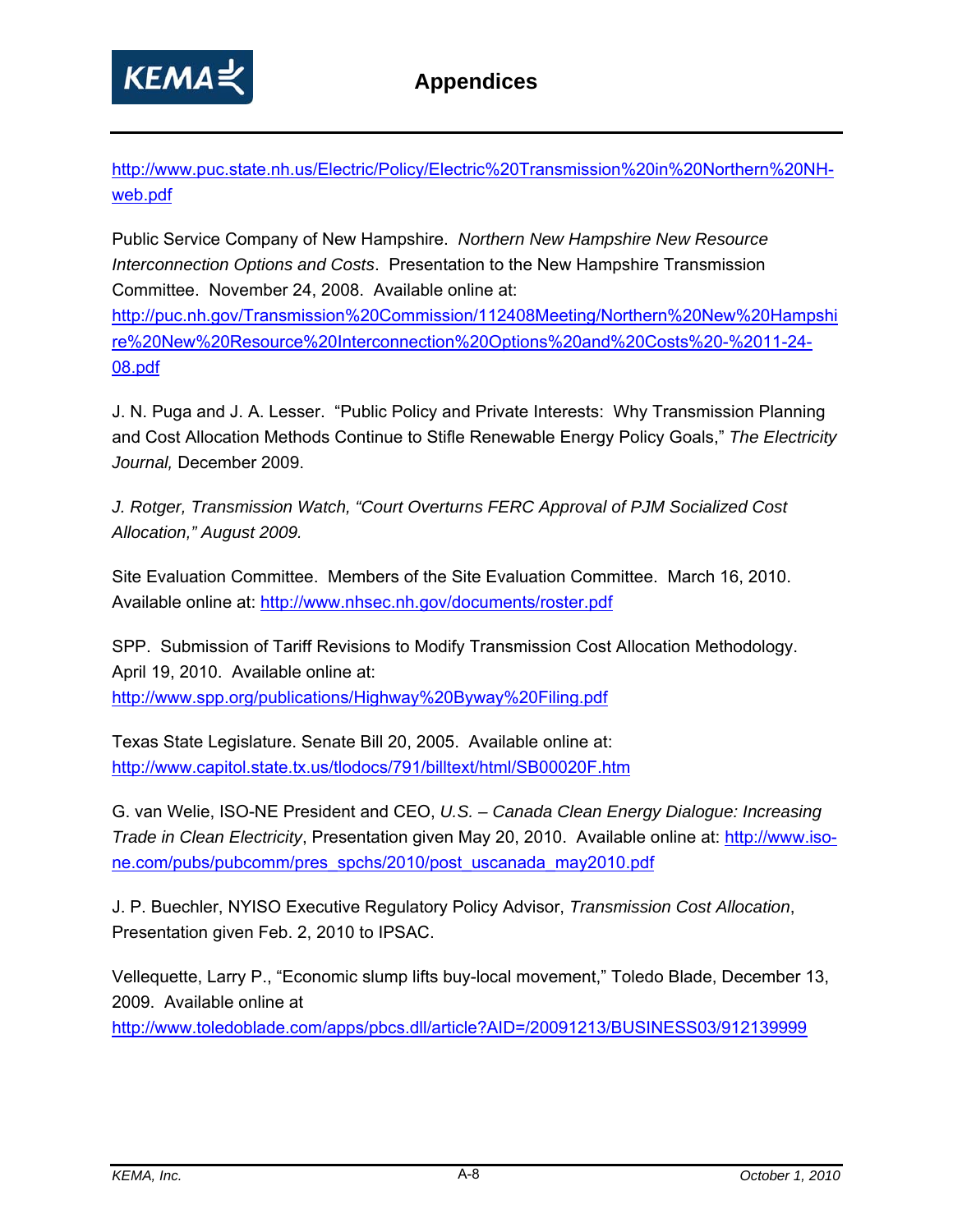http://www.puc.state.nh.us/Electric/Policy/Electric%20Transmission%20in%20Northern%20NH-web.pdf

Public Service Company of New Hampshire. *Northern New Hampshire New Resource Interconnection Options and Costs*. Presentation to the New Hampshire Transmission Committee. November 24, 2008. Available online at: http://puc.nh.gov/Transmission%20Commission/112408Meeting/Northern%20New%20Hampshire%20New%20Resource%20Interconnection%20Options%20and%20Costs%20-%2011-24-08.pdf

J. N. Puga and J. A. Lesser. "Public Policy and Private Interests: Why Transmission Planning and Cost Allocation Methods Continue to Stifle Renewable Energy Policy Goals," *The Electricity Journal,* December 2009.

*J. Rotger, Transmission Watch, "Court Overturns FERC Approval of PJM Socialized Cost Allocation," August 2009.*

Site Evaluation Committee. Members of the Site Evaluation Committee. March 16, 2010. Available online at: http://www.nhsec.nh.gov/documents/roster.pdf

SPP. Submission of Tariff Revisions to Modify Transmission Cost Allocation Methodology. April 19, 2010. Available online at: http://www.spp.org/publications/Highway%20Byway%20Filing.pdf

Texas State Legislature. Senate Bill 20, 2005. Available online at: http://www.capitol.state.tx.us/tlodocs/791/billtext/html/SB00020F.htm

G. van Welie, ISO-NE President and CEO, *U.S. – Canada Clean Energy Dialogue: Increasing Trade in Clean Electricity*, Presentation given May 20, 2010. Available online at: http://www.iso-ne.com/pubs/pubcomm/pres_spchs/2010/post_uscanada_may2010.pdf

J. P. Buechler, NYISO Executive Regulatory Policy Advisor, *Transmission Cost Allocation*, Presentation given Feb. 2, 2010 to IPSAC.

Vellequette, Larry P., "Economic slump lifts buy-local movement," Toledo Blade, December 13, 2009. Available online at http://www.toledoblade.com/apps/pbcs.dll/article?AID=/20091213/BUSINESS03/912139999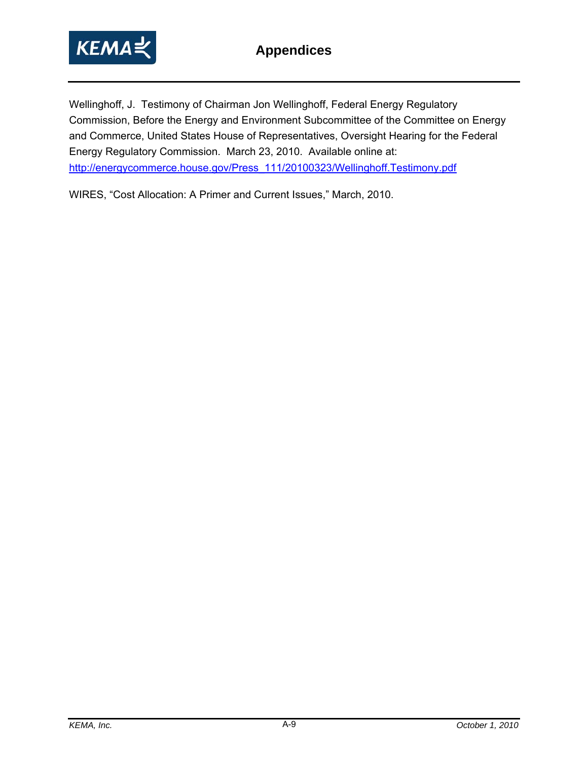Wellinghoff, J. Testimony of Chairman Jon Wellinghoff, Federal Energy Regulatory Commission, Before the Energy and Environment Subcommittee of the Committee on Energy and Commerce, United States House of Representatives, Oversight Hearing for the Federal Energy Regulatory Commission. March 23, 2010. Available online at: http://energycommerce.house.gov/Press_111/20100323/Wellinghoff.Testimony.pdf

WIRES, "Cost Allocation: A Primer and Current Issues," March, 2010.